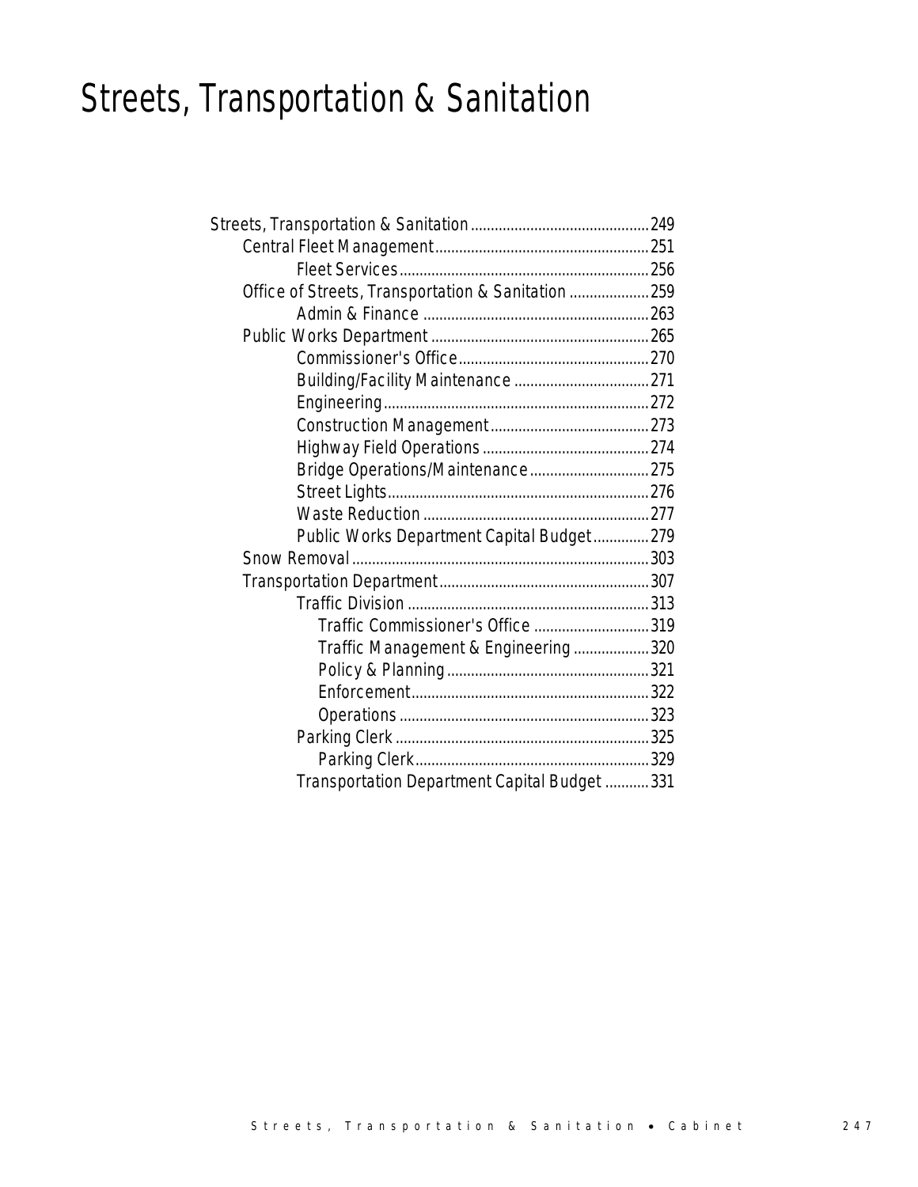# Streets, Transportation & Sanitation

- Streets, Transportation & Sanitation .......... 249
  - Central Fleet Management .......... 251
    - Fleet Services .......... 256
  - Office of Streets, Transportation & Sanitation .......... 259
    - Admin & Finance .......... 263
  - Public Works Department .......... 265
    - Commissioner's Office .......... 270
    - Building/Facility Maintenance .......... 271
    - Engineering .......... 272
    - Construction Management .......... 273
    - Highway Field Operations .......... 274
    - Bridge Operations/Maintenance .......... 275
    - Street Lights .......... 276
    - Waste Reduction .......... 277
    - Public Works Department Capital Budget .......... 279
  - Snow Removal .......... 303
  - Transportation Department .......... 307
    - Traffic Division .......... 313
      - Traffic Commissioner's Office .......... 319
      - Traffic Management & Engineering .......... 320
      - Policy & Planning .......... 321
      - Enforcement .......... 322
      - Operations .......... 323
    - Parking Clerk .......... 325
      - Parking Clerk .......... 329
    - Transportation Department Capital Budget .......... 331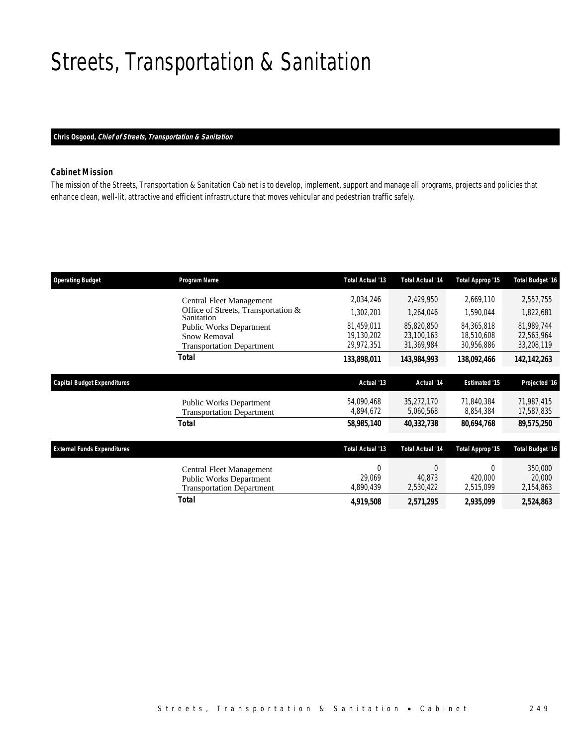# Streets, Transportation & Sanitation

**Chris Osgood, *Chief of Streets, Transportation & Sanitation***

### Cabinet Mission

The mission of the Streets, Transportation & Sanitation Cabinet is to develop, implement, support and manage all programs, projects and policies that enhance clean, well-lit, attractive and efficient infrastructure that moves vehicular and pedestrian traffic safely.

| Operating Budget | Program Name | Total Actual '13 | Total Actual '14 | Total Approp '15 | Total Budget '16 |
|---|---|---|---|---|---|
| | Central Fleet Management | 2,034,246 | 2,429,950 | 2,669,110 | 2,557,755 |
| | Office of Streets, Transportation & Sanitation | 1,302,201 | 1,264,046 | 1,590,044 | 1,822,681 |
| | Public Works Department | 81,459,011 | 85,820,850 | 84,365,818 | 81,989,744 |
| | Snow Removal | 19,130,202 | 23,100,163 | 18,510,608 | 22,563,964 |
| | Transportation Department | 29,972,351 | 31,369,984 | 30,956,886 | 33,208,119 |
| | **Total** | **133,898,011** | **143,984,993** | **138,092,466** | **142,142,263** |

| Capital Budget Expenditures | | Actual '13 | Actual '14 | Estimated '15 | Projected '16 |
|---|---|---|---|---|---|
| | Public Works Department | 54,090,468 | 35,272,170 | 71,840,384 | 71,987,415 |
| | Transportation Department | 4,894,672 | 5,060,568 | 8,854,384 | 17,587,835 |
| | **Total** | **58,985,140** | **40,332,738** | **80,694,768** | **89,575,250** |

| External Funds Expenditures | | Total Actual '13 | Total Actual '14 | Total Approp '15 | Total Budget '16 |
|---|---|---|---|---|---|
| | Central Fleet Management | 0 | 0 | 0 | 350,000 |
| | Public Works Department | 29,069 | 40,873 | 420,000 | 20,000 |
| | Transportation Department | 4,890,439 | 2,530,422 | 2,515,099 | 2,154,863 |
| | **Total** | **4,919,508** | **2,571,295** | **2,935,099** | **2,524,863** |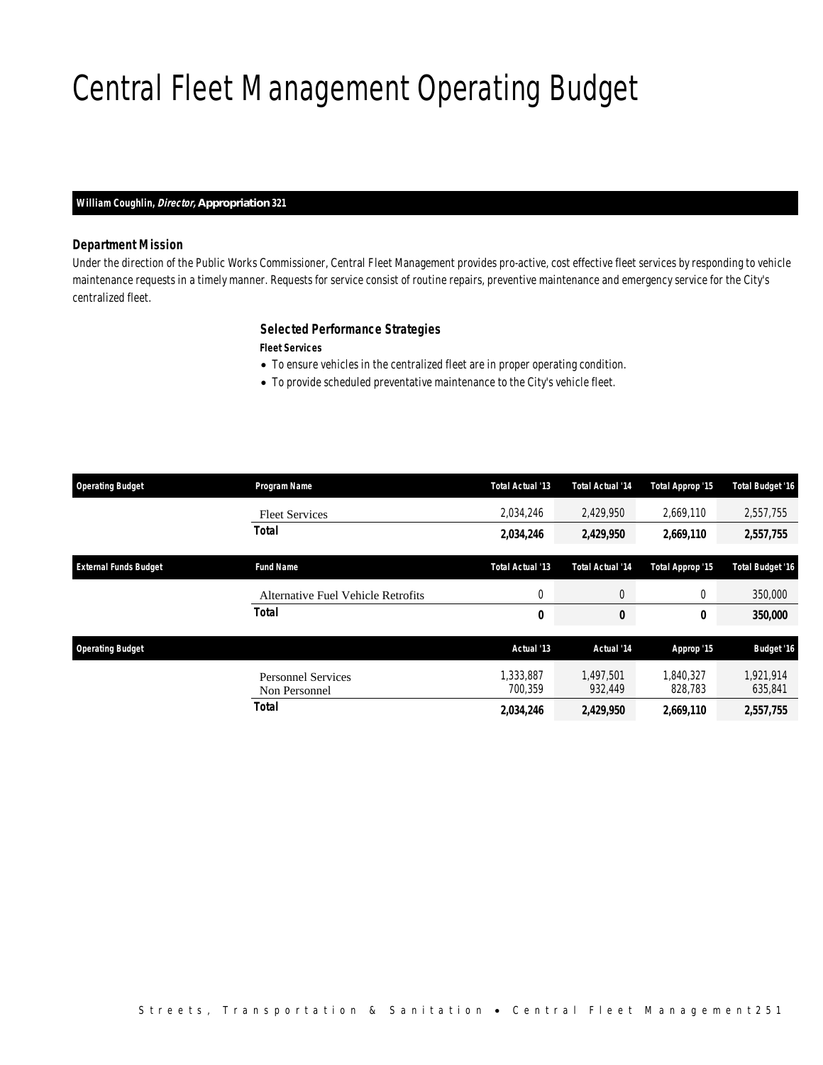# Central Fleet Management Operating Budget

**William Coughlin, *Director*, Appropriation 321**

### Department Mission

Under the direction of the Public Works Commissioner, Central Fleet Management provides pro-active, cost effective fleet services by responding to vehicle maintenance requests in a timely manner. Requests for service consist of routine repairs, preventive maintenance and emergency service for the City's centralized fleet.

### Selected Performance Strategies

**Fleet Services**

- To ensure vehicles in the centralized fleet are in proper operating condition.
- To provide scheduled preventative maintenance to the City's vehicle fleet.

| Operating Budget | Program Name | Total Actual '13 | Total Actual '14 | Total Approp '15 | Total Budget '16 |
|---|---|---|---|---|---|
| | Fleet Services | 2,034,246 | 2,429,950 | 2,669,110 | 2,557,755 |
| | **Total** | **2,034,246** | **2,429,950** | **2,669,110** | **2,557,755** |

| External Funds Budget | Fund Name | Total Actual '13 | Total Actual '14 | Total Approp '15 | Total Budget '16 |
|---|---|---|---|---|---|
| | Alternative Fuel Vehicle Retrofits | 0 | 0 | 0 | 350,000 |
| | **Total** | **0** | **0** | **0** | **350,000** |

| Operating Budget | | Actual '13 | Actual '14 | Approp '15 | Budget '16 |
|---|---|---|---|---|---|
| | Personnel Services | 1,333,887 | 1,497,501 | 1,840,327 | 1,921,914 |
| | Non Personnel | 700,359 | 932,449 | 828,783 | 635,841 |
| | **Total** | **2,034,246** | **2,429,950** | **2,669,110** | **2,557,755** |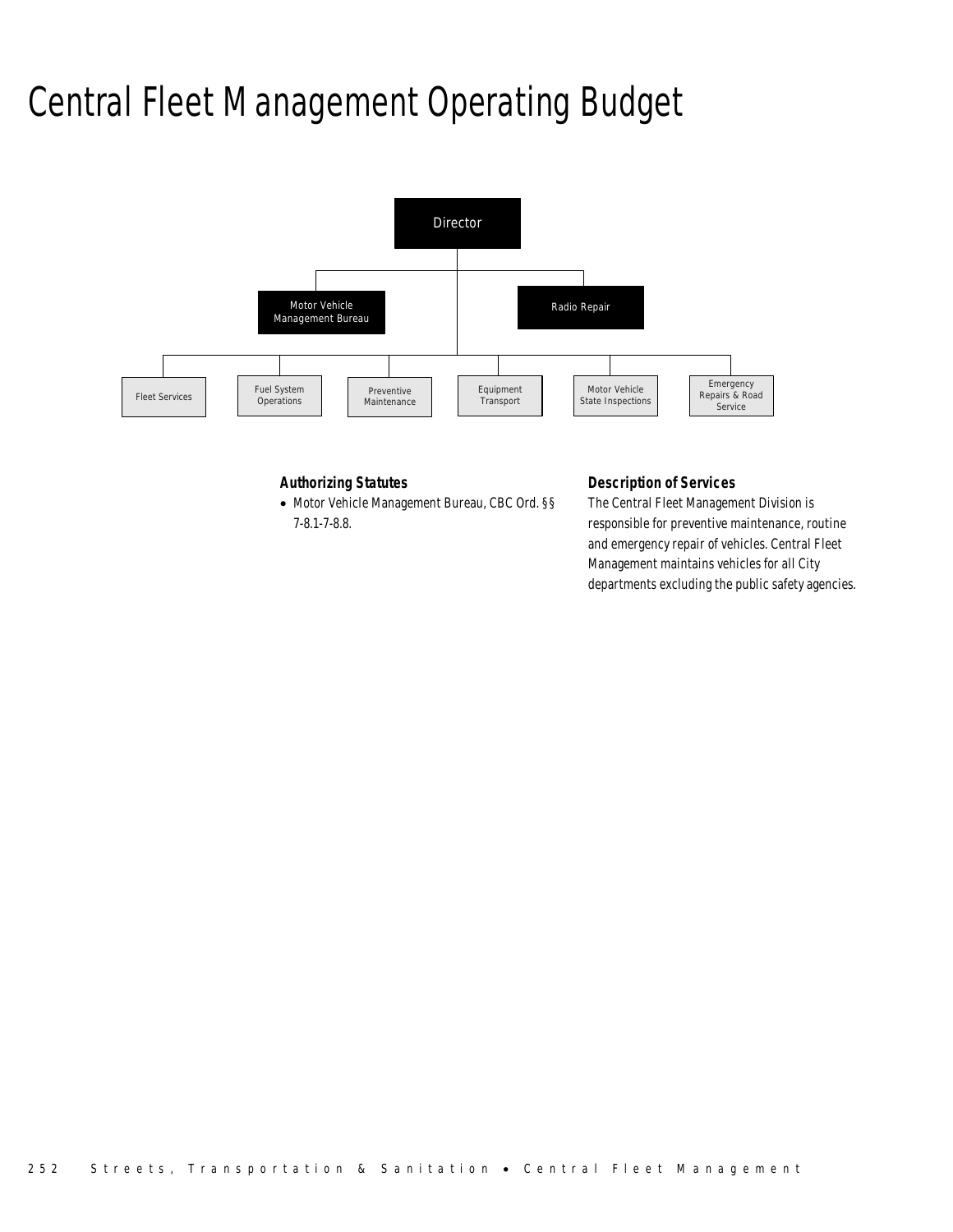# Central Fleet Management Operating Budget

Director

Motor Vehicle Management Bureau

Radio Repair

Fleet Services

Fuel System Operations

Preventive Maintenance

Equipment Transport

Motor Vehicle State Inspections

Emergency Repairs & Road Service

### Authorizing Statutes

- Motor Vehicle Management Bureau, CBC Ord. §§ 7-8.1-7-8.8.

### Description of Services

The Central Fleet Management Division is responsible for preventive maintenance, routine and emergency repair of vehicles. Central Fleet Management maintains vehicles for all City departments excluding the public safety agencies.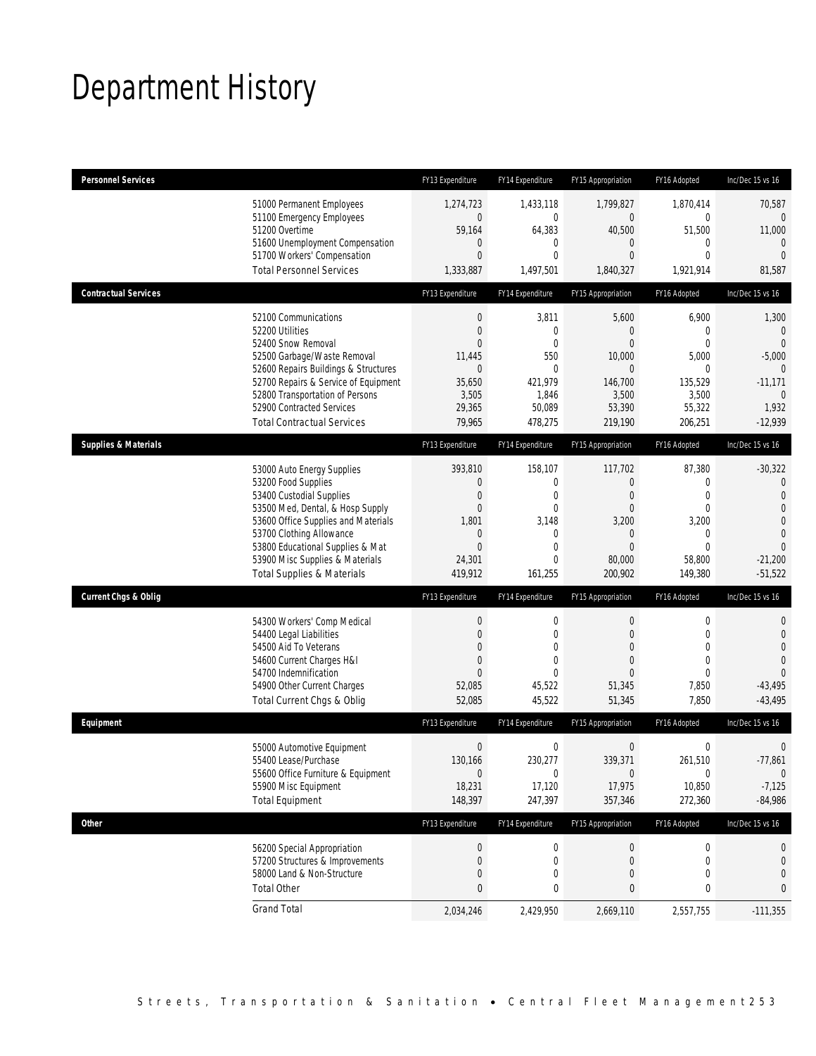# Department History

| Personnel Services | FY13 Expenditure | FY14 Expenditure | FY15 Appropriation | FY16 Adopted | Inc/Dec 15 vs 16 |
|---|---|---|---|---|---|
| 51000 Permanent Employees | 1,274,723 | 1,433,118 | 1,799,827 | 1,870,414 | 70,587 |
| 51100 Emergency Employees | 0 | 0 | 0 | 0 | 0 |
| 51200 Overtime | 59,164 | 64,383 | 40,500 | 51,500 | 11,000 |
| 51600 Unemployment Compensation | 0 | 0 | 0 | 0 | 0 |
| 51700 Workers' Compensation | 0 | 0 | 0 | 0 | 0 |
| Total Personnel Services | 1,333,887 | 1,497,501 | 1,840,327 | 1,921,914 | 81,587 |
| **Contractual Services** | FY13 Expenditure | FY14 Expenditure | FY15 Appropriation | FY16 Adopted | Inc/Dec 15 vs 16 |
| 52100 Communications | 0 | 3,811 | 5,600 | 6,900 | 1,300 |
| 52200 Utilities | 0 | 0 | 0 | 0 | 0 |
| 52400 Snow Removal | 0 | 0 | 0 | 0 | 0 |
| 52500 Garbage/Waste Removal | 11,445 | 550 | 10,000 | 5,000 | -5,000 |
| 52600 Repairs Buildings & Structures | 0 | 0 | 0 | 0 | 0 |
| 52700 Repairs & Service of Equipment | 35,650 | 421,979 | 146,700 | 135,529 | -11,171 |
| 52800 Transportation of Persons | 3,505 | 1,846 | 3,500 | 3,500 | 0 |
| 52900 Contracted Services | 29,365 | 50,089 | 53,390 | 55,322 | 1,932 |
| Total Contractual Services | 79,965 | 478,275 | 219,190 | 206,251 | -12,939 |
| **Supplies & Materials** | FY13 Expenditure | FY14 Expenditure | FY15 Appropriation | FY16 Adopted | Inc/Dec 15 vs 16 |
| 53000 Auto Energy Supplies | 393,810 | 158,107 | 117,702 | 87,380 | -30,322 |
| 53200 Food Supplies | 0 | 0 | 0 | 0 | 0 |
| 53400 Custodial Supplies | 0 | 0 | 0 | 0 | 0 |
| 53500 Med, Dental, & Hosp Supply | 0 | 0 | 0 | 0 | 0 |
| 53600 Office Supplies and Materials | 1,801 | 3,148 | 3,200 | 3,200 | 0 |
| 53700 Clothing Allowance | 0 | 0 | 0 | 0 | 0 |
| 53800 Educational Supplies & Mat | 0 | 0 | 0 | 0 | 0 |
| 53900 Misc Supplies & Materials | 24,301 | 0 | 80,000 | 58,800 | -21,200 |
| Total Supplies & Materials | 419,912 | 161,255 | 200,902 | 149,380 | -51,522 |
| **Current Chgs & Oblig** | FY13 Expenditure | FY14 Expenditure | FY15 Appropriation | FY16 Adopted | Inc/Dec 15 vs 16 |
| 54300 Workers' Comp Medical | 0 | 0 | 0 | 0 | 0 |
| 54400 Legal Liabilities | 0 | 0 | 0 | 0 | 0 |
| 54500 Aid To Veterans | 0 | 0 | 0 | 0 | 0 |
| 54600 Current Charges H&I | 0 | 0 | 0 | 0 | 0 |
| 54700 Indemnification | 0 | 0 | 0 | 0 | 0 |
| 54900 Other Current Charges | 52,085 | 45,522 | 51,345 | 7,850 | -43,495 |
| Total Current Chgs & Oblig | 52,085 | 45,522 | 51,345 | 7,850 | -43,495 |
| **Equipment** | FY13 Expenditure | FY14 Expenditure | FY15 Appropriation | FY16 Adopted | Inc/Dec 15 vs 16 |
| 55000 Automotive Equipment | 0 | 0 | 0 | 0 | 0 |
| 55400 Lease/Purchase | 130,166 | 230,277 | 339,371 | 261,510 | -77,861 |
| 55600 Office Furniture & Equipment | 0 | 0 | 0 | 0 | 0 |
| 55900 Misc Equipment | 18,231 | 17,120 | 17,975 | 10,850 | -7,125 |
| Total Equipment | 148,397 | 247,397 | 357,346 | 272,360 | -84,986 |
| **Other** | FY13 Expenditure | FY14 Expenditure | FY15 Appropriation | FY16 Adopted | Inc/Dec 15 vs 16 |
| 56200 Special Appropriation | 0 | 0 | 0 | 0 | 0 |
| 57200 Structures & Improvements | 0 | 0 | 0 | 0 | 0 |
| 58000 Land & Non-Structure | 0 | 0 | 0 | 0 | 0 |
| Total Other | 0 | 0 | 0 | 0 | 0 |
| Grand Total | 2,034,246 | 2,429,950 | 2,669,110 | 2,557,755 | -111,355 |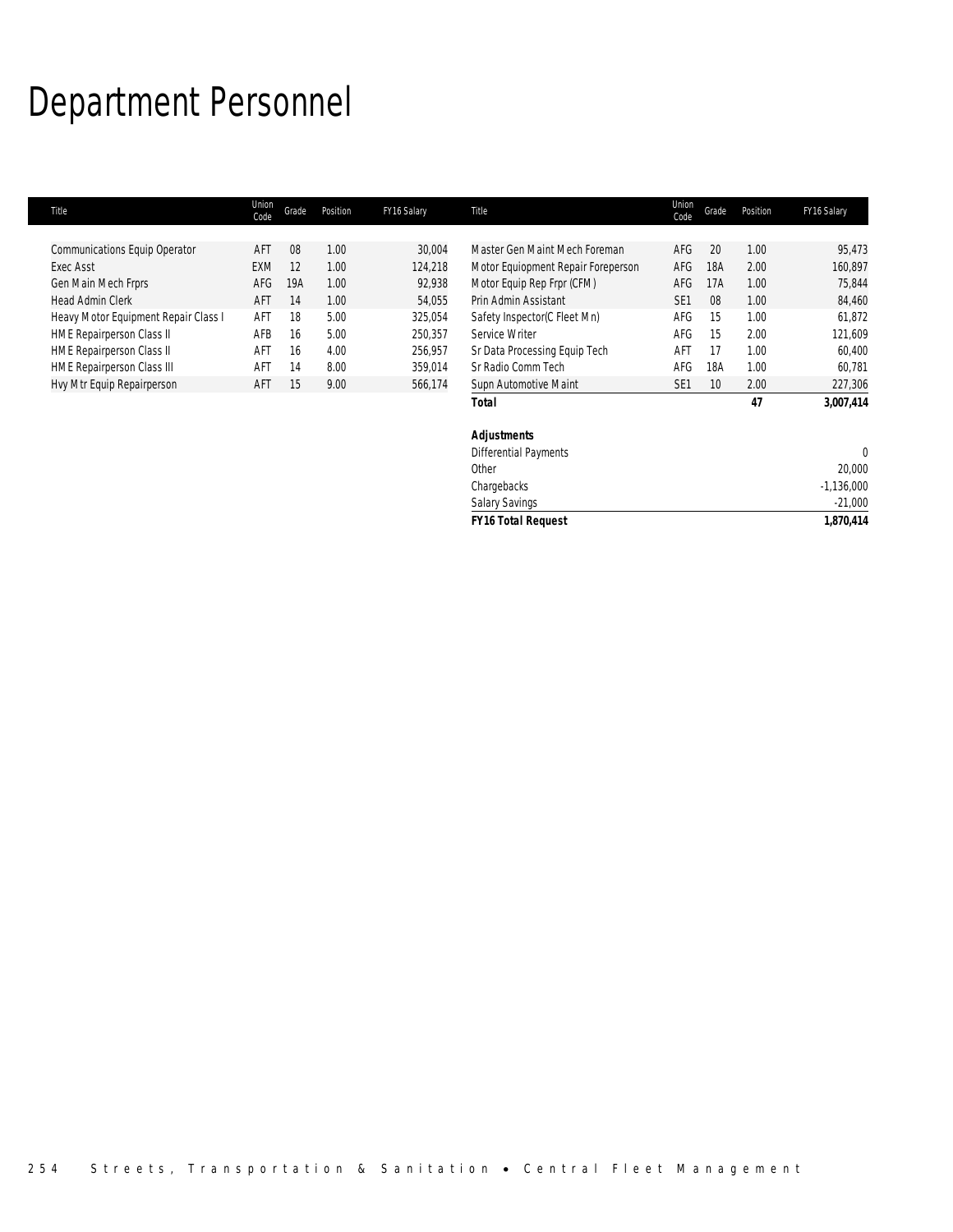# Department Personnel

| Title | Union Code | Grade | Position | FY16 Salary |
|---|---|---|---|---|
| Communications Equip Operator | AFT | 08 | 1.00 | 30,004 |
| Exec Asst | EXM | 12 | 1.00 | 124,218 |
| Gen Main Mech Frprs | AFG | 19A | 1.00 | 92,938 |
| Head Admin Clerk | AFT | 14 | 1.00 | 54,055 |
| Heavy Motor Equipment Repair Class I | AFT | 18 | 5.00 | 325,054 |
| HME Repairperson Class II | AFB | 16 | 5.00 | 250,357 |
| HME Repairperson Class II | AFT | 16 | 4.00 | 256,957 |
| HME Repairperson Class III | AFT | 14 | 8.00 | 359,014 |
| Hvy Mtr Equip Repairperson | AFT | 15 | 9.00 | 566,174 |
| Master Gen Maint Mech Foreman | AFG | 20 | 1.00 | 95,473 |
| Motor Equiopment Repair Foreperson | AFG | 18A | 2.00 | 160,897 |
| Motor Equip Rep Frpr (CFM) | AFG | 17A | 1.00 | 75,844 |
| Prin Admin Assistant | SE1 | 08 | 1.00 | 84,460 |
| Safety Inspector(C Fleet Mn) | AFG | 15 | 1.00 | 61,872 |
| Service Writer | AFG | 15 | 2.00 | 121,609 |
| Sr Data Processing Equip Tech | AFT | 17 | 1.00 | 60,400 |
| Sr Radio Comm Tech | AFG | 18A | 1.00 | 60,781 |
| Supn Automotive Maint | SE1 | 10 | 2.00 | 227,306 |
| ***Total*** | | | ***47*** | ***3,007,414*** |

| ***Adjustments*** | |
|---|---|
| Differential Payments | 0 |
| Other | 20,000 |
| Chargebacks | -1,136,000 |
| Salary Savings | -21,000 |
| ***FY16 Total Request*** | ***1,870,414*** |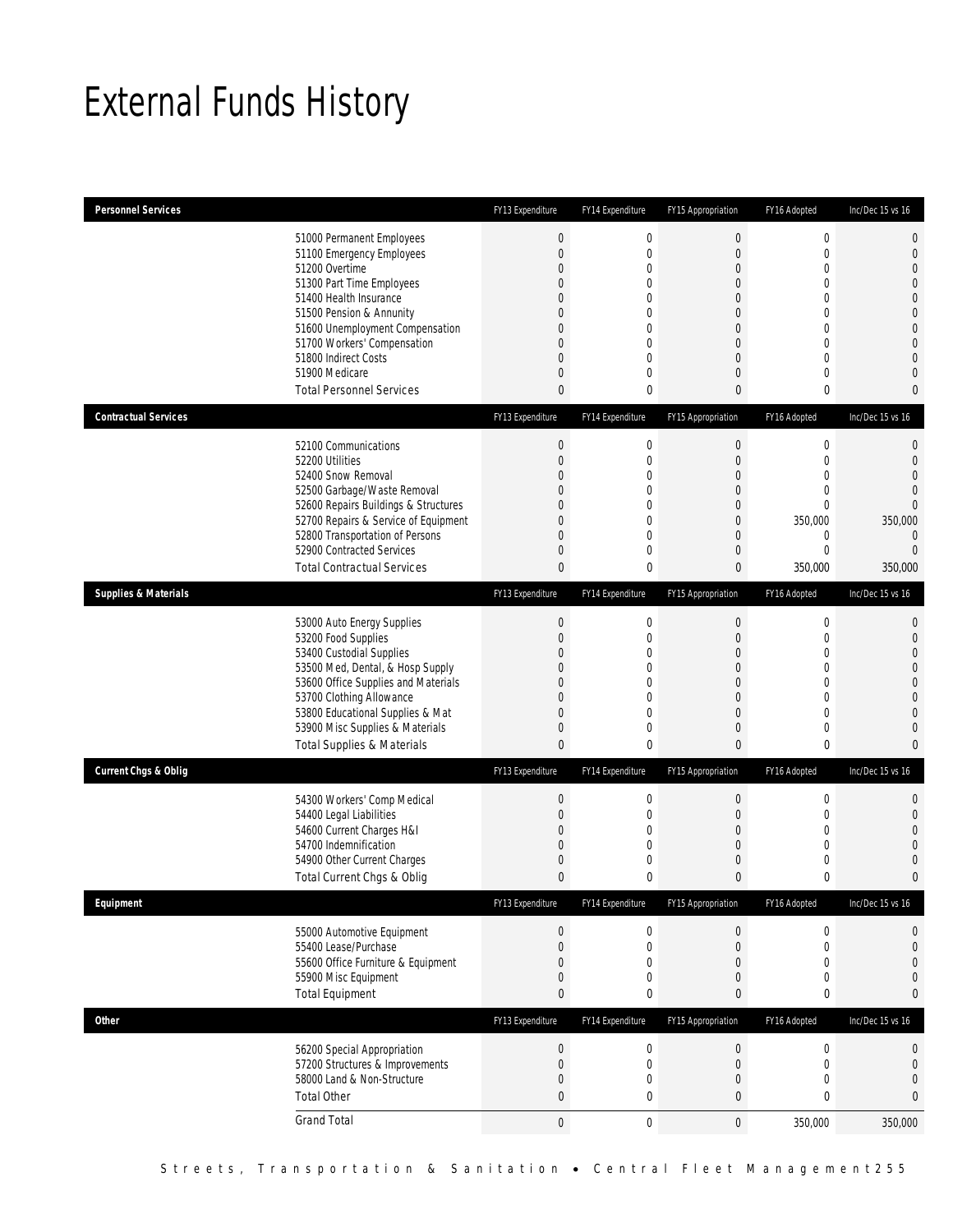# External Funds History

| Personnel Services | FY13 Expenditure | FY14 Expenditure | FY15 Appropriation | FY16 Adopted | Inc/Dec 15 vs 16 |
|---|---|---|---|---|---|
| 51000 Permanent Employees | 0 | 0 | 0 | 0 | 0 |
| 51100 Emergency Employees | 0 | 0 | 0 | 0 | 0 |
| 51200 Overtime | 0 | 0 | 0 | 0 | 0 |
| 51300 Part Time Employees | 0 | 0 | 0 | 0 | 0 |
| 51400 Health Insurance | 0 | 0 | 0 | 0 | 0 |
| 51500 Pension & Annunity | 0 | 0 | 0 | 0 | 0 |
| 51600 Unemployment Compensation | 0 | 0 | 0 | 0 | 0 |
| 51700 Workers' Compensation | 0 | 0 | 0 | 0 | 0 |
| 51800 Indirect Costs | 0 | 0 | 0 | 0 | 0 |
| 51900 Medicare | 0 | 0 | 0 | 0 | 0 |
| Total Personnel Services | 0 | 0 | 0 | 0 | 0 |

| Contractual Services | FY13 Expenditure | FY14 Expenditure | FY15 Appropriation | FY16 Adopted | Inc/Dec 15 vs 16 |
|---|---|---|---|---|---|
| 52100 Communications | 0 | 0 | 0 | 0 | 0 |
| 52200 Utilities | 0 | 0 | 0 | 0 | 0 |
| 52400 Snow Removal | 0 | 0 | 0 | 0 | 0 |
| 52500 Garbage/Waste Removal | 0 | 0 | 0 | 0 | 0 |
| 52600 Repairs Buildings & Structures | 0 | 0 | 0 | 0 | 0 |
| 52700 Repairs & Service of Equipment | 0 | 0 | 0 | 350,000 | 350,000 |
| 52800 Transportation of Persons | 0 | 0 | 0 | 0 | 0 |
| 52900 Contracted Services | 0 | 0 | 0 | 0 | 0 |
| Total Contractual Services | 0 | 0 | 0 | 350,000 | 350,000 |

| Supplies & Materials | FY13 Expenditure | FY14 Expenditure | FY15 Appropriation | FY16 Adopted | Inc/Dec 15 vs 16 |
|---|---|---|---|---|---|
| 53000 Auto Energy Supplies | 0 | 0 | 0 | 0 | 0 |
| 53200 Food Supplies | 0 | 0 | 0 | 0 | 0 |
| 53400 Custodial Supplies | 0 | 0 | 0 | 0 | 0 |
| 53500 Med, Dental, & Hosp Supply | 0 | 0 | 0 | 0 | 0 |
| 53600 Office Supplies and Materials | 0 | 0 | 0 | 0 | 0 |
| 53700 Clothing Allowance | 0 | 0 | 0 | 0 | 0 |
| 53800 Educational Supplies & Mat | 0 | 0 | 0 | 0 | 0 |
| 53900 Misc Supplies & Materials | 0 | 0 | 0 | 0 | 0 |
| Total Supplies & Materials | 0 | 0 | 0 | 0 | 0 |

| Current Chgs & Oblig | FY13 Expenditure | FY14 Expenditure | FY15 Appropriation | FY16 Adopted | Inc/Dec 15 vs 16 |
|---|---|---|---|---|---|
| 54300 Workers' Comp Medical | 0 | 0 | 0 | 0 | 0 |
| 54400 Legal Liabilities | 0 | 0 | 0 | 0 | 0 |
| 54600 Current Charges H&I | 0 | 0 | 0 | 0 | 0 |
| 54700 Indemnification | 0 | 0 | 0 | 0 | 0 |
| 54900 Other Current Charges | 0 | 0 | 0 | 0 | 0 |
| Total Current Chgs & Oblig | 0 | 0 | 0 | 0 | 0 |

| Equipment | FY13 Expenditure | FY14 Expenditure | FY15 Appropriation | FY16 Adopted | Inc/Dec 15 vs 16 |
|---|---|---|---|---|---|
| 55000 Automotive Equipment | 0 | 0 | 0 | 0 | 0 |
| 55400 Lease/Purchase | 0 | 0 | 0 | 0 | 0 |
| 55600 Office Furniture & Equipment | 0 | 0 | 0 | 0 | 0 |
| 55900 Misc Equipment | 0 | 0 | 0 | 0 | 0 |
| Total Equipment | 0 | 0 | 0 | 0 | 0 |

| Other | FY13 Expenditure | FY14 Expenditure | FY15 Appropriation | FY16 Adopted | Inc/Dec 15 vs 16 |
|---|---|---|---|---|---|
| 56200 Special Appropriation | 0 | 0 | 0 | 0 | 0 |
| 57200 Structures & Improvements | 0 | 0 | 0 | 0 | 0 |
| 58000 Land & Non-Structure | 0 | 0 | 0 | 0 | 0 |
| Total Other | 0 | 0 | 0 | 0 | 0 |
| Grand Total | 0 | 0 | 0 | 350,000 | 350,000 |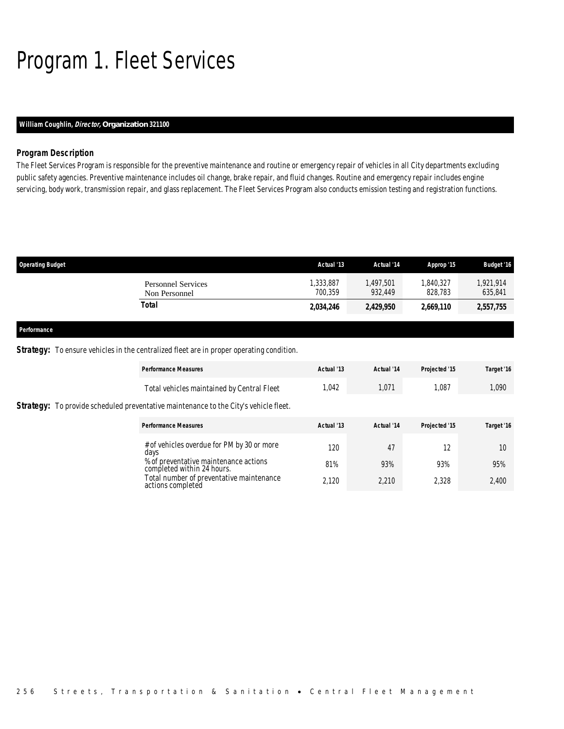# Program 1. Fleet Services

**William Coughlin, *Director,* Organization 321100**

### *Program Description*

The Fleet Services Program is responsible for the preventive maintenance and routine or emergency repair of vehicles in all City departments excluding public safety agencies. Preventive maintenance includes oil change, brake repair, and fluid changes. Routine and emergency repair includes engine servicing, body work, transmission repair, and glass replacement. The Fleet Services Program also conducts emission testing and registration functions.

| Operating Budget | Actual '13 | Actual '14 | Approp '15 | Budget '16 |
|---|---|---|---|---|
| Personnel Services | 1,333,887 | 1,497,501 | 1,840,327 | 1,921,914 |
| Non Personnel | 700,359 | 932,449 | 828,783 | 635,841 |
| **Total** | **2,034,246** | **2,429,950** | **2,669,110** | **2,557,755** |

**Performance**

**Strategy:** To ensure vehicles in the centralized fleet are in proper operating condition.

| Performance Measures | Actual '13 | Actual '14 | Projected '15 | Target '16 |
|---|---|---|---|---|
| Total vehicles maintained by Central Fleet | 1,042 | 1,071 | 1,087 | 1,090 |

**Strategy:** To provide scheduled preventative maintenance to the City's vehicle fleet.

| Performance Measures | Actual '13 | Actual '14 | Projected '15 | Target '16 |
|---|---|---|---|---|
| # of vehicles overdue for PM by 30 or more days | 120 | 47 | 12 | 10 |
| % of preventative maintenance actions completed within 24 hours. | 81% | 93% | 93% | 95% |
| Total number of preventative maintenance actions completed | 2,120 | 2,210 | 2,328 | 2,400 |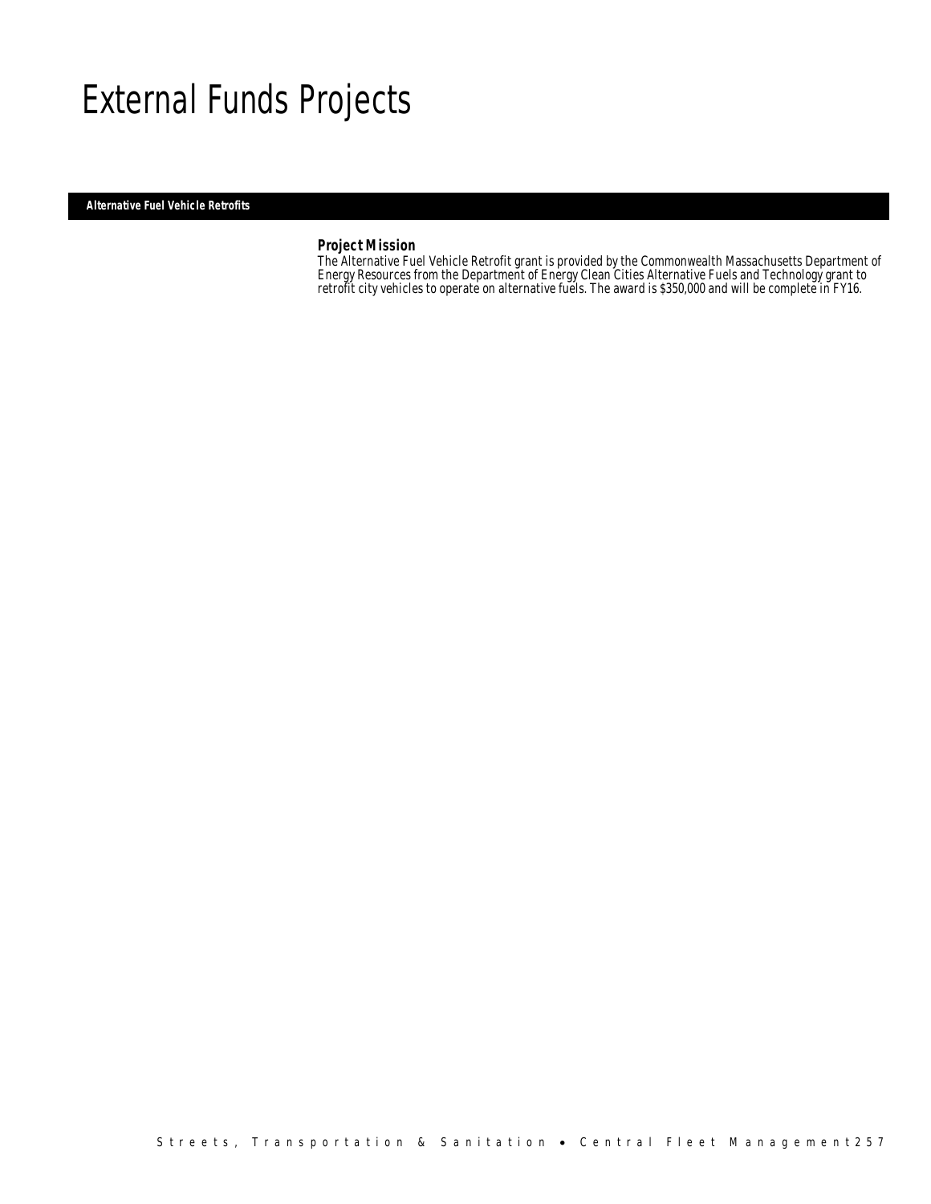# External Funds Projects

**Alternative Fuel Vehicle Retrofits**

### Project Mission

The Alternative Fuel Vehicle Retrofit grant is provided by the Commonwealth Massachusetts Department of Energy Resources from the Department of Energy Clean Cities Alternative Fuels and Technology grant to retrofit city vehicles to operate on alternative fuels. The award is $350,000 and will be complete in FY16.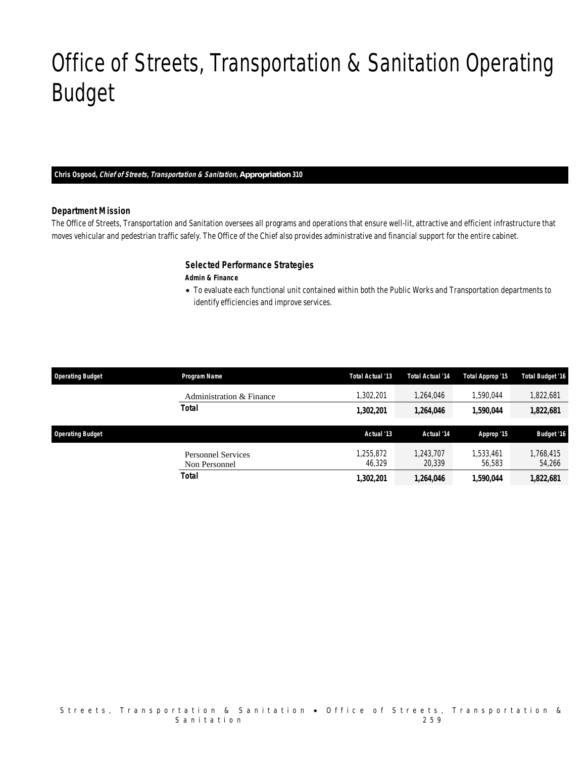# Office of Streets, Transportation & Sanitation Operating Budget

**Chris Osgood, *Chief of Streets, Transportation & Sanitation,* Appropriation 310**

### Department Mission

The Office of Streets, Transportation and Sanitation oversees all programs and operations that ensure well-lit, attractive and efficient infrastructure that moves vehicular and pedestrian traffic safely. The Office of the Chief also provides administrative and financial support for the entire cabinet.

### Selected Performance Strategies

***Admin & Finance***

- To evaluate each functional unit contained within both the Public Works and Transportation departments to identify efficiencies and improve services.

| Operating Budget | Program Name | Total Actual '13 | Total Actual '14 | Total Approp '15 | Total Budget '16 |
|---|---|---|---|---|---|
| | Administration & Finance | 1,302,201 | 1,264,046 | 1,590,044 | 1,822,681 |
| | **Total** | **1,302,201** | **1,264,046** | **1,590,044** | **1,822,681** |

| Operating Budget | | Actual '13 | Actual '14 | Approp '15 | Budget '16 |
|---|---|---|---|---|---|
| | Personnel Services | 1,255,872 | 1,243,707 | 1,533,461 | 1,768,415 |
| | Non Personnel | 46,329 | 20,339 | 56,583 | 54,266 |
| | **Total** | **1,302,201** | **1,264,046** | **1,590,044** | **1,822,681** |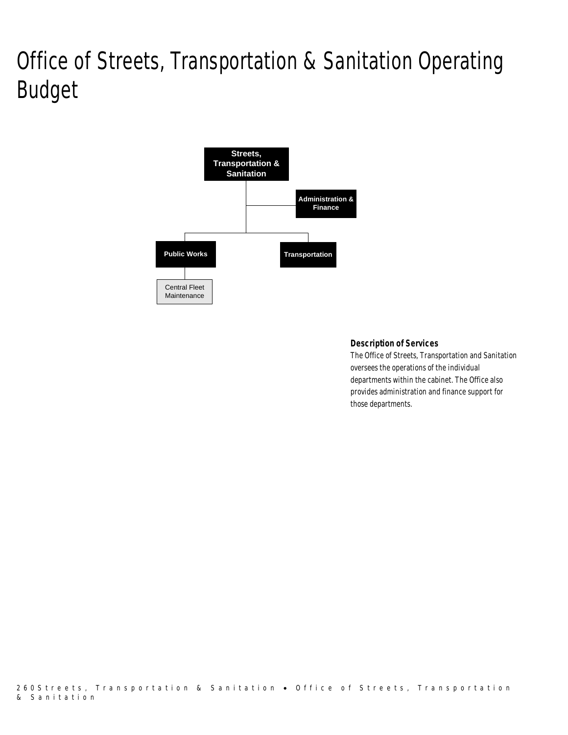# Office of Streets, Transportation & Sanitation Operating Budget

- Streets, Transportation & Sanitation
  - Administration & Finance
  - Public Works
    - Central Fleet Maintenance
  - Transportation

### Description of Services

The Office of Streets, Transportation and Sanitation oversees the operations of the individual departments within the cabinet. The Office also provides administration and finance support for those departments.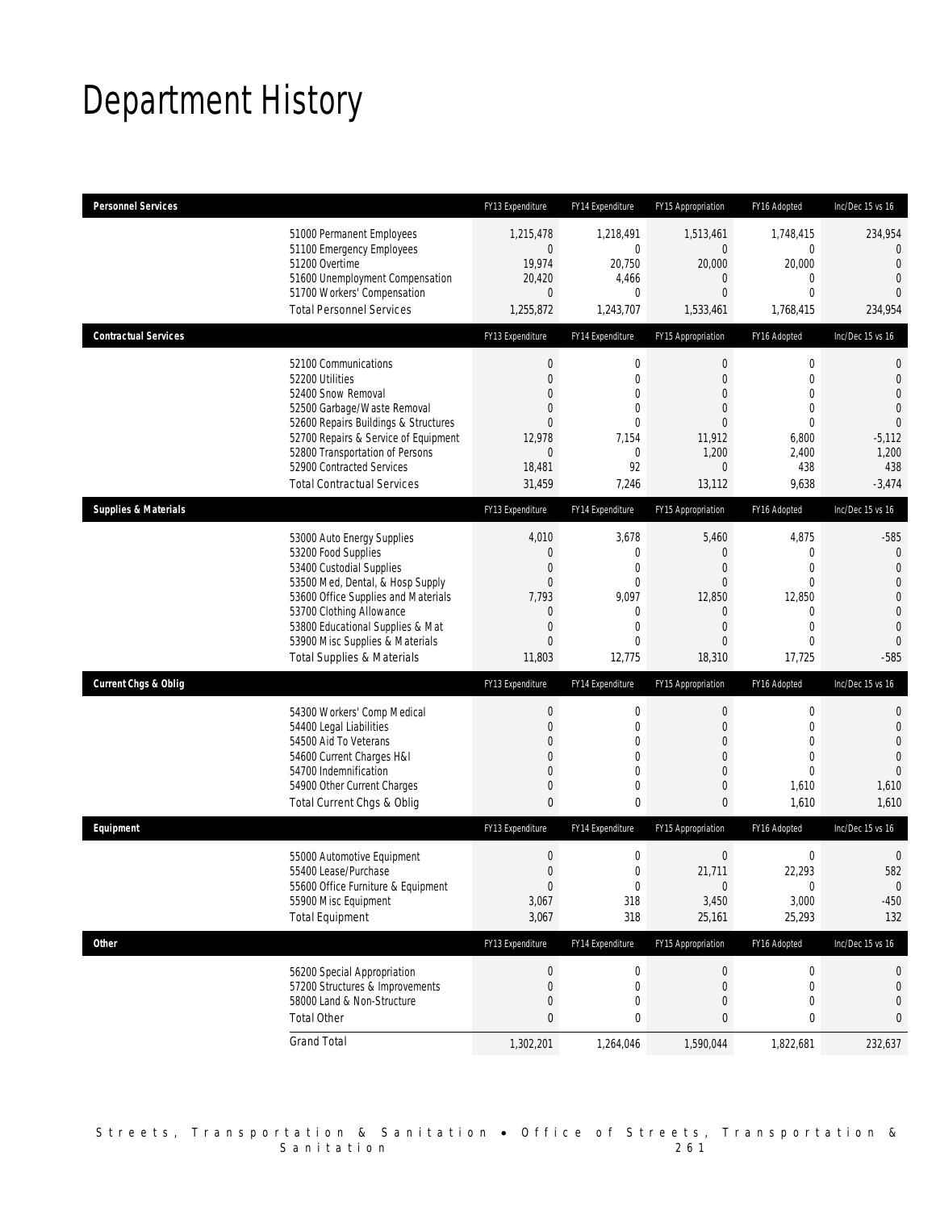# Department History

| Personnel Services | FY13 Expenditure | FY14 Expenditure | FY15 Appropriation | FY16 Adopted | Inc/Dec 15 vs 16 |
|---|---|---|---|---|---|
| 51000 Permanent Employees | 1,215,478 | 1,218,491 | 1,513,461 | 1,748,415 | 234,954 |
| 51100 Emergency Employees | 0 | 0 | 0 | 0 | 0 |
| 51200 Overtime | 19,974 | 20,750 | 20,000 | 20,000 | 0 |
| 51600 Unemployment Compensation | 20,420 | 4,466 | 0 | 0 | 0 |
| 51700 Workers' Compensation | 0 | 0 | 0 | 0 | 0 |
| Total Personnel Services | 1,255,872 | 1,243,707 | 1,533,461 | 1,768,415 | 234,954 |

| Contractual Services | FY13 Expenditure | FY14 Expenditure | FY15 Appropriation | FY16 Adopted | Inc/Dec 15 vs 16 |
|---|---|---|---|---|---|
| 52100 Communications | 0 | 0 | 0 | 0 | 0 |
| 52200 Utilities | 0 | 0 | 0 | 0 | 0 |
| 52400 Snow Removal | 0 | 0 | 0 | 0 | 0 |
| 52500 Garbage/Waste Removal | 0 | 0 | 0 | 0 | 0 |
| 52600 Repairs Buildings & Structures | 0 | 0 | 0 | 0 | 0 |
| 52700 Repairs & Service of Equipment | 12,978 | 7,154 | 11,912 | 6,800 | -5,112 |
| 52800 Transportation of Persons | 0 | 0 | 1,200 | 2,400 | 1,200 |
| 52900 Contracted Services | 18,481 | 92 | 0 | 438 | 438 |
| Total Contractual Services | 31,459 | 7,246 | 13,112 | 9,638 | -3,474 |

| Supplies & Materials | FY13 Expenditure | FY14 Expenditure | FY15 Appropriation | FY16 Adopted | Inc/Dec 15 vs 16 |
|---|---|---|---|---|---|
| 53000 Auto Energy Supplies | 4,010 | 3,678 | 5,460 | 4,875 | -585 |
| 53200 Food Supplies | 0 | 0 | 0 | 0 | 0 |
| 53400 Custodial Supplies | 0 | 0 | 0 | 0 | 0 |
| 53500 Med, Dental, & Hosp Supply | 0 | 0 | 0 | 0 | 0 |
| 53600 Office Supplies and Materials | 7,793 | 9,097 | 12,850 | 12,850 | 0 |
| 53700 Clothing Allowance | 0 | 0 | 0 | 0 | 0 |
| 53800 Educational Supplies & Mat | 0 | 0 | 0 | 0 | 0 |
| 53900 Misc Supplies & Materials | 0 | 0 | 0 | 0 | 0 |
| Total Supplies & Materials | 11,803 | 12,775 | 18,310 | 17,725 | -585 |

| Current Chgs & Oblig | FY13 Expenditure | FY14 Expenditure | FY15 Appropriation | FY16 Adopted | Inc/Dec 15 vs 16 |
|---|---|---|---|---|---|
| 54300 Workers' Comp Medical | 0 | 0 | 0 | 0 | 0 |
| 54400 Legal Liabilities | 0 | 0 | 0 | 0 | 0 |
| 54500 Aid To Veterans | 0 | 0 | 0 | 0 | 0 |
| 54600 Current Charges H&I | 0 | 0 | 0 | 0 | 0 |
| 54700 Indemnification | 0 | 0 | 0 | 0 | 0 |
| 54900 Other Current Charges | 0 | 0 | 0 | 1,610 | 1,610 |
| Total Current Chgs & Oblig | 0 | 0 | 0 | 1,610 | 1,610 |

| Equipment | FY13 Expenditure | FY14 Expenditure | FY15 Appropriation | FY16 Adopted | Inc/Dec 15 vs 16 |
|---|---|---|---|---|---|
| 55000 Automotive Equipment | 0 | 0 | 0 | 0 | 0 |
| 55400 Lease/Purchase | 0 | 0 | 21,711 | 22,293 | 582 |
| 55600 Office Furniture & Equipment | 0 | 0 | 0 | 0 | 0 |
| 55900 Misc Equipment | 3,067 | 318 | 3,450 | 3,000 | -450 |
| Total Equipment | 3,067 | 318 | 25,161 | 25,293 | 132 |

| Other | FY13 Expenditure | FY14 Expenditure | FY15 Appropriation | FY16 Adopted | Inc/Dec 15 vs 16 |
|---|---|---|---|---|---|
| 56200 Special Appropriation | 0 | 0 | 0 | 0 | 0 |
| 57200 Structures & Improvements | 0 | 0 | 0 | 0 | 0 |
| 58000 Land & Non-Structure | 0 | 0 | 0 | 0 | 0 |
| Total Other | 0 | 0 | 0 | 0 | 0 |
| Grand Total | 1,302,201 | 1,264,046 | 1,590,044 | 1,822,681 | 232,637 |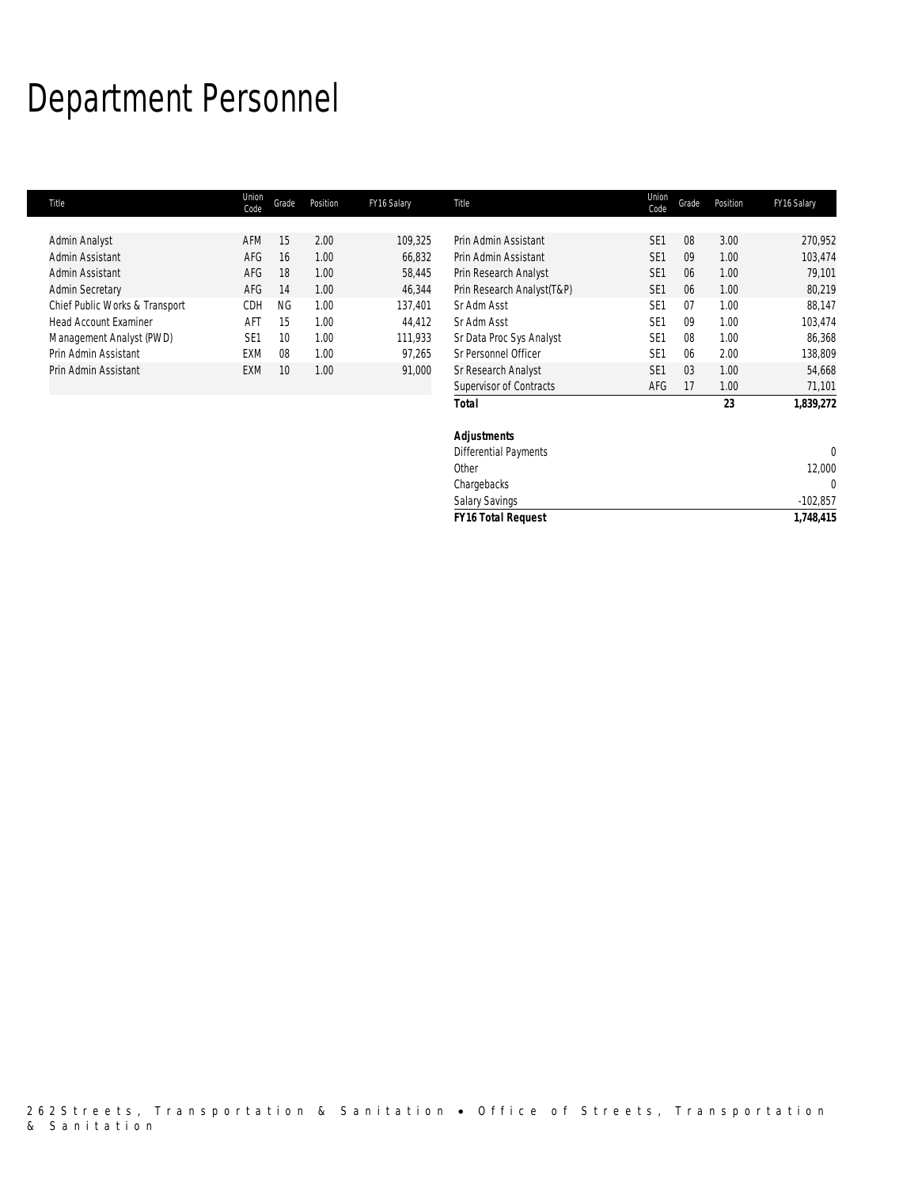# Department Personnel

| Title | Union Code | Grade | Position | FY16 Salary | Title | Union Code | Grade | Position | FY16 Salary |
|---|---|---|---|---|---|---|---|---|---|
| Admin Analyst | AFM | 15 | 2.00 | 109,325 | Prin Admin Assistant | SE1 | 08 | 3.00 | 270,952 |
| Admin Assistant | AFG | 16 | 1.00 | 66,832 | Prin Admin Assistant | SE1 | 09 | 1.00 | 103,474 |
| Admin Assistant | AFG | 18 | 1.00 | 58,445 | Prin Research Analyst | SE1 | 06 | 1.00 | 79,101 |
| Admin Secretary | AFG | 14 | 1.00 | 46,344 | Prin Research Analyst(T&P) | SE1 | 06 | 1.00 | 80,219 |
| Chief Public Works & Transport | CDH | NG | 1.00 | 137,401 | Sr Adm Asst | SE1 | 07 | 1.00 | 88,147 |
| Head Account Examiner | AFT | 15 | 1.00 | 44,412 | Sr Adm Asst | SE1 | 09 | 1.00 | 103,474 |
| Management Analyst (PWD) | SE1 | 10 | 1.00 | 111,933 | Sr Data Proc Sys Analyst | SE1 | 08 | 1.00 | 86,368 |
| Prin Admin Assistant | EXM | 08 | 1.00 | 97,265 | Sr Personnel Officer | SE1 | 06 | 2.00 | 138,809 |
| Prin Admin Assistant | EXM | 10 | 1.00 | 91,000 | Sr Research Analyst | SE1 | 03 | 1.00 | 54,668 |
| | | | | | Supervisor of Contracts | AFG | 17 | 1.00 | 71,101 |
| | | | | | **Total** | | | **23** | **1,839,272** |
| | | | | | | | | | |
| | | | | | **Adjustments** | | | | |
| | | | | | Differential Payments | | | | 0 |
| | | | | | Other | | | | 12,000 |
| | | | | | Chargebacks | | | | 0 |
| | | | | | Salary Savings | | | | -102,857 |
| | | | | | **FY16 Total Request** | | | | **1,748,415** |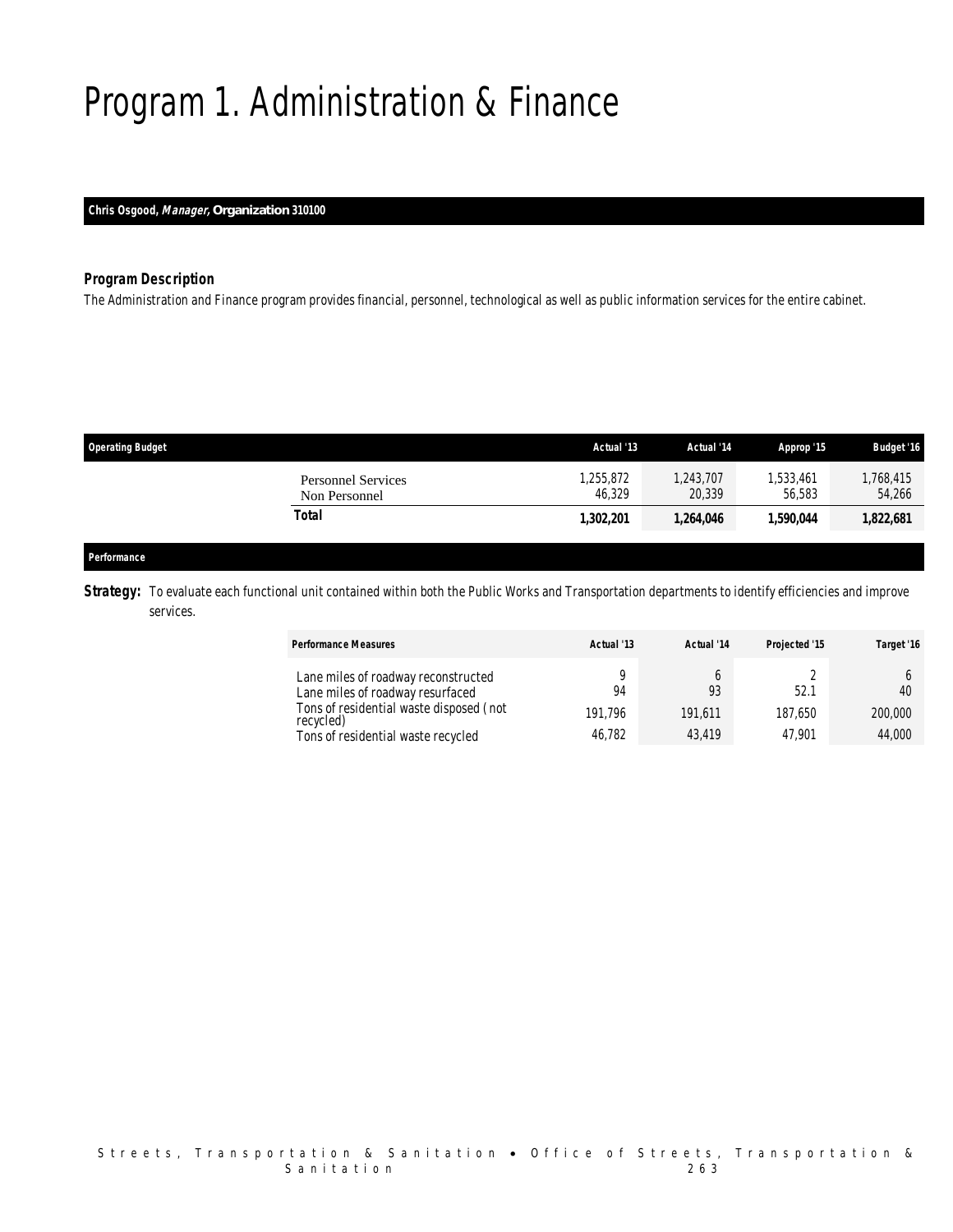# Program 1. Administration & Finance

**Chris Osgood, *Manager,* Organization 310100**

### *Program Description*

The Administration and Finance program provides financial, personnel, technological as well as public information services for the entire cabinet.

| Operating Budget | Actual '13 | Actual '14 | Approp '15 | Budget '16 |
|---|---|---|---|---|
| Personnel Services | 1,255,872 | 1,243,707 | 1,533,461 | 1,768,415 |
| Non Personnel | 46,329 | 20,339 | 56,583 | 54,266 |
| **Total** | **1,302,201** | **1,264,046** | **1,590,044** | **1,822,681** |

**Performance**

**Strategy:** To evaluate each functional unit contained within both the Public Works and Transportation departments to identify efficiencies and improve services.

| Performance Measures | Actual '13 | Actual '14 | Projected '15 | Target '16 |
|---|---|---|---|---|
| Lane miles of roadway reconstructed | 9 | 6 | 2 | 6 |
| Lane miles of roadway resurfaced | 94 | 93 | 52.1 | 40 |
| Tons of residential waste disposed ( not recycled) | 191,796 | 191,611 | 187,650 | 200,000 |
| Tons of residential waste recycled | 46,782 | 43,419 | 47,901 | 44,000 |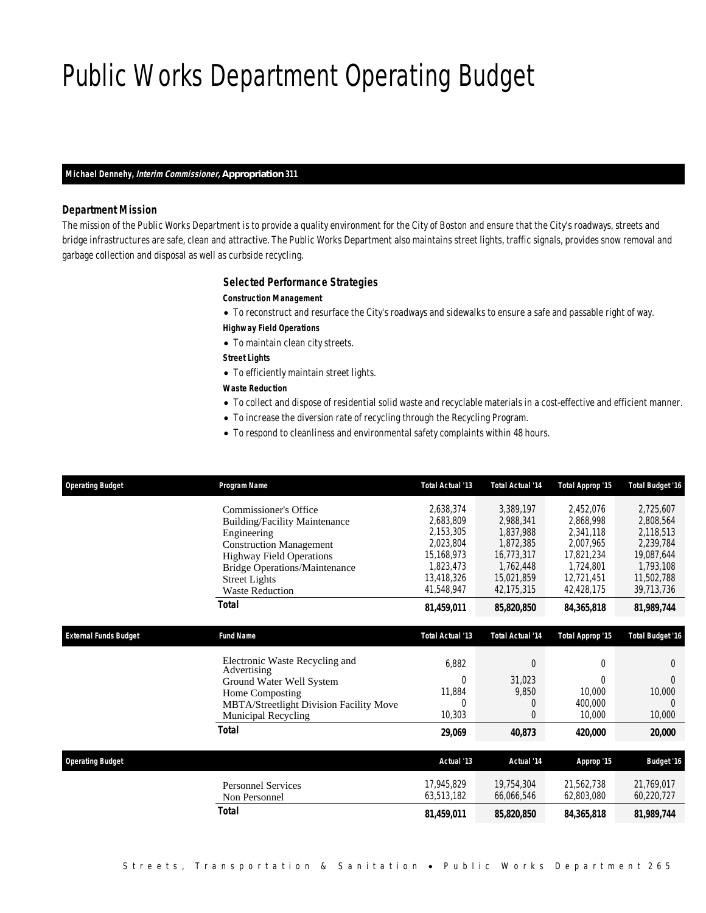# Public Works Department Operating Budget

**Michael Dennehy, *Interim Commissioner,* Appropriation 311**

### Department Mission

The mission of the Public Works Department is to provide a quality environment for the City of Boston and ensure that the City's roadways, streets and bridge infrastructures are safe, clean and attractive. The Public Works Department also maintains street lights, traffic signals, provides snow removal and garbage collection and disposal as well as curbside recycling.

### Selected Performance Strategies

**Construction Management**

- To reconstruct and resurface the City's roadways and sidewalks to ensure a safe and passable right of way.

**Highway Field Operations**

- To maintain clean city streets.

**Street Lights**

- To efficiently maintain street lights.

**Waste Reduction**

- To collect and dispose of residential solid waste and recyclable materials in a cost-effective and efficient manner.
- To increase the diversion rate of recycling through the Recycling Program.
- To respond to cleanliness and environmental safety complaints within 48 hours.

| Operating Budget | Program Name | Total Actual '13 | Total Actual '14 | Total Approp '15 | Total Budget '16 |
|---|---|---|---|---|---|
| | Commissioner's Office | 2,638,374 | 3,389,197 | 2,452,076 | 2,725,607 |
| | Building/Facility Maintenance | 2,683,809 | 2,988,341 | 2,868,998 | 2,808,564 |
| | Engineering | 2,153,305 | 1,837,988 | 2,341,118 | 2,118,513 |
| | Construction Management | 2,023,804 | 1,872,385 | 2,007,965 | 2,239,784 |
| | Highway Field Operations | 15,168,973 | 16,773,317 | 17,821,234 | 19,087,644 |
| | Bridge Operations/Maintenance | 1,823,473 | 1,762,448 | 1,724,801 | 1,793,108 |
| | Street Lights | 13,418,326 | 15,021,859 | 12,721,451 | 11,502,788 |
| | Waste Reduction | 41,548,947 | 42,175,315 | 42,428,175 | 39,713,736 |
| | **Total** | **81,459,011** | **85,820,850** | **84,365,818** | **81,989,744** |

| External Funds Budget | Fund Name | Total Actual '13 | Total Actual '14 | Total Approp '15 | Total Budget '16 |
|---|---|---|---|---|---|
| | Electronic Waste Recycling and Advertising | 6,882 | 0 | 0 | 0 |
| | Ground Water Well System | 0 | 31,023 | 0 | 0 |
| | Home Composting | 11,884 | 9,850 | 10,000 | 10,000 |
| | MBTA/Streetlight Division Facility Move | 0 | 0 | 400,000 | 0 |
| | Municipal Recycling | 10,303 | 0 | 10,000 | 10,000 |
| | **Total** | **29,069** | **40,873** | **420,000** | **20,000** |

| Operating Budget | | Actual '13 | Actual '14 | Approp '15 | Budget '16 |
|---|---|---|---|---|---|
| | Personnel Services | 17,945,829 | 19,754,304 | 21,562,738 | 21,769,017 |
| | Non Personnel | 63,513,182 | 66,066,546 | 62,803,080 | 60,220,727 |
| | **Total** | **81,459,011** | **85,820,850** | **84,365,818** | **81,989,744** |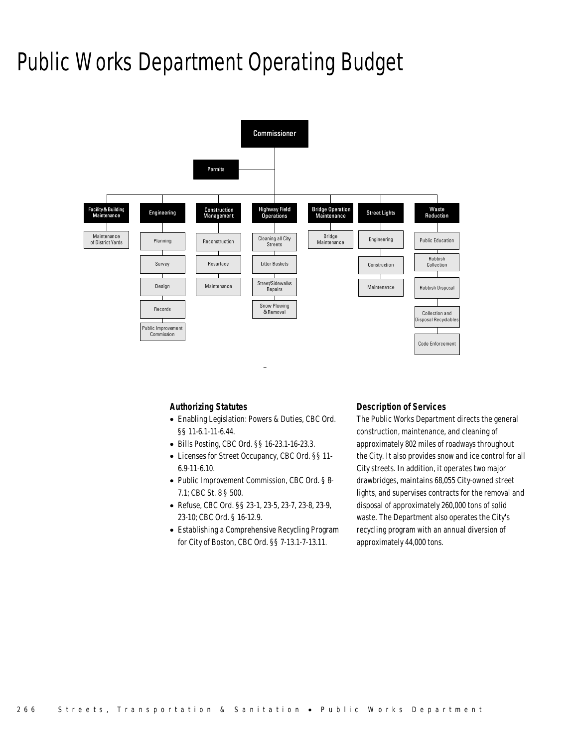# Public Works Department Operating Budget

- Commissioner
  - Permits
  - Facility & Building Maintenance
    - Maintenance of District Yards
  - Engineering
    - Planning
    - Survey
    - Design
    - Records
    - Public Improvement Commission
  - Construction Management
    - Reconstruction
    - Resurface
    - Maintenance
  - Highway Field Operations
    - Cleaning all City Streets
    - Litter Baskets
    - Street/Sidewalks Repairs
    - Snow Plowing & Removal
  - Bridge Operation Maintenance
    - Bridge Maintenance
  - Street Lights
    - Engineering
    - Construction
    - Maintenance
  - Waste Reduction
    - Public Education
    - Rubbish Collection
    - Rubbish Disposal
    - Collection and Disposal Recyclables
    - Code Enforcement

### Authorizing Statutes

- Enabling Legislation: Powers & Duties, CBC Ord. §§ 11-6.1-11-6.44.
- Bills Posting, CBC Ord. §§ 16-23.1-16-23.3.
- Licenses for Street Occupancy, CBC Ord. §§ 11-6.9-11-6.10.
- Public Improvement Commission, CBC Ord. § 8-7.1; CBC St. 8 § 500.
- Refuse, CBC Ord. §§ 23-1, 23-5, 23-7, 23-8, 23-9, 23-10; CBC Ord. § 16-12.9.
- Establishing a Comprehensive Recycling Program for City of Boston, CBC Ord. §§ 7-13.1-7-13.11.

### Description of Services

The Public Works Department directs the general construction, maintenance, and cleaning of approximately 802 miles of roadways throughout the City. It also provides snow and ice control for all City streets. In addition, it operates two major drawbridges, maintains 68,055 City-owned street lights, and supervises contracts for the removal and disposal of approximately 260,000 tons of solid waste. The Department also operates the City's recycling program with an annual diversion of approximately 44,000 tons.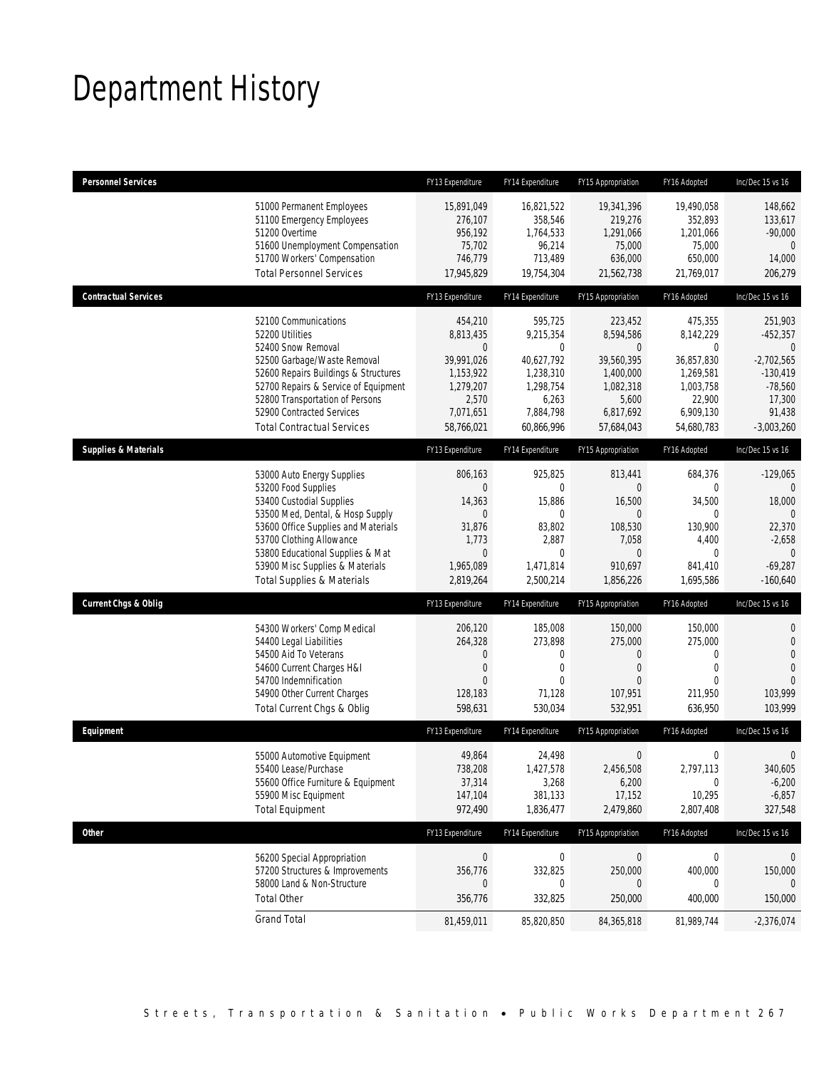# Department History

| Personnel Services | | FY13 Expenditure | FY14 Expenditure | FY15 Appropriation | FY16 Adopted | Inc/Dec 15 vs 16 |
|---|---|---|---|---|---|---|
| | 51000 Permanent Employees | 15,891,049 | 16,821,522 | 19,341,396 | 19,490,058 | 148,662 |
| | 51100 Emergency Employees | 276,107 | 358,546 | 219,276 | 352,893 | 133,617 |
| | 51200 Overtime | 956,192 | 1,764,533 | 1,291,066 | 1,201,066 | -90,000 |
| | 51600 Unemployment Compensation | 75,702 | 96,214 | 75,000 | 75,000 | 0 |
| | 51700 Workers' Compensation | 746,779 | 713,489 | 636,000 | 650,000 | 14,000 |
| | Total Personnel Services | 17,945,829 | 19,754,304 | 21,562,738 | 21,769,017 | 206,279 |
| **Contractual Services** | | FY13 Expenditure | FY14 Expenditure | FY15 Appropriation | FY16 Adopted | Inc/Dec 15 vs 16 |
| | 52100 Communications | 454,210 | 595,725 | 223,452 | 475,355 | 251,903 |
| | 52200 Utilities | 8,813,435 | 9,215,354 | 8,594,586 | 8,142,229 | -452,357 |
| | 52400 Snow Removal | 0 | 0 | 0 | 0 | 0 |
| | 52500 Garbage/Waste Removal | 39,991,026 | 40,627,792 | 39,560,395 | 36,857,830 | -2,702,565 |
| | 52600 Repairs Buildings & Structures | 1,153,922 | 1,238,310 | 1,400,000 | 1,269,581 | -130,419 |
| | 52700 Repairs & Service of Equipment | 1,279,207 | 1,298,754 | 1,082,318 | 1,003,758 | -78,560 |
| | 52800 Transportation of Persons | 2,570 | 6,263 | 5,600 | 22,900 | 17,300 |
| | 52900 Contracted Services | 7,071,651 | 7,884,798 | 6,817,692 | 6,909,130 | 91,438 |
| | Total Contractual Services | 58,766,021 | 60,866,996 | 57,684,043 | 54,680,783 | -3,003,260 |
| **Supplies & Materials** | | FY13 Expenditure | FY14 Expenditure | FY15 Appropriation | FY16 Adopted | Inc/Dec 15 vs 16 |
| | 53000 Auto Energy Supplies | 806,163 | 925,825 | 813,441 | 684,376 | -129,065 |
| | 53200 Food Supplies | 0 | 0 | 0 | 0 | 0 |
| | 53400 Custodial Supplies | 14,363 | 15,886 | 16,500 | 34,500 | 18,000 |
| | 53500 Med, Dental, & Hosp Supply | 0 | 0 | 0 | 0 | 0 |
| | 53600 Office Supplies and Materials | 31,876 | 83,802 | 108,530 | 130,900 | 22,370 |
| | 53700 Clothing Allowance | 1,773 | 2,887 | 7,058 | 4,400 | -2,658 |
| | 53800 Educational Supplies & Mat | 0 | 0 | 0 | 0 | 0 |
| | 53900 Misc Supplies & Materials | 1,965,089 | 1,471,814 | 910,697 | 841,410 | -69,287 |
| | Total Supplies & Materials | 2,819,264 | 2,500,214 | 1,856,226 | 1,695,586 | -160,640 |
| **Current Chgs & Oblig** | | FY13 Expenditure | FY14 Expenditure | FY15 Appropriation | FY16 Adopted | Inc/Dec 15 vs 16 |
| | 54300 Workers' Comp Medical | 206,120 | 185,008 | 150,000 | 150,000 | 0 |
| | 54400 Legal Liabilities | 264,328 | 273,898 | 275,000 | 275,000 | 0 |
| | 54500 Aid To Veterans | 0 | 0 | 0 | 0 | 0 |
| | 54600 Current Charges H&I | 0 | 0 | 0 | 0 | 0 |
| | 54700 Indemnification | 0 | 0 | 0 | 0 | 0 |
| | 54900 Other Current Charges | 128,183 | 71,128 | 107,951 | 211,950 | 103,999 |
| | Total Current Chgs & Oblig | 598,631 | 530,034 | 532,951 | 636,950 | 103,999 |
| **Equipment** | | FY13 Expenditure | FY14 Expenditure | FY15 Appropriation | FY16 Adopted | Inc/Dec 15 vs 16 |
| | 55000 Automotive Equipment | 49,864 | 24,498 | 0 | 0 | 0 |
| | 55400 Lease/Purchase | 738,208 | 1,427,578 | 2,456,508 | 2,797,113 | 340,605 |
| | 55600 Office Furniture & Equipment | 37,314 | 3,268 | 6,200 | 0 | -6,200 |
| | 55900 Misc Equipment | 147,104 | 381,133 | 17,152 | 10,295 | -6,857 |
| | Total Equipment | 972,490 | 1,836,477 | 2,479,860 | 2,807,408 | 327,548 |
| **Other** | | FY13 Expenditure | FY14 Expenditure | FY15 Appropriation | FY16 Adopted | Inc/Dec 15 vs 16 |
| | 56200 Special Appropriation | 0 | 0 | 0 | 0 | 0 |
| | 57200 Structures & Improvements | 356,776 | 332,825 | 250,000 | 400,000 | 150,000 |
| | 58000 Land & Non-Structure | 0 | 0 | 0 | 0 | 0 |
| | Total Other | 356,776 | 332,825 | 250,000 | 400,000 | 150,000 |
| | Grand Total | 81,459,011 | 85,820,850 | 84,365,818 | 81,989,744 | -2,376,074 |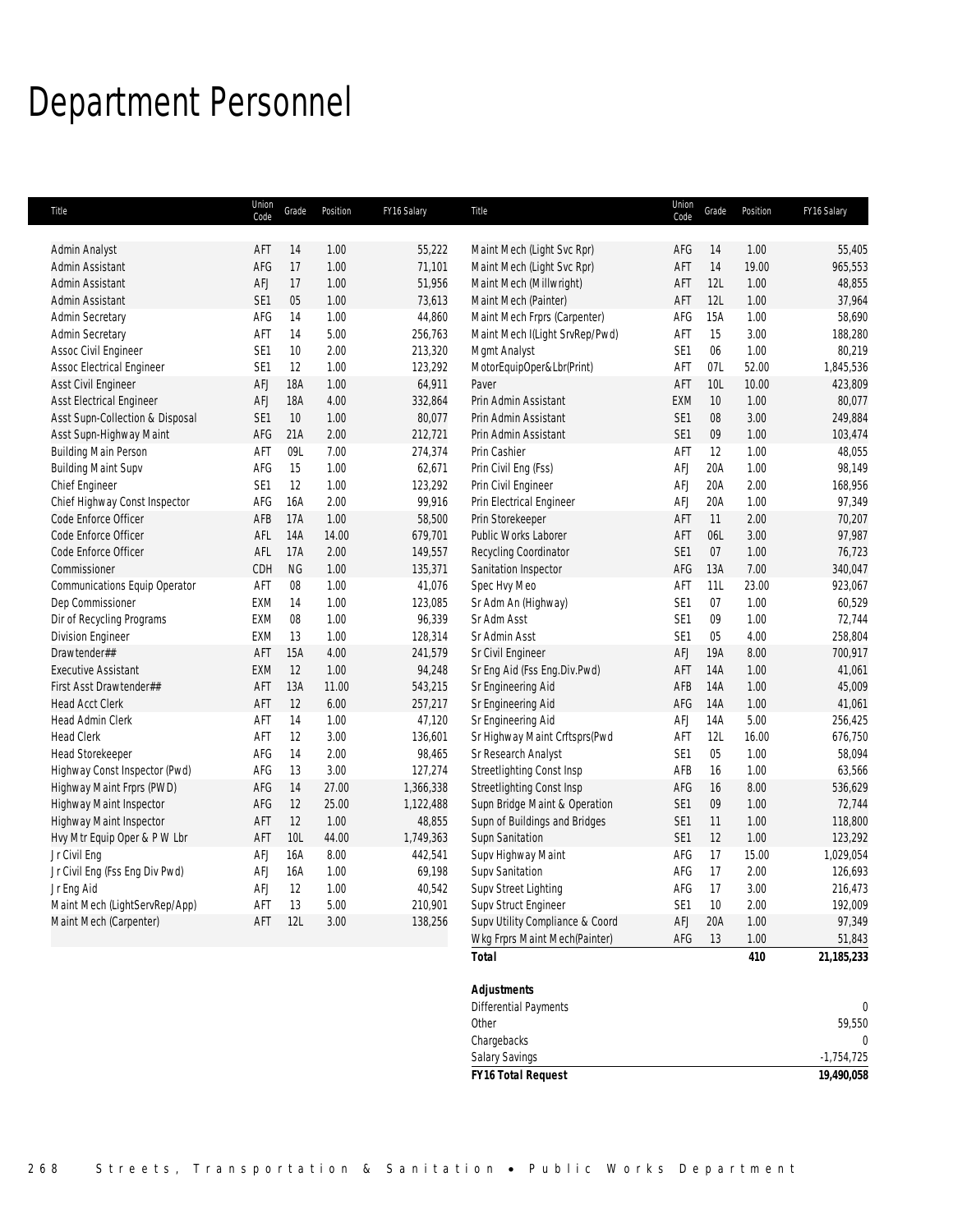# Department Personnel

| Title | Union Code | Grade | Position | FY16 Salary |
|---|---|---|---|---|
| Admin Analyst | AFT | 14 | 1.00 | 55,222 |
| Admin Assistant | AFG | 17 | 1.00 | 71,101 |
| Admin Assistant | AFJ | 17 | 1.00 | 51,956 |
| Admin Assistant | SE1 | 05 | 1.00 | 73,613 |
| Admin Secretary | AFG | 14 | 1.00 | 44,860 |
| Admin Secretary | AFT | 14 | 5.00 | 256,763 |
| Assoc Civil Engineer | SE1 | 10 | 2.00 | 213,320 |
| Assoc Electrical Engineer | SE1 | 12 | 1.00 | 123,292 |
| Asst Civil Engineer | AFJ | 18A | 1.00 | 64,911 |
| Asst Electrical Engineer | AFJ | 18A | 4.00 | 332,864 |
| Asst Supn-Collection & Disposal | SE1 | 10 | 1.00 | 80,077 |
| Asst Supn-Highway Maint | AFG | 21A | 2.00 | 212,721 |
| Building Main Person | AFT | 09L | 7.00 | 274,374 |
| Building Maint Supv | AFG | 15 | 1.00 | 62,671 |
| Chief Engineer | SE1 | 12 | 1.00 | 123,292 |
| Chief Highway Const Inspector | AFG | 16A | 2.00 | 99,916 |
| Code Enforce Officer | AFB | 17A | 1.00 | 58,500 |
| Code Enforce Officer | AFL | 14A | 14.00 | 679,701 |
| Code Enforce Officer | AFL | 17A | 2.00 | 149,557 |
| Commissioner | CDH | NG | 1.00 | 135,371 |
| Communications Equip Operator | AFT | 08 | 1.00 | 41,076 |
| Dep Commissioner | EXM | 14 | 1.00 | 123,085 |
| Dir of Recycling Programs | EXM | 08 | 1.00 | 96,339 |
| Division Engineer | EXM | 13 | 1.00 | 128,314 |
| Drawtender## | AFT | 15A | 4.00 | 241,579 |
| Executive Assistant | EXM | 12 | 1.00 | 94,248 |
| First Asst Drawtender## | AFT | 13A | 11.00 | 543,215 |
| Head Acct Clerk | AFT | 12 | 6.00 | 257,217 |
| Head Admin Clerk | AFT | 14 | 1.00 | 47,120 |
| Head Clerk | AFT | 12 | 3.00 | 136,601 |
| Head Storekeeper | AFG | 14 | 2.00 | 98,465 |
| Highway Const Inspector (Pwd) | AFG | 13 | 3.00 | 127,274 |
| Highway Maint Frprs (PWD) | AFG | 14 | 27.00 | 1,366,338 |
| Highway Maint Inspector | AFG | 12 | 25.00 | 1,122,488 |
| Highway Maint Inspector | AFT | 12 | 1.00 | 48,855 |
| Hvy Mtr Equip Oper & P W Lbr | AFT | 10L | 44.00 | 1,749,363 |
| Jr Civil Eng | AFJ | 16A | 8.00 | 442,541 |
| Jr Civil Eng (Fss Eng Div Pwd) | AFJ | 16A | 1.00 | 69,198 |
| Jr Eng Aid | AFJ | 12 | 1.00 | 40,542 |
| Maint Mech (LightServRep/App) | AFT | 13 | 5.00 | 210,901 |
| Maint Mech (Carpenter) | AFT | 12L | 3.00 | 138,256 |
| Maint Mech (Light Svc Rpr) | AFG | 14 | 1.00 | 55,405 |
| Maint Mech (Light Svc Rpr) | AFT | 14 | 19.00 | 965,553 |
| Maint Mech (Millwright) | AFT | 12L | 1.00 | 48,855 |
| Maint Mech (Painter) | AFT | 12L | 1.00 | 37,964 |
| Maint Mech Frprs (Carpenter) | AFG | 15A | 1.00 | 58,690 |
| Maint Mech I(Light SrvRep/Pwd) | AFT | 15 | 3.00 | 188,280 |
| Mgmt Analyst | SE1 | 06 | 1.00 | 80,219 |
| MotorEquipOper&Lbr(Print) | AFT | 07L | 52.00 | 1,845,536 |
| Paver | AFT | 10L | 10.00 | 423,809 |
| Prin Admin Assistant | EXM | 10 | 1.00 | 80,077 |
| Prin Admin Assistant | SE1 | 08 | 3.00 | 249,884 |
| Prin Admin Assistant | SE1 | 09 | 1.00 | 103,474 |
| Prin Cashier | AFT | 12 | 1.00 | 48,055 |
| Prin Civil Eng (Fss) | AFJ | 20A | 1.00 | 98,149 |
| Prin Civil Engineer | AFJ | 20A | 2.00 | 168,956 |
| Prin Electrical Engineer | AFJ | 20A | 1.00 | 97,349 |
| Prin Storekeeper | AFT | 11 | 2.00 | 70,207 |
| Public Works Laborer | AFT | 06L | 3.00 | 97,987 |
| Recycling Coordinator | SE1 | 07 | 1.00 | 76,723 |
| Sanitation Inspector | AFG | 13A | 7.00 | 340,047 |
| Spec Hvy Meo | AFT | 11L | 23.00 | 923,067 |
| Sr Adm An (Highway) | SE1 | 07 | 1.00 | 60,529 |
| Sr Adm Asst | SE1 | 09 | 1.00 | 72,744 |
| Sr Admin Asst | SE1 | 05 | 4.00 | 258,804 |
| Sr Civil Engineer | AFJ | 19A | 8.00 | 700,917 |
| Sr Eng Aid (Fss Eng.Div.Pwd) | AFT | 14A | 1.00 | 41,061 |
| Sr Engineering Aid | AFB | 14A | 1.00 | 45,009 |
| Sr Engineering Aid | AFG | 14A | 1.00 | 41,061 |
| Sr Engineering Aid | AFJ | 14A | 5.00 | 256,425 |
| Sr Highway Maint Crftsprs(Pwd | AFT | 12L | 16.00 | 676,750 |
| Sr Research Analyst | SE1 | 05 | 1.00 | 58,094 |
| Streetlighting Const Insp | AFB | 16 | 1.00 | 63,566 |
| Streetlighting Const Insp | AFG | 16 | 8.00 | 536,629 |
| Supn Bridge Maint & Operation | SE1 | 09 | 1.00 | 72,744 |
| Supn of Buildings and Bridges | SE1 | 11 | 1.00 | 118,800 |
| Supn Sanitation | SE1 | 12 | 1.00 | 123,292 |
| Supv Highway Maint | AFG | 17 | 15.00 | 1,029,054 |
| Supv Sanitation | AFG | 17 | 2.00 | 126,693 |
| Supv Street Lighting | AFG | 17 | 3.00 | 216,473 |
| Supv Struct Engineer | SE1 | 10 | 2.00 | 192,009 |
| Supv Utility Compliance & Coord | AFJ | 20A | 1.00 | 97,349 |
| Wkg Frprs Maint Mech(Painter) | AFG | 13 | 1.00 | 51,843 |
| ***Total*** | | | **410** | **21,185,233** |

| ***Adjustments*** | |
|---|---|
| Differential Payments | 0 |
| Other | 59,550 |
| Chargebacks | 0 |
| Salary Savings | -1,754,725 |
| ***FY16 Total Request*** | **19,490,058** |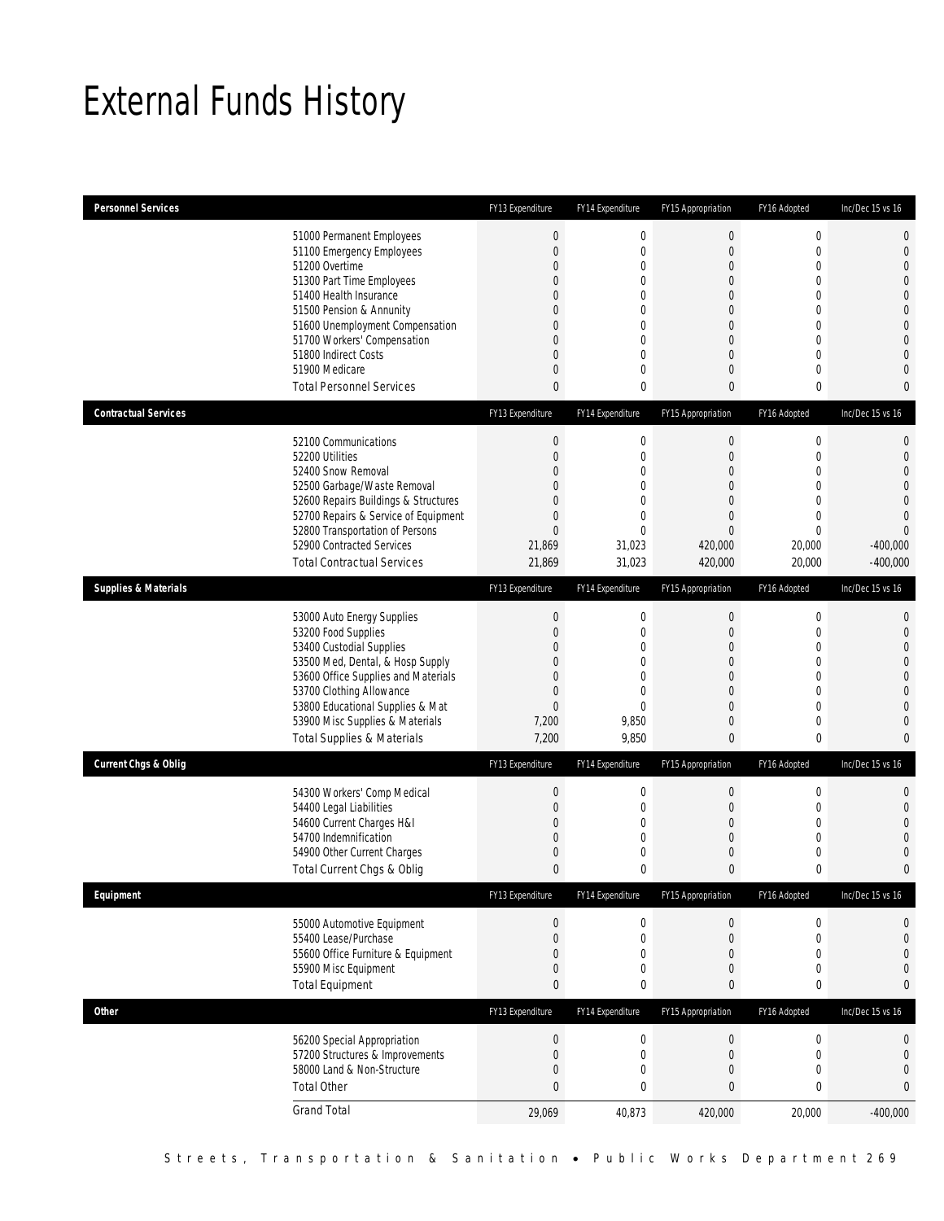# External Funds History

| Personnel Services | FY13 Expenditure | FY14 Expenditure | FY15 Appropriation | FY16 Adopted | Inc/Dec 15 vs 16 |
|---|---|---|---|---|---|
| 51000 Permanent Employees | 0 | 0 | 0 | 0 | 0 |
| 51100 Emergency Employees | 0 | 0 | 0 | 0 | 0 |
| 51200 Overtime | 0 | 0 | 0 | 0 | 0 |
| 51300 Part Time Employees | 0 | 0 | 0 | 0 | 0 |
| 51400 Health Insurance | 0 | 0 | 0 | 0 | 0 |
| 51500 Pension & Annunity | 0 | 0 | 0 | 0 | 0 |
| 51600 Unemployment Compensation | 0 | 0 | 0 | 0 | 0 |
| 51700 Workers' Compensation | 0 | 0 | 0 | 0 | 0 |
| 51800 Indirect Costs | 0 | 0 | 0 | 0 | 0 |
| 51900 Medicare | 0 | 0 | 0 | 0 | 0 |
| Total Personnel Services | 0 | 0 | 0 | 0 | 0 |

| Contractual Services | FY13 Expenditure | FY14 Expenditure | FY15 Appropriation | FY16 Adopted | Inc/Dec 15 vs 16 |
|---|---|---|---|---|---|
| 52100 Communications | 0 | 0 | 0 | 0 | 0 |
| 52200 Utilities | 0 | 0 | 0 | 0 | 0 |
| 52400 Snow Removal | 0 | 0 | 0 | 0 | 0 |
| 52500 Garbage/Waste Removal | 0 | 0 | 0 | 0 | 0 |
| 52600 Repairs Buildings & Structures | 0 | 0 | 0 | 0 | 0 |
| 52700 Repairs & Service of Equipment | 0 | 0 | 0 | 0 | 0 |
| 52800 Transportation of Persons | 0 | 0 | 0 | 0 | 0 |
| 52900 Contracted Services | 21,869 | 31,023 | 420,000 | 20,000 | -400,000 |
| Total Contractual Services | 21,869 | 31,023 | 420,000 | 20,000 | -400,000 |

| Supplies & Materials | FY13 Expenditure | FY14 Expenditure | FY15 Appropriation | FY16 Adopted | Inc/Dec 15 vs 16 |
|---|---|---|---|---|---|
| 53000 Auto Energy Supplies | 0 | 0 | 0 | 0 | 0 |
| 53200 Food Supplies | 0 | 0 | 0 | 0 | 0 |
| 53400 Custodial Supplies | 0 | 0 | 0 | 0 | 0 |
| 53500 Med, Dental, & Hosp Supply | 0 | 0 | 0 | 0 | 0 |
| 53600 Office Supplies and Materials | 0 | 0 | 0 | 0 | 0 |
| 53700 Clothing Allowance | 0 | 0 | 0 | 0 | 0 |
| 53800 Educational Supplies & Mat | 0 | 0 | 0 | 0 | 0 |
| 53900 Misc Supplies & Materials | 7,200 | 9,850 | 0 | 0 | 0 |
| Total Supplies & Materials | 7,200 | 9,850 | 0 | 0 | 0 |

| Current Chgs & Oblig | FY13 Expenditure | FY14 Expenditure | FY15 Appropriation | FY16 Adopted | Inc/Dec 15 vs 16 |
|---|---|---|---|---|---|
| 54300 Workers' Comp Medical | 0 | 0 | 0 | 0 | 0 |
| 54400 Legal Liabilities | 0 | 0 | 0 | 0 | 0 |
| 54600 Current Charges H&I | 0 | 0 | 0 | 0 | 0 |
| 54700 Indemnification | 0 | 0 | 0 | 0 | 0 |
| 54900 Other Current Charges | 0 | 0 | 0 | 0 | 0 |
| Total Current Chgs & Oblig | 0 | 0 | 0 | 0 | 0 |

| Equipment | FY13 Expenditure | FY14 Expenditure | FY15 Appropriation | FY16 Adopted | Inc/Dec 15 vs 16 |
|---|---|---|---|---|---|
| 55000 Automotive Equipment | 0 | 0 | 0 | 0 | 0 |
| 55400 Lease/Purchase | 0 | 0 | 0 | 0 | 0 |
| 55600 Office Furniture & Equipment | 0 | 0 | 0 | 0 | 0 |
| 55900 Misc Equipment | 0 | 0 | 0 | 0 | 0 |
| Total Equipment | 0 | 0 | 0 | 0 | 0 |

| Other | FY13 Expenditure | FY14 Expenditure | FY15 Appropriation | FY16 Adopted | Inc/Dec 15 vs 16 |
|---|---|---|---|---|---|
| 56200 Special Appropriation | 0 | 0 | 0 | 0 | 0 |
| 57200 Structures & Improvements | 0 | 0 | 0 | 0 | 0 |
| 58000 Land & Non-Structure | 0 | 0 | 0 | 0 | 0 |
| Total Other | 0 | 0 | 0 | 0 | 0 |
| Grand Total | 29,069 | 40,873 | 420,000 | 20,000 | -400,000 |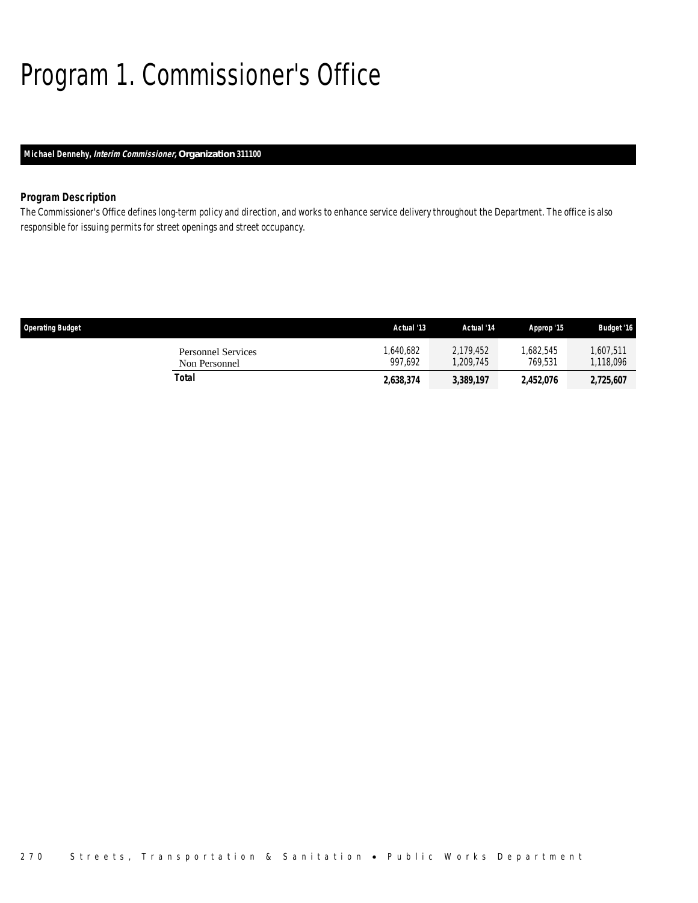# Program 1. Commissioner's Office

**Michael Dennehy, *Interim Commissioner,* Organization 311100**

### *Program Description*

The Commissioner's Office defines long-term policy and direction, and works to enhance service delivery throughout the Department. The office is also responsible for issuing permits for street openings and street occupancy.

| Operating Budget | Actual '13 | Actual '14 | Approp '15 | Budget '16 |
|---|---|---|---|---|
| Personnel Services | 1,640,682 | 2,179,452 | 1,682,545 | 1,607,511 |
| Non Personnel | 997,692 | 1,209,745 | 769,531 | 1,118,096 |
| **Total** | **2,638,374** | **3,389,197** | **2,452,076** | **2,725,607** |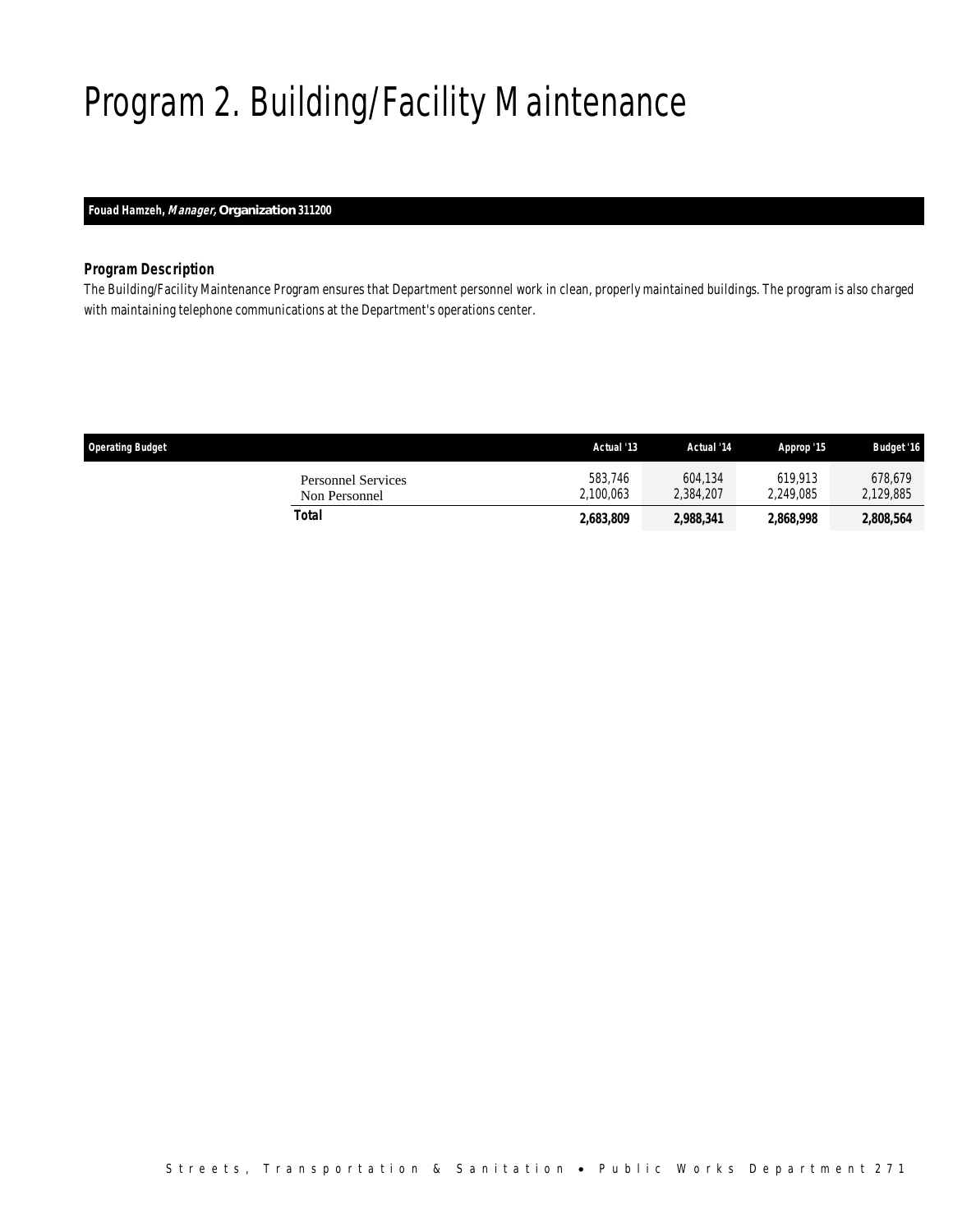# Program 2. Building/Facility Maintenance

**Fouad Hamzeh, *Manager,* Organization 311200**

### Program Description

The Building/Facility Maintenance Program ensures that Department personnel work in clean, properly maintained buildings. The program is also charged with maintaining telephone communications at the Department's operations center.

| Operating Budget | Actual '13 | Actual '14 | Approp '15 | Budget '16 |
|---|---|---|---|---|
| Personnel Services | 583,746 | 604,134 | 619,913 | 678,679 |
| Non Personnel | 2,100,063 | 2,384,207 | 2,249,085 | 2,129,885 |
| **Total** | **2,683,809** | **2,988,341** | **2,868,998** | **2,808,564** |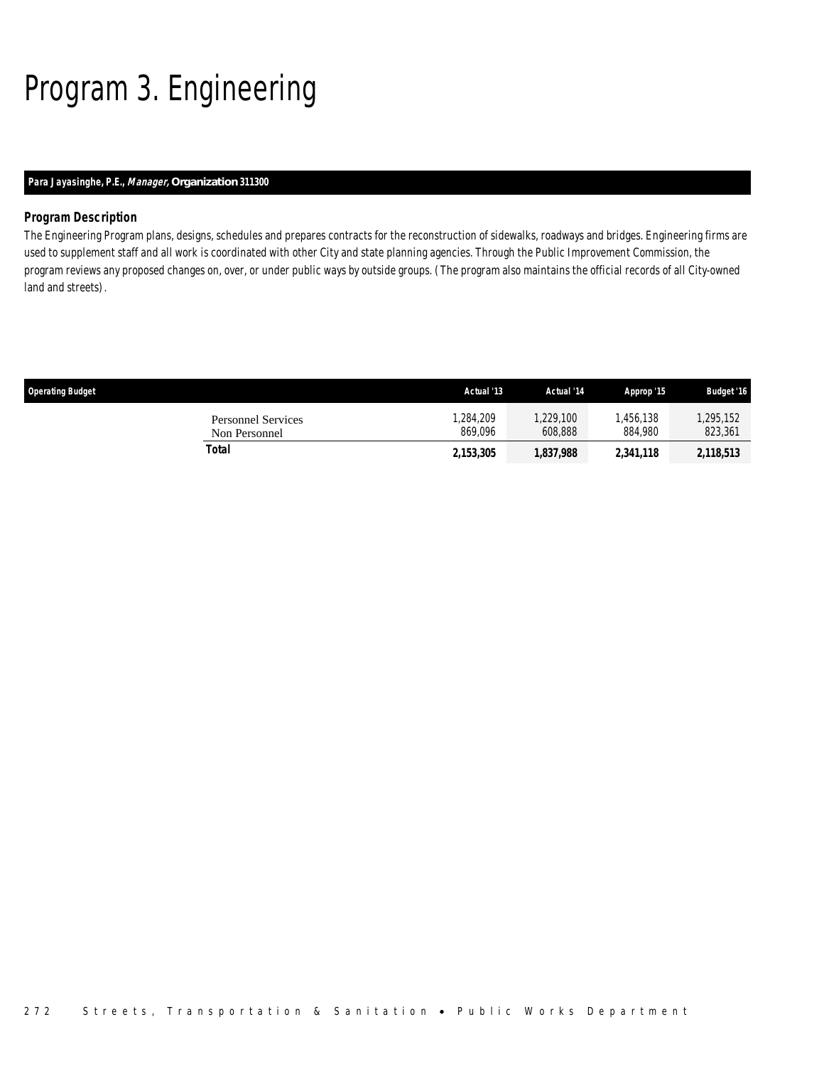# Program 3. Engineering

**Para Jayasinghe, P.E., *Manager,* Organization 311300**

### *Program Description*

The Engineering Program plans, designs, schedules and prepares contracts for the reconstruction of sidewalks, roadways and bridges. Engineering firms are used to supplement staff and all work is coordinated with other City and state planning agencies. Through the Public Improvement Commission, the program reviews any proposed changes on, over, or under public ways by outside groups. (The program also maintains the official records of all City-owned land and streets).

| Operating Budget | Actual '13 | Actual '14 | Approp '15 | Budget '16 |
|---|---|---|---|---|
| Personnel Services | 1,284,209 | 1,229,100 | 1,456,138 | 1,295,152 |
| Non Personnel | 869,096 | 608,888 | 884,980 | 823,361 |
| **Total** | **2,153,305** | **1,837,988** | **2,341,118** | **2,118,513** |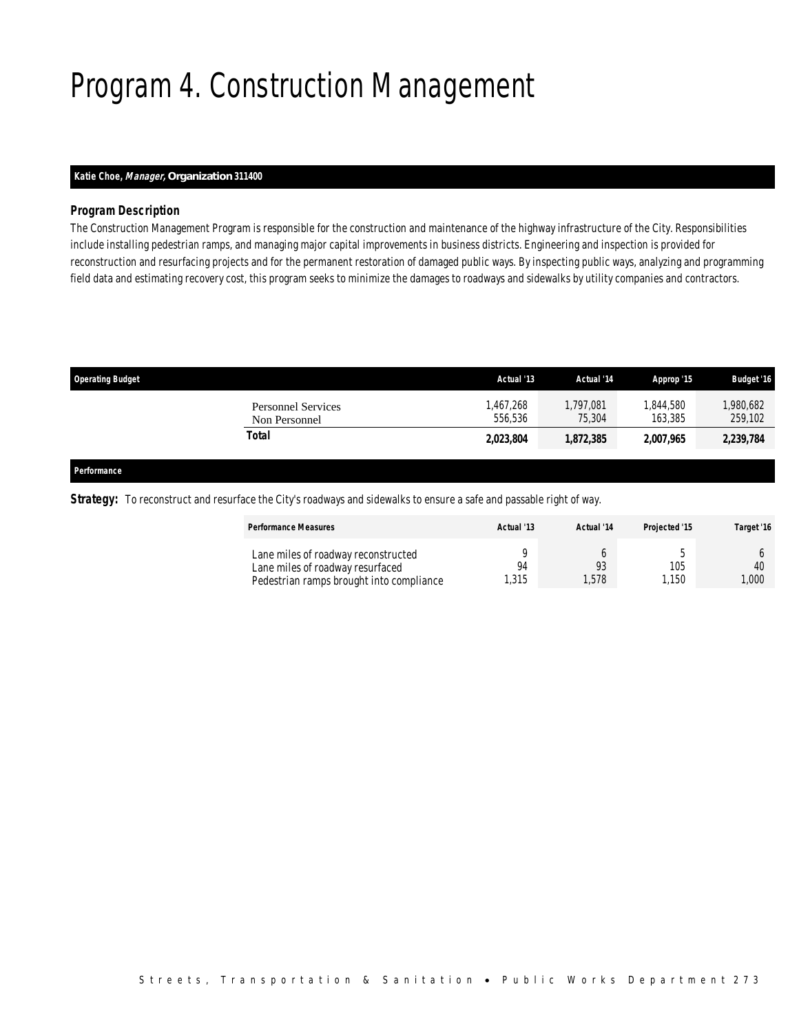# Program 4. Construction Management

**Katie Choe, *Manager,* Organization 311400**

### *Program Description*

*The Construction Management Program is responsible for the construction and maintenance of the highway infrastructure of the City. Responsibilities include installing pedestrian ramps, and managing major capital improvements in business districts. Engineering and inspection is provided for reconstruction and resurfacing projects and for the permanent restoration of damaged public ways. By inspecting public ways, analyzing and programming field data and estimating recovery cost, this program seeks to minimize the damages to roadways and sidewalks by utility companies and contractors.*

| Operating Budget | Actual '13 | Actual '14 | Approp '15 | Budget '16 |
|---|---|---|---|---|
| Personnel Services | 1,467,268 | 1,797,081 | 1,844,580 | 1,980,682 |
| Non Personnel | 556,536 | 75,304 | 163,385 | 259,102 |
| **Total** | **2,023,804** | **1,872,385** | **2,007,965** | **2,239,784** |

**Performance**

**Strategy:** To reconstruct and resurface the City's roadways and sidewalks to ensure a safe and passable right of way.

| Performance Measures | Actual '13 | Actual '14 | Projected '15 | Target '16 |
|---|---|---|---|---|
| Lane miles of roadway reconstructed | 9 | 6 | 5 | 6 |
| Lane miles of roadway resurfaced | 94 | 93 | 105 | 40 |
| Pedestrian ramps brought into compliance | 1,315 | 1,578 | 1,150 | 1,000 |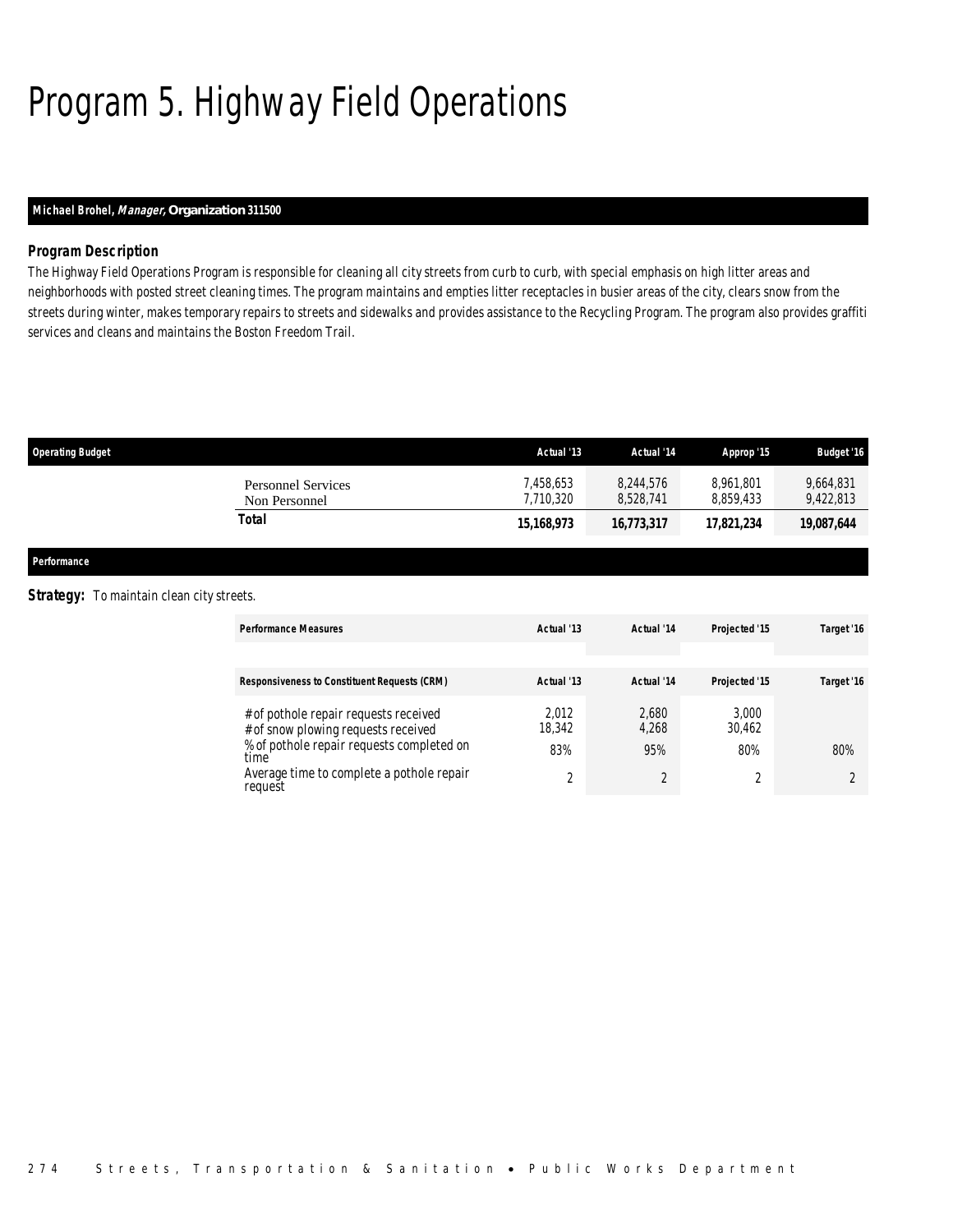# Program 5. Highway Field Operations

**Michael Brohel, *Manager*, Organization 311500**

### *Program Description*

The Highway Field Operations Program is responsible for cleaning all city streets from curb to curb, with special emphasis on high litter areas and neighborhoods with posted street cleaning times. The program maintains and empties litter receptacles in busier areas of the city, clears snow from the streets during winter, makes temporary repairs to streets and sidewalks and provides assistance to the Recycling Program. The program also provides graffiti services and cleans and maintains the Boston Freedom Trail.

| Operating Budget | Actual '13 | Actual '14 | Approp '15 | Budget '16 |
|---|---|---|---|---|
| Personnel Services | 7,458,653 | 8,244,576 | 8,961,801 | 9,664,831 |
| Non Personnel | 7,710,320 | 8,528,741 | 8,859,433 | 9,422,813 |
| **Total** | **15,168,973** | **16,773,317** | **17,821,234** | **19,087,644** |

### Performance

**Strategy:** To maintain clean city streets.

| Performance Measures | Actual '13 | Actual '14 | Projected '15 | Target '16 |
|---|---|---|---|---|
| **Responsiveness to Constituent Requests (CRM)** | **Actual '13** | **Actual '14** | **Projected '15** | **Target '16** |
| # of pothole repair requests received | 2,012 | 2,680 | 3,000 | |
| # of snow plowing requests received | 18,342 | 4,268 | 30,462 | |
| % of pothole repair requests completed on time | 83% | 95% | 80% | 80% |
| Average time to complete a pothole repair request | 2 | 2 | 2 | 2 |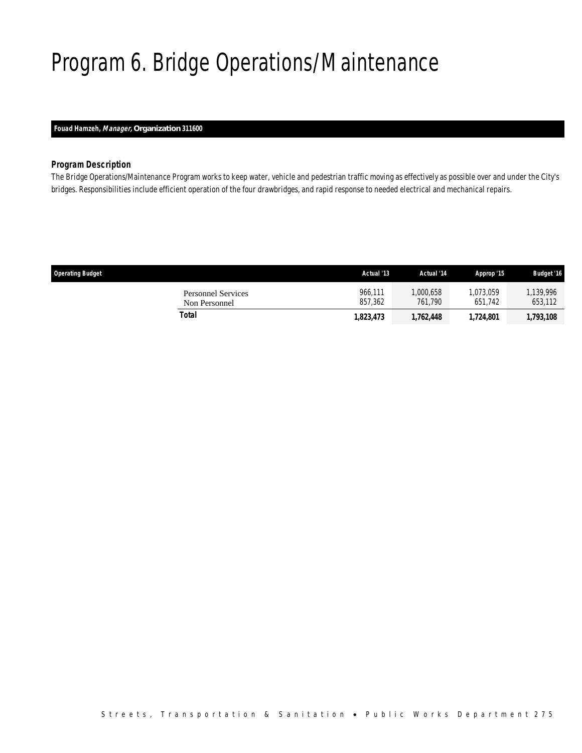# Program 6. Bridge Operations/Maintenance

**Fouad Hamzeh, *Manager,* Organization 311600**

### *Program Description*

The Bridge Operations/Maintenance Program works to keep water, vehicle and pedestrian traffic moving as effectively as possible over and under the City's bridges. Responsibilities include efficient operation of the four drawbridges, and rapid response to needed electrical and mechanical repairs.

| Operating Budget | Actual '13 | Actual '14 | Approp '15 | Budget '16 |
|---|---|---|---|---|
| Personnel Services | 966,111 | 1,000,658 | 1,073,059 | 1,139,996 |
| Non Personnel | 857,362 | 761,790 | 651,742 | 653,112 |
| **Total** | **1,823,473** | **1,762,448** | **1,724,801** | **1,793,108** |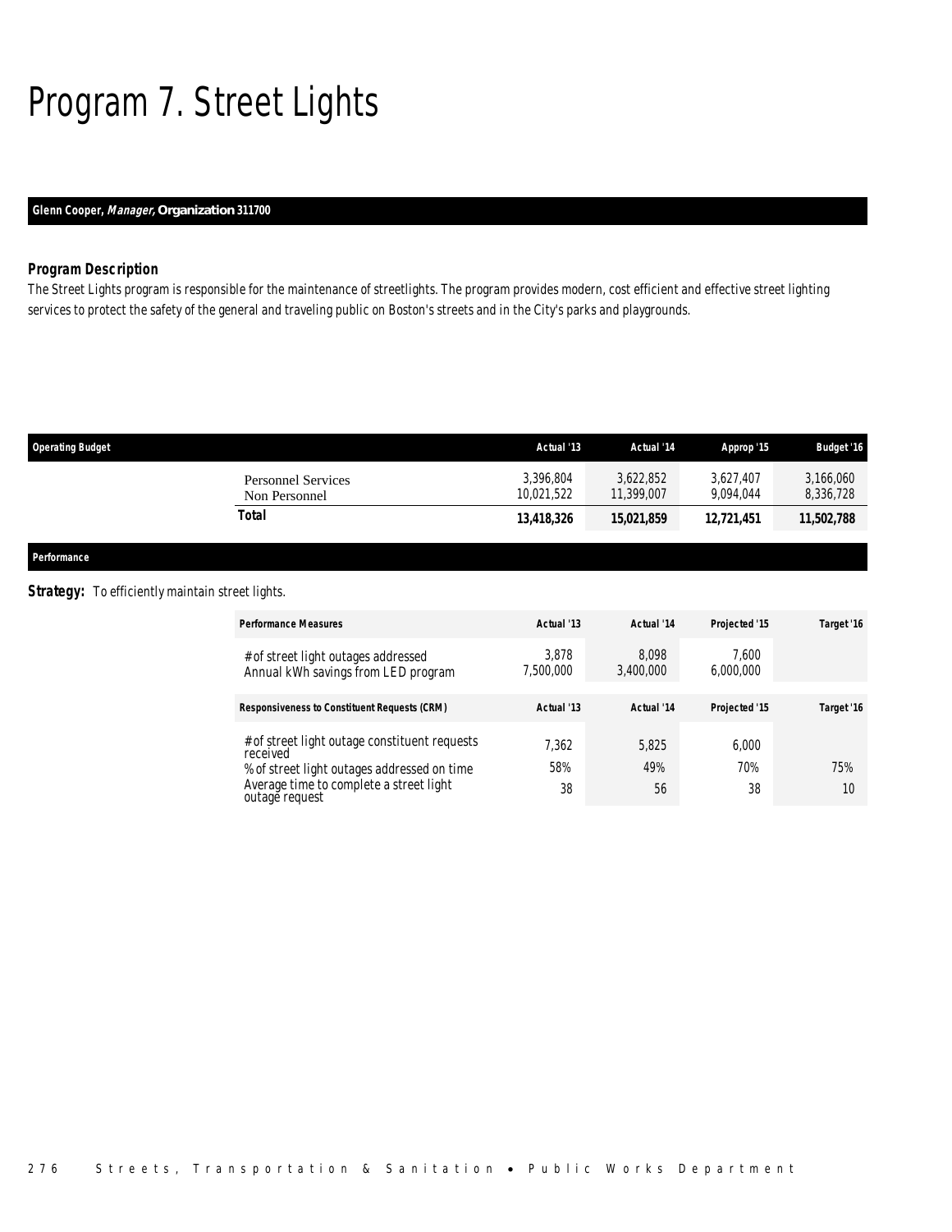# Program 7. Street Lights

**Glenn Cooper, *Manager,* Organization 311700**

### *Program Description*

*The Street Lights program is responsible for the maintenance of streetlights. The program provides modern, cost efficient and effective street lighting services to protect the safety of the general and traveling public on Boston's streets and in the City's parks and playgrounds.*

| Operating Budget | Actual '13 | Actual '14 | Approp '15 | Budget '16 |
|---|---|---|---|---|
| Personnel Services | 3,396,804 | 3,622,852 | 3,627,407 | 3,166,060 |
| Non Personnel | 10,021,522 | 11,399,007 | 9,094,044 | 8,336,728 |
| **Total** | **13,418,326** | **15,021,859** | **12,721,451** | **11,502,788** |

**Performance**

***Strategy:*** To efficiently maintain street lights.

| Performance Measures | Actual '13 | Actual '14 | Projected '15 | Target '16 |
|---|---|---|---|---|
| # of street light outages addressed | 3,878 | 8,098 | 7,600 | |
| Annual kWh savings from LED program | 7,500,000 | 3,400,000 | 6,000,000 | |

| Responsiveness to Constituent Requests (CRM) | Actual '13 | Actual '14 | Projected '15 | Target '16 |
|---|---|---|---|---|
| # of street light outage constituent requests received | 7,362 | 5,825 | 6,000 | |
| % of street light outages addressed on time | 58% | 49% | 70% | 75% |
| Average time to complete a street light outage request | 38 | 56 | 38 | 10 |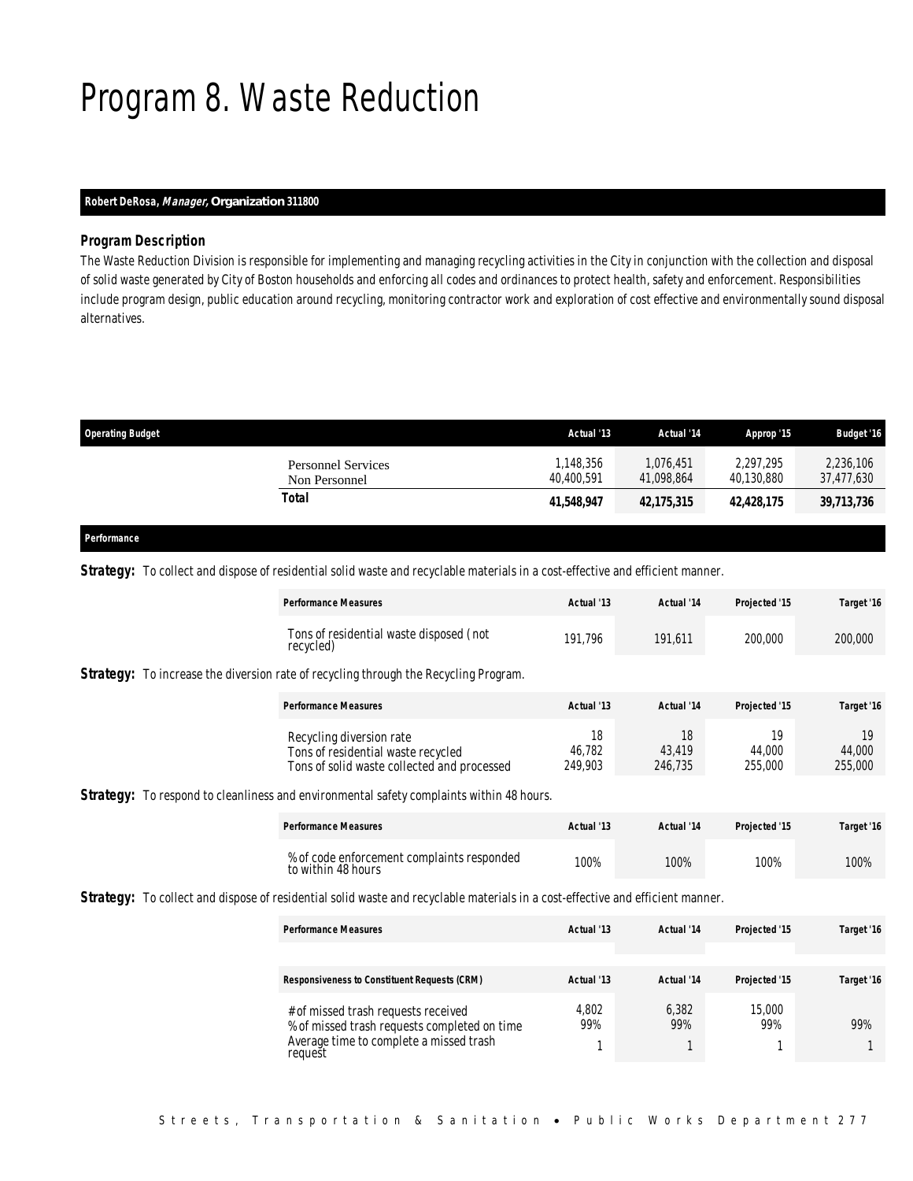# Program 8. Waste Reduction

**Robert DeRosa, *Manager,* Organization 311800**

***Program Description***

The Waste Reduction Division is responsible for implementing and managing recycling activities in the City in conjunction with the collection and disposal of solid waste generated by City of Boston households and enforcing all codes and ordinances to protect health, safety and enforcement. Responsibilities include program design, public education around recycling, monitoring contractor work and exploration of cost effective and environmentally sound disposal alternatives.

| Operating Budget | Actual '13 | Actual '14 | Approp '15 | Budget '16 |
|---|---|---|---|---|
| Personnel Services | 1,148,356 | 1,076,451 | 2,297,295 | 2,236,106 |
| Non Personnel | 40,400,591 | 41,098,864 | 40,130,880 | 37,477,630 |
| **Total** | **41,548,947** | **42,175,315** | **42,428,175** | **39,713,736** |

***Performance***

**Strategy:** To collect and dispose of residential solid waste and recyclable materials in a cost-effective and efficient manner.

| Performance Measures | Actual '13 | Actual '14 | Projected '15 | Target '16 |
|---|---|---|---|---|
| Tons of residential waste disposed (not recycled) | 191,796 | 191,611 | 200,000 | 200,000 |

**Strategy:** To increase the diversion rate of recycling through the Recycling Program.

| Performance Measures | Actual '13 | Actual '14 | Projected '15 | Target '16 |
|---|---|---|---|---|
| Recycling diversion rate | 18 | 18 | 19 | 19 |
| Tons of residential waste recycled | 46,782 | 43,419 | 44,000 | 44,000 |
| Tons of solid waste collected and processed | 249,903 | 246,735 | 255,000 | 255,000 |

**Strategy:** To respond to cleanliness and environmental safety complaints within 48 hours.

| Performance Measures | Actual '13 | Actual '14 | Projected '15 | Target '16 |
|---|---|---|---|---|
| % of code enforcement complaints responded to within 48 hours | 100% | 100% | 100% | 100% |

**Strategy:** To collect and dispose of residential solid waste and recyclable materials in a cost-effective and efficient manner.

| Performance Measures | Actual '13 | Actual '14 | Projected '15 | Target '16 |
|---|---|---|---|---|
| **Responsiveness to Constituent Requests (CRM)** | **Actual '13** | **Actual '14** | **Projected '15** | **Target '16** |
| # of missed trash requests received | 4,802 | 6,382 | 15,000 | |
| % of missed trash requests completed on time | 99% | 99% | 99% | 99% |
| Average time to complete a missed trash request | 1 | 1 | 1 | 1 |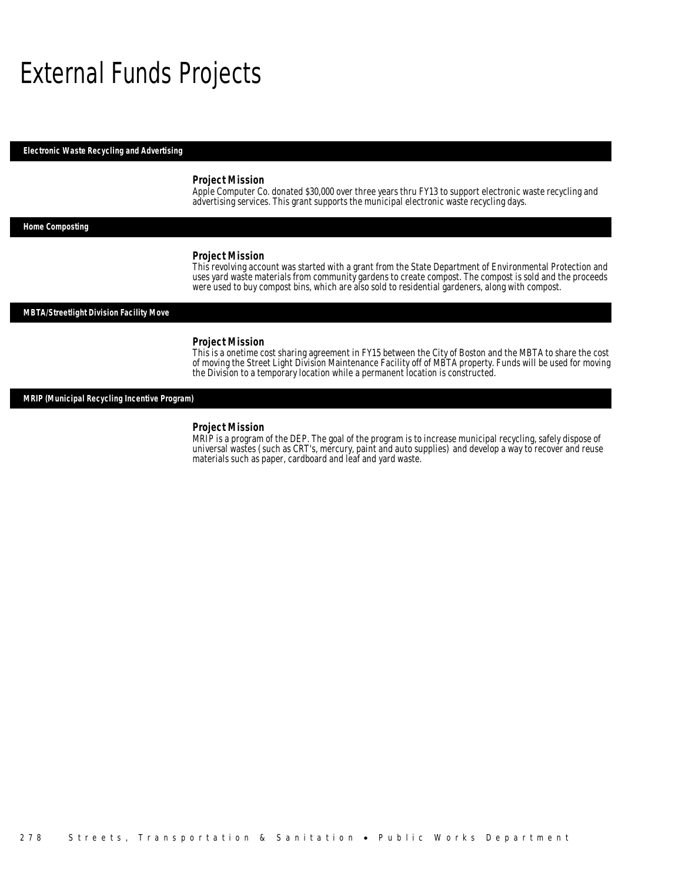# External Funds Projects

## Electronic Waste Recycling and Advertising

### Project Mission

Apple Computer Co. donated $30,000 over three years thru FY13 to support electronic waste recycling and advertising services. This grant supports the municipal electronic waste recycling days.

## Home Composting

### Project Mission

This revolving account was started with a grant from the State Department of Environmental Protection and uses yard waste materials from community gardens to create compost. The compost is sold and the proceeds were used to buy compost bins, which are also sold to residential gardeners, along with compost.

## MBTA/Streetlight Division Facility Move

### Project Mission

This is a onetime cost sharing agreement in FY15 between the City of Boston and the MBTA to share the cost of moving the Street Light Division Maintenance Facility off of MBTA property. Funds will be used for moving the Division to a temporary location while a permanent location is constructed.

## MRIP (Municipal Recycling Incentive Program)

### Project Mission

MRIP is a program of the DEP. The goal of the program is to increase municipal recycling, safely dispose of universal wastes (such as CRT's, mercury, paint and auto supplies) and develop a way to recover and reuse materials such as paper, cardboard and leaf and yard waste.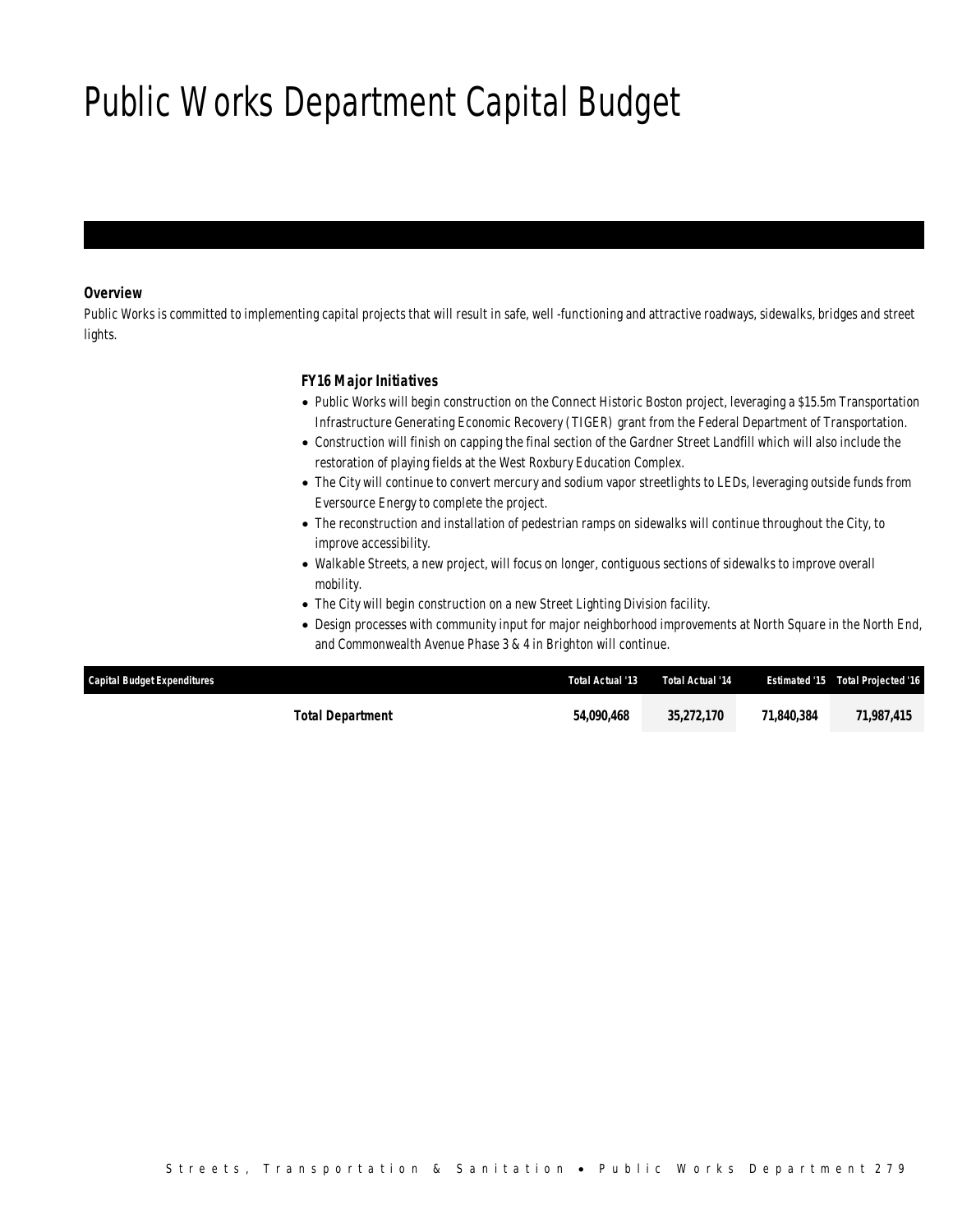# Public Works Department Capital Budget

### Overview

*Public Works is committed to implementing capital projects that will result in safe, well -functioning and attractive roadways, sidewalks, bridges and street lights.*

### FY16 Major Initiatives

- Public Works will begin construction on the Connect Historic Boston project, leveraging a $15.5m Transportation Infrastructure Generating Economic Recovery (TIGER) grant from the Federal Department of Transportation.
- Construction will finish on capping the final section of the Gardner Street Landfill which will also include the restoration of playing fields at the West Roxbury Education Complex.
- The City will continue to convert mercury and sodium vapor streetlights to LEDs, leveraging outside funds from Eversource Energy to complete the project.
- The reconstruction and installation of pedestrian ramps on sidewalks will continue throughout the City, to improve accessibility.
- Walkable Streets, a new project, will focus on longer, contiguous sections of sidewalks to improve overall mobility.
- The City will begin construction on a new Street Lighting Division facility.
- Design processes with community input for major neighborhood improvements at North Square in the North End, and Commonwealth Avenue Phase 3 & 4 in Brighton will continue.

| Capital Budget Expenditures | Total Actual '13 | Total Actual '14 | Estimated '15 | Total Projected '16 |
|---|---|---|---|---|
| Total Department | 54,090,468 | 35,272,170 | 71,840,384 | 71,987,415 |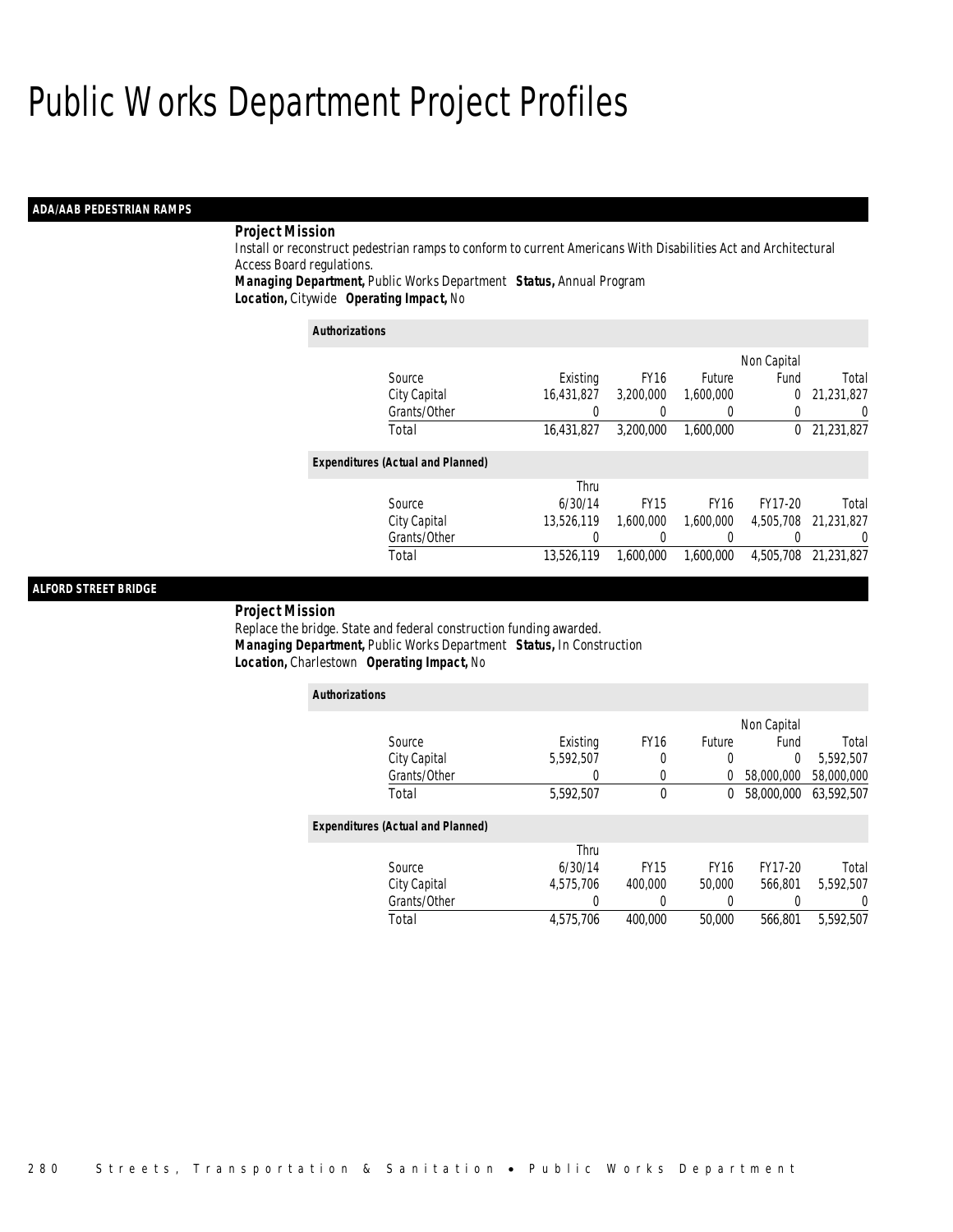# Public Works Department Project Profiles

## ADA/AAB PEDESTRIAN RAMPS

**Project Mission**

Install or reconstruct pedestrian ramps to conform to current Americans With Disabilities Act and Architectural Access Board regulations.

***Managing Department,*** Public Works Department ***Status,*** Annual Program

***Location,*** Citywide ***Operating Impact,*** No

***Authorizations***

| Source | Existing | FY16 | Future | Non Capital Fund | Total |
|---|---|---|---|---|---|
| City Capital | 16,431,827 | 3,200,000 | 1,600,000 | 0 | 21,231,827 |
| Grants/Other | 0 | 0 | 0 | 0 | 0 |
| Total | 16,431,827 | 3,200,000 | 1,600,000 | 0 | 21,231,827 |

***Expenditures (Actual and Planned)***

| Source | Thru 6/30/14 | FY15 | FY16 | FY17-20 | Total |
|---|---|---|---|---|---|
| City Capital | 13,526,119 | 1,600,000 | 1,600,000 | 4,505,708 | 21,231,827 |
| Grants/Other | 0 | 0 | 0 | 0 | 0 |
| Total | 13,526,119 | 1,600,000 | 1,600,000 | 4,505,708 | 21,231,827 |

## ALFORD STREET BRIDGE

**Project Mission**

Replace the bridge. State and federal construction funding awarded.

***Managing Department,*** Public Works Department ***Status,*** In Construction

***Location,*** Charlestown ***Operating Impact,*** No

***Authorizations***

| Source | Existing | FY16 | Future | Non Capital Fund | Total |
|---|---|---|---|---|---|
| City Capital | 5,592,507 | 0 | 0 | 0 | 5,592,507 |
| Grants/Other | 0 | 0 | 0 | 58,000,000 | 58,000,000 |
| Total | 5,592,507 | 0 | 0 | 58,000,000 | 63,592,507 |

***Expenditures (Actual and Planned)***

| Source | Thru 6/30/14 | FY15 | FY16 | FY17-20 | Total |
|---|---|---|---|---|---|
| City Capital | 4,575,706 | 400,000 | 50,000 | 566,801 | 5,592,507 |
| Grants/Other | 0 | 0 | 0 | 0 | 0 |
| Total | 4,575,706 | 400,000 | 50,000 | 566,801 | 5,592,507 |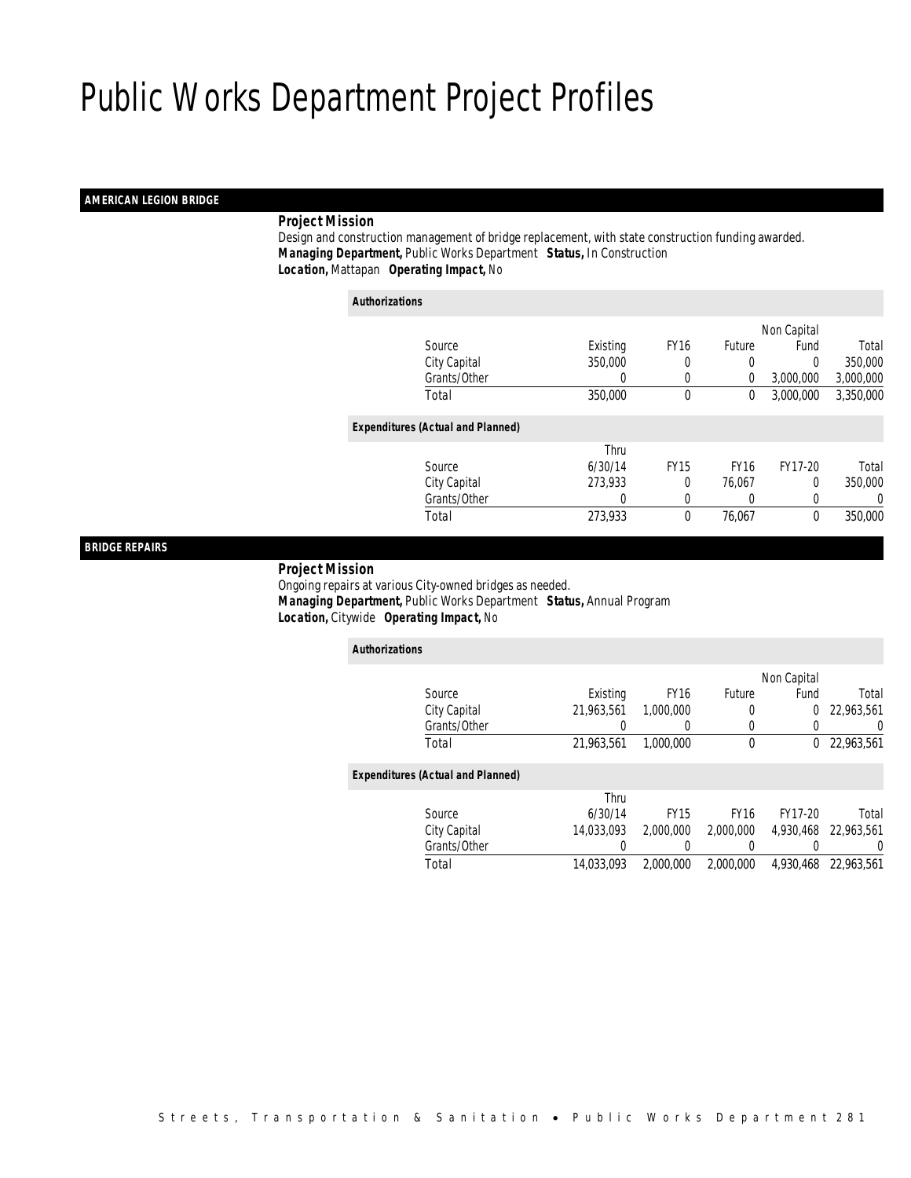# Public Works Department Project Profiles

## AMERICAN LEGION BRIDGE

***Project Mission***

Design and construction management of bridge replacement, with state construction funding awarded.

***Managing Department,*** Public Works Department ***Status,*** In Construction

***Location,*** Mattapan ***Operating Impact,*** No

***Authorizations***

| Source | Existing | FY16 | Future | Non Capital Fund | Total |
|---|---|---|---|---|---|
| City Capital | 350,000 | 0 | 0 | 0 | 350,000 |
| Grants/Other | 0 | 0 | 0 | 3,000,000 | 3,000,000 |
| Total | 350,000 | 0 | 0 | 3,000,000 | 3,350,000 |

***Expenditures (Actual and Planned)***

| Source | Thru 6/30/14 | FY15 | FY16 | FY17-20 | Total |
|---|---|---|---|---|---|
| City Capital | 273,933 | 0 | 76,067 | 0 | 350,000 |
| Grants/Other | 0 | 0 | 0 | 0 | 0 |
| Total | 273,933 | 0 | 76,067 | 0 | 350,000 |

## BRIDGE REPAIRS

***Project Mission***

Ongoing repairs at various City-owned bridges as needed.

***Managing Department,*** Public Works Department ***Status,*** Annual Program

***Location,*** Citywide ***Operating Impact,*** No

***Authorizations***

| Source | Existing | FY16 | Future | Non Capital Fund | Total |
|---|---|---|---|---|---|
| City Capital | 21,963,561 | 1,000,000 | 0 | 0 | 22,963,561 |
| Grants/Other | 0 | 0 | 0 | 0 | 0 |
| Total | 21,963,561 | 1,000,000 | 0 | 0 | 22,963,561 |

***Expenditures (Actual and Planned)***

| Source | Thru 6/30/14 | FY15 | FY16 | FY17-20 | Total |
|---|---|---|---|---|---|
| City Capital | 14,033,093 | 2,000,000 | 2,000,000 | 4,930,468 | 22,963,561 |
| Grants/Other | 0 | 0 | 0 | 0 | 0 |
| Total | 14,033,093 | 2,000,000 | 2,000,000 | 4,930,468 | 22,963,561 |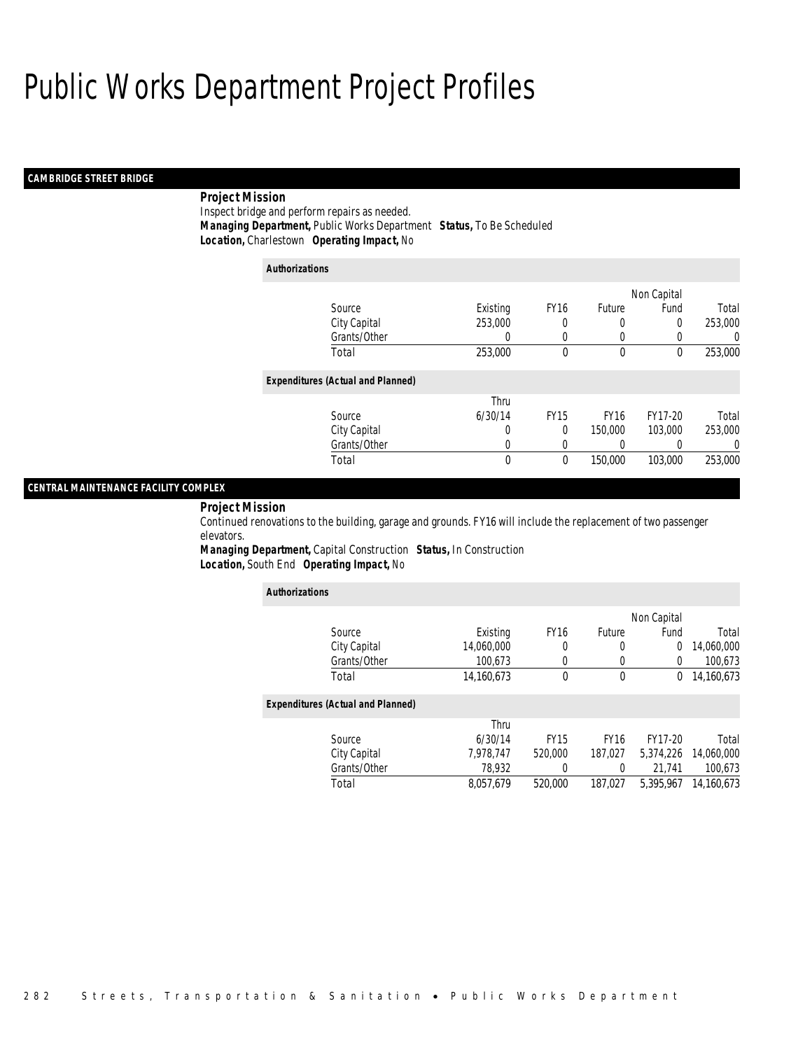# Public Works Department Project Profiles

## CAMBRIDGE STREET BRIDGE

**Project Mission**

Inspect bridge and perform repairs as needed.

***Managing Department,*** Public Works Department ***Status,*** To Be Scheduled

***Location,*** Charlestown ***Operating Impact,*** No

**Authorizations**

| Source | Existing | FY16 | Future | Non Capital Fund | Total |
|---|---|---|---|---|---|
| City Capital | 253,000 | 0 | 0 | 0 | 253,000 |
| Grants/Other | 0 | 0 | 0 | 0 | 0 |
| Total | 253,000 | 0 | 0 | 0 | 253,000 |

**Expenditures (Actual and Planned)**

| Source | Thru 6/30/14 | FY15 | FY16 | FY17-20 | Total |
|---|---|---|---|---|---|
| City Capital | 0 | 0 | 150,000 | 103,000 | 253,000 |
| Grants/Other | 0 | 0 | 0 | 0 | 0 |
| Total | 0 | 0 | 150,000 | 103,000 | 253,000 |

## CENTRAL MAINTENANCE FACILITY COMPLEX

**Project Mission**

Continued renovations to the building, garage and grounds. FY16 will include the replacement of two passenger elevators.

***Managing Department,*** Capital Construction ***Status,*** In Construction

***Location,*** South End ***Operating Impact,*** No

**Authorizations**

| Source | Existing | FY16 | Future | Non Capital Fund | Total |
|---|---|---|---|---|---|
| City Capital | 14,060,000 | 0 | 0 | 0 | 14,060,000 |
| Grants/Other | 100,673 | 0 | 0 | 0 | 100,673 |
| Total | 14,160,673 | 0 | 0 | 0 | 14,160,673 |

**Expenditures (Actual and Planned)**

| Source | Thru 6/30/14 | FY15 | FY16 | FY17-20 | Total |
|---|---|---|---|---|---|
| City Capital | 7,978,747 | 520,000 | 187,027 | 5,374,226 | 14,060,000 |
| Grants/Other | 78,932 | 0 | 0 | 21,741 | 100,673 |
| Total | 8,057,679 | 520,000 | 187,027 | 5,395,967 | 14,160,673 |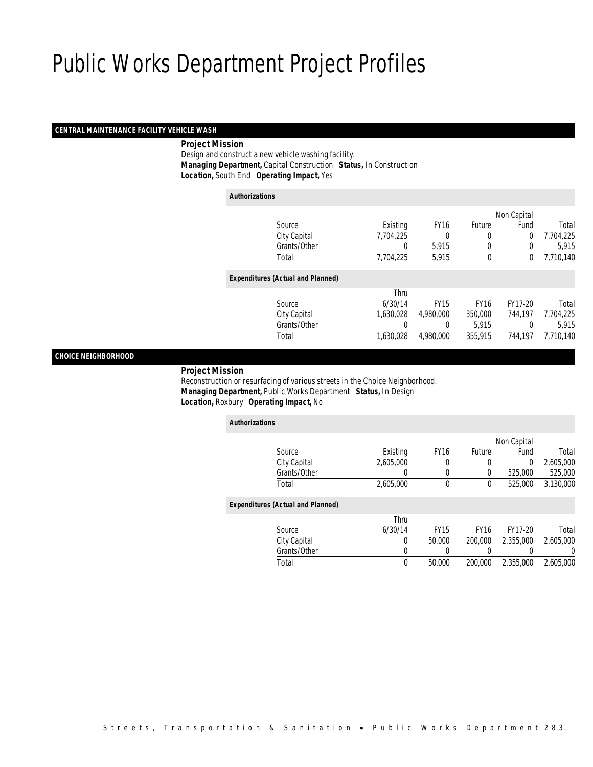# Public Works Department Project Profiles

## CENTRAL MAINTENANCE FACILITY VEHICLE WASH

**Project Mission**

Design and construct a new vehicle washing facility.

***Managing Department,*** Capital Construction ***Status,*** In Construction

***Location,*** South End ***Operating Impact,*** Yes

**Authorizations**

| Source | Existing | FY16 | Future | Non Capital Fund | Total |
|---|---|---|---|---|---|
| City Capital | 7,704,225 | 0 | 0 | 0 | 7,704,225 |
| Grants/Other | 0 | 5,915 | 0 | 0 | 5,915 |
| Total | 7,704,225 | 5,915 | 0 | 0 | 7,710,140 |

**Expenditures (Actual and Planned)**

| Source | Thru 6/30/14 | FY15 | FY16 | FY17-20 | Total |
|---|---|---|---|---|---|
| City Capital | 1,630,028 | 4,980,000 | 350,000 | 744,197 | 7,704,225 |
| Grants/Other | 0 | 0 | 5,915 | 0 | 5,915 |
| Total | 1,630,028 | 4,980,000 | 355,915 | 744,197 | 7,710,140 |

## CHOICE NEIGHBORHOOD

**Project Mission**

Reconstruction or resurfacing of various streets in the Choice Neighborhood.

***Managing Department,*** Public Works Department ***Status,*** In Design

***Location,*** Roxbury ***Operating Impact,*** No

**Authorizations**

| Source | Existing | FY16 | Future | Non Capital Fund | Total |
|---|---|---|---|---|---|
| City Capital | 2,605,000 | 0 | 0 | 0 | 2,605,000 |
| Grants/Other | 0 | 0 | 0 | 525,000 | 525,000 |
| Total | 2,605,000 | 0 | 0 | 525,000 | 3,130,000 |

**Expenditures (Actual and Planned)**

| Source | Thru 6/30/14 | FY15 | FY16 | FY17-20 | Total |
|---|---|---|---|---|---|
| City Capital | 0 | 50,000 | 200,000 | 2,355,000 | 2,605,000 |
| Grants/Other | 0 | 0 | 0 | 0 | 0 |
| Total | 0 | 50,000 | 200,000 | 2,355,000 | 2,605,000 |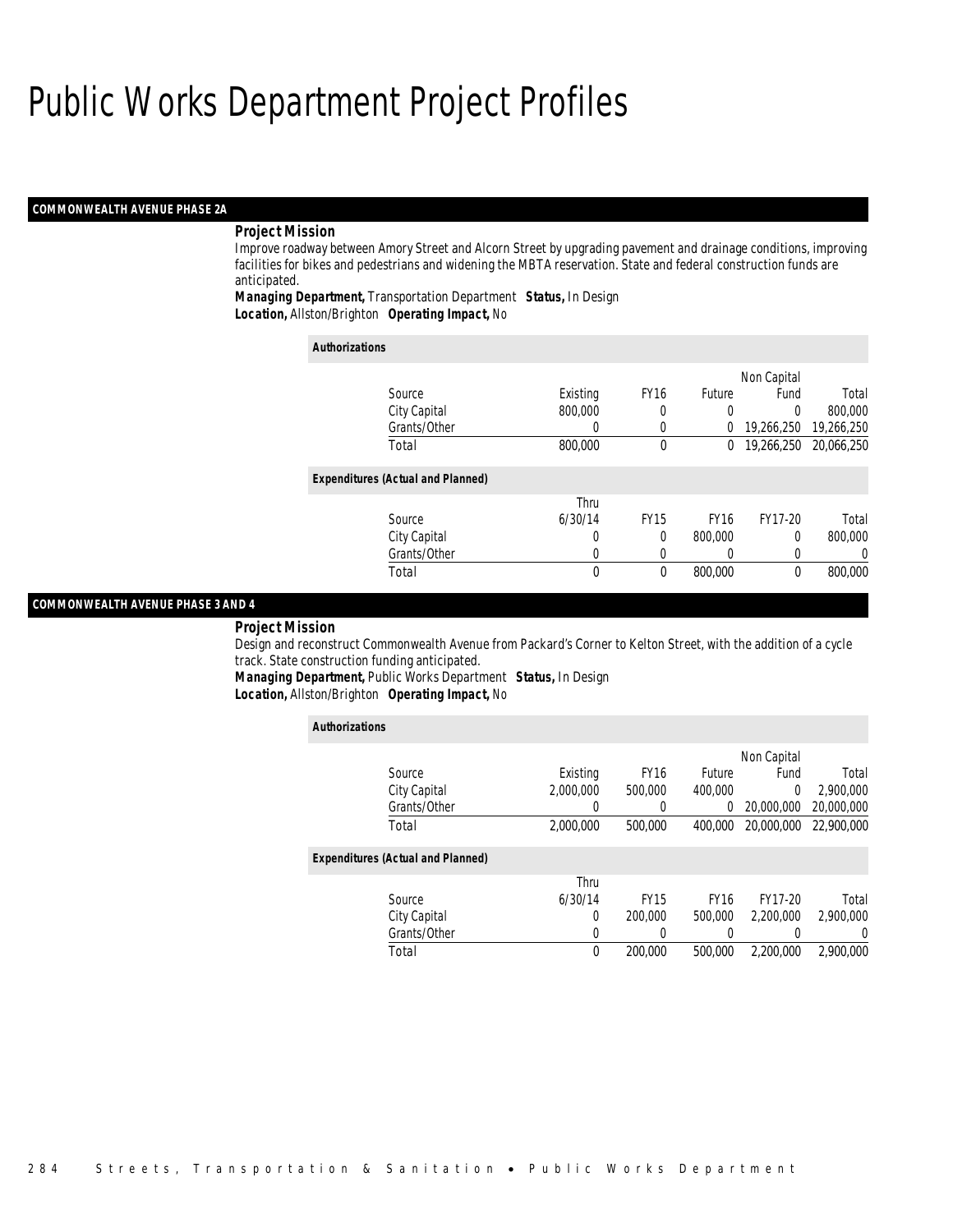# Public Works Department Project Profiles

## COMMONWEALTH AVENUE PHASE 2A

### Project Mission

Improve roadway between Amory Street and Alcorn Street by upgrading pavement and drainage conditions, improving facilities for bikes and pedestrians and widening the MBTA reservation. State and federal construction funds are anticipated.

***Managing Department,*** Transportation Department ***Status,*** In Design
***Location,*** Allston/Brighton ***Operating Impact,*** No

**Authorizations**

| Source | Existing | FY16 | Future | Non Capital Fund | Total |
|---|---|---|---|---|---|
| City Capital | 800,000 | 0 | 0 | 0 | 800,000 |
| Grants/Other | 0 | 0 | 0 | 19,266,250 | 19,266,250 |
| Total | 800,000 | 0 | 0 | 19,266,250 | 20,066,250 |

**Expenditures (Actual and Planned)**

| Source | Thru 6/30/14 | FY15 | FY16 | FY17-20 | Total |
|---|---|---|---|---|---|
| City Capital | 0 | 0 | 800,000 | 0 | 800,000 |
| Grants/Other | 0 | 0 | 0 | 0 | 0 |
| Total | 0 | 0 | 800,000 | 0 | 800,000 |

## COMMONWEALTH AVENUE PHASE 3 AND 4

### Project Mission

Design and reconstruct Commonwealth Avenue from Packard's Corner to Kelton Street, with the addition of a cycle track. State construction funding anticipated.

***Managing Department,*** Public Works Department ***Status,*** In Design
***Location,*** Allston/Brighton ***Operating Impact,*** No

**Authorizations**

| Source | Existing | FY16 | Future | Non Capital Fund | Total |
|---|---|---|---|---|---|
| City Capital | 2,000,000 | 500,000 | 400,000 | 0 | 2,900,000 |
| Grants/Other | 0 | 0 | 0 | 20,000,000 | 20,000,000 |
| Total | 2,000,000 | 500,000 | 400,000 | 20,000,000 | 22,900,000 |

**Expenditures (Actual and Planned)**

| Source | Thru 6/30/14 | FY15 | FY16 | FY17-20 | Total |
|---|---|---|---|---|---|
| City Capital | 0 | 200,000 | 500,000 | 2,200,000 | 2,900,000 |
| Grants/Other | 0 | 0 | 0 | 0 | 0 |
| Total | 0 | 200,000 | 500,000 | 2,200,000 | 2,900,000 |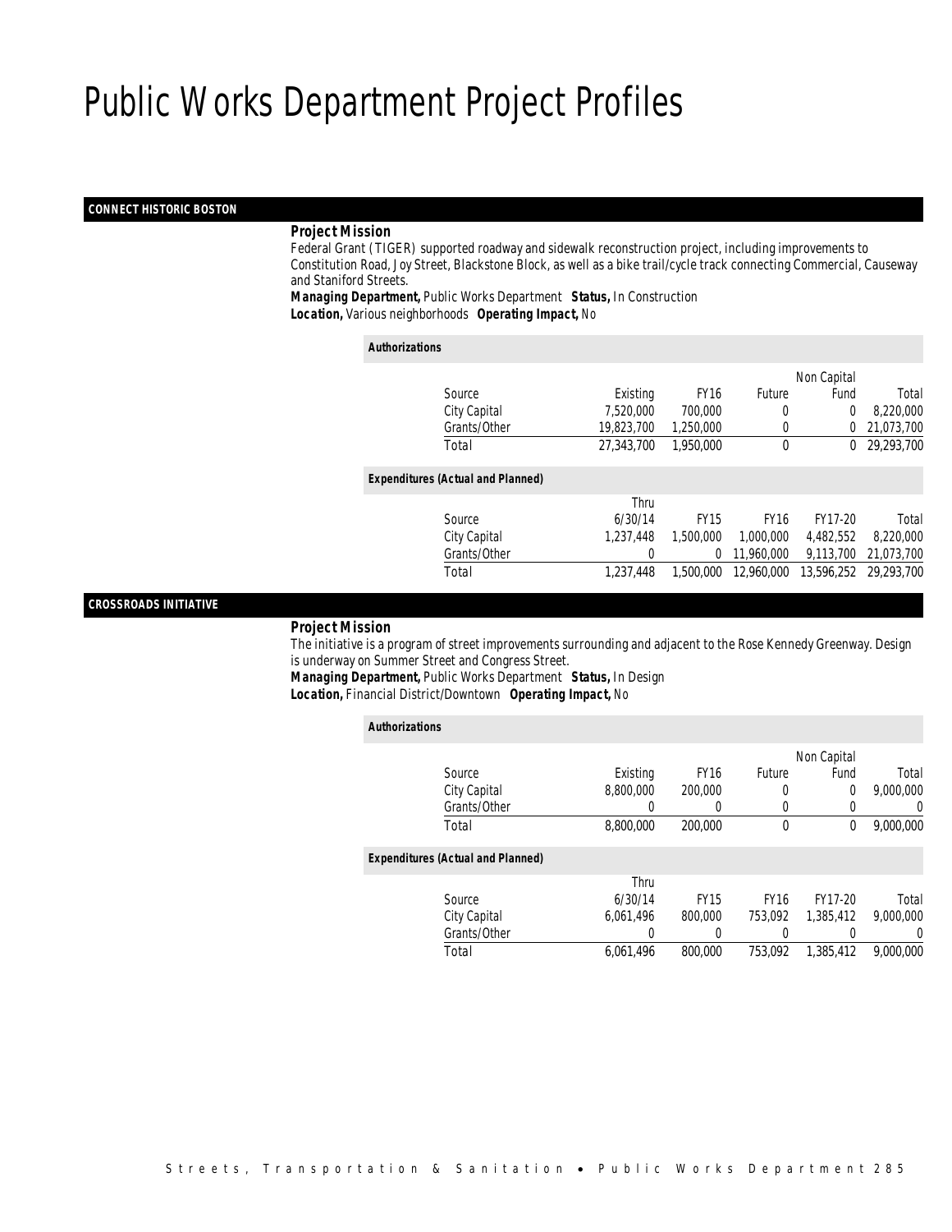# Public Works Department Project Profiles

## CONNECT HISTORIC BOSTON

### Project Mission

Federal Grant (TIGER) supported roadway and sidewalk reconstruction project, including improvements to Constitution Road, Joy Street, Blackstone Block, as well as a bike trail/cycle track connecting Commercial, Causeway and Staniford Streets.

**Managing Department,** Public Works Department **Status,** In Construction
**Location,** Various neighborhoods **Operating Impact,** No

#### Authorizations

| Source | Existing | FY16 | Future | Non Capital Fund | Total |
|---|---|---|---|---|---|
| City Capital | 7,520,000 | 700,000 | 0 | 0 | 8,220,000 |
| Grants/Other | 19,823,700 | 1,250,000 | 0 | 0 | 21,073,700 |
| Total | 27,343,700 | 1,950,000 | 0 | 0 | 29,293,700 |

#### Expenditures (Actual and Planned)

| Source | Thru 6/30/14 | FY15 | FY16 | FY17-20 | Total |
|---|---|---|---|---|---|
| City Capital | 1,237,448 | 1,500,000 | 1,000,000 | 4,482,552 | 8,220,000 |
| Grants/Other | 0 | 0 | 11,960,000 | 9,113,700 | 21,073,700 |
| Total | 1,237,448 | 1,500,000 | 12,960,000 | 13,596,252 | 29,293,700 |

## CROSSROADS INITIATIVE

### Project Mission

The initiative is a program of street improvements surrounding and adjacent to the Rose Kennedy Greenway. Design is underway on Summer Street and Congress Street.

**Managing Department,** Public Works Department **Status,** In Design
**Location,** Financial District/Downtown **Operating Impact,** No

#### Authorizations

| Source | Existing | FY16 | Future | Non Capital Fund | Total |
|---|---|---|---|---|---|
| City Capital | 8,800,000 | 200,000 | 0 | 0 | 9,000,000 |
| Grants/Other | 0 | 0 | 0 | 0 | 0 |
| Total | 8,800,000 | 200,000 | 0 | 0 | 9,000,000 |

#### Expenditures (Actual and Planned)

| Source | Thru 6/30/14 | FY15 | FY16 | FY17-20 | Total |
|---|---|---|---|---|---|
| City Capital | 6,061,496 | 800,000 | 753,092 | 1,385,412 | 9,000,000 |
| Grants/Other | 0 | 0 | 0 | 0 | 0 |
| Total | 6,061,496 | 800,000 | 753,092 | 1,385,412 | 9,000,000 |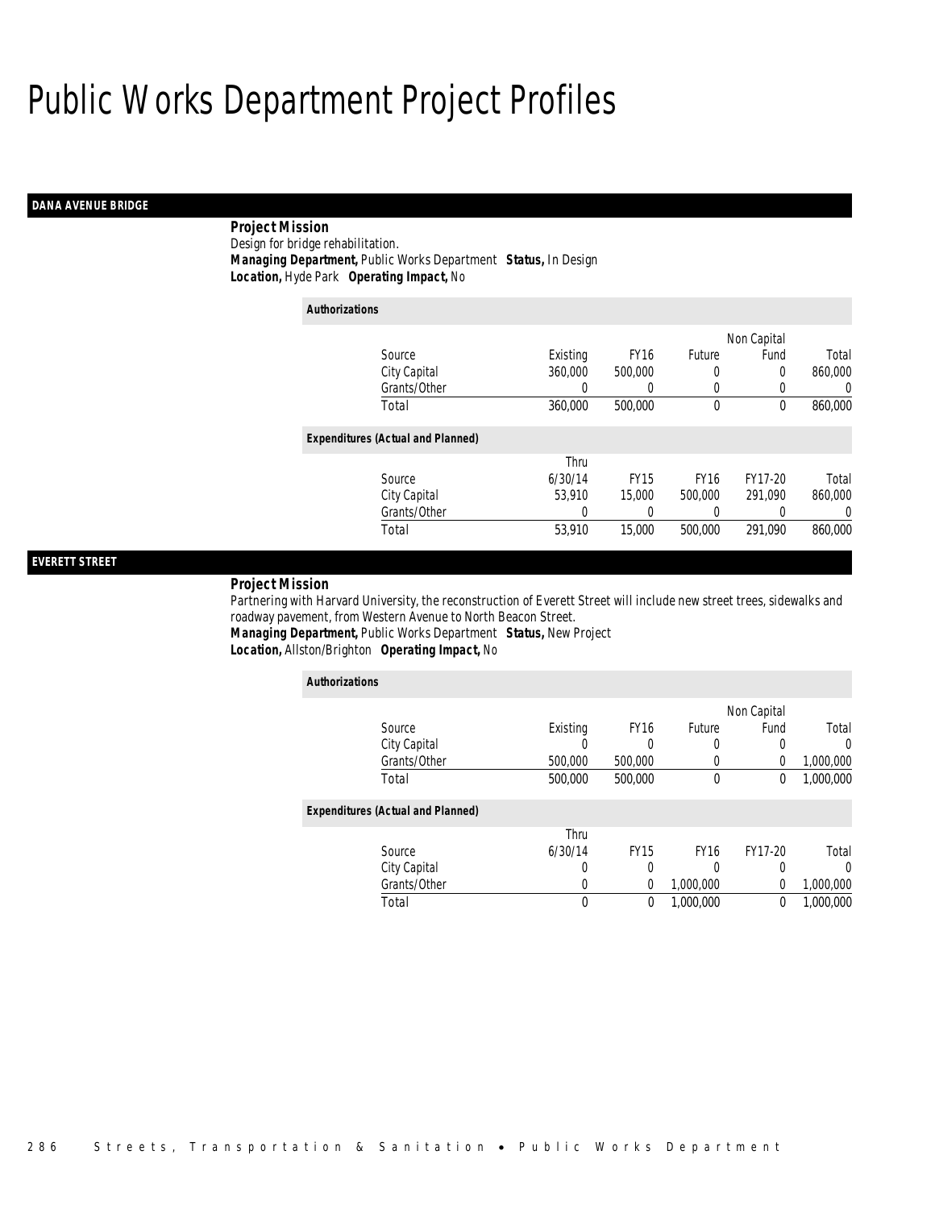# Public Works Department Project Profiles

## DANA AVENUE BRIDGE

**Project Mission**

Design for bridge rehabilitation.

**Managing Department,** Public Works Department **Status,** In Design

**Location,** Hyde Park **Operating Impact,** No

**Authorizations**

| Source | Existing | FY16 | Future | Non Capital Fund | Total |
|---|---|---|---|---|---|
| City Capital | 360,000 | 500,000 | 0 | 0 | 860,000 |
| Grants/Other | 0 | 0 | 0 | 0 | 0 |
| Total | 360,000 | 500,000 | 0 | 0 | 860,000 |

**Expenditures (Actual and Planned)**

| Source | Thru 6/30/14 | FY15 | FY16 | FY17-20 | Total |
|---|---|---|---|---|---|
| City Capital | 53,910 | 15,000 | 500,000 | 291,090 | 860,000 |
| Grants/Other | 0 | 0 | 0 | 0 | 0 |
| Total | 53,910 | 15,000 | 500,000 | 291,090 | 860,000 |

## EVERETT STREET

**Project Mission**

Partnering with Harvard University, the reconstruction of Everett Street will include new street trees, sidewalks and roadway pavement, from Western Avenue to North Beacon Street.

**Managing Department,** Public Works Department **Status,** New Project

**Location,** Allston/Brighton **Operating Impact,** No

**Authorizations**

| Source | Existing | FY16 | Future | Non Capital Fund | Total |
|---|---|---|---|---|---|
| City Capital | 0 | 0 | 0 | 0 | 0 |
| Grants/Other | 500,000 | 500,000 | 0 | 0 | 1,000,000 |
| Total | 500,000 | 500,000 | 0 | 0 | 1,000,000 |

**Expenditures (Actual and Planned)**

| Source | Thru 6/30/14 | FY15 | FY16 | FY17-20 | Total |
|---|---|---|---|---|---|
| City Capital | 0 | 0 | 0 | 0 | 0 |
| Grants/Other | 0 | 0 | 1,000,000 | 0 | 1,000,000 |
| Total | 0 | 0 | 1,000,000 | 0 | 1,000,000 |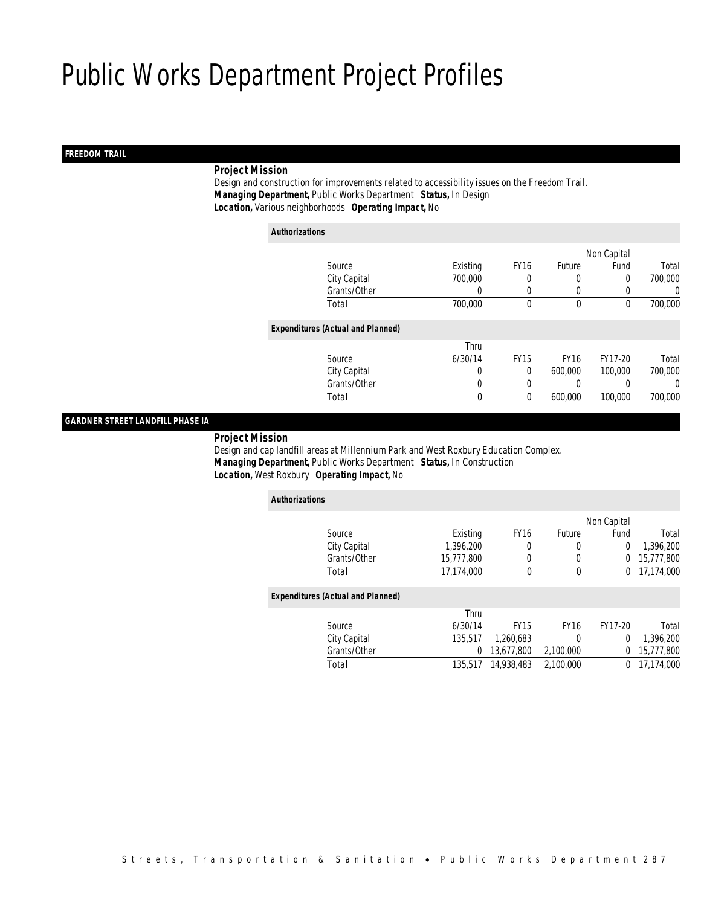# Public Works Department Project Profiles

## FREEDOM TRAIL

**Project Mission**

Design and construction for improvements related to accessibility issues on the Freedom Trail.

***Managing Department,*** Public Works Department ***Status,*** In Design

***Location,*** Various neighborhoods ***Operating Impact,*** No

**Authorizations**

| Source | Existing | FY16 | Future | Non Capital Fund | Total |
|---|---|---|---|---|---|
| City Capital | 700,000 | 0 | 0 | 0 | 700,000 |
| Grants/Other | 0 | 0 | 0 | 0 | 0 |
| Total | 700,000 | 0 | 0 | 0 | 700,000 |

**Expenditures (Actual and Planned)**

| Source | Thru 6/30/14 | FY15 | FY16 | FY17-20 | Total |
|---|---|---|---|---|---|
| City Capital | 0 | 0 | 600,000 | 100,000 | 700,000 |
| Grants/Other | 0 | 0 | 0 | 0 | 0 |
| Total | 0 | 0 | 600,000 | 100,000 | 700,000 |

## GARDNER STREET LANDFILL PHASE IA

**Project Mission**

Design and cap landfill areas at Millennium Park and West Roxbury Education Complex.

***Managing Department,*** Public Works Department ***Status,*** In Construction

***Location,*** West Roxbury ***Operating Impact,*** No

**Authorizations**

| Source | Existing | FY16 | Future | Non Capital Fund | Total |
|---|---|---|---|---|---|
| City Capital | 1,396,200 | 0 | 0 | 0 | 1,396,200 |
| Grants/Other | 15,777,800 | 0 | 0 | 0 | 15,777,800 |
| Total | 17,174,000 | 0 | 0 | 0 | 17,174,000 |

**Expenditures (Actual and Planned)**

| Source | Thru 6/30/14 | FY15 | FY16 | FY17-20 | Total |
|---|---|---|---|---|---|
| City Capital | 135,517 | 1,260,683 | 0 | 0 | 1,396,200 |
| Grants/Other | 0 | 13,677,800 | 2,100,000 | 0 | 15,777,800 |
| Total | 135,517 | 14,938,483 | 2,100,000 | 0 | 17,174,000 |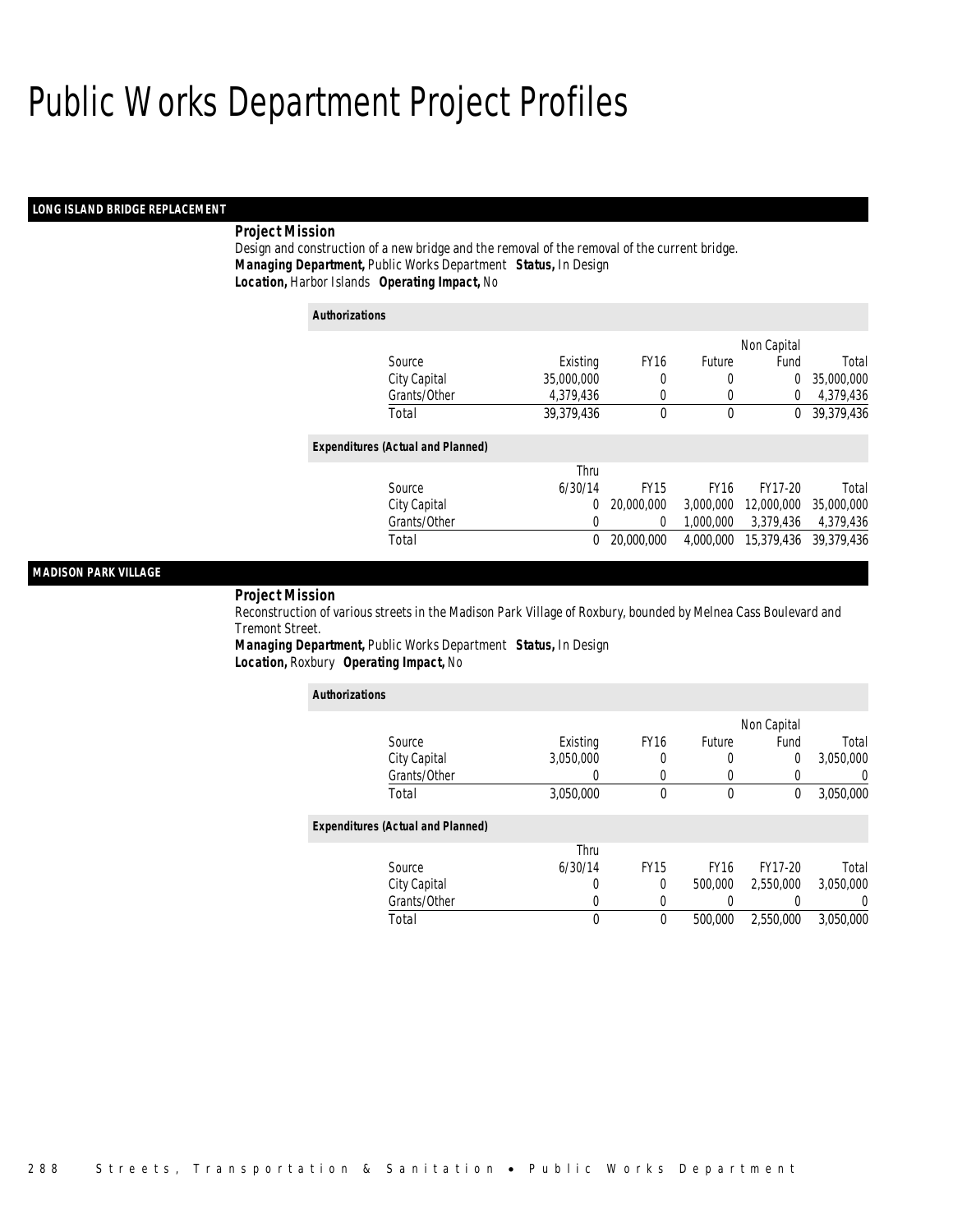# Public Works Department Project Profiles

## LONG ISLAND BRIDGE REPLACEMENT

**Project Mission**

Design and construction of a new bridge and the removal of the removal of the current bridge.

***Managing Department,*** Public Works Department ***Status,*** In Design

***Location,*** Harbor Islands ***Operating Impact,*** No

**Authorizations**

| Source | Existing | FY16 | Future | Non Capital Fund | Total |
|---|---|---|---|---|---|
| City Capital | 35,000,000 | 0 | 0 | 0 | 35,000,000 |
| Grants/Other | 4,379,436 | 0 | 0 | 0 | 4,379,436 |
| Total | 39,379,436 | 0 | 0 | 0 | 39,379,436 |

**Expenditures (Actual and Planned)**

| Source | Thru 6/30/14 | FY15 | FY16 | FY17-20 | Total |
|---|---|---|---|---|---|
| City Capital | 0 | 20,000,000 | 3,000,000 | 12,000,000 | 35,000,000 |
| Grants/Other | 0 | 0 | 1,000,000 | 3,379,436 | 4,379,436 |
| Total | 0 | 20,000,000 | 4,000,000 | 15,379,436 | 39,379,436 |

## MADISON PARK VILLAGE

**Project Mission**

Reconstruction of various streets in the Madison Park Village of Roxbury, bounded by Melnea Cass Boulevard and Tremont Street.

***Managing Department,*** Public Works Department ***Status,*** In Design

***Location,*** Roxbury ***Operating Impact,*** No

**Authorizations**

| Source | Existing | FY16 | Future | Non Capital Fund | Total |
|---|---|---|---|---|---|
| City Capital | 3,050,000 | 0 | 0 | 0 | 3,050,000 |
| Grants/Other | 0 | 0 | 0 | 0 | 0 |
| Total | 3,050,000 | 0 | 0 | 0 | 3,050,000 |

**Expenditures (Actual and Planned)**

| Source | Thru 6/30/14 | FY15 | FY16 | FY17-20 | Total |
|---|---|---|---|---|---|
| City Capital | 0 | 0 | 500,000 | 2,550,000 | 3,050,000 |
| Grants/Other | 0 | 0 | 0 | 0 | 0 |
| Total | 0 | 0 | 500,000 | 2,550,000 | 3,050,000 |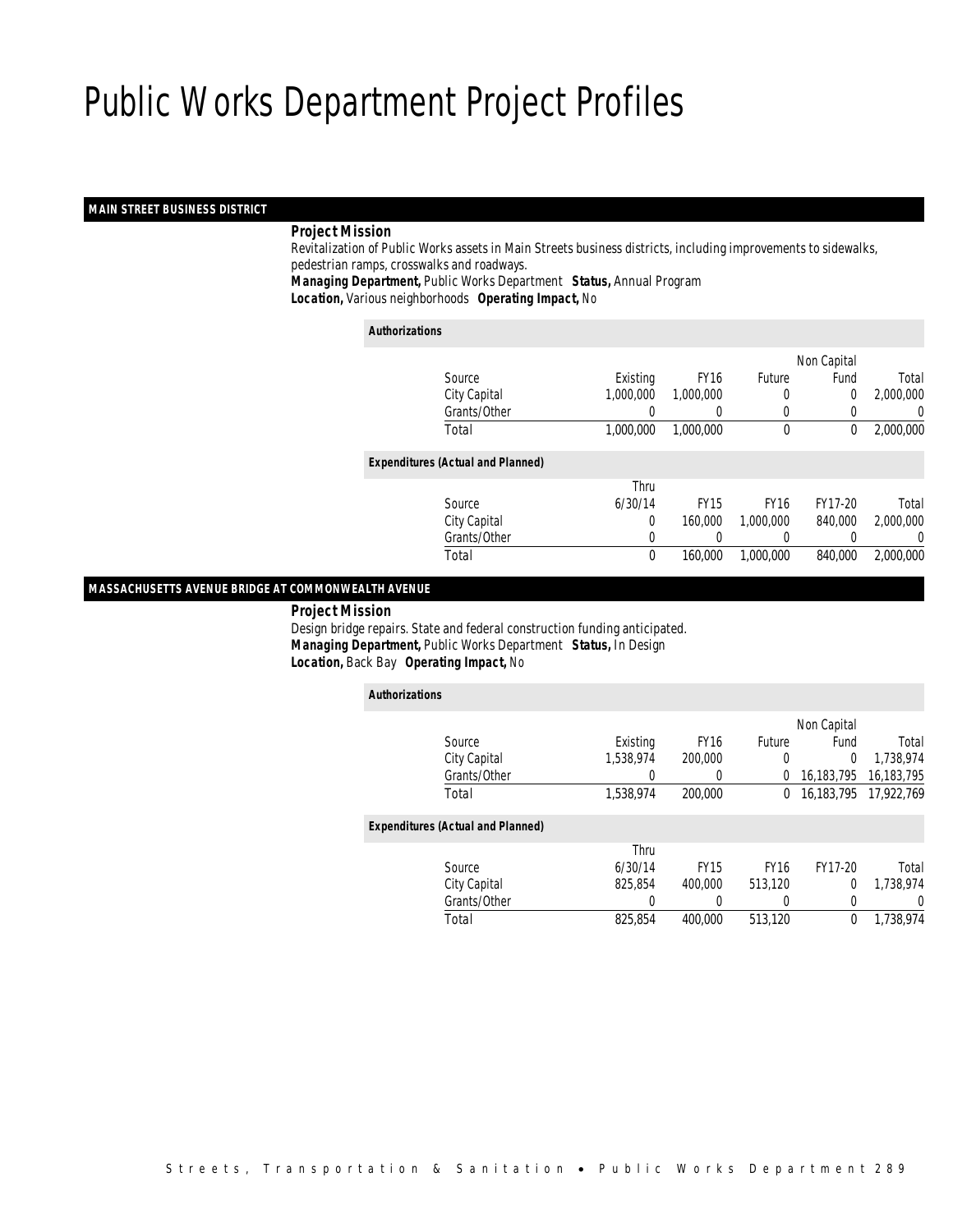# Public Works Department Project Profiles

## MAIN STREET BUSINESS DISTRICT

**Project Mission**

Revitalization of Public Works assets in Main Streets business districts, including improvements to sidewalks, pedestrian ramps, crosswalks and roadways.

***Managing Department,*** Public Works Department ***Status,*** Annual Program

***Location,*** Various neighborhoods ***Operating Impact,*** No

**Authorizations**

| Source | Existing | FY16 | Future | Non Capital Fund | Total |
|---|---|---|---|---|---|
| City Capital | 1,000,000 | 1,000,000 | 0 | 0 | 2,000,000 |
| Grants/Other | 0 | 0 | 0 | 0 | 0 |
| Total | 1,000,000 | 1,000,000 | 0 | 0 | 2,000,000 |

**Expenditures (Actual and Planned)**

| Source | Thru 6/30/14 | FY15 | FY16 | FY17-20 | Total |
|---|---|---|---|---|---|
| City Capital | 0 | 160,000 | 1,000,000 | 840,000 | 2,000,000 |
| Grants/Other | 0 | 0 | 0 | 0 | 0 |
| Total | 0 | 160,000 | 1,000,000 | 840,000 | 2,000,000 |

## MASSACHUSETTS AVENUE BRIDGE AT COMMONWEALTH AVENUE

**Project Mission**

Design bridge repairs. State and federal construction funding anticipated.

***Managing Department,*** Public Works Department ***Status,*** In Design

***Location,*** Back Bay ***Operating Impact,*** No

**Authorizations**

| Source | Existing | FY16 | Future | Non Capital Fund | Total |
|---|---|---|---|---|---|
| City Capital | 1,538,974 | 200,000 | 0 | 0 | 1,738,974 |
| Grants/Other | 0 | 0 | 0 | 16,183,795 | 16,183,795 |
| Total | 1,538,974 | 200,000 | 0 | 16,183,795 | 17,922,769 |

**Expenditures (Actual and Planned)**

| Source | Thru 6/30/14 | FY15 | FY16 | FY17-20 | Total |
|---|---|---|---|---|---|
| City Capital | 825,854 | 400,000 | 513,120 | 0 | 1,738,974 |
| Grants/Other | 0 | 0 | 0 | 0 | 0 |
| Total | 825,854 | 400,000 | 513,120 | 0 | 1,738,974 |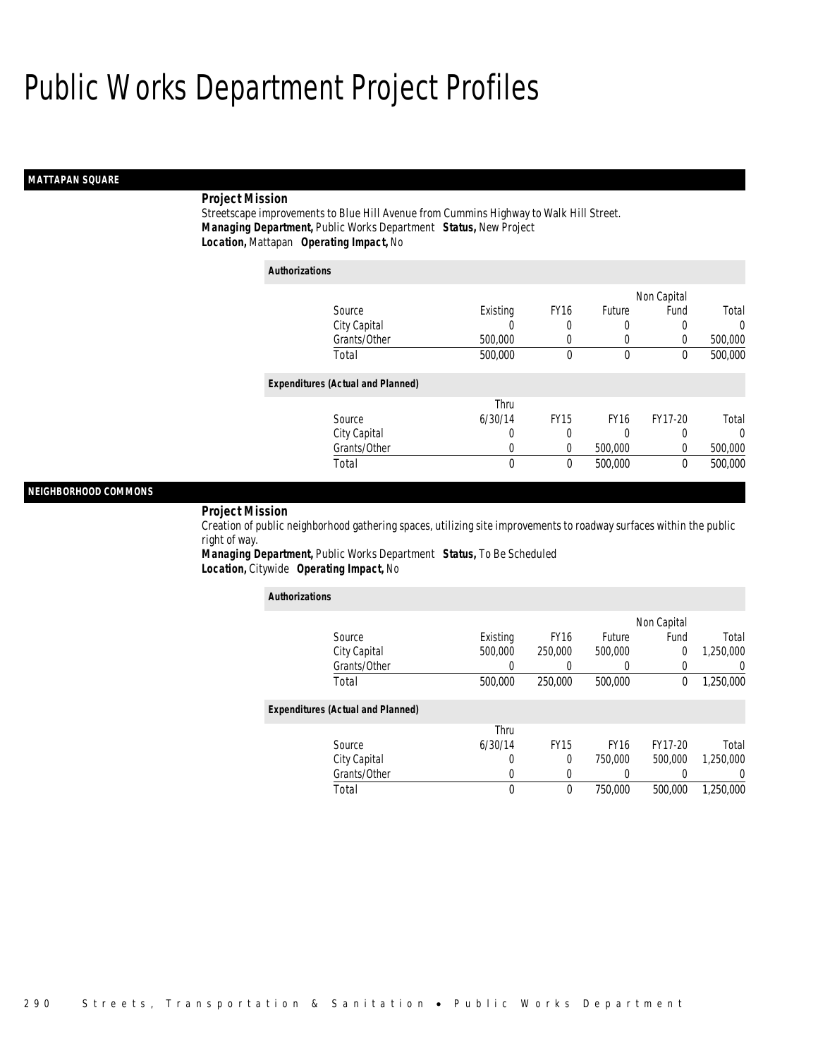# Public Works Department Project Profiles

## MATTAPAN SQUARE

**Project Mission**

Streetscape improvements to Blue Hill Avenue from Cummins Highway to Walk Hill Street.

***Managing Department,*** Public Works Department ***Status,*** New Project

***Location,*** Mattapan ***Operating Impact,*** No

**Authorizations**

| Source | Existing | FY16 | Future | Non Capital Fund | Total |
|---|---|---|---|---|---|
| City Capital | 0 | 0 | 0 | 0 | 0 |
| Grants/Other | 500,000 | 0 | 0 | 0 | 500,000 |
| Total | 500,000 | 0 | 0 | 0 | 500,000 |

**Expenditures (Actual and Planned)**

| Source | Thru 6/30/14 | FY15 | FY16 | FY17-20 | Total |
|---|---|---|---|---|---|
| City Capital | 0 | 0 | 0 | 0 | 0 |
| Grants/Other | 0 | 0 | 500,000 | 0 | 500,000 |
| Total | 0 | 0 | 500,000 | 0 | 500,000 |

## NEIGHBORHOOD COMMONS

**Project Mission**

Creation of public neighborhood gathering spaces, utilizing site improvements to roadway surfaces within the public right of way.

***Managing Department,*** Public Works Department ***Status,*** To Be Scheduled

***Location,*** Citywide ***Operating Impact,*** No

**Authorizations**

| Source | Existing | FY16 | Future | Non Capital Fund | Total |
|---|---|---|---|---|---|
| City Capital | 500,000 | 250,000 | 500,000 | 0 | 1,250,000 |
| Grants/Other | 0 | 0 | 0 | 0 | 0 |
| Total | 500,000 | 250,000 | 500,000 | 0 | 1,250,000 |

**Expenditures (Actual and Planned)**

| Source | Thru 6/30/14 | FY15 | FY16 | FY17-20 | Total |
|---|---|---|---|---|---|
| City Capital | 0 | 0 | 750,000 | 500,000 | 1,250,000 |
| Grants/Other | 0 | 0 | 0 | 0 | 0 |
| Total | 0 | 0 | 750,000 | 500,000 | 1,250,000 |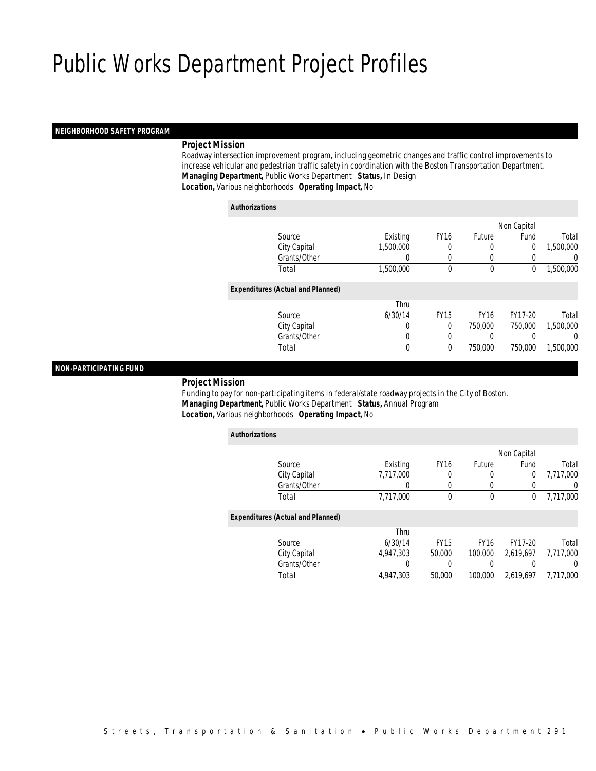# Public Works Department Project Profiles

## NEIGHBORHOOD SAFETY PROGRAM

***Project Mission***

Roadway intersection improvement program, including geometric changes and traffic control improvements to increase vehicular and pedestrian traffic safety in coordination with the Boston Transportation Department.

***Managing Department,*** Public Works Department ***Status,*** In Design

***Location,*** Various neighborhoods ***Operating Impact,*** No

***Authorizations***

| Source | Existing | FY16 | Future | Non Capital Fund | Total |
|---|---|---|---|---|---|
| City Capital | 1,500,000 | 0 | 0 | 0 | 1,500,000 |
| Grants/Other | 0 | 0 | 0 | 0 | 0 |
| Total | 1,500,000 | 0 | 0 | 0 | 1,500,000 |

***Expenditures (Actual and Planned)***

| Source | Thru 6/30/14 | FY15 | FY16 | FY17-20 | Total |
|---|---|---|---|---|---|
| City Capital | 0 | 0 | 750,000 | 750,000 | 1,500,000 |
| Grants/Other | 0 | 0 | 0 | 0 | 0 |
| Total | 0 | 0 | 750,000 | 750,000 | 1,500,000 |

## NON-PARTICIPATING FUND

***Project Mission***

Funding to pay for non-participating items in federal/state roadway projects in the City of Boston.

***Managing Department,*** Public Works Department ***Status,*** Annual Program

***Location,*** Various neighborhoods ***Operating Impact,*** No

***Authorizations***

| Source | Existing | FY16 | Future | Non Capital Fund | Total |
|---|---|---|---|---|---|
| City Capital | 7,717,000 | 0 | 0 | 0 | 7,717,000 |
| Grants/Other | 0 | 0 | 0 | 0 | 0 |
| Total | 7,717,000 | 0 | 0 | 0 | 7,717,000 |

***Expenditures (Actual and Planned)***

| Source | Thru 6/30/14 | FY15 | FY16 | FY17-20 | Total |
|---|---|---|---|---|---|
| City Capital | 4,947,303 | 50,000 | 100,000 | 2,619,697 | 7,717,000 |
| Grants/Other | 0 | 0 | 0 | 0 | 0 |
| Total | 4,947,303 | 50,000 | 100,000 | 2,619,697 | 7,717,000 |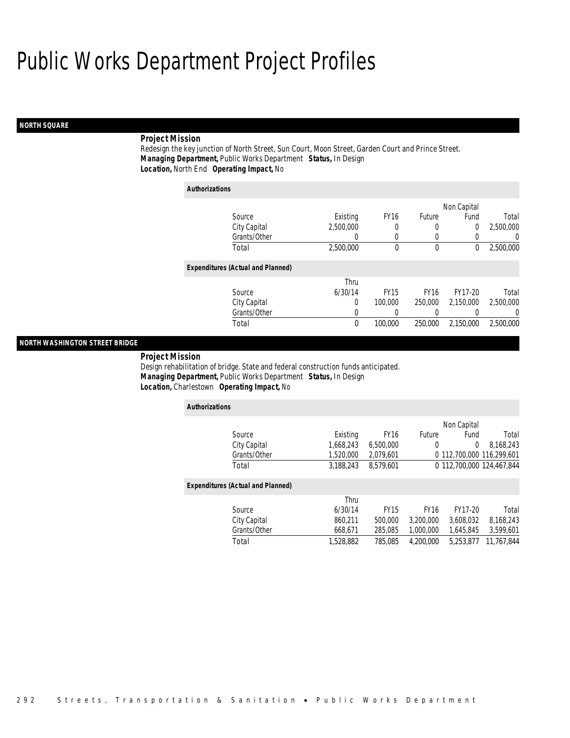# Public Works Department Project Profiles

## NORTH SQUARE

**Project Mission**

Redesign the key junction of North Street, Sun Court, Moon Street, Garden Court and Prince Street.

***Managing Department,*** Public Works Department ***Status,*** In Design

***Location,*** North End ***Operating Impact,*** No

*Authorizations*

| Source | Existing | FY16 | Future | Non Capital Fund | Total |
|---|---|---|---|---|---|
| City Capital | 2,500,000 | 0 | 0 | 0 | 2,500,000 |
| Grants/Other | 0 | 0 | 0 | 0 | 0 |
| Total | 2,500,000 | 0 | 0 | 0 | 2,500,000 |

*Expenditures (Actual and Planned)*

| Source | Thru 6/30/14 | FY15 | FY16 | FY17-20 | Total |
|---|---|---|---|---|---|
| City Capital | 0 | 100,000 | 250,000 | 2,150,000 | 2,500,000 |
| Grants/Other | 0 | 0 | 0 | 0 | 0 |
| Total | 0 | 100,000 | 250,000 | 2,150,000 | 2,500,000 |

## NORTH WASHINGTON STREET BRIDGE

**Project Mission**

Design rehabilitation of bridge. State and federal construction funds anticipated.

***Managing Department,*** Public Works Department ***Status,*** In Design

***Location,*** Charlestown ***Operating Impact,*** No

*Authorizations*

| Source | Existing | FY16 | Future | Non Capital Fund | Total |
|---|---|---|---|---|---|
| City Capital | 1,668,243 | 6,500,000 | 0 | 0 | 8,168,243 |
| Grants/Other | 1,520,000 | 2,079,601 | 0 | 112,700,000 | 116,299,601 |
| Total | 3,188,243 | 8,579,601 | 0 | 112,700,000 | 124,467,844 |

*Expenditures (Actual and Planned)*

| Source | Thru 6/30/14 | FY15 | FY16 | FY17-20 | Total |
|---|---|---|---|---|---|
| City Capital | 860,211 | 500,000 | 3,200,000 | 3,608,032 | 8,168,243 |
| Grants/Other | 668,671 | 285,085 | 1,000,000 | 1,645,845 | 3,599,601 |
| Total | 1,528,882 | 785,085 | 4,200,000 | 5,253,877 | 11,767,844 |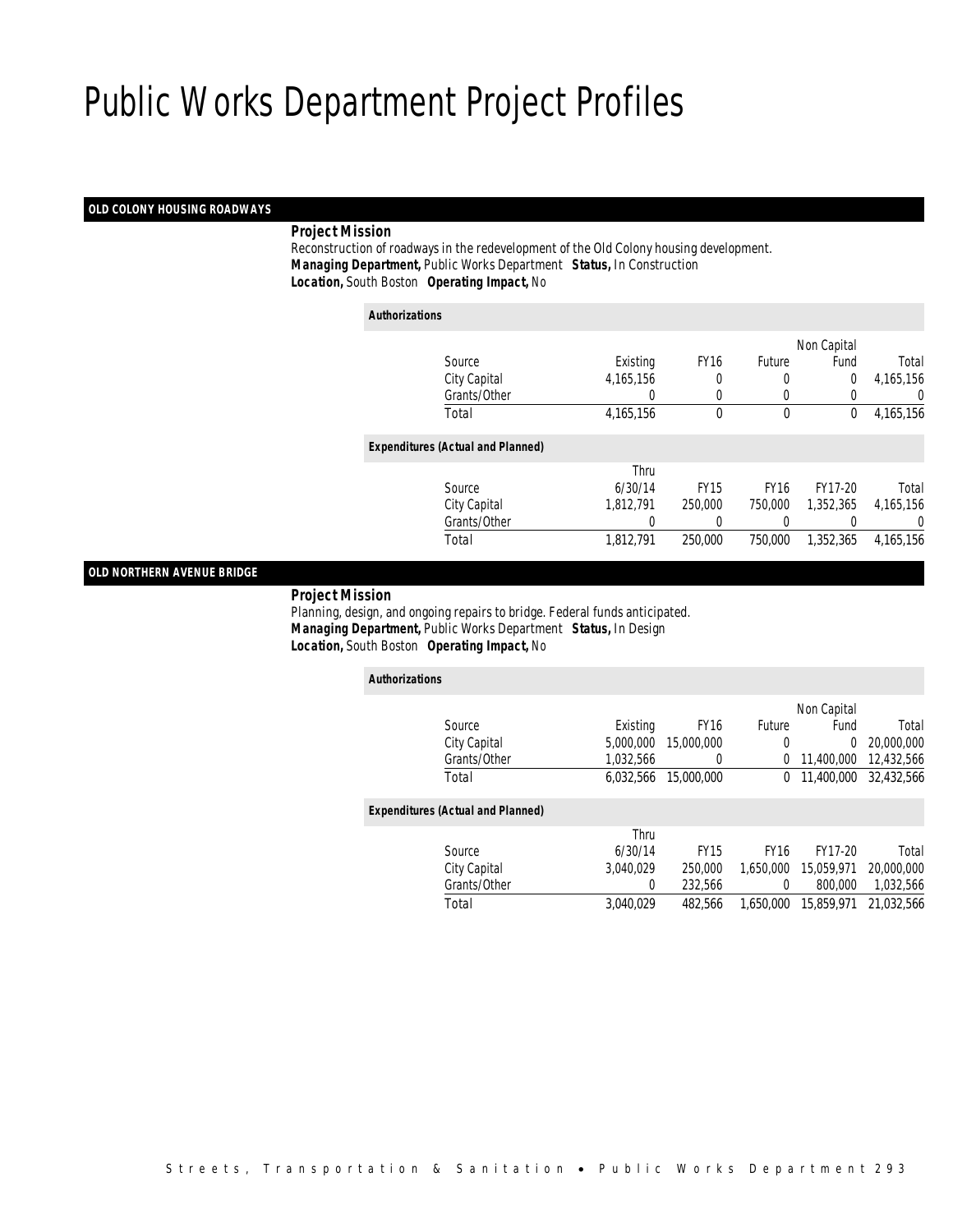# Public Works Department Project Profiles

## OLD COLONY HOUSING ROADWAYS

***Project Mission***

Reconstruction of roadways in the redevelopment of the Old Colony housing development.

***Managing Department,*** Public Works Department ***Status,*** In Construction

***Location,*** South Boston ***Operating Impact,*** No

***Authorizations***

| Source | Existing | FY16 | Future | Non Capital Fund | Total |
|---|---|---|---|---|---|
| City Capital | 4,165,156 | 0 | 0 | 0 | 4,165,156 |
| Grants/Other | 0 | 0 | 0 | 0 | 0 |
| Total | 4,165,156 | 0 | 0 | 0 | 4,165,156 |

***Expenditures (Actual and Planned)***

| Source | Thru 6/30/14 | FY15 | FY16 | FY17-20 | Total |
|---|---|---|---|---|---|
| City Capital | 1,812,791 | 250,000 | 750,000 | 1,352,365 | 4,165,156 |
| Grants/Other | 0 | 0 | 0 | 0 | 0 |
| Total | 1,812,791 | 250,000 | 750,000 | 1,352,365 | 4,165,156 |

## OLD NORTHERN AVENUE BRIDGE

***Project Mission***

Planning, design, and ongoing repairs to bridge. Federal funds anticipated.

***Managing Department,*** Public Works Department ***Status,*** In Design

***Location,*** South Boston ***Operating Impact,*** No

***Authorizations***

| Source | Existing | FY16 | Future | Non Capital Fund | Total |
|---|---|---|---|---|---|
| City Capital | 5,000,000 | 15,000,000 | 0 | 0 | 20,000,000 |
| Grants/Other | 1,032,566 | 0 | 0 | 11,400,000 | 12,432,566 |
| Total | 6,032,566 | 15,000,000 | 0 | 11,400,000 | 32,432,566 |

***Expenditures (Actual and Planned)***

| Source | Thru 6/30/14 | FY15 | FY16 | FY17-20 | Total |
|---|---|---|---|---|---|
| City Capital | 3,040,029 | 250,000 | 1,650,000 | 15,059,971 | 20,000,000 |
| Grants/Other | 0 | 232,566 | 0 | 800,000 | 1,032,566 |
| Total | 3,040,029 | 482,566 | 1,650,000 | 15,859,971 | 21,032,566 |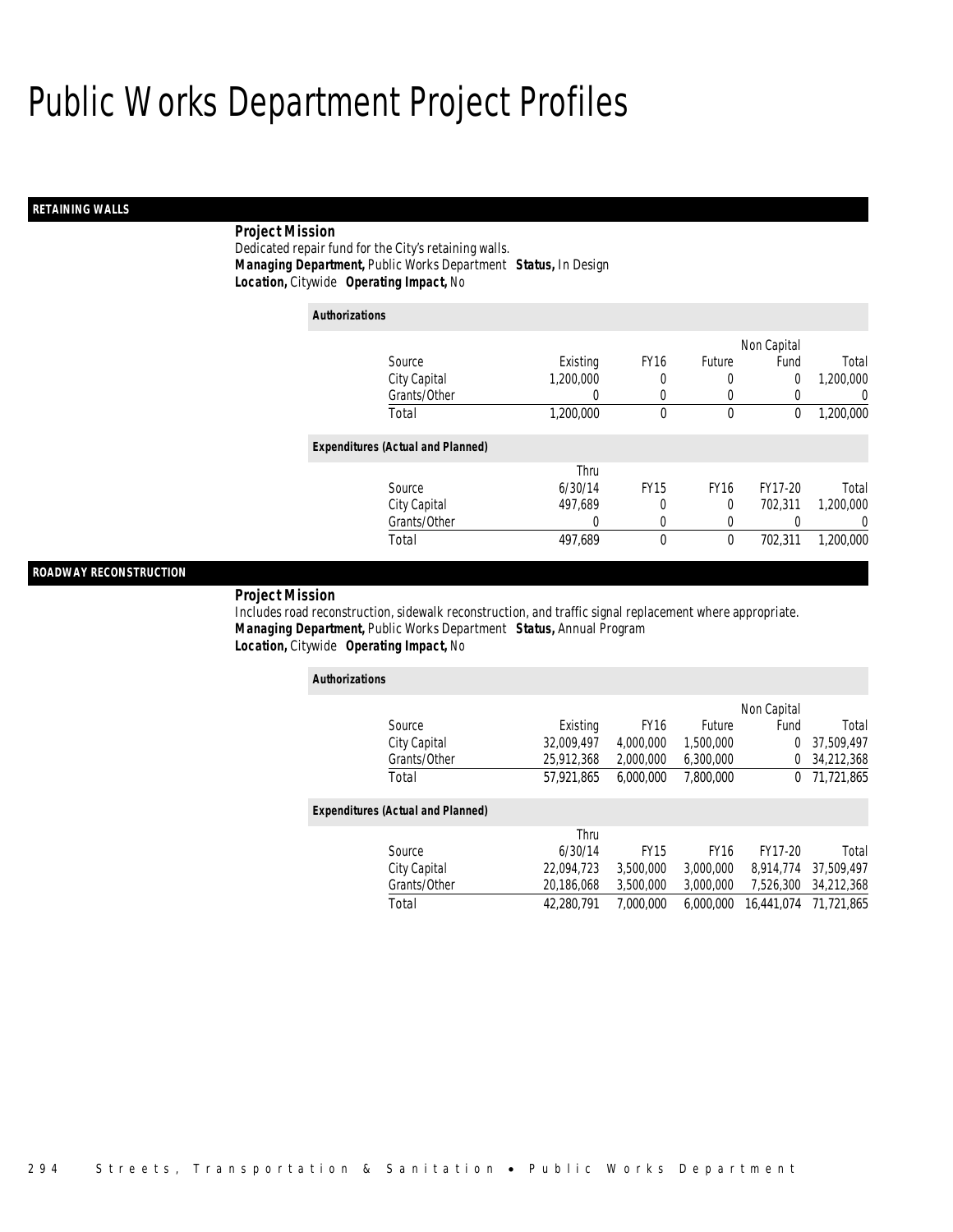# Public Works Department Project Profiles

## RETAINING WALLS

**Project Mission**

Dedicated repair fund for the City's retaining walls.

***Managing Department,*** Public Works Department ***Status,*** In Design

***Location,*** Citywide ***Operating Impact,*** No

***Authorizations***

| Source | Existing | FY16 | Future | Non Capital Fund | Total |
|---|---|---|---|---|---|
| City Capital | 1,200,000 | 0 | 0 | 0 | 1,200,000 |
| Grants/Other | 0 | 0 | 0 | 0 | 0 |
| Total | 1,200,000 | 0 | 0 | 0 | 1,200,000 |

***Expenditures (Actual and Planned)***

| Source | Thru 6/30/14 | FY15 | FY16 | FY17-20 | Total |
|---|---|---|---|---|---|
| City Capital | 497,689 | 0 | 0 | 702,311 | 1,200,000 |
| Grants/Other | 0 | 0 | 0 | 0 | 0 |
| Total | 497,689 | 0 | 0 | 702,311 | 1,200,000 |

## ROADWAY RECONSTRUCTION

**Project Mission**

Includes road reconstruction, sidewalk reconstruction, and traffic signal replacement where appropriate.

***Managing Department,*** Public Works Department ***Status,*** Annual Program

***Location,*** Citywide ***Operating Impact,*** No

***Authorizations***

| Source | Existing | FY16 | Future | Non Capital Fund | Total |
|---|---|---|---|---|---|
| City Capital | 32,009,497 | 4,000,000 | 1,500,000 | 0 | 37,509,497 |
| Grants/Other | 25,912,368 | 2,000,000 | 6,300,000 | 0 | 34,212,368 |
| Total | 57,921,865 | 6,000,000 | 7,800,000 | 0 | 71,721,865 |

***Expenditures (Actual and Planned)***

| Source | Thru 6/30/14 | FY15 | FY16 | FY17-20 | Total |
|---|---|---|---|---|---|
| City Capital | 22,094,723 | 3,500,000 | 3,000,000 | 8,914,774 | 37,509,497 |
| Grants/Other | 20,186,068 | 3,500,000 | 3,000,000 | 7,526,300 | 34,212,368 |
| Total | 42,280,791 | 7,000,000 | 6,000,000 | 16,441,074 | 71,721,865 |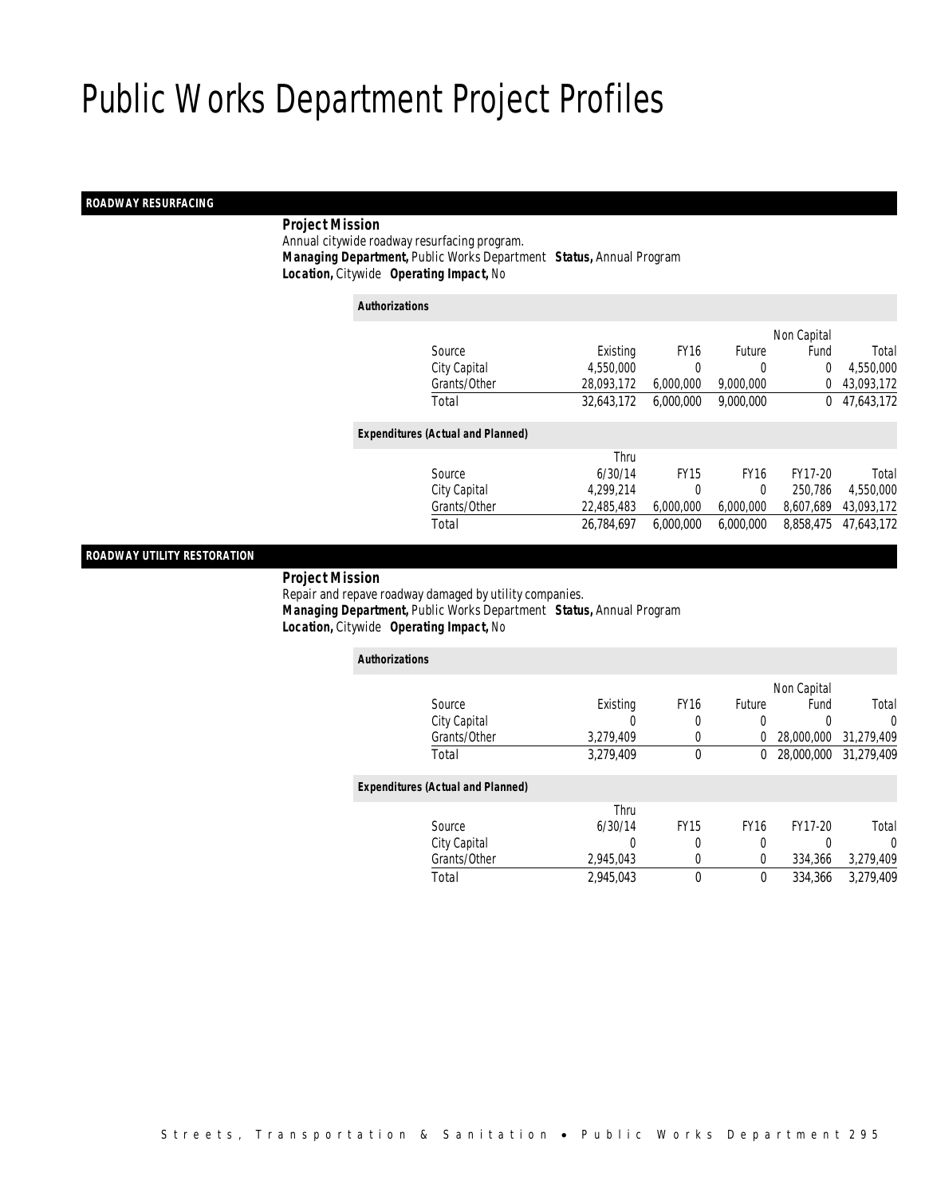# Public Works Department Project Profiles

## ROADWAY RESURFACING

**Project Mission**

Annual citywide roadway resurfacing program.

***Managing Department,*** Public Works Department ***Status,*** Annual Program

***Location,*** Citywide ***Operating Impact,*** No

**Authorizations**

| Source | Existing | FY16 | Future | Non Capital Fund | Total |
|---|---|---|---|---|---|
| City Capital | 4,550,000 | 0 | 0 | 0 | 4,550,000 |
| Grants/Other | 28,093,172 | 6,000,000 | 9,000,000 | 0 | 43,093,172 |
| Total | 32,643,172 | 6,000,000 | 9,000,000 | 0 | 47,643,172 |

**Expenditures (Actual and Planned)**

| Source | Thru 6/30/14 | FY15 | FY16 | FY17-20 | Total |
|---|---|---|---|---|---|
| City Capital | 4,299,214 | 0 | 0 | 250,786 | 4,550,000 |
| Grants/Other | 22,485,483 | 6,000,000 | 6,000,000 | 8,607,689 | 43,093,172 |
| Total | 26,784,697 | 6,000,000 | 6,000,000 | 8,858,475 | 47,643,172 |

## ROADWAY UTILITY RESTORATION

**Project Mission**

Repair and repave roadway damaged by utility companies.

***Managing Department,*** Public Works Department ***Status,*** Annual Program

***Location,*** Citywide ***Operating Impact,*** No

**Authorizations**

| Source | Existing | FY16 | Future | Non Capital Fund | Total |
|---|---|---|---|---|---|
| City Capital | 0 | 0 | 0 | 0 | 0 |
| Grants/Other | 3,279,409 | 0 | 0 | 28,000,000 | 31,279,409 |
| Total | 3,279,409 | 0 | 0 | 28,000,000 | 31,279,409 |

**Expenditures (Actual and Planned)**

| Source | Thru 6/30/14 | FY15 | FY16 | FY17-20 | Total |
|---|---|---|---|---|---|
| City Capital | 0 | 0 | 0 | 0 | 0 |
| Grants/Other | 2,945,043 | 0 | 0 | 334,366 | 3,279,409 |
| Total | 2,945,043 | 0 | 0 | 334,366 | 3,279,409 |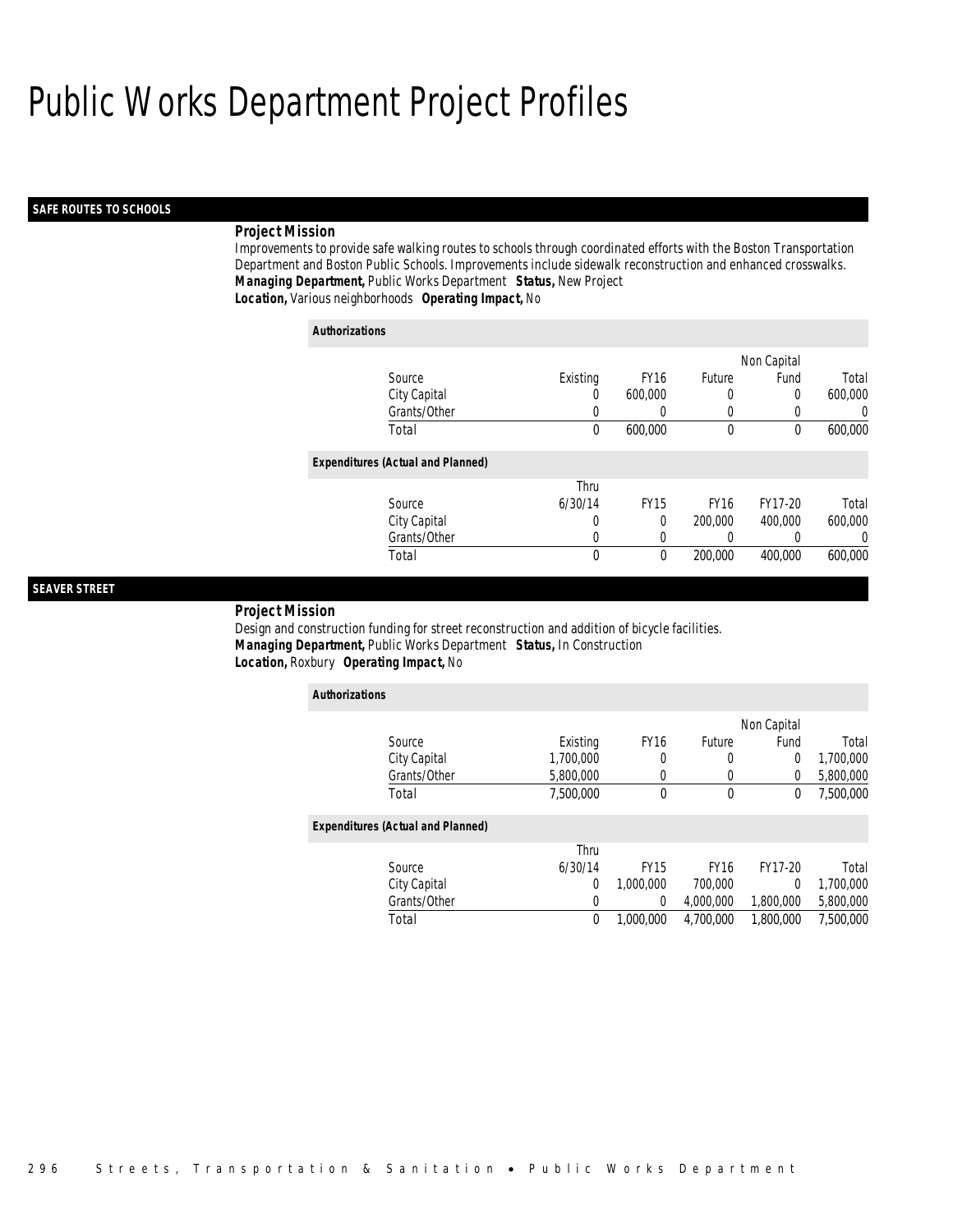# Public Works Department Project Profiles

## SAFE ROUTES TO SCHOOLS

**Project Mission**

Improvements to provide safe walking routes to schools through coordinated efforts with the Boston Transportation Department and Boston Public Schools. Improvements include sidewalk reconstruction and enhanced crosswalks.

***Managing Department,*** Public Works Department ***Status,*** New Project

***Location,*** Various neighborhoods ***Operating Impact,*** No

**Authorizations**

| Source | Existing | FY16 | Future | Non Capital Fund | Total |
|---|---|---|---|---|---|
| City Capital | 0 | 600,000 | 0 | 0 | 600,000 |
| Grants/Other | 0 | 0 | 0 | 0 | 0 |
| Total | 0 | 600,000 | 0 | 0 | 600,000 |

**Expenditures (Actual and Planned)**

| Source | Thru 6/30/14 | FY15 | FY16 | FY17-20 | Total |
|---|---|---|---|---|---|
| City Capital | 0 | 0 | 200,000 | 400,000 | 600,000 |
| Grants/Other | 0 | 0 | 0 | 0 | 0 |
| Total | 0 | 0 | 200,000 | 400,000 | 600,000 |

## SEAVER STREET

**Project Mission**

Design and construction funding for street reconstruction and addition of bicycle facilities.

***Managing Department,*** Public Works Department ***Status,*** In Construction

***Location,*** Roxbury ***Operating Impact,*** No

**Authorizations**

| Source | Existing | FY16 | Future | Non Capital Fund | Total |
|---|---|---|---|---|---|
| City Capital | 1,700,000 | 0 | 0 | 0 | 1,700,000 |
| Grants/Other | 5,800,000 | 0 | 0 | 0 | 5,800,000 |
| Total | 7,500,000 | 0 | 0 | 0 | 7,500,000 |

**Expenditures (Actual and Planned)**

| Source | Thru 6/30/14 | FY15 | FY16 | FY17-20 | Total |
|---|---|---|---|---|---|
| City Capital | 0 | 1,000,000 | 700,000 | 0 | 1,700,000 |
| Grants/Other | 0 | 0 | 4,000,000 | 1,800,000 | 5,800,000 |
| Total | 0 | 1,000,000 | 4,700,000 | 1,800,000 | 7,500,000 |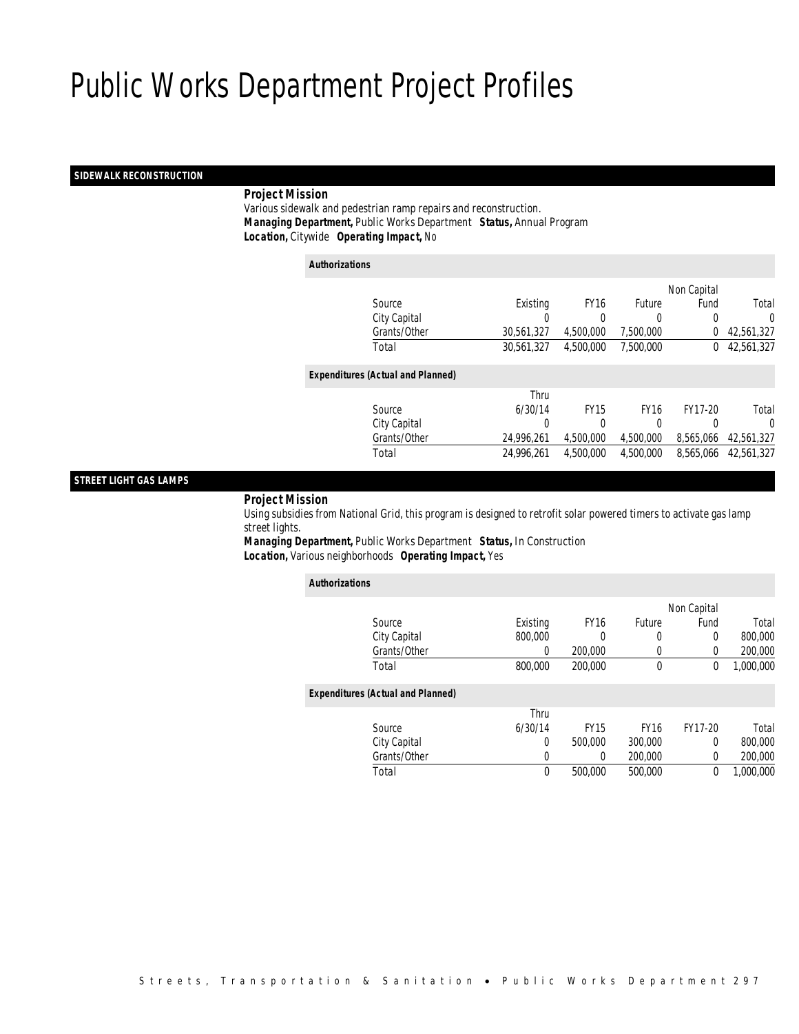# Public Works Department Project Profiles

## SIDEWALK RECONSTRUCTION

***Project Mission***

Various sidewalk and pedestrian ramp repairs and reconstruction.

***Managing Department,*** Public Works Department ***Status,*** Annual Program

***Location,*** Citywide ***Operating Impact,*** No

***Authorizations***

| Source | Existing | FY16 | Future | Non Capital Fund | Total |
|---|---|---|---|---|---|
| City Capital | 0 | 0 | 0 | 0 | 0 |
| Grants/Other | 30,561,327 | 4,500,000 | 7,500,000 | 0 | 42,561,327 |
| Total | 30,561,327 | 4,500,000 | 7,500,000 | 0 | 42,561,327 |

***Expenditures (Actual and Planned)***

| Source | Thru 6/30/14 | FY15 | FY16 | FY17-20 | Total |
|---|---|---|---|---|---|
| City Capital | 0 | 0 | 0 | 0 | 0 |
| Grants/Other | 24,996,261 | 4,500,000 | 4,500,000 | 8,565,066 | 42,561,327 |
| Total | 24,996,261 | 4,500,000 | 4,500,000 | 8,565,066 | 42,561,327 |

## STREET LIGHT GAS LAMPS

***Project Mission***

Using subsidies from National Grid, this program is designed to retrofit solar powered timers to activate gas lamp street lights.

***Managing Department,*** Public Works Department ***Status,*** In Construction

***Location,*** Various neighborhoods ***Operating Impact,*** Yes

***Authorizations***

| Source | Existing | FY16 | Future | Non Capital Fund | Total |
|---|---|---|---|---|---|
| City Capital | 800,000 | 0 | 0 | 0 | 800,000 |
| Grants/Other | 0 | 200,000 | 0 | 0 | 200,000 |
| Total | 800,000 | 200,000 | 0 | 0 | 1,000,000 |

***Expenditures (Actual and Planned)***

| Source | Thru 6/30/14 | FY15 | FY16 | FY17-20 | Total |
|---|---|---|---|---|---|
| City Capital | 0 | 500,000 | 300,000 | 0 | 800,000 |
| Grants/Other | 0 | 0 | 200,000 | 0 | 200,000 |
| Total | 0 | 500,000 | 500,000 | 0 | 1,000,000 |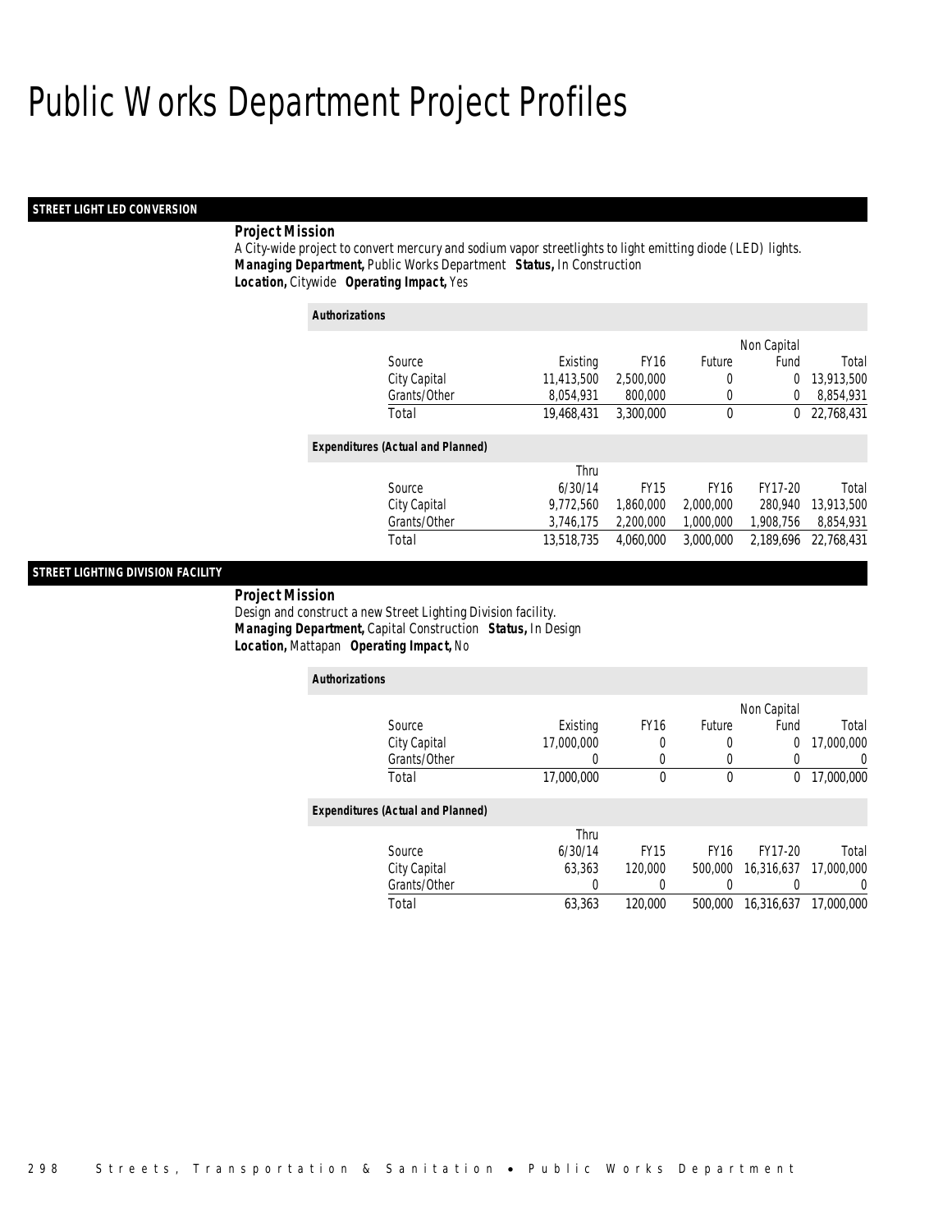# Public Works Department Project Profiles

## STREET LIGHT LED CONVERSION

**Project Mission**

A City-wide project to convert mercury and sodium vapor streetlights to light emitting diode (LED) lights.

***Managing Department,*** Public Works Department ***Status,*** In Construction

***Location,*** Citywide ***Operating Impact,*** Yes

**Authorizations**

| Source | Existing | FY16 | Future | Non Capital Fund | Total |
|---|---|---|---|---|---|
| City Capital | 11,413,500 | 2,500,000 | 0 | 0 | 13,913,500 |
| Grants/Other | 8,054,931 | 800,000 | 0 | 0 | 8,854,931 |
| Total | 19,468,431 | 3,300,000 | 0 | 0 | 22,768,431 |

**Expenditures (Actual and Planned)**

| Source | Thru 6/30/14 | FY15 | FY16 | FY17-20 | Total |
|---|---|---|---|---|---|
| City Capital | 9,772,560 | 1,860,000 | 2,000,000 | 280,940 | 13,913,500 |
| Grants/Other | 3,746,175 | 2,200,000 | 1,000,000 | 1,908,756 | 8,854,931 |
| Total | 13,518,735 | 4,060,000 | 3,000,000 | 2,189,696 | 22,768,431 |

## STREET LIGHTING DIVISION FACILITY

**Project Mission**

Design and construct a new Street Lighting Division facility.

***Managing Department,*** Capital Construction ***Status,*** In Design

***Location,*** Mattapan ***Operating Impact,*** No

**Authorizations**

| Source | Existing | FY16 | Future | Non Capital Fund | Total |
|---|---|---|---|---|---|
| City Capital | 17,000,000 | 0 | 0 | 0 | 17,000,000 |
| Grants/Other | 0 | 0 | 0 | 0 | 0 |
| Total | 17,000,000 | 0 | 0 | 0 | 17,000,000 |

**Expenditures (Actual and Planned)**

| Source | Thru 6/30/14 | FY15 | FY16 | FY17-20 | Total |
|---|---|---|---|---|---|
| City Capital | 63,363 | 120,000 | 500,000 | 16,316,637 | 17,000,000 |
| Grants/Other | 0 | 0 | 0 | 0 | 0 |
| Total | 63,363 | 120,000 | 500,000 | 16,316,637 | 17,000,000 |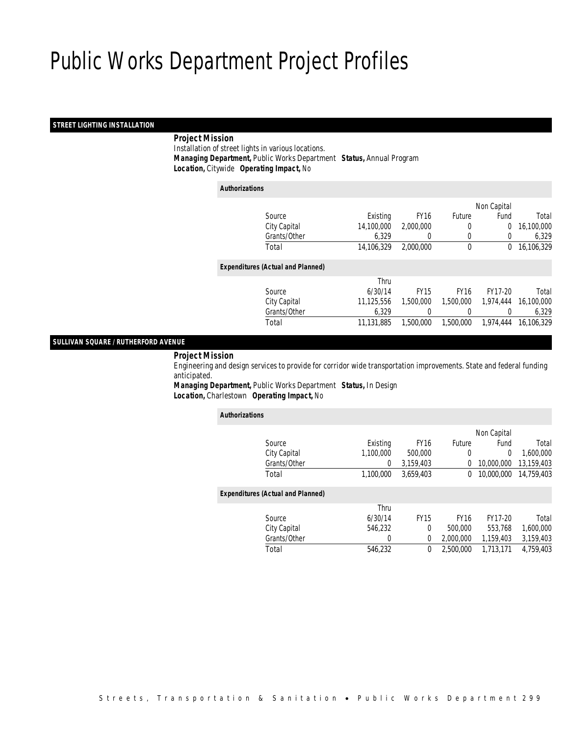# Public Works Department Project Profiles

## STREET LIGHTING INSTALLATION

***Project Mission***

Installation of street lights in various locations.

***Managing Department,*** Public Works Department ***Status,*** Annual Program

***Location,*** Citywide ***Operating Impact,*** No

***Authorizations***

| Source | Existing | FY16 | Future | Non Capital Fund | Total |
|---|---|---|---|---|---|
| City Capital | 14,100,000 | 2,000,000 | 0 | 0 | 16,100,000 |
| Grants/Other | 6,329 | 0 | 0 | 0 | 6,329 |
| Total | 14,106,329 | 2,000,000 | 0 | 0 | 16,106,329 |

***Expenditures (Actual and Planned)***

| Source | Thru 6/30/14 | FY15 | FY16 | FY17-20 | Total |
|---|---|---|---|---|---|
| City Capital | 11,125,556 | 1,500,000 | 1,500,000 | 1,974,444 | 16,100,000 |
| Grants/Other | 6,329 | 0 | 0 | 0 | 6,329 |
| Total | 11,131,885 | 1,500,000 | 1,500,000 | 1,974,444 | 16,106,329 |

## SULLIVAN SQUARE / RUTHERFORD AVENUE

***Project Mission***

Engineering and design services to provide for corridor wide transportation improvements. State and federal funding anticipated.

***Managing Department,*** Public Works Department ***Status,*** In Design

***Location,*** Charlestown ***Operating Impact,*** No

***Authorizations***

| Source | Existing | FY16 | Future | Non Capital Fund | Total |
|---|---|---|---|---|---|
| City Capital | 1,100,000 | 500,000 | 0 | 0 | 1,600,000 |
| Grants/Other | 0 | 3,159,403 | 0 | 10,000,000 | 13,159,403 |
| Total | 1,100,000 | 3,659,403 | 0 | 10,000,000 | 14,759,403 |

***Expenditures (Actual and Planned)***

| Source | Thru 6/30/14 | FY15 | FY16 | FY17-20 | Total |
|---|---|---|---|---|---|
| City Capital | 546,232 | 0 | 500,000 | 553,768 | 1,600,000 |
| Grants/Other | 0 | 0 | 2,000,000 | 1,159,403 | 3,159,403 |
| Total | 546,232 | 0 | 2,500,000 | 1,713,171 | 4,759,403 |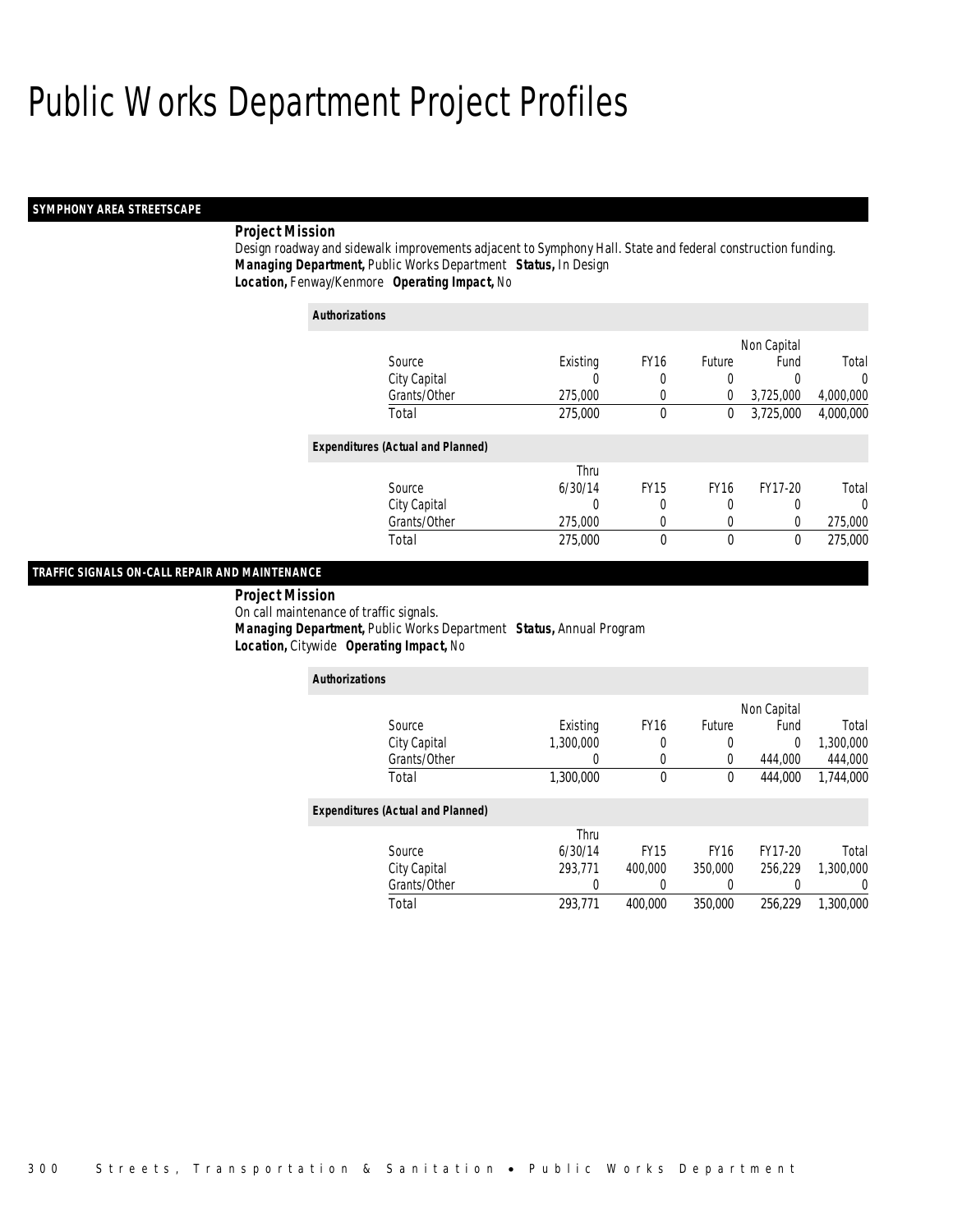# Public Works Department Project Profiles

## SYMPHONY AREA STREETSCAPE

**Project Mission**

Design roadway and sidewalk improvements adjacent to Symphony Hall. State and federal construction funding.

***Managing Department,*** Public Works Department ***Status,*** In Design

***Location,*** Fenway/Kenmore ***Operating Impact,*** No

***Authorizations***

| Source | Existing | FY16 | Future | Non Capital Fund | Total |
|---|---|---|---|---|---|
| City Capital | 0 | 0 | 0 | 0 | 0 |
| Grants/Other | 275,000 | 0 | 0 | 3,725,000 | 4,000,000 |
| Total | 275,000 | 0 | 0 | 3,725,000 | 4,000,000 |

***Expenditures (Actual and Planned)***

| Source | Thru 6/30/14 | FY15 | FY16 | FY17-20 | Total |
|---|---|---|---|---|---|
| City Capital | 0 | 0 | 0 | 0 | 0 |
| Grants/Other | 275,000 | 0 | 0 | 0 | 275,000 |
| Total | 275,000 | 0 | 0 | 0 | 275,000 |

## TRAFFIC SIGNALS ON-CALL REPAIR AND MAINTENANCE

**Project Mission**

On call maintenance of traffic signals.

***Managing Department,*** Public Works Department ***Status,*** Annual Program

***Location,*** Citywide ***Operating Impact,*** No

***Authorizations***

| Source | Existing | FY16 | Future | Non Capital Fund | Total |
|---|---|---|---|---|---|
| City Capital | 1,300,000 | 0 | 0 | 0 | 1,300,000 |
| Grants/Other | 0 | 0 | 0 | 444,000 | 444,000 |
| Total | 1,300,000 | 0 | 0 | 444,000 | 1,744,000 |

***Expenditures (Actual and Planned)***

| Source | Thru 6/30/14 | FY15 | FY16 | FY17-20 | Total |
|---|---|---|---|---|---|
| City Capital | 293,771 | 400,000 | 350,000 | 256,229 | 1,300,000 |
| Grants/Other | 0 | 0 | 0 | 0 | 0 |
| Total | 293,771 | 400,000 | 350,000 | 256,229 | 1,300,000 |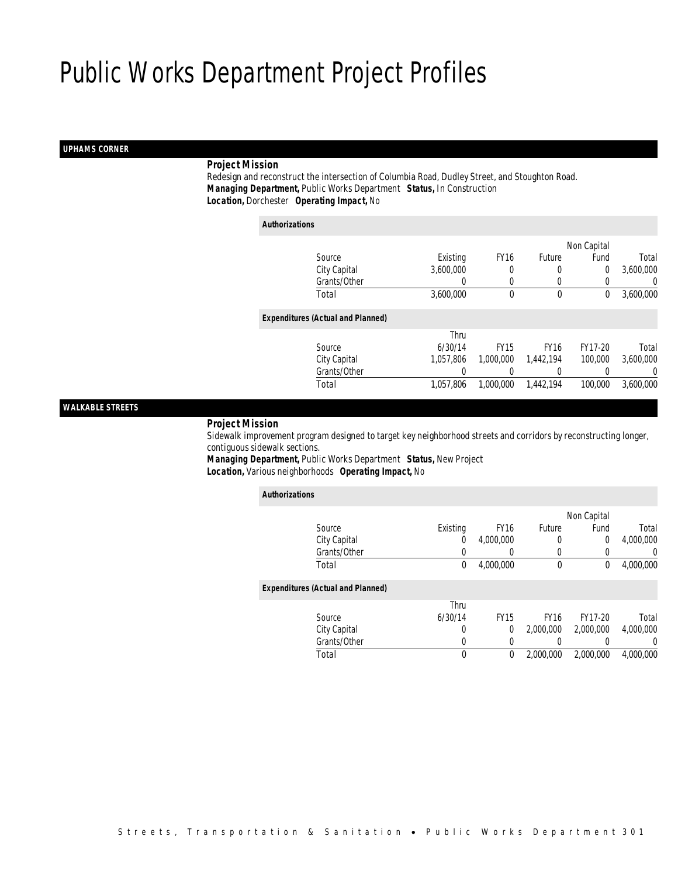# Public Works Department Project Profiles

## UPHAMS CORNER

***Project Mission***

Redesign and reconstruct the intersection of Columbia Road, Dudley Street, and Stoughton Road.

***Managing Department,*** Public Works Department ***Status,*** In Construction

***Location,*** Dorchester ***Operating Impact,*** No

***Authorizations***

| Source | Existing | FY16 | Future | Non Capital Fund | Total |
|---|---|---|---|---|---|
| City Capital | 3,600,000 | 0 | 0 | 0 | 3,600,000 |
| Grants/Other | 0 | 0 | 0 | 0 | 0 |
| Total | 3,600,000 | 0 | 0 | 0 | 3,600,000 |

***Expenditures (Actual and Planned)***

| Source | Thru 6/30/14 | FY15 | FY16 | FY17-20 | Total |
|---|---|---|---|---|---|
| City Capital | 1,057,806 | 1,000,000 | 1,442,194 | 100,000 | 3,600,000 |
| Grants/Other | 0 | 0 | 0 | 0 | 0 |
| Total | 1,057,806 | 1,000,000 | 1,442,194 | 100,000 | 3,600,000 |

## WALKABLE STREETS

***Project Mission***

Sidewalk improvement program designed to target key neighborhood streets and corridors by reconstructing longer, contiguous sidewalk sections.

***Managing Department,*** Public Works Department ***Status,*** New Project

***Location,*** Various neighborhoods ***Operating Impact,*** No

***Authorizations***

| Source | Existing | FY16 | Future | Non Capital Fund | Total |
|---|---|---|---|---|---|
| City Capital | 0 | 4,000,000 | 0 | 0 | 4,000,000 |
| Grants/Other | 0 | 0 | 0 | 0 | 0 |
| Total | 0 | 4,000,000 | 0 | 0 | 4,000,000 |

***Expenditures (Actual and Planned)***

| Source | Thru 6/30/14 | FY15 | FY16 | FY17-20 | Total |
|---|---|---|---|---|---|
| City Capital | 0 | 0 | 2,000,000 | 2,000,000 | 4,000,000 |
| Grants/Other | 0 | 0 | 0 | 0 | 0 |
| Total | 0 | 0 | 2,000,000 | 2,000,000 | 4,000,000 |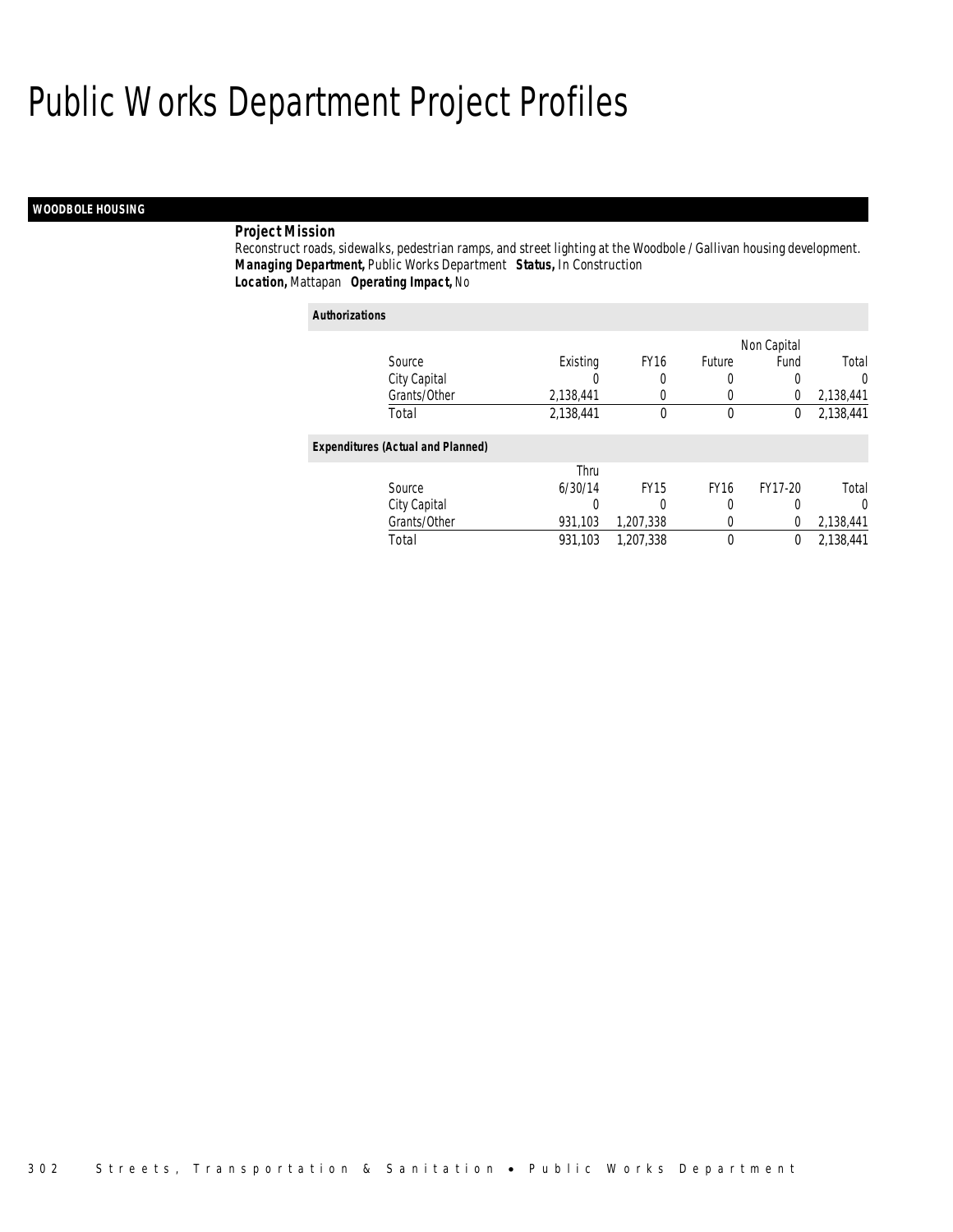# Public Works Department Project Profiles

## WOODBOLE HOUSING

**Project Mission**

Reconstruct roads, sidewalks, pedestrian ramps, and street lighting at the Woodbole / Gallivan housing development.

***Managing Department,*** Public Works Department ***Status,*** In Construction

***Location,*** Mattapan ***Operating Impact,*** No

**Authorizations**

| Source | Existing | FY16 | Future | Non Capital Fund | Total |
|---|---|---|---|---|---|
| City Capital | 0 | 0 | 0 | 0 | 0 |
| Grants/Other | 2,138,441 | 0 | 0 | 0 | 2,138,441 |
| Total | 2,138,441 | 0 | 0 | 0 | 2,138,441 |

**Expenditures (Actual and Planned)**

| Source | Thru 6/30/14 | FY15 | FY16 | FY17-20 | Total |
|---|---|---|---|---|---|
| City Capital | 0 | 0 | 0 | 0 | 0 |
| Grants/Other | 931,103 | 1,207,338 | 0 | 0 | 2,138,441 |
| Total | 931,103 | 1,207,338 | 0 | 0 | 2,138,441 |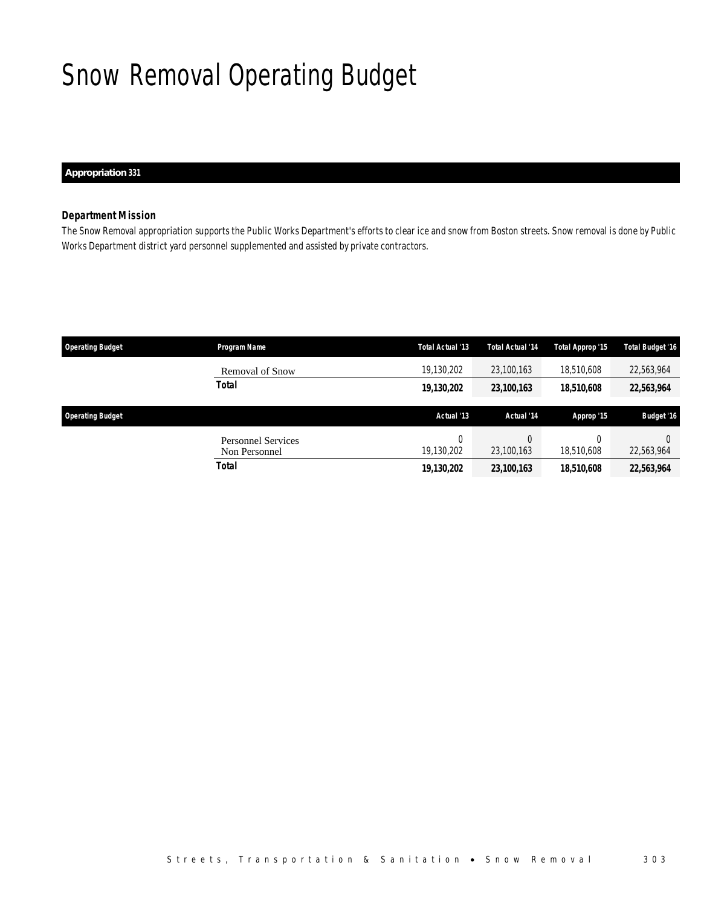# Snow Removal Operating Budget

**Appropriation 331**

### *Department Mission*

The Snow Removal appropriation supports the Public Works Department's efforts to clear ice and snow from Boston streets. Snow removal is done by Public Works Department district yard personnel supplemented and assisted by private contractors.

| Operating Budget | Program Name | Total Actual '13 | Total Actual '14 | Total Approp '15 | Total Budget '16 |
|---|---|---|---|---|---|
| | Removal of Snow | 19,130,202 | 23,100,163 | 18,510,608 | 22,563,964 |
| | **Total** | **19,130,202** | **23,100,163** | **18,510,608** | **22,563,964** |

| Operating Budget | | Actual '13 | Actual '14 | Approp '15 | Budget '16 |
|---|---|---|---|---|---|
| | Personnel Services | 0 | 0 | 0 | 0 |
| | Non Personnel | 19,130,202 | 23,100,163 | 18,510,608 | 22,563,964 |
| | **Total** | **19,130,202** | **23,100,163** | **18,510,608** | **22,563,964** |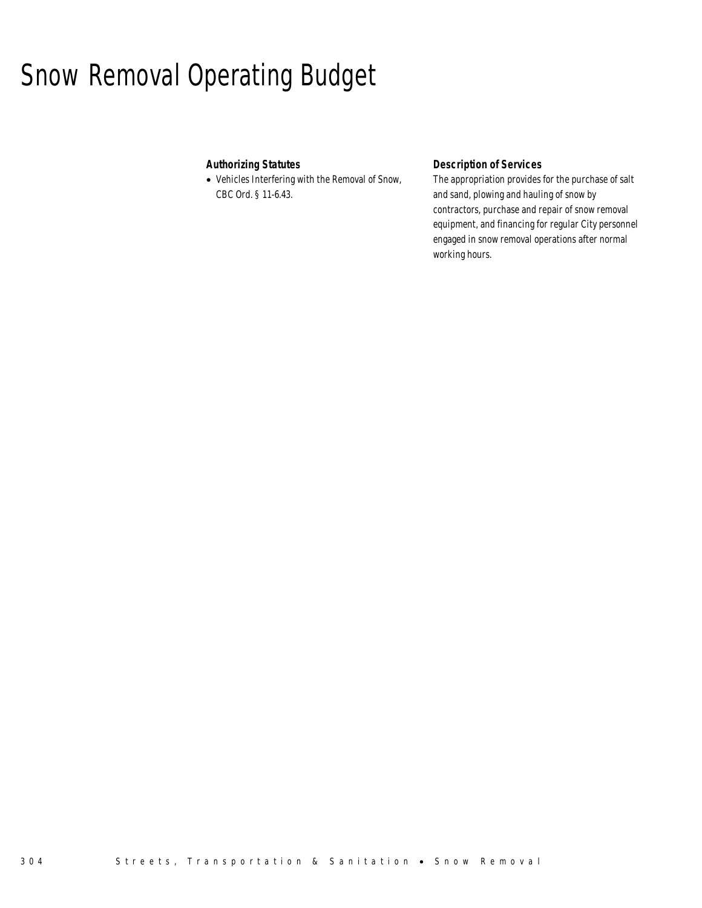# Snow Removal Operating Budget

### Authorizing Statutes

- Vehicles Interfering with the Removal of Snow, CBC Ord. § 11-6.43.

### Description of Services

The appropriation provides for the purchase of salt and sand, plowing and hauling of snow by contractors, purchase and repair of snow removal equipment, and financing for regular City personnel engaged in snow removal operations after normal working hours.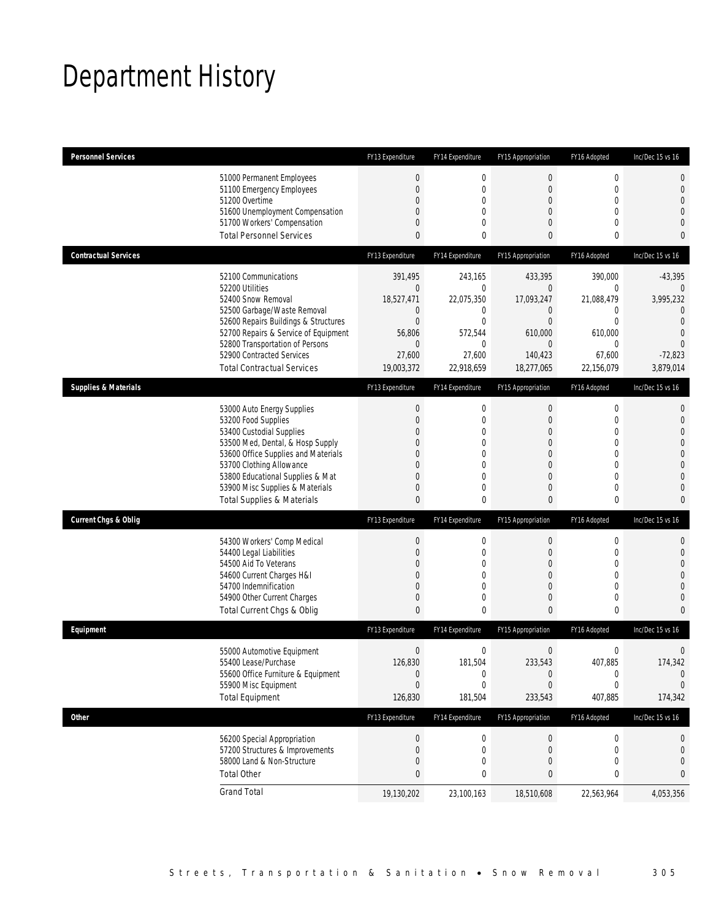# Department History

| Personnel Services | FY13 Expenditure | FY14 Expenditure | FY15 Appropriation | FY16 Adopted | Inc/Dec 15 vs 16 |
|---|---|---|---|---|---|
| 51000 Permanent Employees | 0 | 0 | 0 | 0 | 0 |
| 51100 Emergency Employees | 0 | 0 | 0 | 0 | 0 |
| 51200 Overtime | 0 | 0 | 0 | 0 | 0 |
| 51600 Unemployment Compensation | 0 | 0 | 0 | 0 | 0 |
| 51700 Workers' Compensation | 0 | 0 | 0 | 0 | 0 |
| Total Personnel Services | 0 | 0 | 0 | 0 | 0 |

| Contractual Services | FY13 Expenditure | FY14 Expenditure | FY15 Appropriation | FY16 Adopted | Inc/Dec 15 vs 16 |
|---|---|---|---|---|---|
| 52100 Communications | 391,495 | 243,165 | 433,395 | 390,000 | -43,395 |
| 52200 Utilities | 0 | 0 | 0 | 0 | 0 |
| 52400 Snow Removal | 18,527,471 | 22,075,350 | 17,093,247 | 21,088,479 | 3,995,232 |
| 52500 Garbage/Waste Removal | 0 | 0 | 0 | 0 | 0 |
| 52600 Repairs Buildings & Structures | 0 | 0 | 0 | 0 | 0 |
| 52700 Repairs & Service of Equipment | 56,806 | 572,544 | 610,000 | 610,000 | 0 |
| 52800 Transportation of Persons | 0 | 0 | 0 | 0 | 0 |
| 52900 Contracted Services | 27,600 | 27,600 | 140,423 | 67,600 | -72,823 |
| Total Contractual Services | 19,003,372 | 22,918,659 | 18,277,065 | 22,156,079 | 3,879,014 |

| Supplies & Materials | FY13 Expenditure | FY14 Expenditure | FY15 Appropriation | FY16 Adopted | Inc/Dec 15 vs 16 |
|---|---|---|---|---|---|
| 53000 Auto Energy Supplies | 0 | 0 | 0 | 0 | 0 |
| 53200 Food Supplies | 0 | 0 | 0 | 0 | 0 |
| 53400 Custodial Supplies | 0 | 0 | 0 | 0 | 0 |
| 53500 Med, Dental, & Hosp Supply | 0 | 0 | 0 | 0 | 0 |
| 53600 Office Supplies and Materials | 0 | 0 | 0 | 0 | 0 |
| 53700 Clothing Allowance | 0 | 0 | 0 | 0 | 0 |
| 53800 Educational Supplies & Mat | 0 | 0 | 0 | 0 | 0 |
| 53900 Misc Supplies & Materials | 0 | 0 | 0 | 0 | 0 |
| Total Supplies & Materials | 0 | 0 | 0 | 0 | 0 |

| Current Chgs & Oblig | FY13 Expenditure | FY14 Expenditure | FY15 Appropriation | FY16 Adopted | Inc/Dec 15 vs 16 |
|---|---|---|---|---|---|
| 54300 Workers' Comp Medical | 0 | 0 | 0 | 0 | 0 |
| 54400 Legal Liabilities | 0 | 0 | 0 | 0 | 0 |
| 54500 Aid To Veterans | 0 | 0 | 0 | 0 | 0 |
| 54600 Current Charges H&I | 0 | 0 | 0 | 0 | 0 |
| 54700 Indemnification | 0 | 0 | 0 | 0 | 0 |
| 54900 Other Current Charges | 0 | 0 | 0 | 0 | 0 |
| Total Current Chgs & Oblig | 0 | 0 | 0 | 0 | 0 |

| Equipment | FY13 Expenditure | FY14 Expenditure | FY15 Appropriation | FY16 Adopted | Inc/Dec 15 vs 16 |
|---|---|---|---|---|---|
| 55000 Automotive Equipment | 0 | 0 | 0 | 0 | 0 |
| 55400 Lease/Purchase | 126,830 | 181,504 | 233,543 | 407,885 | 174,342 |
| 55600 Office Furniture & Equipment | 0 | 0 | 0 | 0 | 0 |
| 55900 Misc Equipment | 0 | 0 | 0 | 0 | 0 |
| Total Equipment | 126,830 | 181,504 | 233,543 | 407,885 | 174,342 |

| Other | FY13 Expenditure | FY14 Expenditure | FY15 Appropriation | FY16 Adopted | Inc/Dec 15 vs 16 |
|---|---|---|---|---|---|
| 56200 Special Appropriation | 0 | 0 | 0 | 0 | 0 |
| 57200 Structures & Improvements | 0 | 0 | 0 | 0 | 0 |
| 58000 Land & Non-Structure | 0 | 0 | 0 | 0 | 0 |
| Total Other | 0 | 0 | 0 | 0 | 0 |
| Grand Total | 19,130,202 | 23,100,163 | 18,510,608 | 22,563,964 | 4,053,356 |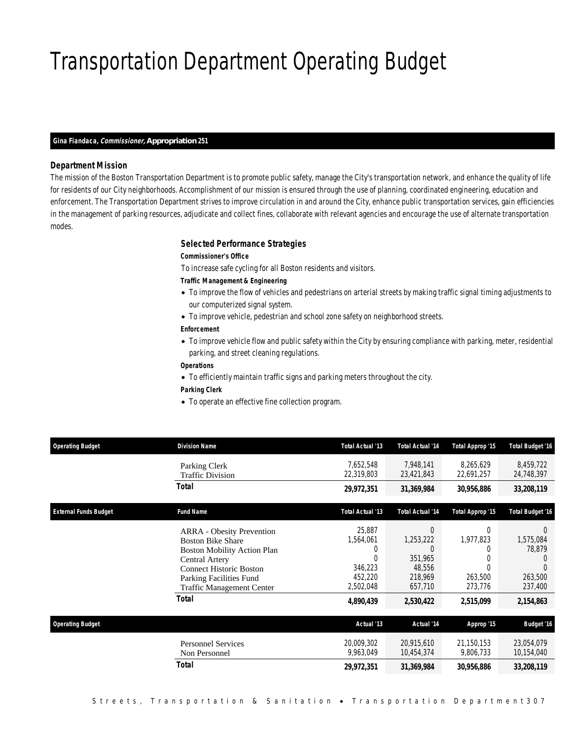# Transportation Department Operating Budget

**Gina Fiandaca, *Commissioner,* Appropriation 251**

### Department Mission

The mission of the Boston Transportation Department is to promote public safety, manage the City's transportation network, and enhance the quality of life for residents of our City neighborhoods. Accomplishment of our mission is ensured through the use of planning, coordinated engineering, education and enforcement. The Transportation Department strives to improve circulation in and around the City, enhance public transportation services, gain efficiencies in the management of parking resources, adjudicate and collect fines, collaborate with relevant agencies and encourage the use of alternate transportation modes.

### Selected Performance Strategies

**Commissioner's Office**

To increase safe cycling for all Boston residents and visitors.

**Traffic Management & Engineering**

- To improve the flow of vehicles and pedestrians on arterial streets by making traffic signal timing adjustments to our computerized signal system.
- To improve vehicle, pedestrian and school zone safety on neighborhood streets.

**Enforcement**

- To improve vehicle flow and public safety within the City by ensuring compliance with parking, meter, residential parking, and street cleaning regulations.

**Operations**

- To efficiently maintain traffic signs and parking meters throughout the city.

**Parking Clerk**

- To operate an effective fine collection program.

| Operating Budget | Division Name | Total Actual '13 | Total Actual '14 | Total Approp '15 | Total Budget '16 |
|---|---|---|---|---|---|
| | Parking Clerk | 7,652,548 | 7,948,141 | 8,265,629 | 8,459,722 |
| | Traffic Division | 22,319,803 | 23,421,843 | 22,691,257 | 24,748,397 |
| | **Total** | **29,972,351** | **31,369,984** | **30,956,886** | **33,208,119** |

| External Funds Budget | Fund Name | Total Actual '13 | Total Actual '14 | Total Approp '15 | Total Budget '16 |
|---|---|---|---|---|---|
| | ARRA - Obesity Prevention | 25,887 | 0 | 0 | 0 |
| | Boston Bike Share | 1,564,061 | 1,253,222 | 1,977,823 | 1,575,084 |
| | Boston Mobility Action Plan | 0 | 0 | 0 | 78,879 |
| | Central Artery | 0 | 351,965 | 0 | 0 |
| | Connect Historic Boston | 346,223 | 48,556 | 0 | 0 |
| | Parking Facilities Fund | 452,220 | 218,969 | 263,500 | 263,500 |
| | Traffic Management Center | 2,502,048 | 657,710 | 273,776 | 237,400 |
| | **Total** | **4,890,439** | **2,530,422** | **2,515,099** | **2,154,863** |

| Operating Budget | | Actual '13 | Actual '14 | Approp '15 | Budget '16 |
|---|---|---|---|---|---|
| | Personnel Services | 20,009,302 | 20,915,610 | 21,150,153 | 23,054,079 |
| | Non Personnel | 9,963,049 | 10,454,374 | 9,806,733 | 10,154,040 |
| | **Total** | **29,972,351** | **31,369,984** | **30,956,886** | **33,208,119** |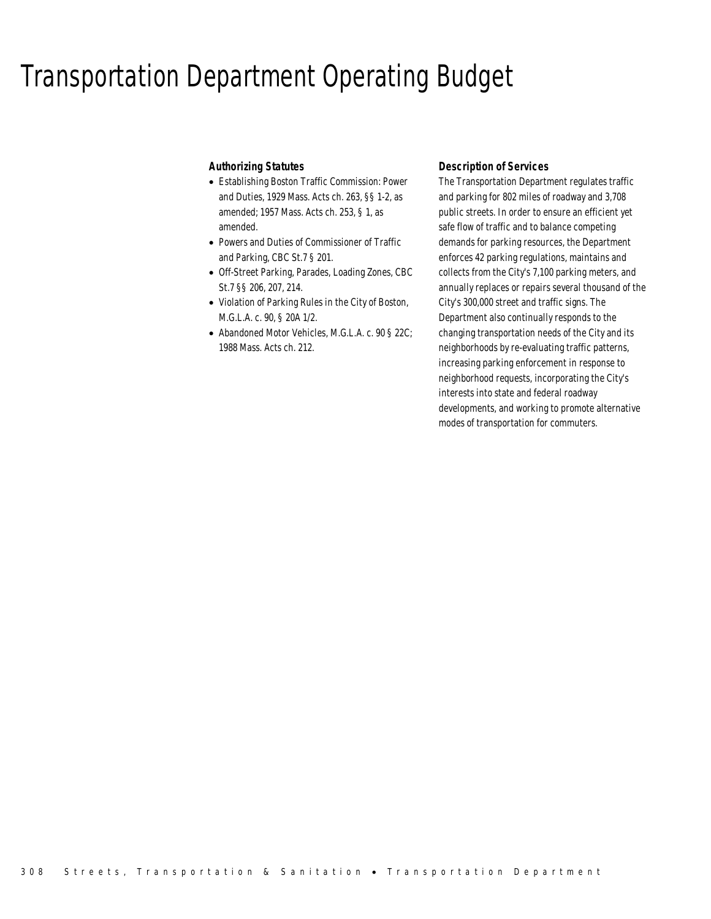# Transportation Department Operating Budget

### Authorizing Statutes

- Establishing Boston Traffic Commission: Power and Duties, 1929 Mass. Acts ch. 263, §§ 1-2, as amended; 1957 Mass. Acts ch. 253, § 1, as amended.
- Powers and Duties of Commissioner of Traffic and Parking, CBC St.7 § 201.
- Off-Street Parking, Parades, Loading Zones, CBC St.7 §§ 206, 207, 214.
- Violation of Parking Rules in the City of Boston, M.G.L.A. c. 90, § 20A 1/2.
- Abandoned Motor Vehicles, M.G.L.A. c. 90 § 22C; 1988 Mass. Acts ch. 212.

### Description of Services

The Transportation Department regulates traffic and parking for 802 miles of roadway and 3,708 public streets. In order to ensure an efficient yet safe flow of traffic and to balance competing demands for parking resources, the Department enforces 42 parking regulations, maintains and collects from the City's 7,100 parking meters, and annually replaces or repairs several thousand of the City's 300,000 street and traffic signs. The Department also continually responds to the changing transportation needs of the City and its neighborhoods by re-evaluating traffic patterns, increasing parking enforcement in response to neighborhood requests, incorporating the City's interests into state and federal roadway developments, and working to promote alternative modes of transportation for commuters.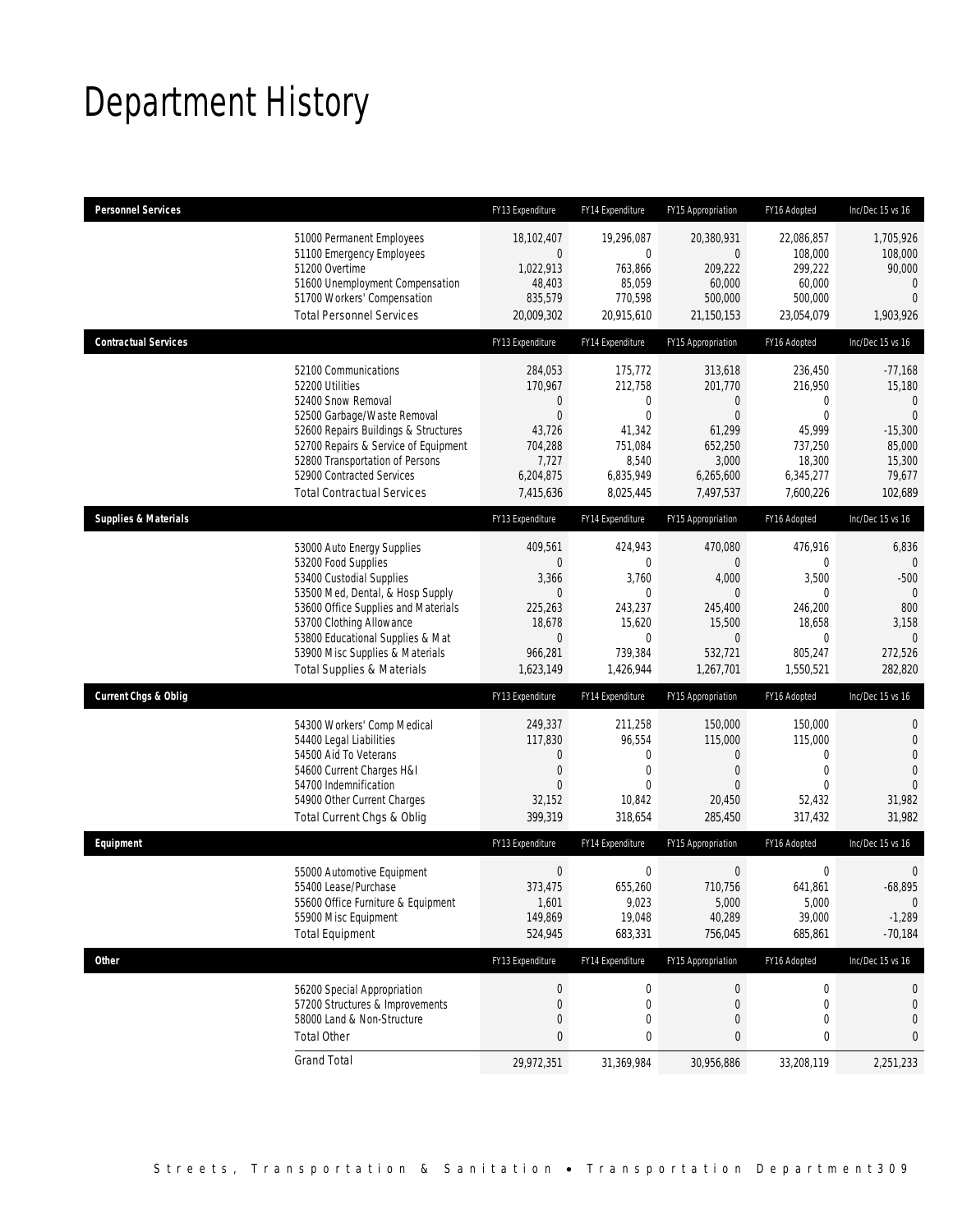# Department History

| Personnel Services | FY13 Expenditure | FY14 Expenditure | FY15 Appropriation | FY16 Adopted | Inc/Dec 15 vs 16 |
|---|---|---|---|---|---|
| 51000 Permanent Employees | 18,102,407 | 19,296,087 | 20,380,931 | 22,086,857 | 1,705,926 |
| 51100 Emergency Employees | 0 | 0 | 0 | 108,000 | 108,000 |
| 51200 Overtime | 1,022,913 | 763,866 | 209,222 | 299,222 | 90,000 |
| 51600 Unemployment Compensation | 48,403 | 85,059 | 60,000 | 60,000 | 0 |
| 51700 Workers' Compensation | 835,579 | 770,598 | 500,000 | 500,000 | 0 |
| Total Personnel Services | 20,009,302 | 20,915,610 | 21,150,153 | 23,054,079 | 1,903,926 |

| Contractual Services | FY13 Expenditure | FY14 Expenditure | FY15 Appropriation | FY16 Adopted | Inc/Dec 15 vs 16 |
|---|---|---|---|---|---|
| 52100 Communications | 284,053 | 175,772 | 313,618 | 236,450 | -77,168 |
| 52200 Utilities | 170,967 | 212,758 | 201,770 | 216,950 | 15,180 |
| 52400 Snow Removal | 0 | 0 | 0 | 0 | 0 |
| 52500 Garbage/Waste Removal | 0 | 0 | 0 | 0 | 0 |
| 52600 Repairs Buildings & Structures | 43,726 | 41,342 | 61,299 | 45,999 | -15,300 |
| 52700 Repairs & Service of Equipment | 704,288 | 751,084 | 652,250 | 737,250 | 85,000 |
| 52800 Transportation of Persons | 7,727 | 8,540 | 3,000 | 18,300 | 15,300 |
| 52900 Contracted Services | 6,204,875 | 6,835,949 | 6,265,600 | 6,345,277 | 79,677 |
| Total Contractual Services | 7,415,636 | 8,025,445 | 7,497,537 | 7,600,226 | 102,689 |

| Supplies & Materials | FY13 Expenditure | FY14 Expenditure | FY15 Appropriation | FY16 Adopted | Inc/Dec 15 vs 16 |
|---|---|---|---|---|---|
| 53000 Auto Energy Supplies | 409,561 | 424,943 | 470,080 | 476,916 | 6,836 |
| 53200 Food Supplies | 0 | 0 | 0 | 0 | 0 |
| 53400 Custodial Supplies | 3,366 | 3,760 | 4,000 | 3,500 | -500 |
| 53500 Med, Dental, & Hosp Supply | 0 | 0 | 0 | 0 | 0 |
| 53600 Office Supplies and Materials | 225,263 | 243,237 | 245,400 | 246,200 | 800 |
| 53700 Clothing Allowance | 18,678 | 15,620 | 15,500 | 18,658 | 3,158 |
| 53800 Educational Supplies & Mat | 0 | 0 | 0 | 0 | 0 |
| 53900 Misc Supplies & Materials | 966,281 | 739,384 | 532,721 | 805,247 | 272,526 |
| Total Supplies & Materials | 1,623,149 | 1,426,944 | 1,267,701 | 1,550,521 | 282,820 |

| Current Chgs & Oblig | FY13 Expenditure | FY14 Expenditure | FY15 Appropriation | FY16 Adopted | Inc/Dec 15 vs 16 |
|---|---|---|---|---|---|
| 54300 Workers' Comp Medical | 249,337 | 211,258 | 150,000 | 150,000 | 0 |
| 54400 Legal Liabilities | 117,830 | 96,554 | 115,000 | 115,000 | 0 |
| 54500 Aid To Veterans | 0 | 0 | 0 | 0 | 0 |
| 54600 Current Charges H&I | 0 | 0 | 0 | 0 | 0 |
| 54700 Indemnification | 0 | 0 | 0 | 0 | 0 |
| 54900 Other Current Charges | 32,152 | 10,842 | 20,450 | 52,432 | 31,982 |
| Total Current Chgs & Oblig | 399,319 | 318,654 | 285,450 | 317,432 | 31,982 |

| Equipment | FY13 Expenditure | FY14 Expenditure | FY15 Appropriation | FY16 Adopted | Inc/Dec 15 vs 16 |
|---|---|---|---|---|---|
| 55000 Automotive Equipment | 0 | 0 | 0 | 0 | 0 |
| 55400 Lease/Purchase | 373,475 | 655,260 | 710,756 | 641,861 | -68,895 |
| 55600 Office Furniture & Equipment | 1,601 | 9,023 | 5,000 | 5,000 | 0 |
| 55900 Misc Equipment | 149,869 | 19,048 | 40,289 | 39,000 | -1,289 |
| Total Equipment | 524,945 | 683,331 | 756,045 | 685,861 | -70,184 |

| Other | FY13 Expenditure | FY14 Expenditure | FY15 Appropriation | FY16 Adopted | Inc/Dec 15 vs 16 |
|---|---|---|---|---|---|
| 56200 Special Appropriation | 0 | 0 | 0 | 0 | 0 |
| 57200 Structures & Improvements | 0 | 0 | 0 | 0 | 0 |
| 58000 Land & Non-Structure | 0 | 0 | 0 | 0 | 0 |
| Total Other | 0 | 0 | 0 | 0 | 0 |
| Grand Total | 29,972,351 | 31,369,984 | 30,956,886 | 33,208,119 | 2,251,233 |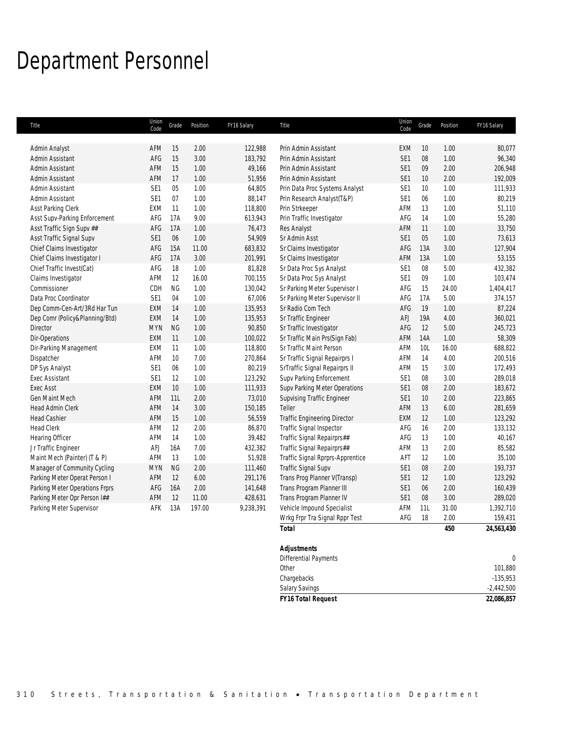# Department Personnel

| Title | Union Code | Grade | Position | FY16 Salary |
|---|---|---|---|---|
| Admin Analyst | AFM | 15 | 2.00 | 122,988 |
| Admin Assistant | AFG | 15 | 3.00 | 183,792 |
| Admin Assistant | AFM | 15 | 1.00 | 49,166 |
| Admin Assistant | AFM | 17 | 1.00 | 51,956 |
| Admin Assistant | SE1 | 05 | 1.00 | 64,805 |
| Admin Assistant | SE1 | 07 | 1.00 | 88,147 |
| Asst Parking Clerk | EXM | 11 | 1.00 | 118,800 |
| Asst Supv-Parking Enforcement | AFG | 17A | 9.00 | 613,943 |
| Asst Traffic Sign Supv ## | AFG | 17A | 1.00 | 76,473 |
| Asst Traffic Signal Supv | SE1 | 06 | 1.00 | 54,909 |
| Chief Claims Investigator | AFG | 15A | 11.00 | 683,832 |
| Chief Claims Investigator I | AFG | 17A | 3.00 | 201,991 |
| Chief Traffic Invest(Cat) | AFG | 18 | 1.00 | 81,828 |
| Claims Investigator | AFM | 12 | 16.00 | 700,155 |
| Commissioner | CDH | NG | 1.00 | 130,042 |
| Data Proc Coordinator | SE1 | 04 | 1.00 | 67,006 |
| Dep Comm-Cen-Art/3Rd Har Tun | EXM | 14 | 1.00 | 135,953 |
| Dep Comr (Policy&Planning/Btd) | EXM | 14 | 1.00 | 135,953 |
| Director | MYN | NG | 1.00 | 90,850 |
| Dir-Operations | EXM | 11 | 1.00 | 100,022 |
| Dir-Parking Management | EXM | 11 | 1.00 | 118,800 |
| Dispatcher | AFM | 10 | 7.00 | 270,864 |
| DP Sys Analyst | SE1 | 06 | 1.00 | 80,219 |
| Exec Assistant | SE1 | 12 | 1.00 | 123,292 |
| Exec Asst | EXM | 10 | 1.00 | 111,933 |
| Gen Maint Mech | AFM | 11L | 2.00 | 73,010 |
| Head Admin Clerk | AFM | 14 | 3.00 | 150,185 |
| Head Cashier | AFM | 15 | 1.00 | 56,559 |
| Head Clerk | AFM | 12 | 2.00 | 86,870 |
| Hearing Officer | AFM | 14 | 1.00 | 39,482 |
| Jr Traffic Engineer | AFJ | 16A | 7.00 | 432,382 |
| Maint Mech (Painter) (T & P) | AFM | 13 | 1.00 | 51,928 |
| Manager of Community Cycling | MYN | NG | 2.00 | 111,460 |
| Parking Meter Operat Person I | AFM | 12 | 6.00 | 291,176 |
| Parking Meter Operations Frprs | AFG | 16A | 2.00 | 141,648 |
| Parking Meter Opr Person I## | AFM | 12 | 11.00 | 428,631 |
| Parking Meter Supervisor | AFK | 13A | 197.00 | 9,238,391 |
| Prin Admin Assistant | EXM | 10 | 1.00 | 80,077 |
| Prin Admin Assistant | SE1 | 08 | 1.00 | 96,340 |
| Prin Admin Assistant | SE1 | 09 | 2.00 | 206,948 |
| Prin Admin Assistant | SE1 | 10 | 2.00 | 192,009 |
| Prin Data Proc Systems Analyst | SE1 | 10 | 1.00 | 111,933 |
| Prin Research Analyst(T&P) | SE1 | 06 | 1.00 | 80,219 |
| Prin Strkeeper | AFM | 13 | 1.00 | 51,110 |
| Prin Traffic Investigator | AFG | 14 | 1.00 | 55,280 |
| Res Analyst | AFM | 11 | 1.00 | 33,750 |
| Sr Admin Asst | SE1 | 05 | 1.00 | 73,613 |
| Sr Claims Investigator | AFG | 13A | 3.00 | 127,904 |
| Sr Claims Investigator | AFM | 13A | 1.00 | 53,155 |
| Sr Data Proc Sys Analyst | SE1 | 08 | 5.00 | 432,382 |
| Sr Data Proc Sys Analyst | SE1 | 09 | 1.00 | 103,474 |
| Sr Parking Meter Supervisor I | AFG | 15 | 24.00 | 1,404,417 |
| Sr Parking Meter Supervisor II | AFG | 17A | 5.00 | 374,157 |
| Sr Radio Com Tech | AFG | 19 | 1.00 | 87,224 |
| Sr Traffic Engineer | AFJ | 19A | 4.00 | 360,021 |
| Sr Traffic Investigator | AFG | 12 | 5.00 | 245,723 |
| Sr Traffic Main Prs(Sign Fab) | AFM | 14A | 1.00 | 58,309 |
| Sr Traffic Maint Person | AFM | 10L | 16.00 | 688,822 |
| Sr Traffic Signal Repairprs I | AFM | 14 | 4.00 | 200,516 |
| SrTraffic Signal Repairprs II | AFM | 15 | 3.00 | 172,493 |
| Supv Parking Enforcement | SE1 | 08 | 3.00 | 289,018 |
| Supv Parking Meter Operations | SE1 | 08 | 2.00 | 183,672 |
| Supvising Traffic Engineer | SE1 | 10 | 2.00 | 223,865 |
| Teller | AFM | 13 | 6.00 | 281,659 |
| Traffic Engineering Director | EXM | 12 | 1.00 | 123,292 |
| Traffic Signal Inspector | AFG | 16 | 2.00 | 133,132 |
| Traffic Signal Repairprs## | AFG | 13 | 1.00 | 40,167 |
| Traffic Signal Repairprs## | AFM | 13 | 2.00 | 85,582 |
| Traffic Signal Rprprs-Apprentice | AFT | 12 | 1.00 | 35,100 |
| Traffic Signal Supv | SE1 | 08 | 2.00 | 193,737 |
| Trans Prog Planner V(Transp) | SE1 | 12 | 1.00 | 123,292 |
| Trans Program Planner III | SE1 | 06 | 2.00 | 160,439 |
| Trans Program Planner IV | SE1 | 08 | 3.00 | 289,020 |
| Vehicle Impound Specialist | AFM | 11L | 31.00 | 1,392,710 |
| Wrkg Frpr Tra Signal Rppr Test | AFG | 18 | 2.00 | 159,431 |
| **Total** | | | **450** | **24,563,430** |

| **Adjustments** | |
|---|---|
| Differential Payments | 0 |
| Other | 101,880 |
| Chargebacks | -135,953 |
| Salary Savings | -2,442,500 |
| **FY16 Total Request** | **22,086,857** |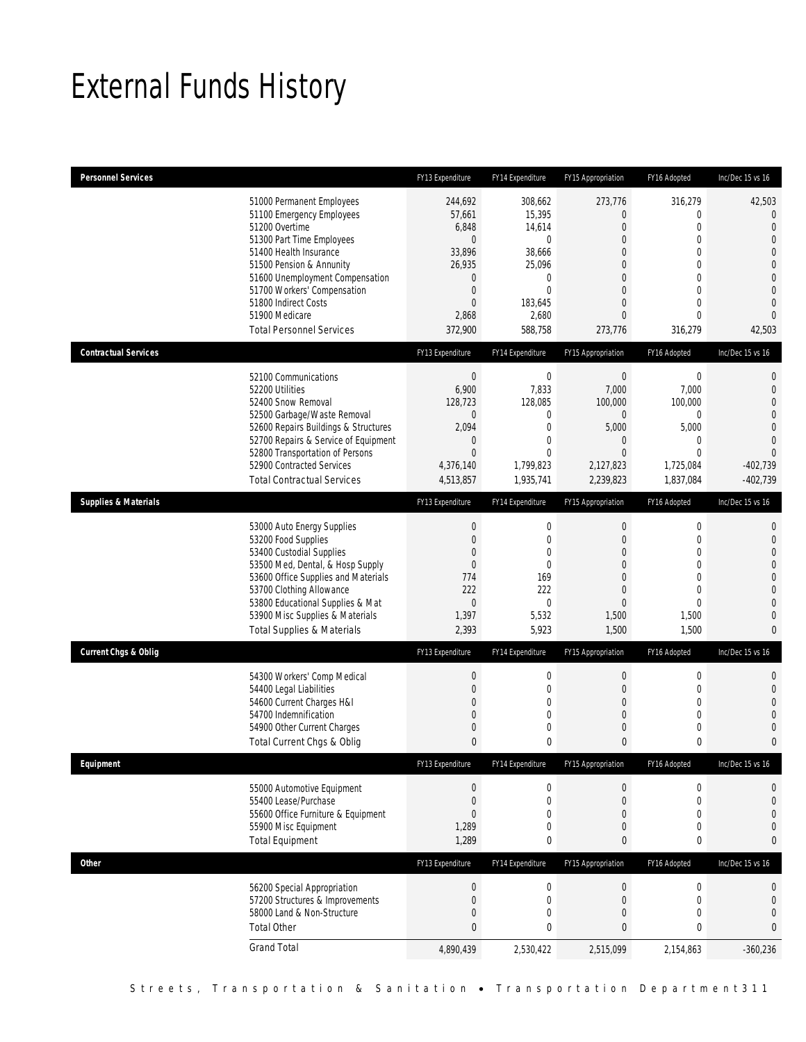# External Funds History

| Personnel Services | FY13 Expenditure | FY14 Expenditure | FY15 Appropriation | FY16 Adopted | Inc/Dec 15 vs 16 |
|---|---|---|---|---|---|
| 51000 Permanent Employees | 244,692 | 308,662 | 273,776 | 316,279 | 42,503 |
| 51100 Emergency Employees | 57,661 | 15,395 | 0 | 0 | 0 |
| 51200 Overtime | 6,848 | 14,614 | 0 | 0 | 0 |
| 51300 Part Time Employees | 0 | 0 | 0 | 0 | 0 |
| 51400 Health Insurance | 33,896 | 38,666 | 0 | 0 | 0 |
| 51500 Pension & Annunity | 26,935 | 25,096 | 0 | 0 | 0 |
| 51600 Unemployment Compensation | 0 | 0 | 0 | 0 | 0 |
| 51700 Workers' Compensation | 0 | 0 | 0 | 0 | 0 |
| 51800 Indirect Costs | 0 | 183,645 | 0 | 0 | 0 |
| 51900 Medicare | 2,868 | 2,680 | 0 | 0 | 0 |
| Total Personnel Services | 372,900 | 588,758 | 273,776 | 316,279 | 42,503 |

| Contractual Services | FY13 Expenditure | FY14 Expenditure | FY15 Appropriation | FY16 Adopted | Inc/Dec 15 vs 16 |
|---|---|---|---|---|---|
| 52100 Communications | 0 | 0 | 0 | 0 | 0 |
| 52200 Utilities | 6,900 | 7,833 | 7,000 | 7,000 | 0 |
| 52400 Snow Removal | 128,723 | 128,085 | 100,000 | 100,000 | 0 |
| 52500 Garbage/Waste Removal | 0 | 0 | 0 | 0 | 0 |
| 52600 Repairs Buildings & Structures | 2,094 | 0 | 5,000 | 5,000 | 0 |
| 52700 Repairs & Service of Equipment | 0 | 0 | 0 | 0 | 0 |
| 52800 Transportation of Persons | 0 | 0 | 0 | 0 | 0 |
| 52900 Contracted Services | 4,376,140 | 1,799,823 | 2,127,823 | 1,725,084 | -402,739 |
| Total Contractual Services | 4,513,857 | 1,935,741 | 2,239,823 | 1,837,084 | -402,739 |

| Supplies & Materials | FY13 Expenditure | FY14 Expenditure | FY15 Appropriation | FY16 Adopted | Inc/Dec 15 vs 16 |
|---|---|---|---|---|---|
| 53000 Auto Energy Supplies | 0 | 0 | 0 | 0 | 0 |
| 53200 Food Supplies | 0 | 0 | 0 | 0 | 0 |
| 53400 Custodial Supplies | 0 | 0 | 0 | 0 | 0 |
| 53500 Med, Dental, & Hosp Supply | 0 | 0 | 0 | 0 | 0 |
| 53600 Office Supplies and Materials | 774 | 169 | 0 | 0 | 0 |
| 53700 Clothing Allowance | 222 | 222 | 0 | 0 | 0 |
| 53800 Educational Supplies & Mat | 0 | 0 | 0 | 0 | 0 |
| 53900 Misc Supplies & Materials | 1,397 | 5,532 | 1,500 | 1,500 | 0 |
| Total Supplies & Materials | 2,393 | 5,923 | 1,500 | 1,500 | 0 |

| Current Chgs & Oblig | FY13 Expenditure | FY14 Expenditure | FY15 Appropriation | FY16 Adopted | Inc/Dec 15 vs 16 |
|---|---|---|---|---|---|
| 54300 Workers' Comp Medical | 0 | 0 | 0 | 0 | 0 |
| 54400 Legal Liabilities | 0 | 0 | 0 | 0 | 0 |
| 54600 Current Charges H&I | 0 | 0 | 0 | 0 | 0 |
| 54700 Indemnification | 0 | 0 | 0 | 0 | 0 |
| 54900 Other Current Charges | 0 | 0 | 0 | 0 | 0 |
| Total Current Chgs & Oblig | 0 | 0 | 0 | 0 | 0 |

| Equipment | FY13 Expenditure | FY14 Expenditure | FY15 Appropriation | FY16 Adopted | Inc/Dec 15 vs 16 |
|---|---|---|---|---|---|
| 55000 Automotive Equipment | 0 | 0 | 0 | 0 | 0 |
| 55400 Lease/Purchase | 0 | 0 | 0 | 0 | 0 |
| 55600 Office Furniture & Equipment | 0 | 0 | 0 | 0 | 0 |
| 55900 Misc Equipment | 1,289 | 0 | 0 | 0 | 0 |
| Total Equipment | 1,289 | 0 | 0 | 0 | 0 |

| Other | FY13 Expenditure | FY14 Expenditure | FY15 Appropriation | FY16 Adopted | Inc/Dec 15 vs 16 |
|---|---|---|---|---|---|
| 56200 Special Appropriation | 0 | 0 | 0 | 0 | 0 |
| 57200 Structures & Improvements | 0 | 0 | 0 | 0 | 0 |
| 58000 Land & Non-Structure | 0 | 0 | 0 | 0 | 0 |
| Total Other | 0 | 0 | 0 | 0 | 0 |
| Grand Total | 4,890,439 | 2,530,422 | 2,515,099 | 2,154,863 | -360,236 |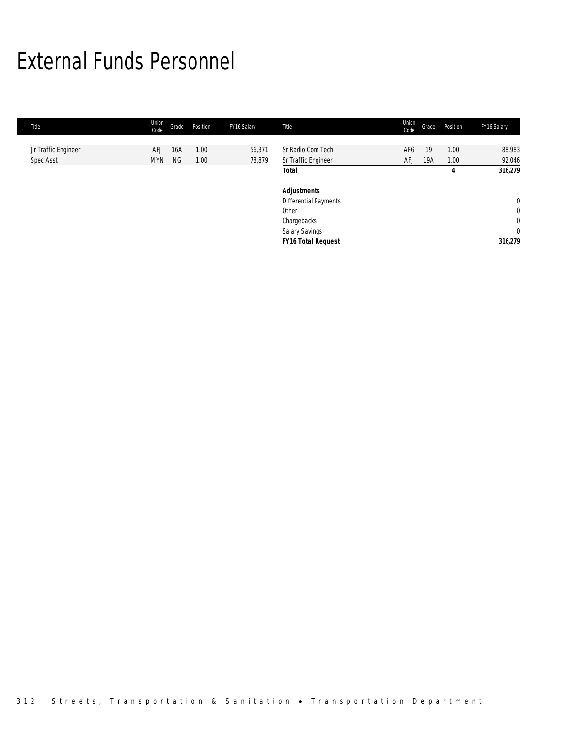# External Funds Personnel

| Title | Union Code | Grade | Position | FY16 Salary | Title | Union Code | Grade | Position | FY16 Salary |
|---|---|---|---|---|---|---|---|---|---|
| Jr Traffic Engineer | AFJ | 16A | 1.00 | 56,371 | Sr Radio Com Tech | AFG | 19 | 1.00 | 88,983 |
| Spec Asst | MYN | NG | 1.00 | 78,879 | Sr Traffic Engineer | AFJ | 19A | 1.00 | 92,046 |
| | | | | | **Total** | | | **4** | **316,279** |
| | | | | | | | | | |
| | | | | | ***Adjustments*** | | | | |
| | | | | | Differential Payments | | | | 0 |
| | | | | | Other | | | | 0 |
| | | | | | Chargebacks | | | | 0 |
| | | | | | Salary Savings | | | | 0 |
| | | | | | ***FY16 Total Request*** | | | | **316,279** |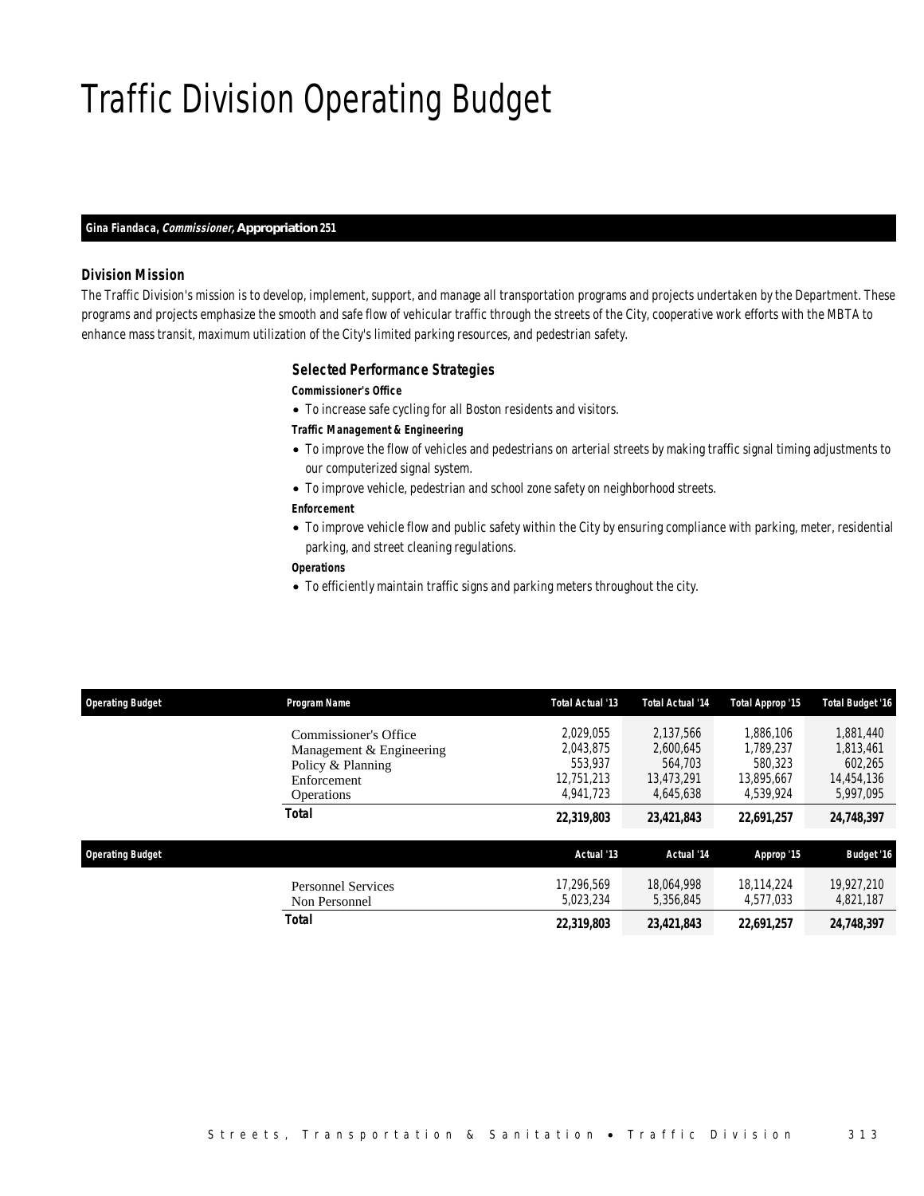# Traffic Division Operating Budget

**Gina Fiandaca, *Commissioner,* Appropriation 251**

### Division Mission

The Traffic Division's mission is to develop, implement, support, and manage all transportation programs and projects undertaken by the Department. These programs and projects emphasize the smooth and safe flow of vehicular traffic through the streets of the City, cooperative work efforts with the MBTA to enhance mass transit, maximum utilization of the City's limited parking resources, and pedestrian safety.

### Selected Performance Strategies

**Commissioner's Office**

- To increase safe cycling for all Boston residents and visitors.

**Traffic Management & Engineering**

- To improve the flow of vehicles and pedestrians on arterial streets by making traffic signal timing adjustments to our computerized signal system.
- To improve vehicle, pedestrian and school zone safety on neighborhood streets.

**Enforcement**

- To improve vehicle flow and public safety within the City by ensuring compliance with parking, meter, residential parking, and street cleaning regulations.

**Operations**

- To efficiently maintain traffic signs and parking meters throughout the city.

| Operating Budget | Program Name | Total Actual '13 | Total Actual '14 | Total Approp '15 | Total Budget '16 |
|---|---|---|---|---|---|
| | Commissioner's Office | 2,029,055 | 2,137,566 | 1,886,106 | 1,881,440 |
| | Management & Engineering | 2,043,875 | 2,600,645 | 1,789,237 | 1,813,461 |
| | Policy & Planning | 553,937 | 564,703 | 580,323 | 602,265 |
| | Enforcement | 12,751,213 | 13,473,291 | 13,895,667 | 14,454,136 |
| | Operations | 4,941,723 | 4,645,638 | 4,539,924 | 5,997,095 |
| | **Total** | **22,319,803** | **23,421,843** | **22,691,257** | **24,748,397** |

| Operating Budget | | Actual '13 | Actual '14 | Approp '15 | Budget '16 |
|---|---|---|---|---|---|
| | Personnel Services | 17,296,569 | 18,064,998 | 18,114,224 | 19,927,210 |
| | Non Personnel | 5,023,234 | 5,356,845 | 4,577,033 | 4,821,187 |
| | **Total** | **22,319,803** | **23,421,843** | **22,691,257** | **24,748,397** |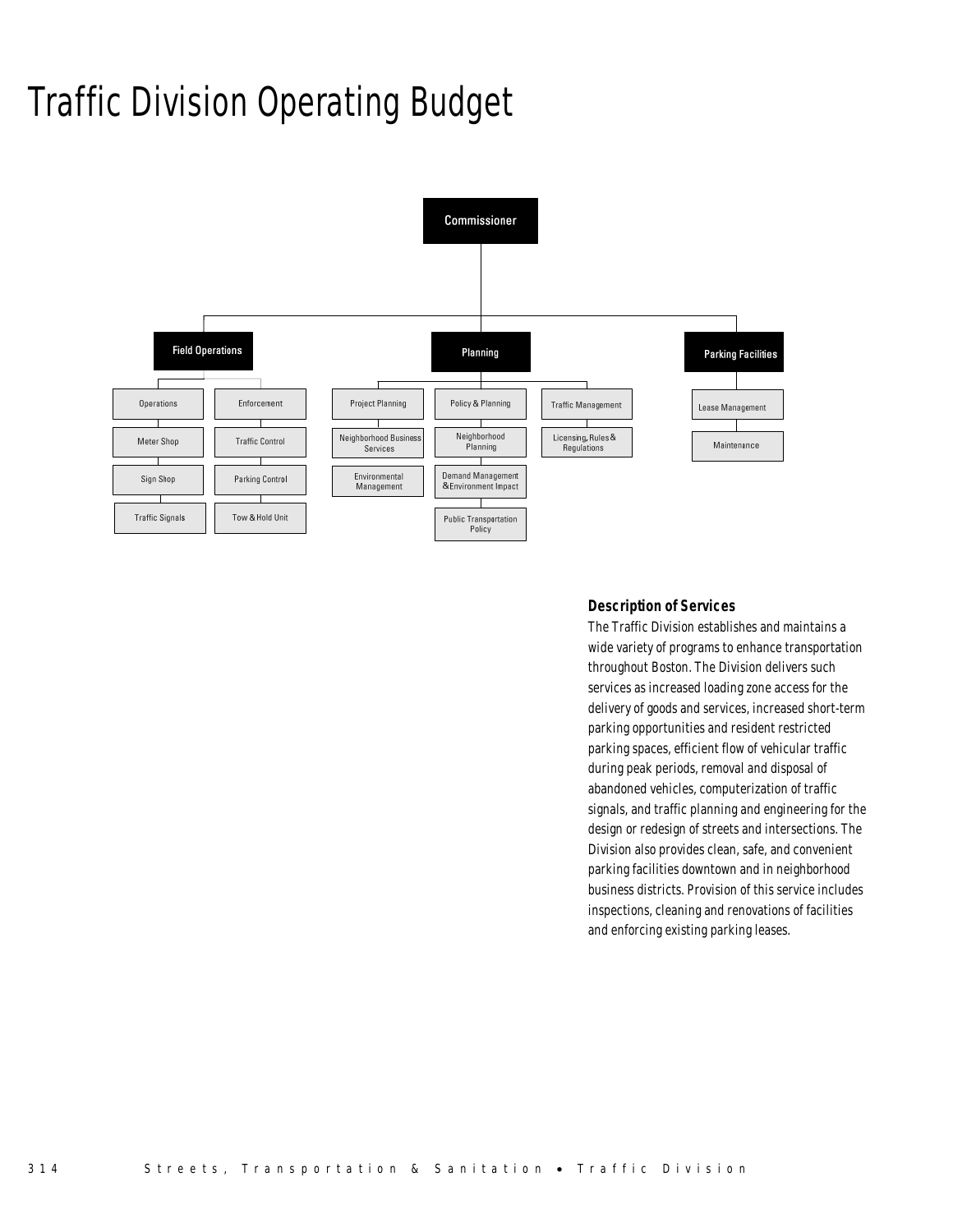# Traffic Division Operating Budget

- Commissioner
  - Field Operations
    - Operations
      - Meter Shop
      - Sign Shop
      - Traffic Signals
    - Enforcement
      - Traffic Control
      - Parking Control
      - Tow & Hold Unit
  - Planning
    - Project Planning
      - Neighborhood Business Services
      - Environmental Management
    - Policy & Planning
      - Neighborhood Planning
      - Demand Management & Environment Impact
      - Public Transportation Policy
    - Traffic Management
      - Licensing, Rules & Regulations
  - Parking Facilities
    - Lease Management
    - Maintenance

### Description of Services

The Traffic Division establishes and maintains a wide variety of programs to enhance transportation throughout Boston. The Division delivers such services as increased loading zone access for the delivery of goods and services, increased short-term parking opportunities and resident restricted parking spaces, efficient flow of vehicular traffic during peak periods, removal and disposal of abandoned vehicles, computerization of traffic signals, and traffic planning and engineering for the design or redesign of streets and intersections. The Division also provides clean, safe, and convenient parking facilities downtown and in neighborhood business districts. Provision of this service includes inspections, cleaning and renovations of facilities and enforcing existing parking leases.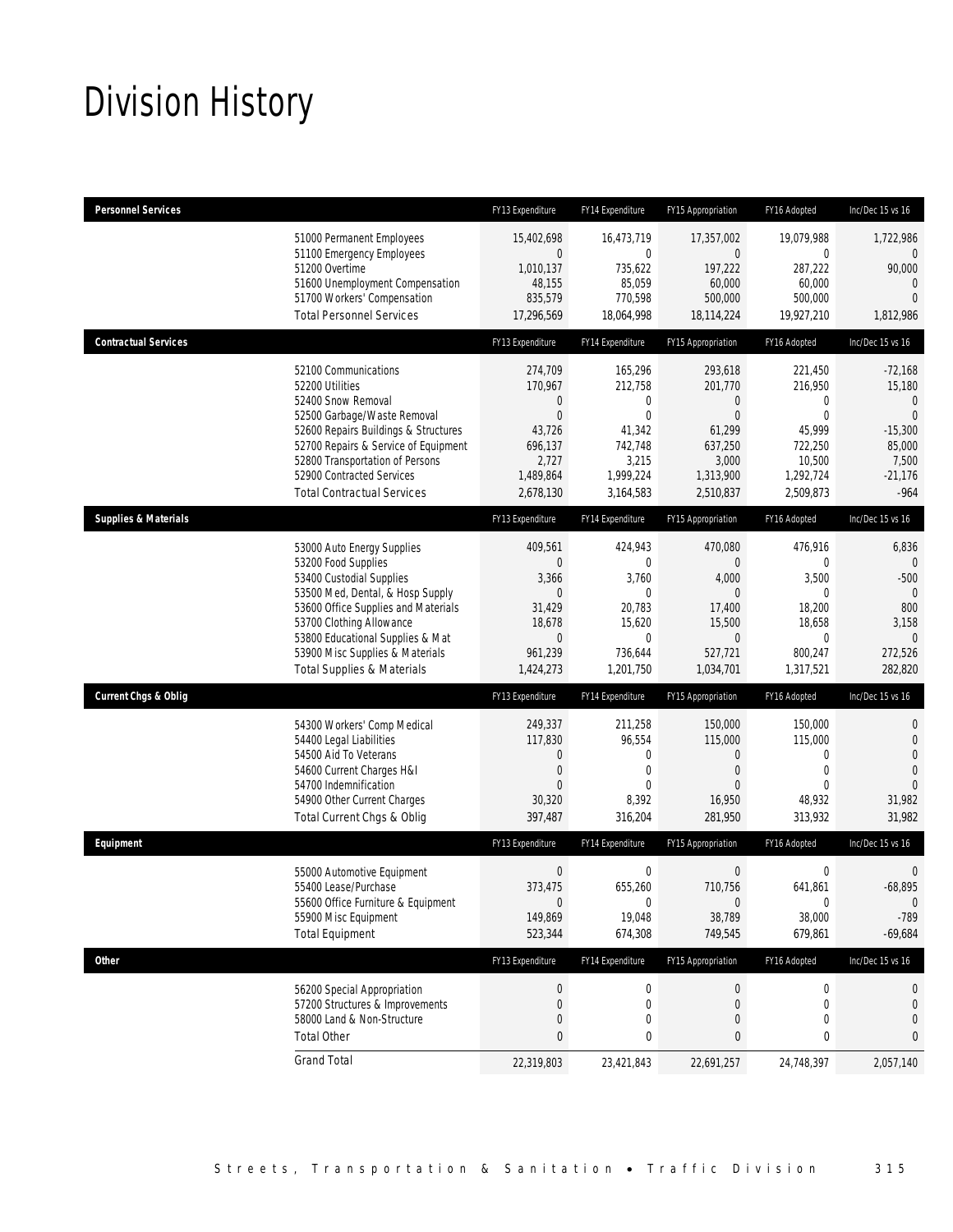# Division History

| Personnel Services | FY13 Expenditure | FY14 Expenditure | FY15 Appropriation | FY16 Adopted | Inc/Dec 15 vs 16 |
|---|---|---|---|---|---|
| 51000 Permanent Employees | 15,402,698 | 16,473,719 | 17,357,002 | 19,079,988 | 1,722,986 |
| 51100 Emergency Employees | 0 | 0 | 0 | 0 | 0 |
| 51200 Overtime | 1,010,137 | 735,622 | 197,222 | 287,222 | 90,000 |
| 51600 Unemployment Compensation | 48,155 | 85,059 | 60,000 | 60,000 | 0 |
| 51700 Workers' Compensation | 835,579 | 770,598 | 500,000 | 500,000 | 0 |
| Total Personnel Services | 17,296,569 | 18,064,998 | 18,114,224 | 19,927,210 | 1,812,986 |
| **Contractual Services** | **FY13 Expenditure** | **FY14 Expenditure** | **FY15 Appropriation** | **FY16 Adopted** | **Inc/Dec 15 vs 16** |
| 52100 Communications | 274,709 | 165,296 | 293,618 | 221,450 | -72,168 |
| 52200 Utilities | 170,967 | 212,758 | 201,770 | 216,950 | 15,180 |
| 52400 Snow Removal | 0 | 0 | 0 | 0 | 0 |
| 52500 Garbage/Waste Removal | 0 | 0 | 0 | 0 | 0 |
| 52600 Repairs Buildings & Structures | 43,726 | 41,342 | 61,299 | 45,999 | -15,300 |
| 52700 Repairs & Service of Equipment | 696,137 | 742,748 | 637,250 | 722,250 | 85,000 |
| 52800 Transportation of Persons | 2,727 | 3,215 | 3,000 | 10,500 | 7,500 |
| 52900 Contracted Services | 1,489,864 | 1,999,224 | 1,313,900 | 1,292,724 | -21,176 |
| Total Contractual Services | 2,678,130 | 3,164,583 | 2,510,837 | 2,509,873 | -964 |
| **Supplies & Materials** | **FY13 Expenditure** | **FY14 Expenditure** | **FY15 Appropriation** | **FY16 Adopted** | **Inc/Dec 15 vs 16** |
| 53000 Auto Energy Supplies | 409,561 | 424,943 | 470,080 | 476,916 | 6,836 |
| 53200 Food Supplies | 0 | 0 | 0 | 0 | 0 |
| 53400 Custodial Supplies | 3,366 | 3,760 | 4,000 | 3,500 | -500 |
| 53500 Med, Dental, & Hosp Supply | 0 | 0 | 0 | 0 | 0 |
| 53600 Office Supplies and Materials | 31,429 | 20,783 | 17,400 | 18,200 | 800 |
| 53700 Clothing Allowance | 18,678 | 15,620 | 15,500 | 18,658 | 3,158 |
| 53800 Educational Supplies & Mat | 0 | 0 | 0 | 0 | 0 |
| 53900 Misc Supplies & Materials | 961,239 | 736,644 | 527,721 | 800,247 | 272,526 |
| Total Supplies & Materials | 1,424,273 | 1,201,750 | 1,034,701 | 1,317,521 | 282,820 |
| **Current Chgs & Oblig** | **FY13 Expenditure** | **FY14 Expenditure** | **FY15 Appropriation** | **FY16 Adopted** | **Inc/Dec 15 vs 16** |
| 54300 Workers' Comp Medical | 249,337 | 211,258 | 150,000 | 150,000 | 0 |
| 54400 Legal Liabilities | 117,830 | 96,554 | 115,000 | 115,000 | 0 |
| 54500 Aid To Veterans | 0 | 0 | 0 | 0 | 0 |
| 54600 Current Charges H&I | 0 | 0 | 0 | 0 | 0 |
| 54700 Indemnification | 0 | 0 | 0 | 0 | 0 |
| 54900 Other Current Charges | 30,320 | 8,392 | 16,950 | 48,932 | 31,982 |
| Total Current Chgs & Oblig | 397,487 | 316,204 | 281,950 | 313,932 | 31,982 |
| **Equipment** | **FY13 Expenditure** | **FY14 Expenditure** | **FY15 Appropriation** | **FY16 Adopted** | **Inc/Dec 15 vs 16** |
| 55000 Automotive Equipment | 0 | 0 | 0 | 0 | 0 |
| 55400 Lease/Purchase | 373,475 | 655,260 | 710,756 | 641,861 | -68,895 |
| 55600 Office Furniture & Equipment | 0 | 0 | 0 | 0 | 0 |
| 55900 Misc Equipment | 149,869 | 19,048 | 38,789 | 38,000 | -789 |
| Total Equipment | 523,344 | 674,308 | 749,545 | 679,861 | -69,684 |
| **Other** | **FY13 Expenditure** | **FY14 Expenditure** | **FY15 Appropriation** | **FY16 Adopted** | **Inc/Dec 15 vs 16** |
| 56200 Special Appropriation | 0 | 0 | 0 | 0 | 0 |
| 57200 Structures & Improvements | 0 | 0 | 0 | 0 | 0 |
| 58000 Land & Non-Structure | 0 | 0 | 0 | 0 | 0 |
| Total Other | 0 | 0 | 0 | 0 | 0 |
| Grand Total | 22,319,803 | 23,421,843 | 22,691,257 | 24,748,397 | 2,057,140 |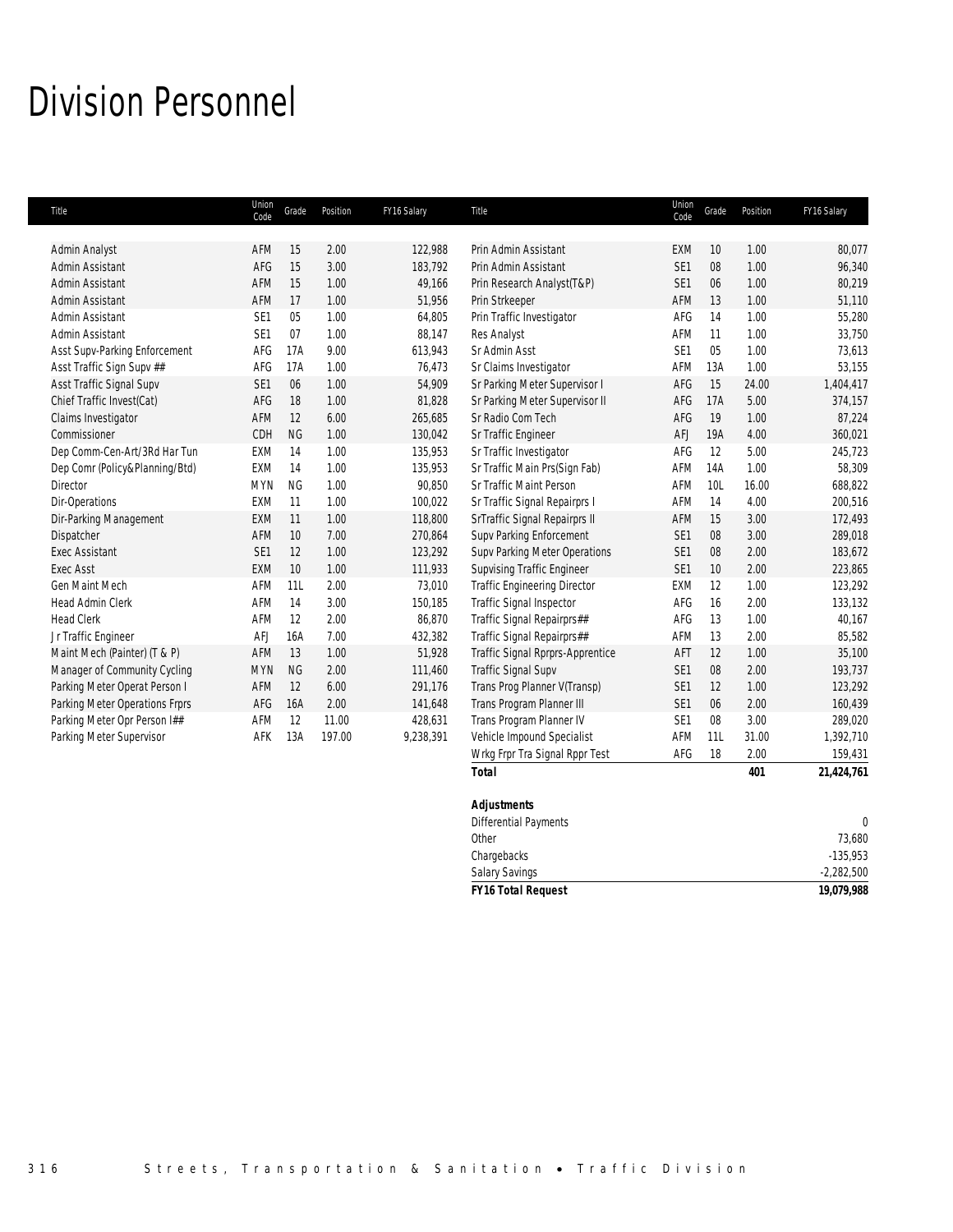# Division Personnel

| Title | Union Code | Grade | Position | FY16 Salary | Title | Union Code | Grade | Position | FY16 Salary |
|---|---|---|---|---|---|---|---|---|---|
| Admin Analyst | AFM | 15 | 2.00 | 122,988 | Prin Admin Assistant | EXM | 10 | 1.00 | 80,077 |
| Admin Assistant | AFG | 15 | 3.00 | 183,792 | Prin Admin Assistant | SE1 | 08 | 1.00 | 96,340 |
| Admin Assistant | AFM | 15 | 1.00 | 49,166 | Prin Research Analyst(T&P) | SE1 | 06 | 1.00 | 80,219 |
| Admin Assistant | AFM | 17 | 1.00 | 51,956 | Prin Strkeeper | AFM | 13 | 1.00 | 51,110 |
| Admin Assistant | SE1 | 05 | 1.00 | 64,805 | Prin Traffic Investigator | AFG | 14 | 1.00 | 55,280 |
| Admin Assistant | SE1 | 07 | 1.00 | 88,147 | Res Analyst | AFM | 11 | 1.00 | 33,750 |
| Asst Supv-Parking Enforcement | AFG | 17A | 9.00 | 613,943 | Sr Admin Asst | SE1 | 05 | 1.00 | 73,613 |
| Asst Traffic Sign Supv ## | AFG | 17A | 1.00 | 76,473 | Sr Claims Investigator | AFM | 13A | 1.00 | 53,155 |
| Asst Traffic Signal Supv | SE1 | 06 | 1.00 | 54,909 | Sr Parking Meter Supervisor I | AFG | 15 | 24.00 | 1,404,417 |
| Chief Traffic Invest(Cat) | AFG | 18 | 1.00 | 81,828 | Sr Parking Meter Supervisor II | AFG | 17A | 5.00 | 374,157 |
| Claims Investigator | AFM | 12 | 6.00 | 265,685 | Sr Radio Com Tech | AFG | 19 | 1.00 | 87,224 |
| Commissioner | CDH | NG | 1.00 | 130,042 | Sr Traffic Engineer | AFJ | 19A | 4.00 | 360,021 |
| Dep Comm-Cen-Art/3Rd Har Tun | EXM | 14 | 1.00 | 135,953 | Sr Traffic Investigator | AFG | 12 | 5.00 | 245,723 |
| Dep Comr (Policy&Planning/Btd) | EXM | 14 | 1.00 | 135,953 | Sr Traffic Main Prs(Sign Fab) | AFM | 14A | 1.00 | 58,309 |
| Director | MYN | NG | 1.00 | 90,850 | Sr Traffic Maint Person | AFM | 10L | 16.00 | 688,822 |
| Dir-Operations | EXM | 11 | 1.00 | 100,022 | Sr Traffic Signal Repairprs I | AFM | 14 | 4.00 | 200,516 |
| Dir-Parking Management | EXM | 11 | 1.00 | 118,800 | SrTraffic Signal Repairprs II | AFM | 15 | 3.00 | 172,493 |
| Dispatcher | AFM | 10 | 7.00 | 270,864 | Supv Parking Enforcement | SE1 | 08 | 3.00 | 289,018 |
| Exec Assistant | SE1 | 12 | 1.00 | 123,292 | Supv Parking Meter Operations | SE1 | 08 | 2.00 | 183,672 |
| Exec Asst | EXM | 10 | 1.00 | 111,933 | Supvising Traffic Engineer | SE1 | 10 | 2.00 | 223,865 |
| Gen Maint Mech | AFM | 11L | 2.00 | 73,010 | Traffic Engineering Director | EXM | 12 | 1.00 | 123,292 |
| Head Admin Clerk | AFM | 14 | 3.00 | 150,185 | Traffic Signal Inspector | AFG | 16 | 2.00 | 133,132 |
| Head Clerk | AFM | 12 | 2.00 | 86,870 | Traffic Signal Repairprs## | AFG | 13 | 1.00 | 40,167 |
| Jr Traffic Engineer | AFJ | 16A | 7.00 | 432,382 | Traffic Signal Repairprs## | AFM | 13 | 2.00 | 85,582 |
| Maint Mech (Painter) (T & P) | AFM | 13 | 1.00 | 51,928 | Traffic Signal Rprprs-Apprentice | AFT | 12 | 1.00 | 35,100 |
| Manager of Community Cycling | MYN | NG | 2.00 | 111,460 | Traffic Signal Supv | SE1 | 08 | 2.00 | 193,737 |
| Parking Meter Operat Person I | AFM | 12 | 6.00 | 291,176 | Trans Prog Planner V(Transp) | SE1 | 12 | 1.00 | 123,292 |
| Parking Meter Operations Frprs | AFG | 16A | 2.00 | 141,648 | Trans Program Planner III | SE1 | 06 | 2.00 | 160,439 |
| Parking Meter Opr Person I## | AFM | 12 | 11.00 | 428,631 | Trans Program Planner IV | SE1 | 08 | 3.00 | 289,020 |
| Parking Meter Supervisor | AFK | 13A | 197.00 | 9,238,391 | Vehicle Impound Specialist | AFM | 11L | 31.00 | 1,392,710 |
| | | | | | Wrkg Frpr Tra Signal Rppr Test | AFG | 18 | 2.00 | 159,431 |
| | | | | | **Total** | | | **401** | **21,424,761** |

| **Adjustments** | |
|---|---|
| Differential Payments | 0 |
| Other | 73,680 |
| Chargebacks | -135,953 |
| Salary Savings | -2,282,500 |
| **FY16 Total Request** | **19,079,988** |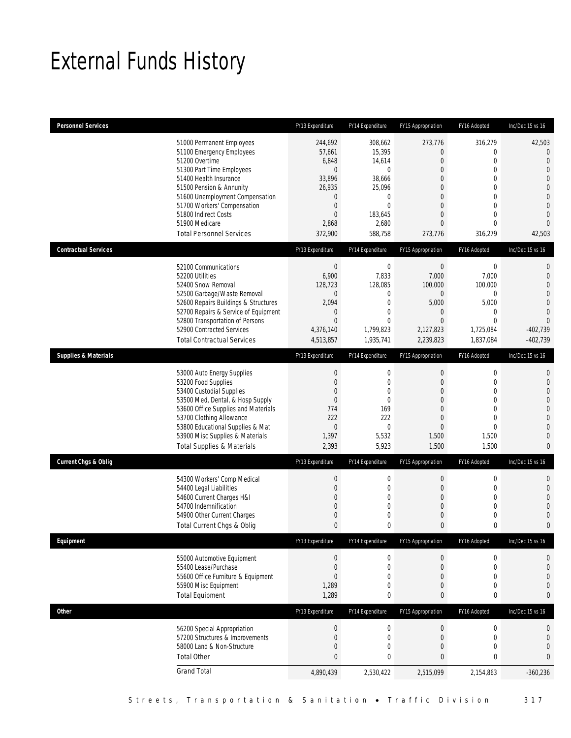# External Funds History

| Personnel Services | FY13 Expenditure | FY14 Expenditure | FY15 Appropriation | FY16 Adopted | Inc/Dec 15 vs 16 |
|---|---|---|---|---|---|
| 51000 Permanent Employees | 244,692 | 308,662 | 273,776 | 316,279 | 42,503 |
| 51100 Emergency Employees | 57,661 | 15,395 | 0 | 0 | 0 |
| 51200 Overtime | 6,848 | 14,614 | 0 | 0 | 0 |
| 51300 Part Time Employees | 0 | 0 | 0 | 0 | 0 |
| 51400 Health Insurance | 33,896 | 38,666 | 0 | 0 | 0 |
| 51500 Pension & Annunity | 26,935 | 25,096 | 0 | 0 | 0 |
| 51600 Unemployment Compensation | 0 | 0 | 0 | 0 | 0 |
| 51700 Workers' Compensation | 0 | 0 | 0 | 0 | 0 |
| 51800 Indirect Costs | 0 | 183,645 | 0 | 0 | 0 |
| 51900 Medicare | 2,868 | 2,680 | 0 | 0 | 0 |
| Total Personnel Services | 372,900 | 588,758 | 273,776 | 316,279 | 42,503 |

| Contractual Services | FY13 Expenditure | FY14 Expenditure | FY15 Appropriation | FY16 Adopted | Inc/Dec 15 vs 16 |
|---|---|---|---|---|---|
| 52100 Communications | 0 | 0 | 0 | 0 | 0 |
| 52200 Utilities | 6,900 | 7,833 | 7,000 | 7,000 | 0 |
| 52400 Snow Removal | 128,723 | 128,085 | 100,000 | 100,000 | 0 |
| 52500 Garbage/Waste Removal | 0 | 0 | 0 | 0 | 0 |
| 52600 Repairs Buildings & Structures | 2,094 | 0 | 5,000 | 5,000 | 0 |
| 52700 Repairs & Service of Equipment | 0 | 0 | 0 | 0 | 0 |
| 52800 Transportation of Persons | 0 | 0 | 0 | 0 | 0 |
| 52900 Contracted Services | 4,376,140 | 1,799,823 | 2,127,823 | 1,725,084 | -402,739 |
| Total Contractual Services | 4,513,857 | 1,935,741 | 2,239,823 | 1,837,084 | -402,739 |

| Supplies & Materials | FY13 Expenditure | FY14 Expenditure | FY15 Appropriation | FY16 Adopted | Inc/Dec 15 vs 16 |
|---|---|---|---|---|---|
| 53000 Auto Energy Supplies | 0 | 0 | 0 | 0 | 0 |
| 53200 Food Supplies | 0 | 0 | 0 | 0 | 0 |
| 53400 Custodial Supplies | 0 | 0 | 0 | 0 | 0 |
| 53500 Med, Dental, & Hosp Supply | 0 | 0 | 0 | 0 | 0 |
| 53600 Office Supplies and Materials | 774 | 169 | 0 | 0 | 0 |
| 53700 Clothing Allowance | 222 | 222 | 0 | 0 | 0 |
| 53800 Educational Supplies & Mat | 0 | 0 | 0 | 0 | 0 |
| 53900 Misc Supplies & Materials | 1,397 | 5,532 | 1,500 | 1,500 | 0 |
| Total Supplies & Materials | 2,393 | 5,923 | 1,500 | 1,500 | 0 |

| Current Chgs & Oblig | FY13 Expenditure | FY14 Expenditure | FY15 Appropriation | FY16 Adopted | Inc/Dec 15 vs 16 |
|---|---|---|---|---|---|
| 54300 Workers' Comp Medical | 0 | 0 | 0 | 0 | 0 |
| 54400 Legal Liabilities | 0 | 0 | 0 | 0 | 0 |
| 54600 Current Charges H&I | 0 | 0 | 0 | 0 | 0 |
| 54700 Indemnification | 0 | 0 | 0 | 0 | 0 |
| 54900 Other Current Charges | 0 | 0 | 0 | 0 | 0 |
| Total Current Chgs & Oblig | 0 | 0 | 0 | 0 | 0 |

| Equipment | FY13 Expenditure | FY14 Expenditure | FY15 Appropriation | FY16 Adopted | Inc/Dec 15 vs 16 |
|---|---|---|---|---|---|
| 55000 Automotive Equipment | 0 | 0 | 0 | 0 | 0 |
| 55400 Lease/Purchase | 0 | 0 | 0 | 0 | 0 |
| 55600 Office Furniture & Equipment | 0 | 0 | 0 | 0 | 0 |
| 55900 Misc Equipment | 1,289 | 0 | 0 | 0 | 0 |
| Total Equipment | 1,289 | 0 | 0 | 0 | 0 |

| Other | FY13 Expenditure | FY14 Expenditure | FY15 Appropriation | FY16 Adopted | Inc/Dec 15 vs 16 |
|---|---|---|---|---|---|
| 56200 Special Appropriation | 0 | 0 | 0 | 0 | 0 |
| 57200 Structures & Improvements | 0 | 0 | 0 | 0 | 0 |
| 58000 Land & Non-Structure | 0 | 0 | 0 | 0 | 0 |
| Total Other | 0 | 0 | 0 | 0 | 0 |
| Grand Total | 4,890,439 | 2,530,422 | 2,515,099 | 2,154,863 | -360,236 |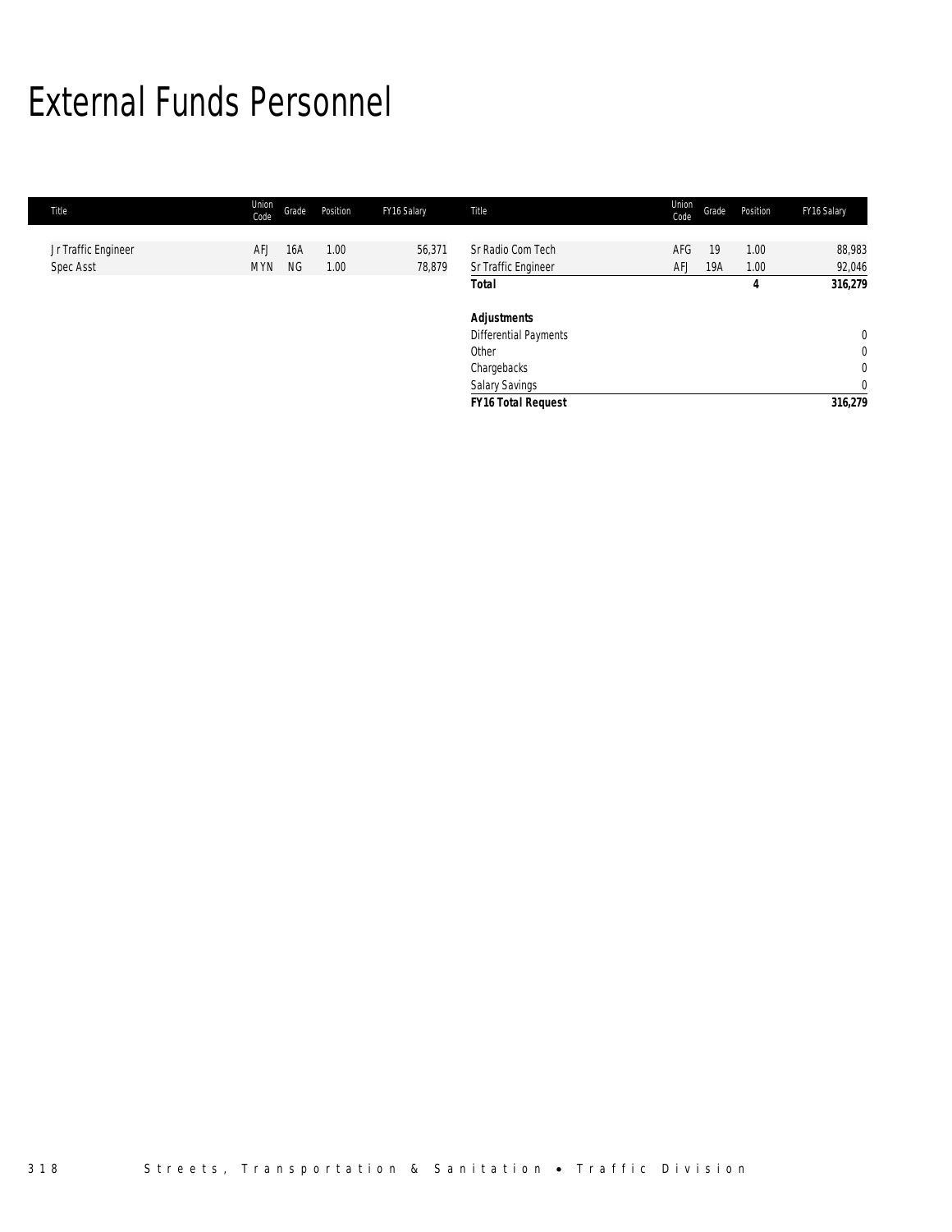# External Funds Personnel

| Title | Union Code | Grade | Position | FY16 Salary | Title | Union Code | Grade | Position | FY16 Salary |
|---|---|---|---|---|---|---|---|---|---|
| Jr Traffic Engineer | AFJ | 16A | 1.00 | 56,371 | Sr Radio Com Tech | AFG | 19 | 1.00 | 88,983 |
| Spec Asst | MYN | NG | 1.00 | 78,879 | Sr Traffic Engineer | AFJ | 19A | 1.00 | 92,046 |
| | | | | | **Total** | | | **4** | **316,279** |
| | | | | | | | | | |
| | | | | | ***Adjustments*** | | | | |
| | | | | | Differential Payments | | | | 0 |
| | | | | | Other | | | | 0 |
| | | | | | Chargebacks | | | | 0 |
| | | | | | Salary Savings | | | | 0 |
| | | | | | ***FY16 Total Request*** | | | | **316,279** |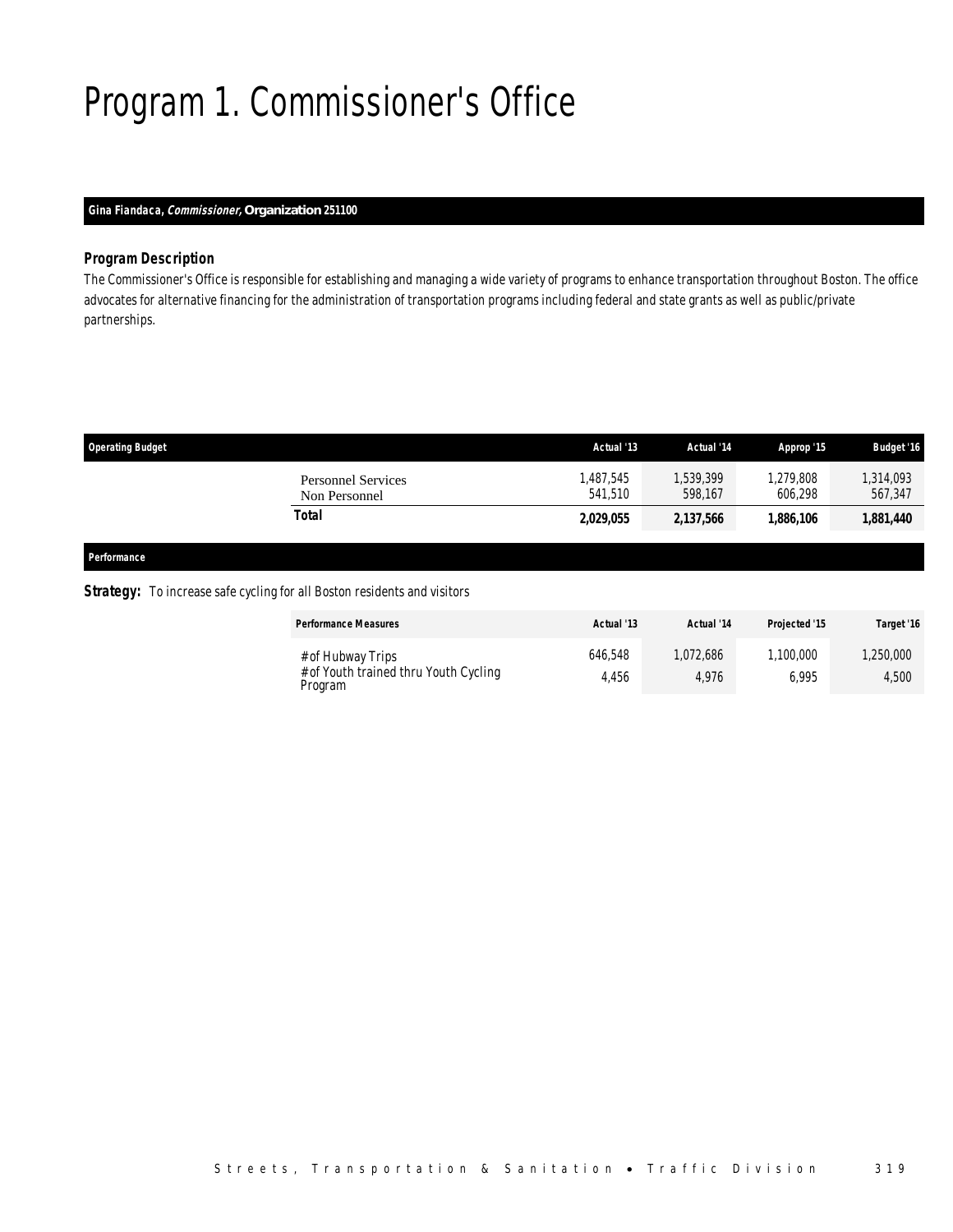# Program 1. Commissioner's Office

**Gina Fiandaca, *Commissioner*, Organization 251100**

### Program Description

The Commissioner's Office is responsible for establishing and managing a wide variety of programs to enhance transportation throughout Boston. The office advocates for alternative financing for the administration of transportation programs including federal and state grants as well as public/private partnerships.

| Operating Budget | Actual '13 | Actual '14 | Approp '15 | Budget '16 |
|---|---|---|---|---|
| Personnel Services | 1,487,545 | 1,539,399 | 1,279,808 | 1,314,093 |
| Non Personnel | 541,510 | 598,167 | 606,298 | 567,347 |
| **Total** | **2,029,055** | **2,137,566** | **1,886,106** | **1,881,440** |

### Performance

**Strategy:** To increase safe cycling for all Boston residents and visitors

| Performance Measures | Actual '13 | Actual '14 | Projected '15 | Target '16 |
|---|---|---|---|---|
| # of Hubway Trips | 646,548 | 1,072,686 | 1,100,000 | 1,250,000 |
| # of Youth trained thru Youth Cycling Program | 4,456 | 4,976 | 6,995 | 4,500 |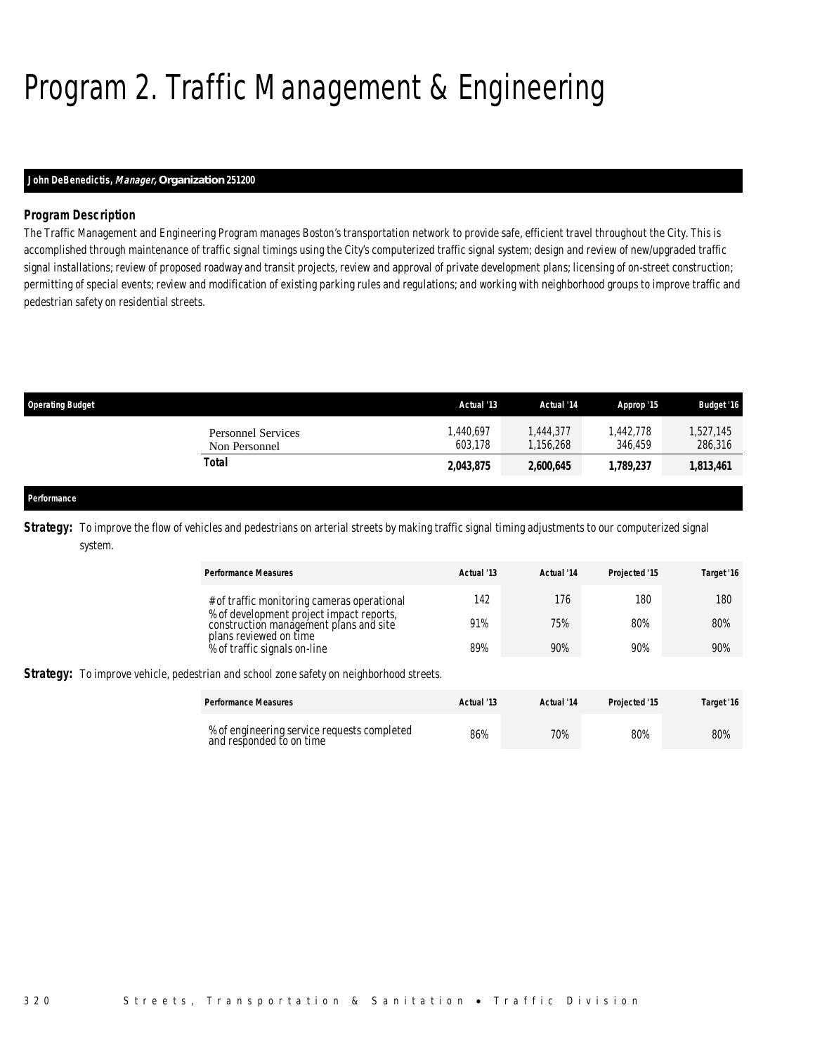# Program 2. Traffic Management & Engineering

**John DeBenedictis, *Manager,* Organization 251200**

### *Program Description*

The Traffic Management and Engineering Program manages Boston's transportation network to provide safe, efficient travel throughout the City. This is accomplished through maintenance of traffic signal timings using the City's computerized traffic signal system; design and review of new/upgraded traffic signal installations; review of proposed roadway and transit projects, review and approval of private development plans; licensing of on-street construction; permitting of special events; review and modification of existing parking rules and regulations; and working with neighborhood groups to improve traffic and pedestrian safety on residential streets.

| Operating Budget | Actual '13 | Actual '14 | Approp '15 | Budget '16 |
|---|---|---|---|---|
| Personnel Services | 1,440,697 | 1,444,377 | 1,442,778 | 1,527,145 |
| Non Personnel | 603,178 | 1,156,268 | 346,459 | 286,316 |
| **Total** | **2,043,875** | **2,600,645** | **1,789,237** | **1,813,461** |

### Performance

**Strategy:** To improve the flow of vehicles and pedestrians on arterial streets by making traffic signal timing adjustments to our computerized signal system.

| Performance Measures | Actual '13 | Actual '14 | Projected '15 | Target '16 |
|---|---|---|---|---|
| # of traffic monitoring cameras operational | 142 | 176 | 180 | 180 |
| % of development project impact reports, construction management plans and site plans reviewed on time | 91% | 75% | 80% | 80% |
| % of traffic signals on-line | 89% | 90% | 90% | 90% |

**Strategy:** To improve vehicle, pedestrian and school zone safety on neighborhood streets.

| Performance Measures | Actual '13 | Actual '14 | Projected '15 | Target '16 |
|---|---|---|---|---|
| % of engineering service requests completed and responded to on time | 86% | 70% | 80% | 80% |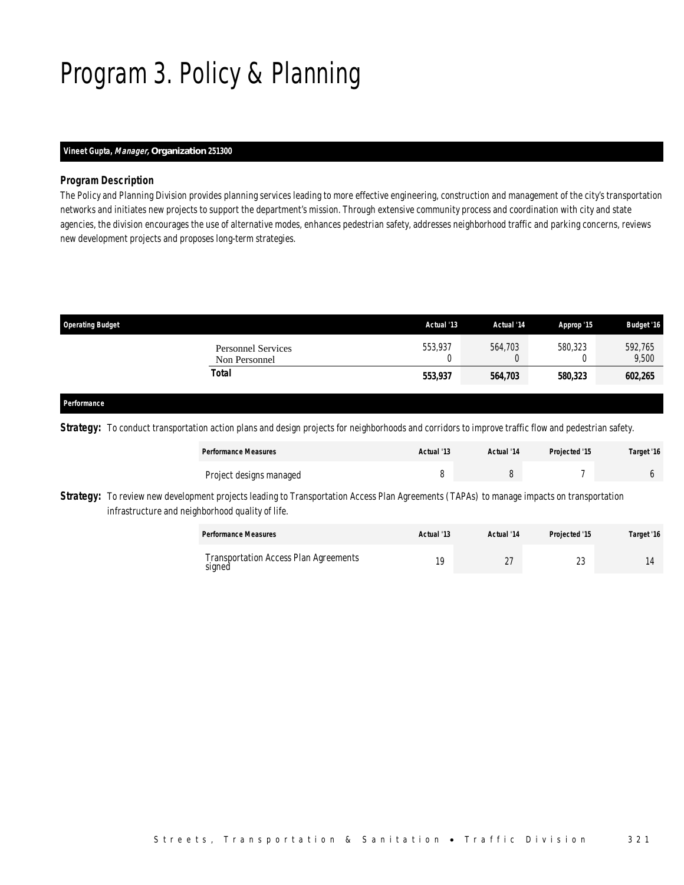# Program 3. Policy & Planning

**Vineet Gupta, *Manager*, Organization 251300**

### Program Description

The Policy and Planning Division provides planning services leading to more effective engineering, construction and management of the city's transportation networks and initiates new projects to support the department's mission. Through extensive community process and coordination with city and state agencies, the division encourages the use of alternative modes, enhances pedestrian safety, addresses neighborhood traffic and parking concerns, reviews new development projects and proposes long-term strategies.

| Operating Budget | Actual '13 | Actual '14 | Approp '15 | Budget '16 |
|---|---|---|---|---|
| Personnel Services | 553,937 | 564,703 | 580,323 | 592,765 |
| Non Personnel | 0 | 0 | 0 | 9,500 |
| **Total** | **553,937** | **564,703** | **580,323** | **602,265** |

### Performance

**Strategy:** To conduct transportation action plans and design projects for neighborhoods and corridors to improve traffic flow and pedestrian safety.

| Performance Measures | Actual '13 | Actual '14 | Projected '15 | Target '16 |
|---|---|---|---|---|
| Project designs managed | 8 | 8 | 7 | 6 |

**Strategy:** To review new development projects leading to Transportation Access Plan Agreements (TAPAs) to manage impacts on transportation infrastructure and neighborhood quality of life.

| Performance Measures | Actual '13 | Actual '14 | Projected '15 | Target '16 |
|---|---|---|---|---|
| Transportation Access Plan Agreements signed | 19 | 27 | 23 | 14 |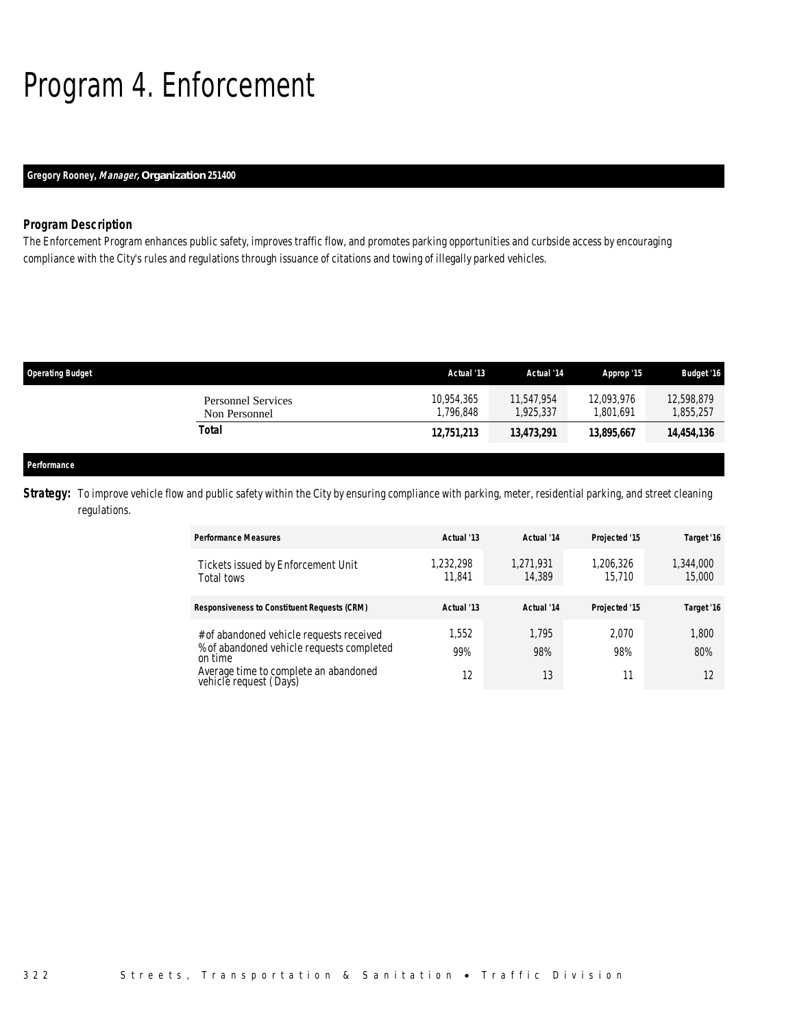# Program 4. Enforcement

**Gregory Rooney, *Manager*, Organization 251400**

### *Program Description*

The Enforcement Program enhances public safety, improves traffic flow, and promotes parking opportunities and curbside access by encouraging compliance with the City's rules and regulations through issuance of citations and towing of illegally parked vehicles.

| Operating Budget | Actual '13 | Actual '14 | Approp '15 | Budget '16 |
|---|---|---|---|---|
| Personnel Services | 10,954,365 | 11,547,954 | 12,093,976 | 12,598,879 |
| Non Personnel | 1,796,848 | 1,925,337 | 1,801,691 | 1,855,257 |
| **Total** | **12,751,213** | **13,473,291** | **13,895,667** | **14,454,136** |

### Performance

**Strategy:** To improve vehicle flow and public safety within the City by ensuring compliance with parking, meter, residential parking, and street cleaning regulations.

| Performance Measures | Actual '13 | Actual '14 | Projected '15 | Target '16 |
|---|---|---|---|---|
| Tickets issued by Enforcement Unit | 1,232,298 | 1,271,931 | 1,206,326 | 1,344,000 |
| Total tows | 11,841 | 14,389 | 15,710 | 15,000 |

| Responsiveness to Constituent Requests (CRM) | Actual '13 | Actual '14 | Projected '15 | Target '16 |
|---|---|---|---|---|
| # of abandoned vehicle requests received | 1,552 | 1,795 | 2,070 | 1,800 |
| % of abandoned vehicle requests completed on time | 99% | 98% | 98% | 80% |
| Average time to complete an abandoned vehicle request (Days) | 12 | 13 | 11 | 12 |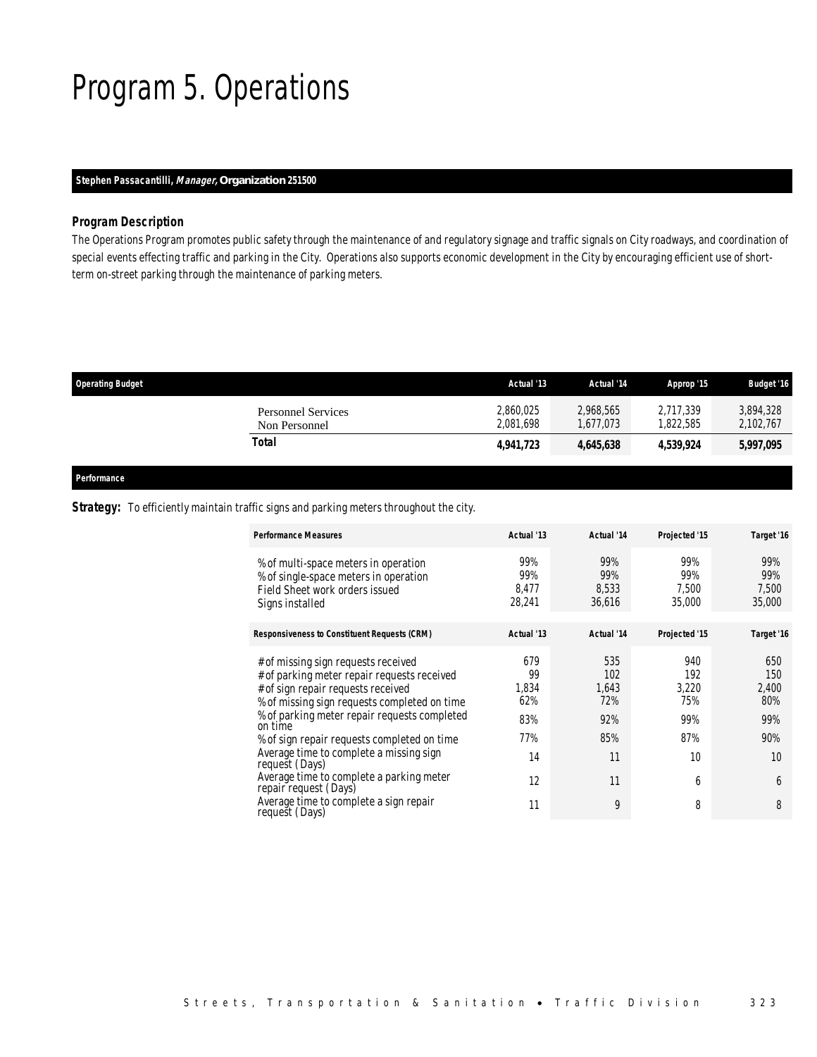# Program 5. Operations

**Stephen Passacantilli, *Manager*, Organization 251500**

### *Program Description*

The Operations Program promotes public safety through the maintenance of and regulatory signage and traffic signals on City roadways, and coordination of special events effecting traffic and parking in the City. Operations also supports economic development in the City by encouraging efficient use of short-term on-street parking through the maintenance of parking meters.

| Operating Budget | Actual '13 | Actual '14 | Approp '15 | Budget '16 |
|---|---|---|---|---|
| Personnel Services | 2,860,025 | 2,968,565 | 2,717,339 | 3,894,328 |
| Non Personnel | 2,081,698 | 1,677,073 | 1,822,585 | 2,102,767 |
| **Total** | **4,941,723** | **4,645,638** | **4,539,924** | **5,997,095** |

### *Performance*

***Strategy:*** To efficiently maintain traffic signs and parking meters throughout the city.

| Performance Measures | Actual '13 | Actual '14 | Projected '15 | Target '16 |
|---|---|---|---|---|
| % of multi-space meters in operation | 99% | 99% | 99% | 99% |
| % of single-space meters in operation | 99% | 99% | 99% | 99% |
| Field Sheet work orders issued | 8,477 | 8,533 | 7,500 | 7,500 |
| Signs installed | 28,241 | 36,616 | 35,000 | 35,000 |

| Responsiveness to Constituent Requests (CRM) | Actual '13 | Actual '14 | Projected '15 | Target '16 |
|---|---|---|---|---|
| # of missing sign requests received | 679 | 535 | 940 | 650 |
| # of parking meter repair requests received | 99 | 102 | 192 | 150 |
| # of sign repair requests received | 1,834 | 1,643 | 3,220 | 2,400 |
| % of missing sign requests completed on time | 62% | 72% | 75% | 80% |
| % of parking meter repair requests completed on time | 83% | 92% | 99% | 99% |
| % of sign repair requests completed on time | 77% | 85% | 87% | 90% |
| Average time to complete a missing sign request (Days) | 14 | 11 | 10 | 10 |
| Average time to complete a parking meter repair request (Days) | 12 | 11 | 6 | 6 |
| Average time to complete a sign repair request (Days) | 11 | 9 | 8 | 8 |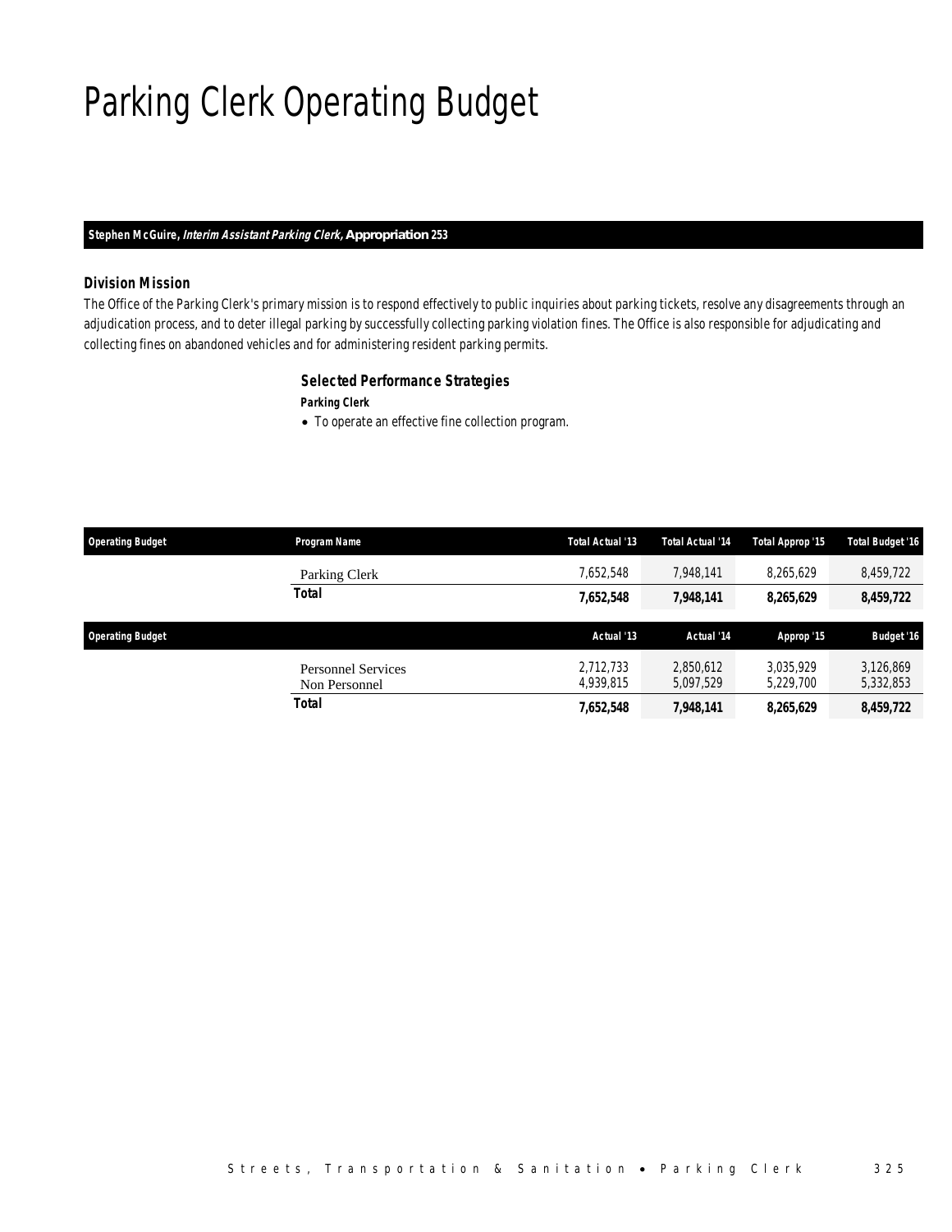# Parking Clerk Operating Budget

**Stephen McGuire, *Interim Assistant Parking Clerk,* Appropriation 253**

### Division Mission

The Office of the Parking Clerk's primary mission is to respond effectively to public inquiries about parking tickets, resolve any disagreements through an adjudication process, and to deter illegal parking by successfully collecting parking violation fines. The Office is also responsible for adjudicating and collecting fines on abandoned vehicles and for administering resident parking permits.

### Selected Performance Strategies

**Parking Clerk**

- To operate an effective fine collection program.

| Operating Budget | Program Name | Total Actual '13 | Total Actual '14 | Total Approp '15 | Total Budget '16 |
|---|---|---|---|---|---|
| | Parking Clerk | 7,652,548 | 7,948,141 | 8,265,629 | 8,459,722 |
| | **Total** | **7,652,548** | **7,948,141** | **8,265,629** | **8,459,722** |

| Operating Budget | | Actual '13 | Actual '14 | Approp '15 | Budget '16 |
|---|---|---|---|---|---|
| | Personnel Services | 2,712,733 | 2,850,612 | 3,035,929 | 3,126,869 |
| | Non Personnel | 4,939,815 | 5,097,529 | 5,229,700 | 5,332,853 |
| | **Total** | **7,652,548** | **7,948,141** | **8,265,629** | **8,459,722** |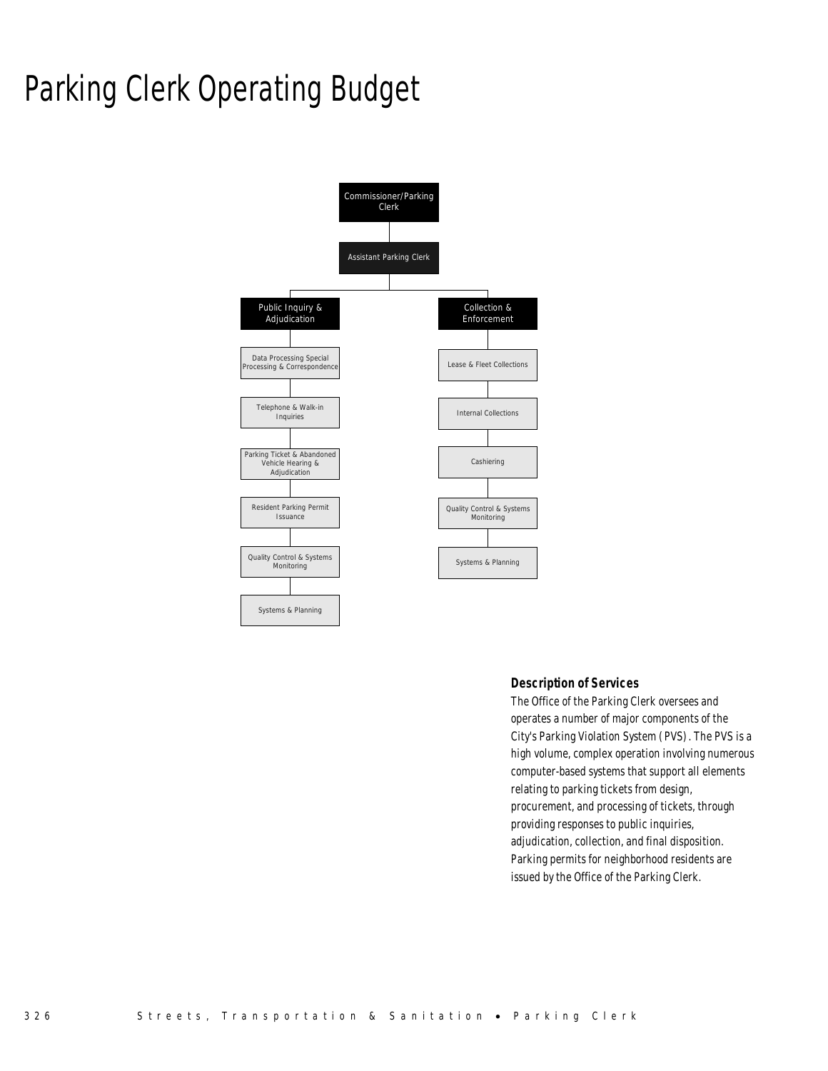# Parking Clerk Operating Budget

- Commissioner/Parking Clerk
  - Assistant Parking Clerk
    - Public Inquiry & Adjudication
      - Data Processing Special Processing & Correspondence
      - Telephone & Walk-in Inquiries
      - Parking Ticket & Abandoned Vehicle Hearing & Adjudication
      - Resident Parking Permit Issuance
      - Quality Control & Systems Monitoring
      - Systems & Planning
    - Collection & Enforcement
      - Lease & Fleet Collections
      - Internal Collections
      - Cashiering
      - Quality Control & Systems Monitoring
      - Systems & Planning

### Description of Services

The Office of the Parking Clerk oversees and operates a number of major components of the City's Parking Violation System (PVS). The PVS is a high volume, complex operation involving numerous computer-based systems that support all elements relating to parking tickets from design, procurement, and processing of tickets, through providing responses to public inquiries, adjudication, collection, and final disposition. Parking permits for neighborhood residents are issued by the Office of the Parking Clerk.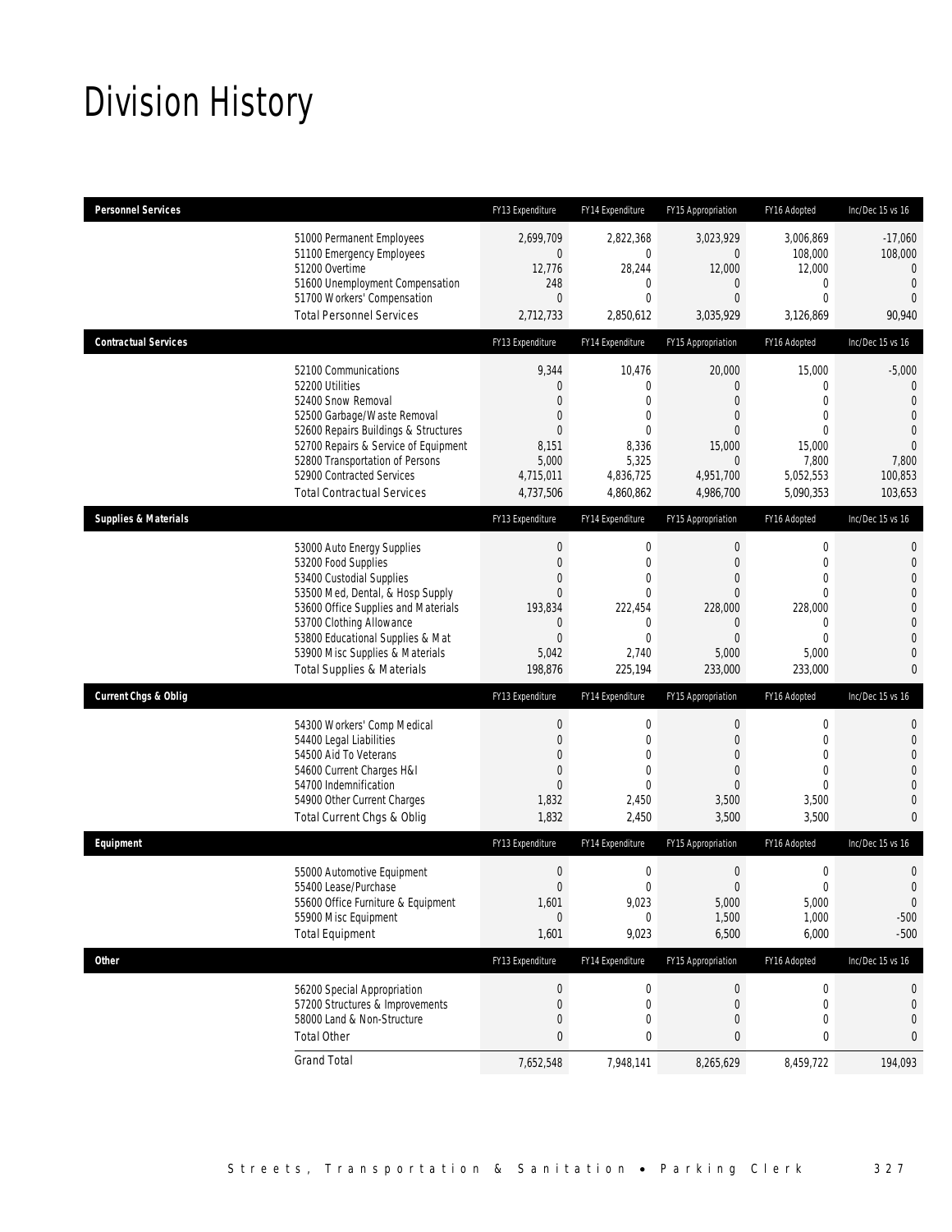# Division History

| Personnel Services | FY13 Expenditure | FY14 Expenditure | FY15 Appropriation | FY16 Adopted | Inc/Dec 15 vs 16 |
|---|---|---|---|---|---|
| 51000 Permanent Employees | 2,699,709 | 2,822,368 | 3,023,929 | 3,006,869 | -17,060 |
| 51100 Emergency Employees | 0 | 0 | 0 | 108,000 | 108,000 |
| 51200 Overtime | 12,776 | 28,244 | 12,000 | 12,000 | 0 |
| 51600 Unemployment Compensation | 248 | 0 | 0 | 0 | 0 |
| 51700 Workers' Compensation | 0 | 0 | 0 | 0 | 0 |
| Total Personnel Services | 2,712,733 | 2,850,612 | 3,035,929 | 3,126,869 | 90,940 |

| Contractual Services | FY13 Expenditure | FY14 Expenditure | FY15 Appropriation | FY16 Adopted | Inc/Dec 15 vs 16 |
|---|---|---|---|---|---|
| 52100 Communications | 9,344 | 10,476 | 20,000 | 15,000 | -5,000 |
| 52200 Utilities | 0 | 0 | 0 | 0 | 0 |
| 52400 Snow Removal | 0 | 0 | 0 | 0 | 0 |
| 52500 Garbage/Waste Removal | 0 | 0 | 0 | 0 | 0 |
| 52600 Repairs Buildings & Structures | 0 | 0 | 0 | 0 | 0 |
| 52700 Repairs & Service of Equipment | 8,151 | 8,336 | 15,000 | 15,000 | 0 |
| 52800 Transportation of Persons | 5,000 | 5,325 | 0 | 7,800 | 7,800 |
| 52900 Contracted Services | 4,715,011 | 4,836,725 | 4,951,700 | 5,052,553 | 100,853 |
| Total Contractual Services | 4,737,506 | 4,860,862 | 4,986,700 | 5,090,353 | 103,653 |

| Supplies & Materials | FY13 Expenditure | FY14 Expenditure | FY15 Appropriation | FY16 Adopted | Inc/Dec 15 vs 16 |
|---|---|---|---|---|---|
| 53000 Auto Energy Supplies | 0 | 0 | 0 | 0 | 0 |
| 53200 Food Supplies | 0 | 0 | 0 | 0 | 0 |
| 53400 Custodial Supplies | 0 | 0 | 0 | 0 | 0 |
| 53500 Med, Dental, & Hosp Supply | 0 | 0 | 0 | 0 | 0 |
| 53600 Office Supplies and Materials | 193,834 | 222,454 | 228,000 | 228,000 | 0 |
| 53700 Clothing Allowance | 0 | 0 | 0 | 0 | 0 |
| 53800 Educational Supplies & Mat | 0 | 0 | 0 | 0 | 0 |
| 53900 Misc Supplies & Materials | 5,042 | 2,740 | 5,000 | 5,000 | 0 |
| Total Supplies & Materials | 198,876 | 225,194 | 233,000 | 233,000 | 0 |

| Current Chgs & Oblig | FY13 Expenditure | FY14 Expenditure | FY15 Appropriation | FY16 Adopted | Inc/Dec 15 vs 16 |
|---|---|---|---|---|---|
| 54300 Workers' Comp Medical | 0 | 0 | 0 | 0 | 0 |
| 54400 Legal Liabilities | 0 | 0 | 0 | 0 | 0 |
| 54500 Aid To Veterans | 0 | 0 | 0 | 0 | 0 |
| 54600 Current Charges H&I | 0 | 0 | 0 | 0 | 0 |
| 54700 Indemnification | 0 | 0 | 0 | 0 | 0 |
| 54900 Other Current Charges | 1,832 | 2,450 | 3,500 | 3,500 | 0 |
| Total Current Chgs & Oblig | 1,832 | 2,450 | 3,500 | 3,500 | 0 |

| Equipment | FY13 Expenditure | FY14 Expenditure | FY15 Appropriation | FY16 Adopted | Inc/Dec 15 vs 16 |
|---|---|---|---|---|---|
| 55000 Automotive Equipment | 0 | 0 | 0 | 0 | 0 |
| 55400 Lease/Purchase | 0 | 0 | 0 | 0 | 0 |
| 55600 Office Furniture & Equipment | 1,601 | 9,023 | 5,000 | 5,000 | 0 |
| 55900 Misc Equipment | 0 | 0 | 1,500 | 1,000 | -500 |
| Total Equipment | 1,601 | 9,023 | 6,500 | 6,000 | -500 |

| Other | FY13 Expenditure | FY14 Expenditure | FY15 Appropriation | FY16 Adopted | Inc/Dec 15 vs 16 |
|---|---|---|---|---|---|
| 56200 Special Appropriation | 0 | 0 | 0 | 0 | 0 |
| 57200 Structures & Improvements | 0 | 0 | 0 | 0 | 0 |
| 58000 Land & Non-Structure | 0 | 0 | 0 | 0 | 0 |
| Total Other | 0 | 0 | 0 | 0 | 0 |
| Grand Total | 7,652,548 | 7,948,141 | 8,265,629 | 8,459,722 | 194,093 |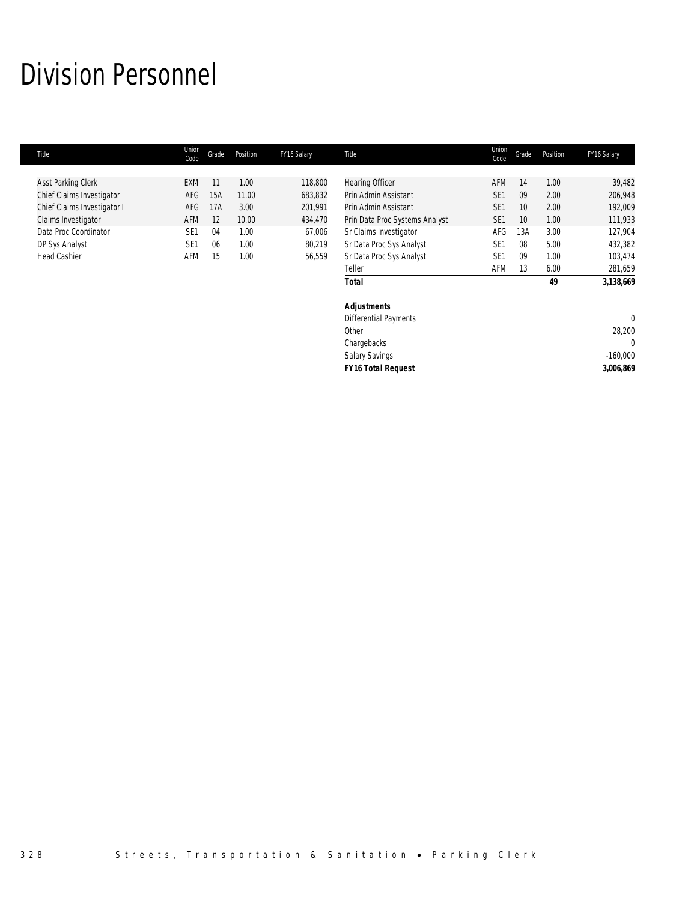# Division Personnel

| Title | Union Code | Grade | Position | FY16 Salary |
|---|---|---|---|---|
| Asst Parking Clerk | EXM | 11 | 1.00 | 118,800 |
| Chief Claims Investigator | AFG | 15A | 11.00 | 683,832 |
| Chief Claims Investigator I | AFG | 17A | 3.00 | 201,991 |
| Claims Investigator | AFM | 12 | 10.00 | 434,470 |
| Data Proc Coordinator | SE1 | 04 | 1.00 | 67,006 |
| DP Sys Analyst | SE1 | 06 | 1.00 | 80,219 |
| Head Cashier | AFM | 15 | 1.00 | 56,559 |
| Hearing Officer | AFM | 14 | 1.00 | 39,482 |
| Prin Admin Assistant | SE1 | 09 | 2.00 | 206,948 |
| Prin Admin Assistant | SE1 | 10 | 2.00 | 192,009 |
| Prin Data Proc Systems Analyst | SE1 | 10 | 1.00 | 111,933 |
| Sr Claims Investigator | AFG | 13A | 3.00 | 127,904 |
| Sr Data Proc Sys Analyst | SE1 | 08 | 5.00 | 432,382 |
| Sr Data Proc Sys Analyst | SE1 | 09 | 1.00 | 103,474 |
| Teller | AFM | 13 | 6.00 | 281,659 |
| ***Total*** | | | **49** | **3,138,669** |
| ***Adjustments*** | | | | |
| Differential Payments | | | | 0 |
| Other | | | | 28,200 |
| Chargebacks | | | | 0 |
| Salary Savings | | | | -160,000 |
| ***FY16 Total Request*** | | | | **3,006,869** |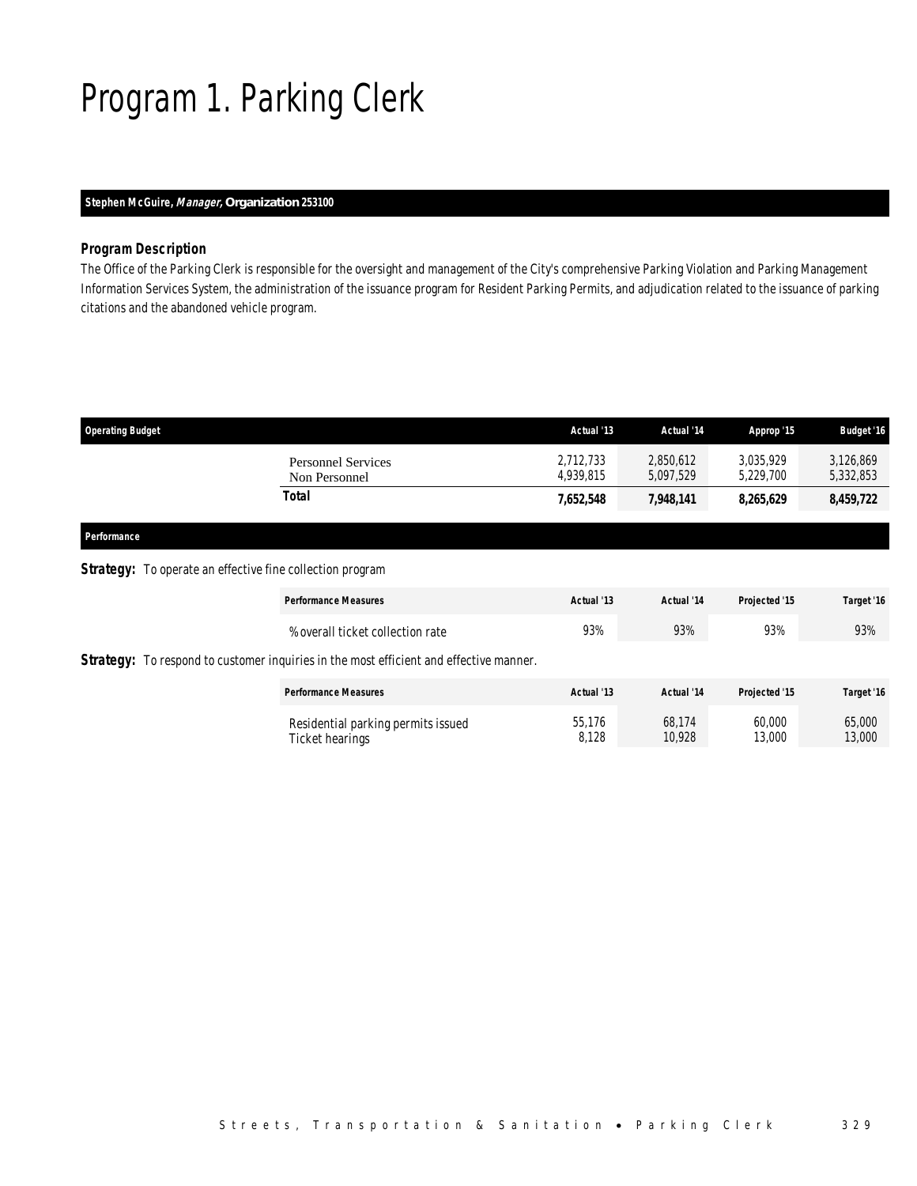# Program 1. Parking Clerk

**Stephen McGuire, *Manager,* Organization 253100**

### *Program Description*

The Office of the Parking Clerk is responsible for the oversight and management of the City's comprehensive Parking Violation and Parking Management Information Services System, the administration of the issuance program for Resident Parking Permits, and adjudication related to the issuance of parking citations and the abandoned vehicle program.

| Operating Budget | Actual '13 | Actual '14 | Approp '15 | Budget '16 |
|---|---|---|---|---|
| Personnel Services | 2,712,733 | 2,850,612 | 3,035,929 | 3,126,869 |
| Non Personnel | 4,939,815 | 5,097,529 | 5,229,700 | 5,332,853 |
| **Total** | **7,652,548** | **7,948,141** | **8,265,629** | **8,459,722** |

### *Performance*

**Strategy:** To operate an effective fine collection program

| Performance Measures | Actual '13 | Actual '14 | Projected '15 | Target '16 |
|---|---|---|---|---|
| % overall ticket collection rate | 93% | 93% | 93% | 93% |

**Strategy:** To respond to customer inquiries in the most efficient and effective manner.

| Performance Measures | Actual '13 | Actual '14 | Projected '15 | Target '16 |
|---|---|---|---|---|
| Residential parking permits issued | 55,176 | 68,174 | 60,000 | 65,000 |
| Ticket hearings | 8,128 | 10,928 | 13,000 | 13,000 |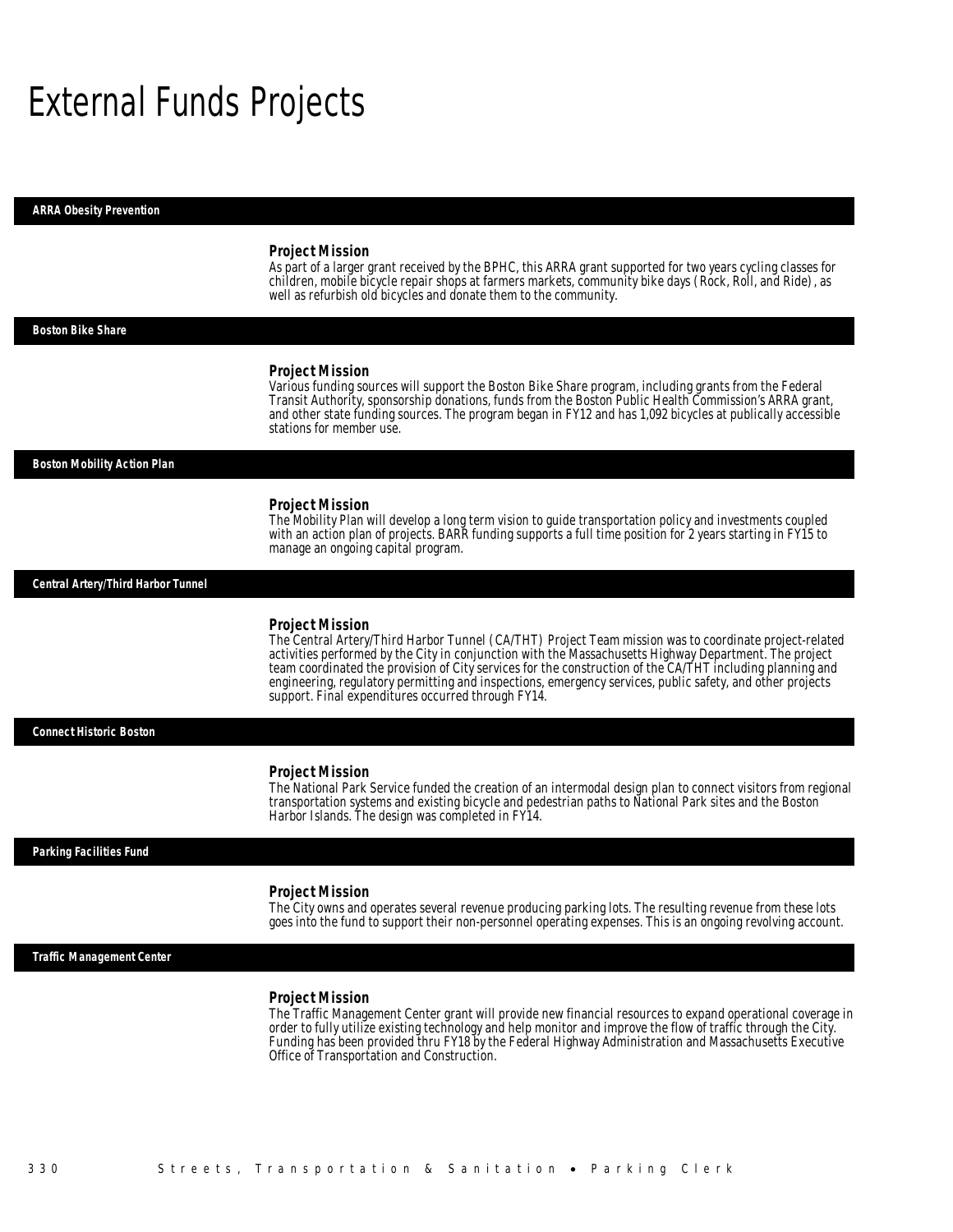# External Funds Projects

## ARRA Obesity Prevention

### Project Mission

As part of a larger grant received by the BPHC, this ARRA grant supported for two years cycling classes for children, mobile bicycle repair shops at farmers markets, community bike days (Rock, Roll, and Ride), as well as refurbish old bicycles and donate them to the community.

## Boston Bike Share

### Project Mission

Various funding sources will support the Boston Bike Share program, including grants from the Federal Transit Authority, sponsorship donations, funds from the Boston Public Health Commission's ARRA grant, and other state funding sources. The program began in FY12 and has 1,092 bicycles at publically accessible stations for member use.

## Boston Mobility Action Plan

### Project Mission

The Mobility Plan will develop a long term vision to guide transportation policy and investments coupled with an action plan of projects. BARR funding supports a full time position for 2 years starting in FY15 to manage an ongoing capital program.

## Central Artery/Third Harbor Tunnel

### Project Mission

The Central Artery/Third Harbor Tunnel (CA/THT) Project Team mission was to coordinate project-related activities performed by the City in conjunction with the Massachusetts Highway Department. The project team coordinated the provision of City services for the construction of the CA/THT including planning and engineering, regulatory permitting and inspections, emergency services, public safety, and other projects support. Final expenditures occurred through FY14.

## Connect Historic Boston

### Project Mission

The National Park Service funded the creation of an intermodal design plan to connect visitors from regional transportation systems and existing bicycle and pedestrian paths to National Park sites and the Boston Harbor Islands. The design was completed in FY14.

## Parking Facilities Fund

### Project Mission

The City owns and operates several revenue producing parking lots. The resulting revenue from these lots goes into the fund to support their non-personnel operating expenses. This is an ongoing revolving account.

## Traffic Management Center

### Project Mission

The Traffic Management Center grant will provide new financial resources to expand operational coverage in order to fully utilize existing technology and help monitor and improve the flow of traffic through the City. Funding has been provided thru FY18 by the Federal Highway Administration and Massachusetts Executive Office of Transportation and Construction.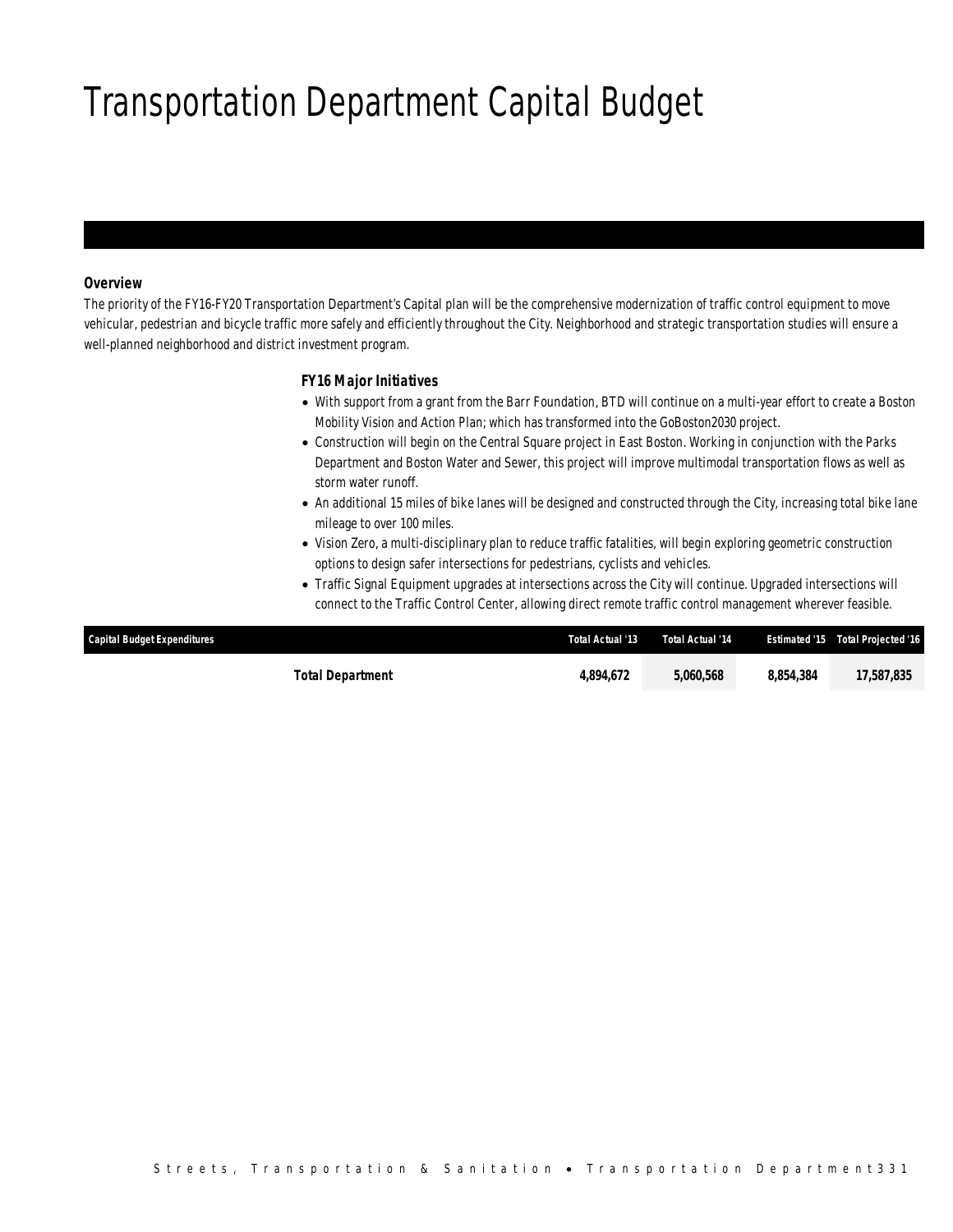# Transportation Department Capital Budget

***Overview***

The priority of the FY16-FY20 Transportation Department's Capital plan will be the comprehensive modernization of traffic control equipment to move vehicular, pedestrian and bicycle traffic more safely and efficiently throughout the City. Neighborhood and strategic transportation studies will ensure a well-planned neighborhood and district investment program.

***FY16 Major Initiatives***

- With support from a grant from the Barr Foundation, BTD will continue on a multi-year effort to create a Boston Mobility Vision and Action Plan; which has transformed into the GoBoston2030 project.
- Construction will begin on the Central Square project in East Boston. Working in conjunction with the Parks Department and Boston Water and Sewer, this project will improve multimodal transportation flows as well as storm water runoff.
- An additional 15 miles of bike lanes will be designed and constructed through the City, increasing total bike lane mileage to over 100 miles.
- Vision Zero, a multi-disciplinary plan to reduce traffic fatalities, will begin exploring geometric construction options to design safer intersections for pedestrians, cyclists and vehicles.
- Traffic Signal Equipment upgrades at intersections across the City will continue. Upgraded intersections will connect to the Traffic Control Center, allowing direct remote traffic control management wherever feasible.

| Capital Budget Expenditures | Total Actual '13 | Total Actual '14 | Estimated '15 | Total Projected '16 |
|---|---|---|---|---|
| **Total Department** | **4,894,672** | **5,060,568** | **8,854,384** | **17,587,835** |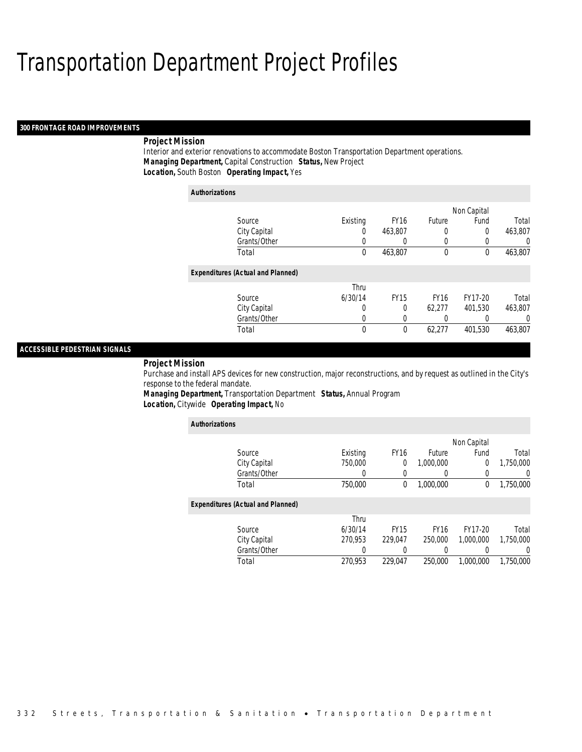# Transportation Department Project Profiles

## 300 FRONTAGE ROAD IMPROVEMENTS

**Project Mission**

Interior and exterior renovations to accommodate Boston Transportation Department operations.

***Managing Department,*** Capital Construction ***Status,*** New Project

***Location,*** South Boston ***Operating Impact,*** Yes

***Authorizations***

| Source | Existing | FY16 | Future | Non Capital Fund | Total |
|---|---|---|---|---|---|
| City Capital | 0 | 463,807 | 0 | 0 | 463,807 |
| Grants/Other | 0 | 0 | 0 | 0 | 0 |
| Total | 0 | 463,807 | 0 | 0 | 463,807 |

***Expenditures (Actual and Planned)***

| Source | Thru 6/30/14 | FY15 | FY16 | FY17-20 | Total |
|---|---|---|---|---|---|
| City Capital | 0 | 0 | 62,277 | 401,530 | 463,807 |
| Grants/Other | 0 | 0 | 0 | 0 | 0 |
| Total | 0 | 0 | 62,277 | 401,530 | 463,807 |

## ACCESSIBLE PEDESTRIAN SIGNALS

**Project Mission**

Purchase and install APS devices for new construction, major reconstructions, and by request as outlined in the City's response to the federal mandate.

***Managing Department,*** Transportation Department ***Status,*** Annual Program

***Location,*** Citywide ***Operating Impact,*** No

***Authorizations***

| Source | Existing | FY16 | Future | Non Capital Fund | Total |
|---|---|---|---|---|---|
| City Capital | 750,000 | 0 | 1,000,000 | 0 | 1,750,000 |
| Grants/Other | 0 | 0 | 0 | 0 | 0 |
| Total | 750,000 | 0 | 1,000,000 | 0 | 1,750,000 |

***Expenditures (Actual and Planned)***

| Source | Thru 6/30/14 | FY15 | FY16 | FY17-20 | Total |
|---|---|---|---|---|---|
| City Capital | 270,953 | 229,047 | 250,000 | 1,000,000 | 1,750,000 |
| Grants/Other | 0 | 0 | 0 | 0 | 0 |
| Total | 270,953 | 229,047 | 250,000 | 1,000,000 | 1,750,000 |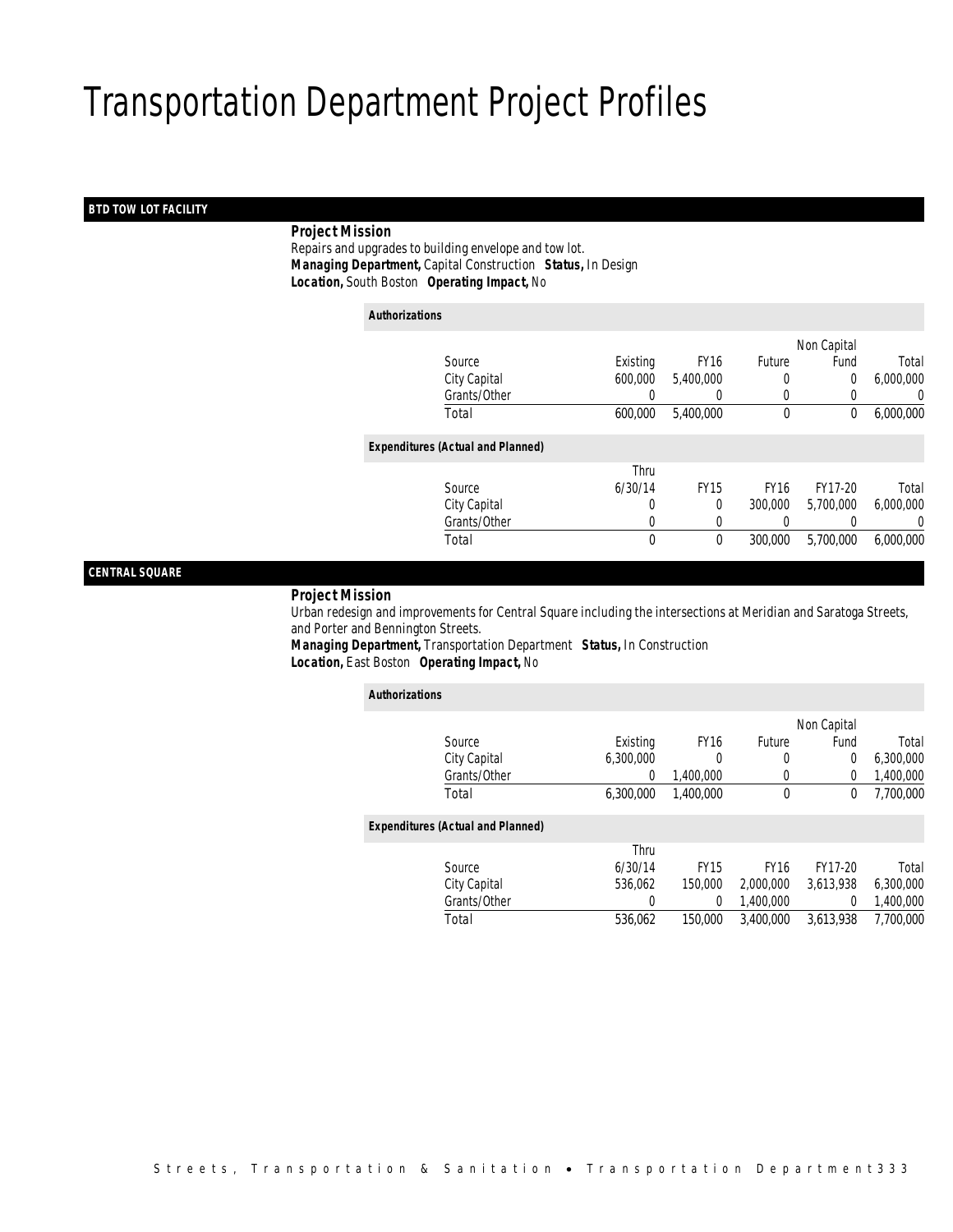# Transportation Department Project Profiles

## BTD TOW LOT FACILITY

**Project Mission**

Repairs and upgrades to building envelope and tow lot.

***Managing Department,*** Capital Construction ***Status,*** In Design

***Location,*** South Boston ***Operating Impact,*** No

***Authorizations***

| Source | Existing | FY16 | Future | Non Capital Fund | Total |
|---|---|---|---|---|---|
| City Capital | 600,000 | 5,400,000 | 0 | 0 | 6,000,000 |
| Grants/Other | 0 | 0 | 0 | 0 | 0 |
| Total | 600,000 | 5,400,000 | 0 | 0 | 6,000,000 |

***Expenditures (Actual and Planned)***

| Source | Thru 6/30/14 | FY15 | FY16 | FY17-20 | Total |
|---|---|---|---|---|---|
| City Capital | 0 | 0 | 300,000 | 5,700,000 | 6,000,000 |
| Grants/Other | 0 | 0 | 0 | 0 | 0 |
| Total | 0 | 0 | 300,000 | 5,700,000 | 6,000,000 |

## CENTRAL SQUARE

**Project Mission**

Urban redesign and improvements for Central Square including the intersections at Meridian and Saratoga Streets, and Porter and Bennington Streets.

***Managing Department,*** Transportation Department ***Status,*** In Construction

***Location,*** East Boston ***Operating Impact,*** No

***Authorizations***

| Source | Existing | FY16 | Future | Non Capital Fund | Total |
|---|---|---|---|---|---|
| City Capital | 6,300,000 | 0 | 0 | 0 | 6,300,000 |
| Grants/Other | 0 | 1,400,000 | 0 | 0 | 1,400,000 |
| Total | 6,300,000 | 1,400,000 | 0 | 0 | 7,700,000 |

***Expenditures (Actual and Planned)***

| Source | Thru 6/30/14 | FY15 | FY16 | FY17-20 | Total |
|---|---|---|---|---|---|
| City Capital | 536,062 | 150,000 | 2,000,000 | 3,613,938 | 6,300,000 |
| Grants/Other | 0 | 0 | 1,400,000 | 0 | 1,400,000 |
| Total | 536,062 | 150,000 | 3,400,000 | 3,613,938 | 7,700,000 |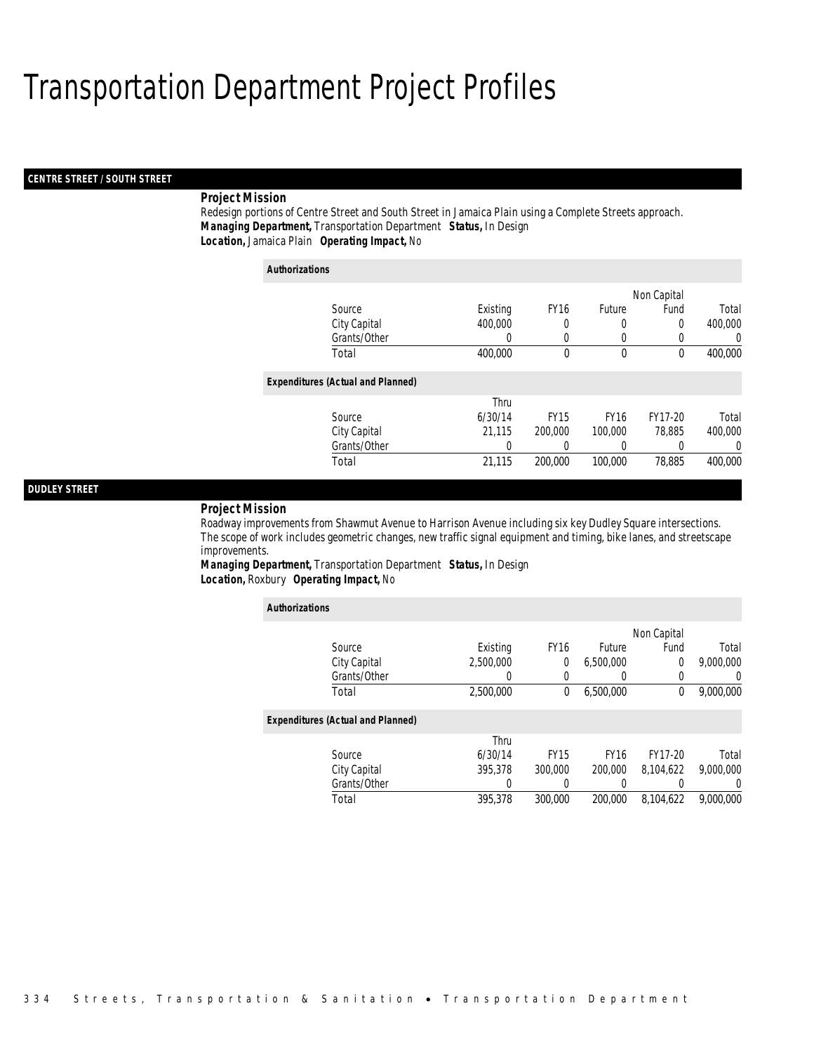# Transportation Department Project Profiles

## CENTRE STREET / SOUTH STREET

### Project Mission

Redesign portions of Centre Street and South Street in Jamaica Plain using a Complete Streets approach.

***Managing Department,*** Transportation Department ***Status,*** In Design
***Location,*** Jamaica Plain ***Operating Impact,*** No

*Authorizations*

| Source | Existing | FY16 | Future | Non Capital Fund | Total |
|---|---|---|---|---|---|
| City Capital | 400,000 | 0 | 0 | 0 | 400,000 |
| Grants/Other | 0 | 0 | 0 | 0 | 0 |
| Total | 400,000 | 0 | 0 | 0 | 400,000 |

*Expenditures (Actual and Planned)*

| Source | Thru 6/30/14 | FY15 | FY16 | FY17-20 | Total |
|---|---|---|---|---|---|
| City Capital | 21,115 | 200,000 | 100,000 | 78,885 | 400,000 |
| Grants/Other | 0 | 0 | 0 | 0 | 0 |
| Total | 21,115 | 200,000 | 100,000 | 78,885 | 400,000 |

## DUDLEY STREET

### Project Mission

Roadway improvements from Shawmut Avenue to Harrison Avenue including six key Dudley Square intersections. The scope of work includes geometric changes, new traffic signal equipment and timing, bike lanes, and streetscape improvements.

***Managing Department,*** Transportation Department ***Status,*** In Design
***Location,*** Roxbury ***Operating Impact,*** No

*Authorizations*

| Source | Existing | FY16 | Future | Non Capital Fund | Total |
|---|---|---|---|---|---|
| City Capital | 2,500,000 | 0 | 6,500,000 | 0 | 9,000,000 |
| Grants/Other | 0 | 0 | 0 | 0 | 0 |
| Total | 2,500,000 | 0 | 6,500,000 | 0 | 9,000,000 |

*Expenditures (Actual and Planned)*

| Source | Thru 6/30/14 | FY15 | FY16 | FY17-20 | Total |
|---|---|---|---|---|---|
| City Capital | 395,378 | 300,000 | 200,000 | 8,104,622 | 9,000,000 |
| Grants/Other | 0 | 0 | 0 | 0 | 0 |
| Total | 395,378 | 300,000 | 200,000 | 8,104,622 | 9,000,000 |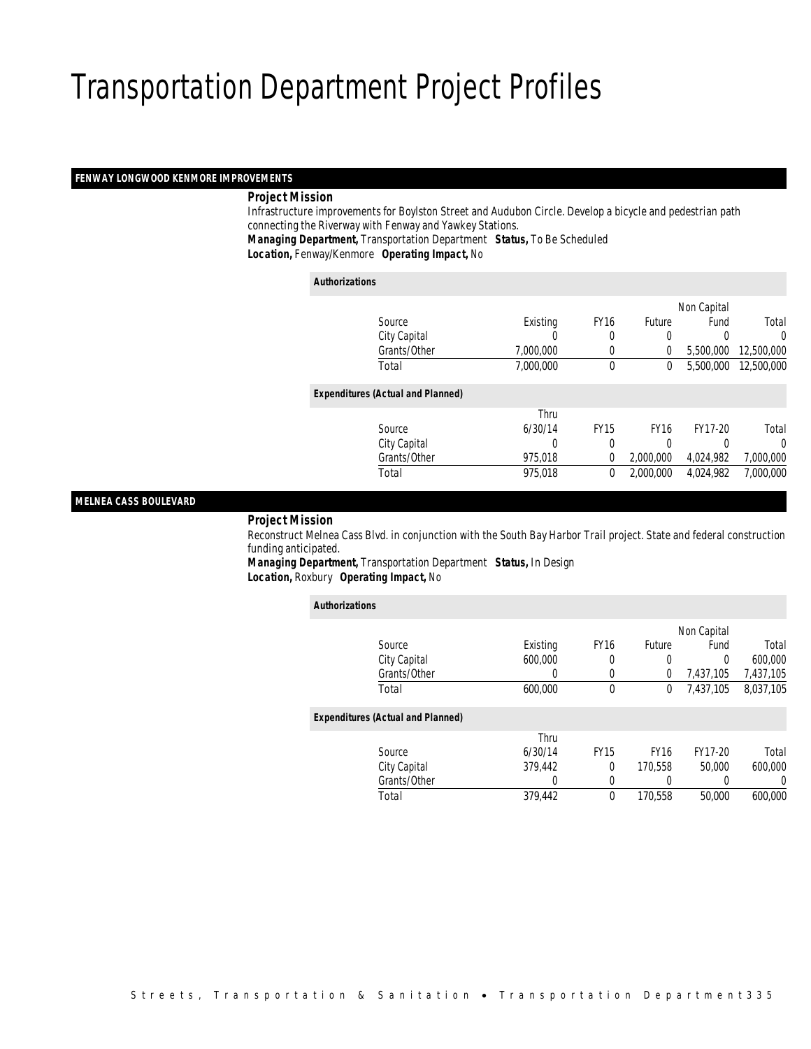# Transportation Department Project Profiles

## FENWAY LONGWOOD KENMORE IMPROVEMENTS

***Project Mission***

Infrastructure improvements for Boylston Street and Audubon Circle. Develop a bicycle and pedestrian path connecting the Riverway with Fenway and Yawkey Stations.

***Managing Department,*** Transportation Department ***Status,*** To Be Scheduled
***Location,*** Fenway/Kenmore ***Operating Impact,*** No

***Authorizations***

| Source | Existing | FY16 | Future | Non Capital Fund | Total |
|---|---|---|---|---|---|
| City Capital | 0 | 0 | 0 | 0 | 0 |
| Grants/Other | 7,000,000 | 0 | 0 | 5,500,000 | 12,500,000 |
| Total | 7,000,000 | 0 | 0 | 5,500,000 | 12,500,000 |

***Expenditures (Actual and Planned)***

| Source | Thru 6/30/14 | FY15 | FY16 | FY17-20 | Total |
|---|---|---|---|---|---|
| City Capital | 0 | 0 | 0 | 0 | 0 |
| Grants/Other | 975,018 | 0 | 2,000,000 | 4,024,982 | 7,000,000 |
| Total | 975,018 | 0 | 2,000,000 | 4,024,982 | 7,000,000 |

## MELNEA CASS BOULEVARD

***Project Mission***

Reconstruct Melnea Cass Blvd. in conjunction with the South Bay Harbor Trail project. State and federal construction funding anticipated.

***Managing Department,*** Transportation Department ***Status,*** In Design
***Location,*** Roxbury ***Operating Impact,*** No

***Authorizations***

| Source | Existing | FY16 | Future | Non Capital Fund | Total |
|---|---|---|---|---|---|
| City Capital | 600,000 | 0 | 0 | 0 | 600,000 |
| Grants/Other | 0 | 0 | 0 | 7,437,105 | 7,437,105 |
| Total | 600,000 | 0 | 0 | 7,437,105 | 8,037,105 |

***Expenditures (Actual and Planned)***

| Source | Thru 6/30/14 | FY15 | FY16 | FY17-20 | Total |
|---|---|---|---|---|---|
| City Capital | 379,442 | 0 | 170,558 | 50,000 | 600,000 |
| Grants/Other | 0 | 0 | 0 | 0 | 0 |
| Total | 379,442 | 0 | 170,558 | 50,000 | 600,000 |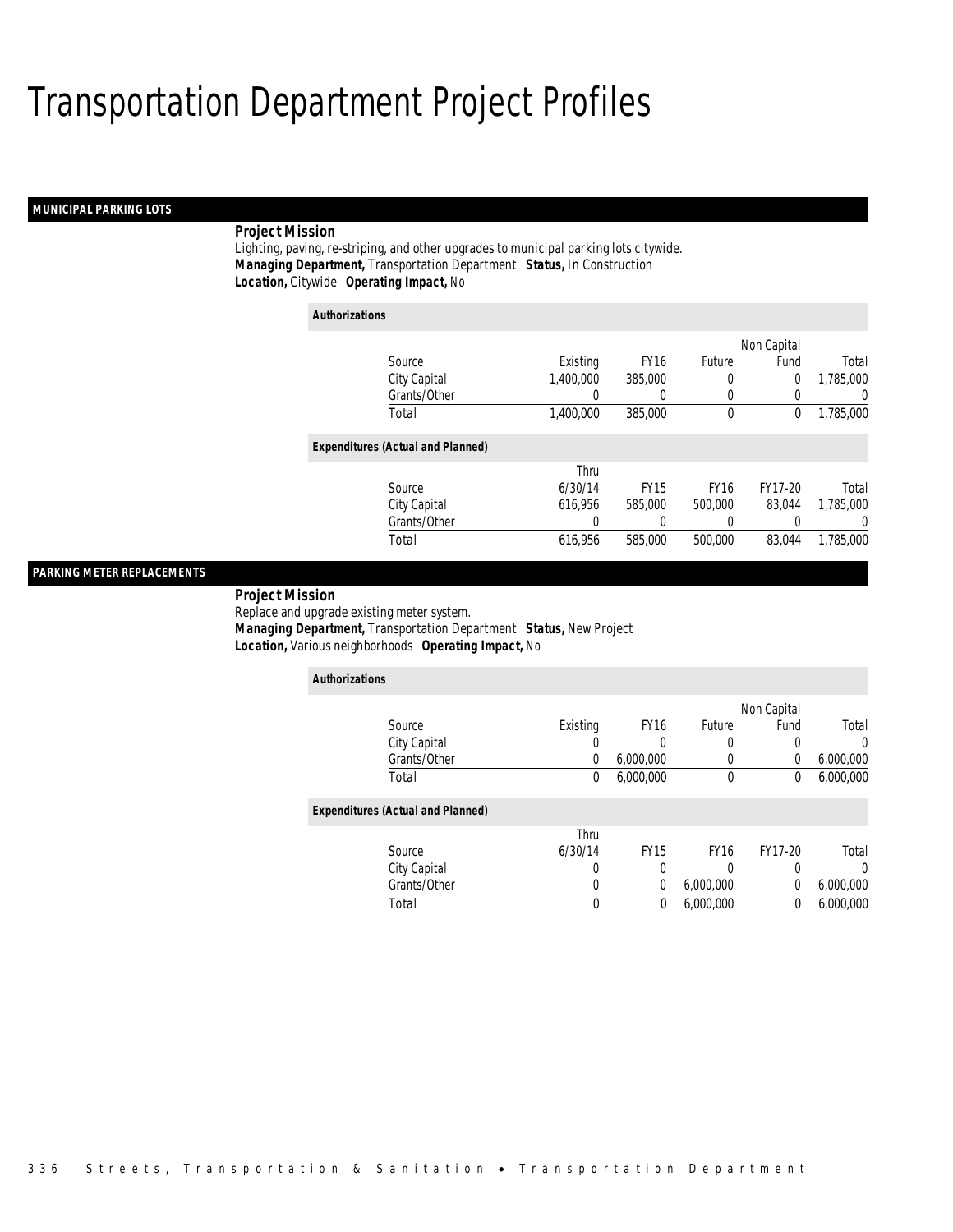# Transportation Department Project Profiles

## MUNICIPAL PARKING LOTS

**Project Mission**

Lighting, paving, re-striping, and other upgrades to municipal parking lots citywide.

***Managing Department,*** Transportation Department ***Status,*** In Construction

***Location,*** Citywide ***Operating Impact,*** No

**Authorizations**

| Source | Existing | FY16 | Future | Non Capital Fund | Total |
|---|---|---|---|---|---|
| City Capital | 1,400,000 | 385,000 | 0 | 0 | 1,785,000 |
| Grants/Other | 0 | 0 | 0 | 0 | 0 |
| Total | 1,400,000 | 385,000 | 0 | 0 | 1,785,000 |

**Expenditures (Actual and Planned)**

| Source | Thru 6/30/14 | FY15 | FY16 | FY17-20 | Total |
|---|---|---|---|---|---|
| City Capital | 616,956 | 585,000 | 500,000 | 83,044 | 1,785,000 |
| Grants/Other | 0 | 0 | 0 | 0 | 0 |
| Total | 616,956 | 585,000 | 500,000 | 83,044 | 1,785,000 |

## PARKING METER REPLACEMENTS

**Project Mission**

Replace and upgrade existing meter system.

***Managing Department,*** Transportation Department ***Status,*** New Project

***Location,*** Various neighborhoods ***Operating Impact,*** No

**Authorizations**

| Source | Existing | FY16 | Future | Non Capital Fund | Total |
|---|---|---|---|---|---|
| City Capital | 0 | 0 | 0 | 0 | 0 |
| Grants/Other | 0 | 6,000,000 | 0 | 0 | 6,000,000 |
| Total | 0 | 6,000,000 | 0 | 0 | 6,000,000 |

**Expenditures (Actual and Planned)**

| Source | Thru 6/30/14 | FY15 | FY16 | FY17-20 | Total |
|---|---|---|---|---|---|
| City Capital | 0 | 0 | 0 | 0 | 0 |
| Grants/Other | 0 | 0 | 6,000,000 | 0 | 6,000,000 |
| Total | 0 | 0 | 6,000,000 | 0 | 6,000,000 |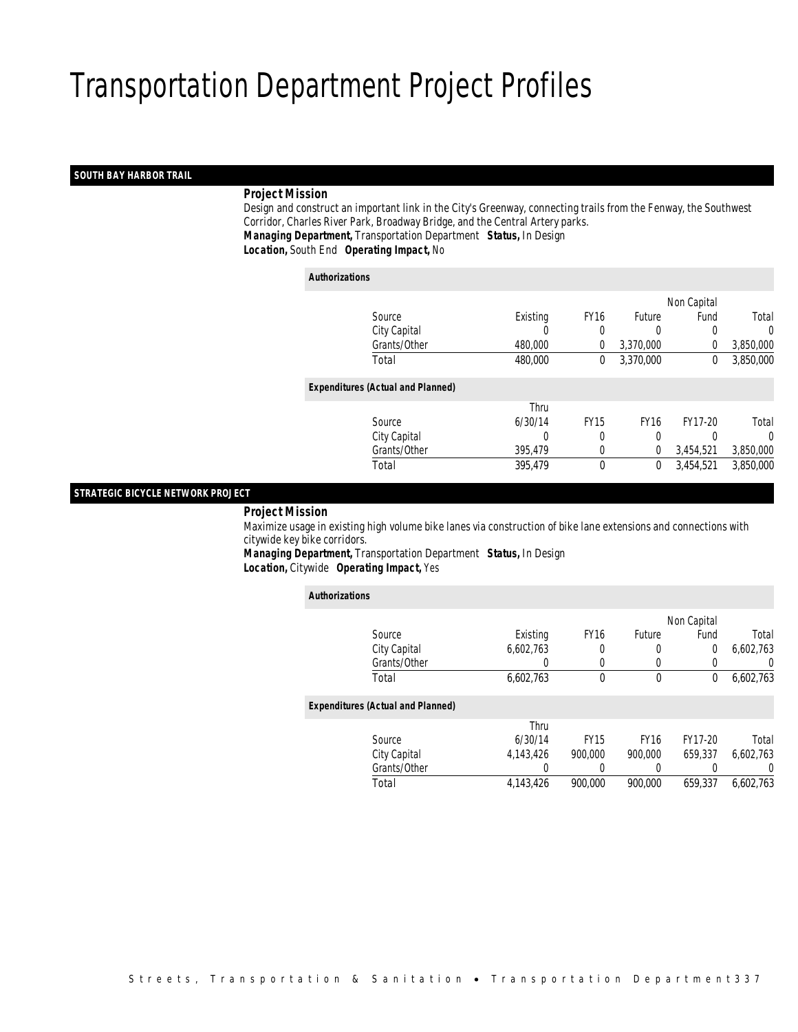# Transportation Department Project Profiles

## SOUTH BAY HARBOR TRAIL

***Project Mission***

Design and construct an important link in the City's Greenway, connecting trails from the Fenway, the Southwest Corridor, Charles River Park, Broadway Bridge, and the Central Artery parks.

***Managing Department,*** Transportation Department ***Status,*** In Design

***Location,*** South End ***Operating Impact,*** No

***Authorizations***

| Source | Existing | FY16 | Future | Non Capital Fund | Total |
|---|---|---|---|---|---|
| City Capital | 0 | 0 | 0 | 0 | 0 |
| Grants/Other | 480,000 | 0 | 3,370,000 | 0 | 3,850,000 |
| Total | 480,000 | 0 | 3,370,000 | 0 | 3,850,000 |

***Expenditures (Actual and Planned)***

| Source | Thru 6/30/14 | FY15 | FY16 | FY17-20 | Total |
|---|---|---|---|---|---|
| City Capital | 0 | 0 | 0 | 0 | 0 |
| Grants/Other | 395,479 | 0 | 0 | 3,454,521 | 3,850,000 |
| Total | 395,479 | 0 | 0 | 3,454,521 | 3,850,000 |

## STRATEGIC BICYCLE NETWORK PROJECT

***Project Mission***

Maximize usage in existing high volume bike lanes via construction of bike lane extensions and connections with citywide key bike corridors.

***Managing Department,*** Transportation Department ***Status,*** In Design

***Location,*** Citywide ***Operating Impact,*** Yes

***Authorizations***

| Source | Existing | FY16 | Future | Non Capital Fund | Total |
|---|---|---|---|---|---|
| City Capital | 6,602,763 | 0 | 0 | 0 | 6,602,763 |
| Grants/Other | 0 | 0 | 0 | 0 | 0 |
| Total | 6,602,763 | 0 | 0 | 0 | 6,602,763 |

***Expenditures (Actual and Planned)***

| Source | Thru 6/30/14 | FY15 | FY16 | FY17-20 | Total |
|---|---|---|---|---|---|
| City Capital | 4,143,426 | 900,000 | 900,000 | 659,337 | 6,602,763 |
| Grants/Other | 0 | 0 | 0 | 0 | 0 |
| Total | 4,143,426 | 900,000 | 900,000 | 659,337 | 6,602,763 |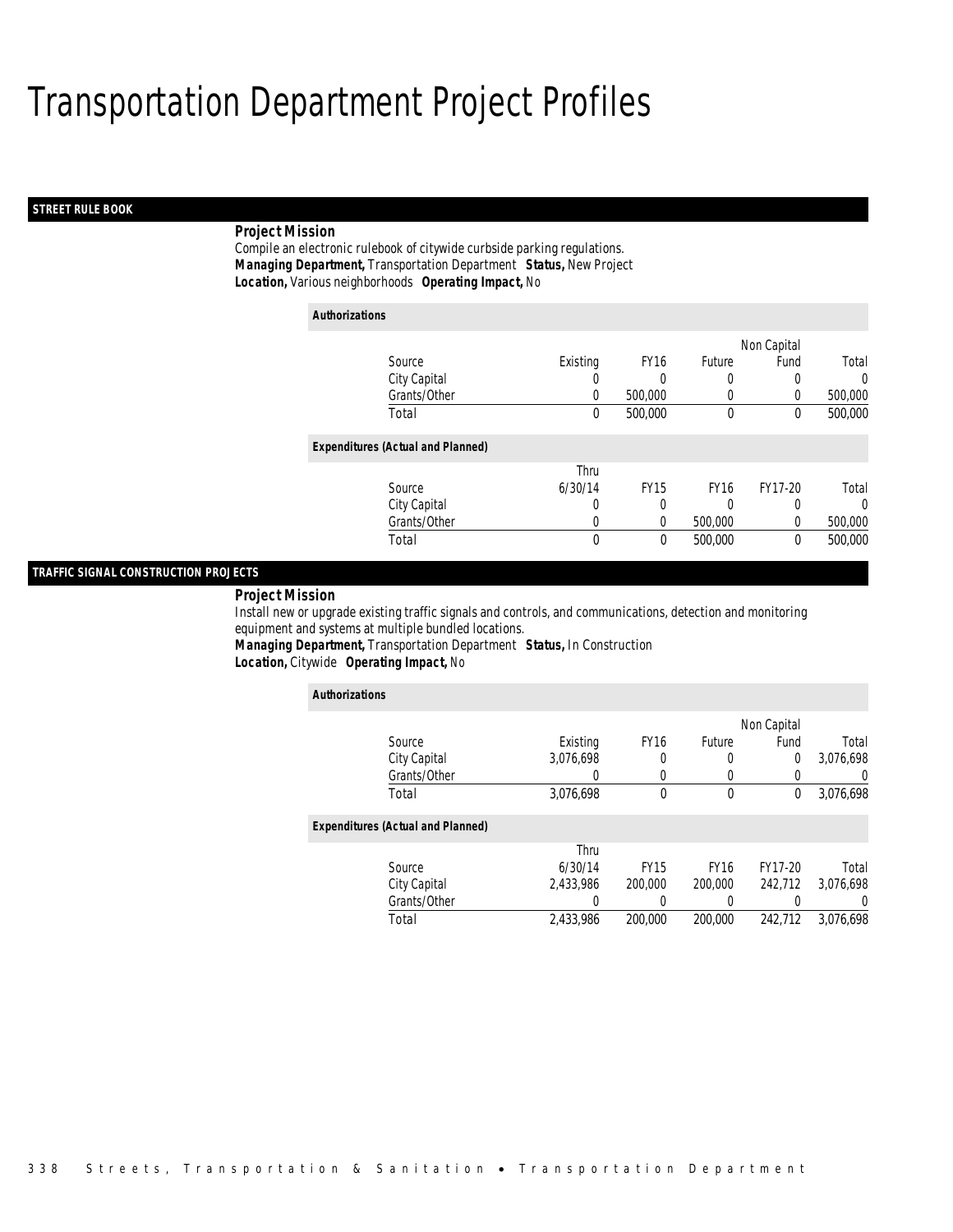# Transportation Department Project Profiles

## STREET RULE BOOK

**Project Mission**

Compile an electronic rulebook of citywide curbside parking regulations.

**Managing Department,** Transportation Department **Status,** New Project

**Location,** Various neighborhoods **Operating Impact,** No

**Authorizations**

| Source | Existing | FY16 | Future | Non Capital Fund | Total |
|---|---|---|---|---|---|
| City Capital | 0 | 0 | 0 | 0 | 0 |
| Grants/Other | 0 | 500,000 | 0 | 0 | 500,000 |
| Total | 0 | 500,000 | 0 | 0 | 500,000 |

**Expenditures (Actual and Planned)**

| Source | Thru 6/30/14 | FY15 | FY16 | FY17-20 | Total |
|---|---|---|---|---|---|
| City Capital | 0 | 0 | 0 | 0 | 0 |
| Grants/Other | 0 | 0 | 500,000 | 0 | 500,000 |
| Total | 0 | 0 | 500,000 | 0 | 500,000 |

## TRAFFIC SIGNAL CONSTRUCTION PROJECTS

**Project Mission**

Install new or upgrade existing traffic signals and controls, and communications, detection and monitoring equipment and systems at multiple bundled locations.

**Managing Department,** Transportation Department **Status,** In Construction

**Location,** Citywide **Operating Impact,** No

**Authorizations**

| Source | Existing | FY16 | Future | Non Capital Fund | Total |
|---|---|---|---|---|---|
| City Capital | 3,076,698 | 0 | 0 | 0 | 3,076,698 |
| Grants/Other | 0 | 0 | 0 | 0 | 0 |
| Total | 3,076,698 | 0 | 0 | 0 | 3,076,698 |

**Expenditures (Actual and Planned)**

| Source | Thru 6/30/14 | FY15 | FY16 | FY17-20 | Total |
|---|---|---|---|---|---|
| City Capital | 2,433,986 | 200,000 | 200,000 | 242,712 | 3,076,698 |
| Grants/Other | 0 | 0 | 0 | 0 | 0 |
| Total | 2,433,986 | 200,000 | 200,000 | 242,712 | 3,076,698 |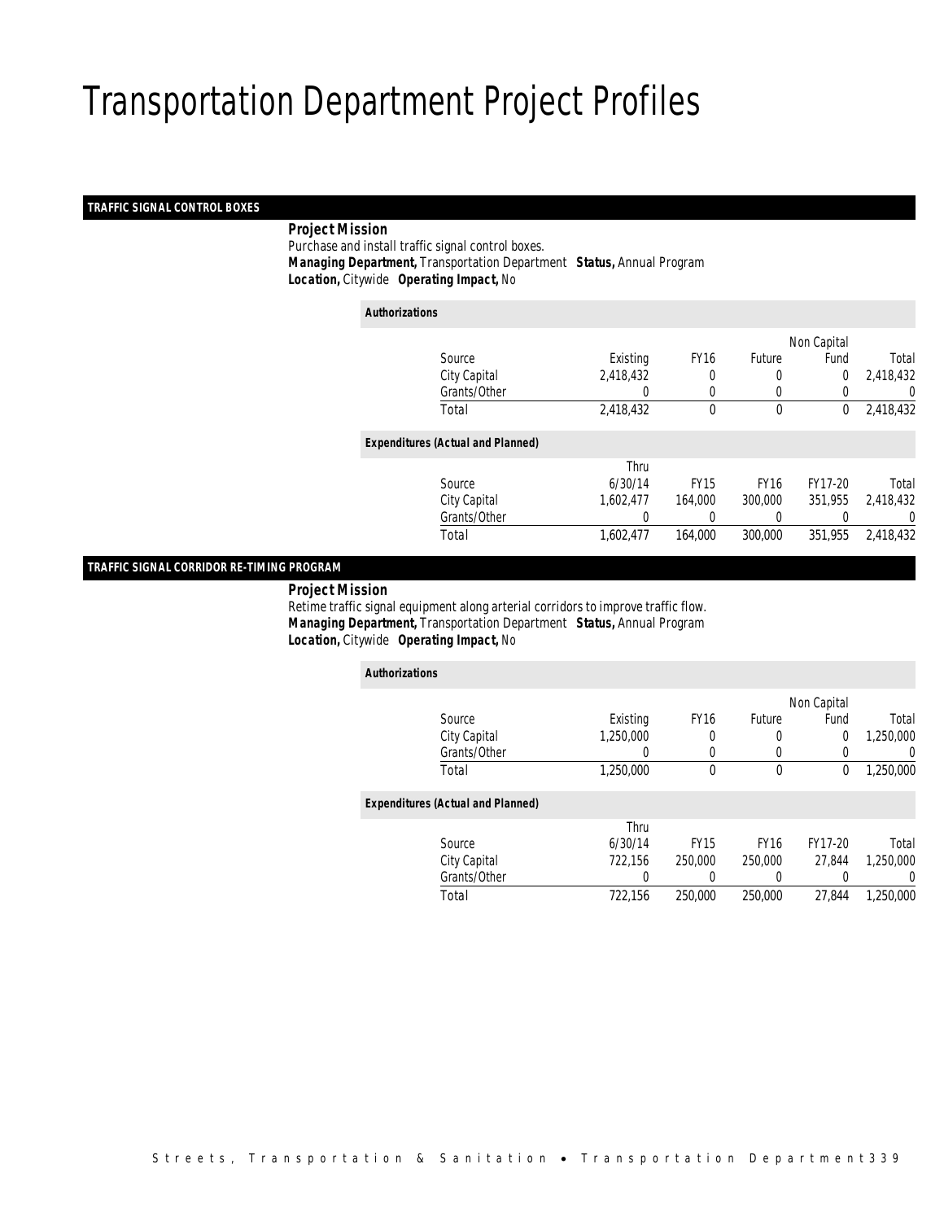# Transportation Department Project Profiles

## TRAFFIC SIGNAL CONTROL BOXES

***Project Mission***

Purchase and install traffic signal control boxes.

***Managing Department,*** Transportation Department ***Status,*** Annual Program

***Location,*** Citywide ***Operating Impact,*** No

***Authorizations***

| Source | Existing | FY16 | Future | Non Capital Fund | Total |
|---|---|---|---|---|---|
| City Capital | 2,418,432 | 0 | 0 | 0 | 2,418,432 |
| Grants/Other | 0 | 0 | 0 | 0 | 0 |
| Total | 2,418,432 | 0 | 0 | 0 | 2,418,432 |

***Expenditures (Actual and Planned)***

| Source | Thru 6/30/14 | FY15 | FY16 | FY17-20 | Total |
|---|---|---|---|---|---|
| City Capital | 1,602,477 | 164,000 | 300,000 | 351,955 | 2,418,432 |
| Grants/Other | 0 | 0 | 0 | 0 | 0 |
| Total | 1,602,477 | 164,000 | 300,000 | 351,955 | 2,418,432 |

## TRAFFIC SIGNAL CORRIDOR RE-TIMING PROGRAM

***Project Mission***

Retime traffic signal equipment along arterial corridors to improve traffic flow.

***Managing Department,*** Transportation Department ***Status,*** Annual Program

***Location,*** Citywide ***Operating Impact,*** No

***Authorizations***

| Source | Existing | FY16 | Future | Non Capital Fund | Total |
|---|---|---|---|---|---|
| City Capital | 1,250,000 | 0 | 0 | 0 | 1,250,000 |
| Grants/Other | 0 | 0 | 0 | 0 | 0 |
| Total | 1,250,000 | 0 | 0 | 0 | 1,250,000 |

***Expenditures (Actual and Planned)***

| Source | Thru 6/30/14 | FY15 | FY16 | FY17-20 | Total |
|---|---|---|---|---|---|
| City Capital | 722,156 | 250,000 | 250,000 | 27,844 | 1,250,000 |
| Grants/Other | 0 | 0 | 0 | 0 | 0 |
| Total | 722,156 | 250,000 | 250,000 | 27,844 | 1,250,000 |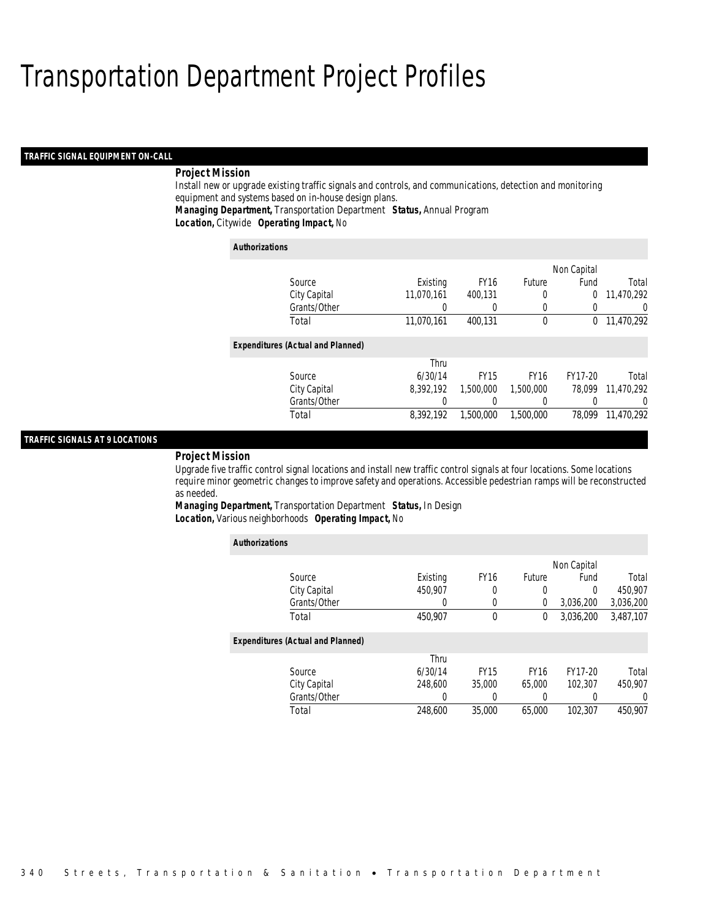# Transportation Department Project Profiles

## TRAFFIC SIGNAL EQUIPMENT ON-CALL

***Project Mission***

Install new or upgrade existing traffic signals and controls, and communications, detection and monitoring equipment and systems based on in-house design plans.

***Managing Department,*** Transportation Department ***Status,*** Annual Program

***Location,*** Citywide ***Operating Impact,*** No

***Authorizations***

| Source | Existing | FY16 | Future | Non Capital Fund | Total |
|---|---|---|---|---|---|
| City Capital | 11,070,161 | 400,131 | 0 | 0 | 11,470,292 |
| Grants/Other | 0 | 0 | 0 | 0 | 0 |
| Total | 11,070,161 | 400,131 | 0 | 0 | 11,470,292 |

***Expenditures (Actual and Planned)***

| Source | Thru 6/30/14 | FY15 | FY16 | FY17-20 | Total |
|---|---|---|---|---|---|
| City Capital | 8,392,192 | 1,500,000 | 1,500,000 | 78,099 | 11,470,292 |
| Grants/Other | 0 | 0 | 0 | 0 | 0 |
| Total | 8,392,192 | 1,500,000 | 1,500,000 | 78,099 | 11,470,292 |

## TRAFFIC SIGNALS AT 9 LOCATIONS

***Project Mission***

Upgrade five traffic control signal locations and install new traffic control signals at four locations. Some locations require minor geometric changes to improve safety and operations. Accessible pedestrian ramps will be reconstructed as needed.

***Managing Department,*** Transportation Department ***Status,*** In Design

***Location,*** Various neighborhoods ***Operating Impact,*** No

***Authorizations***

| Source | Existing | FY16 | Future | Non Capital Fund | Total |
|---|---|---|---|---|---|
| City Capital | 450,907 | 0 | 0 | 0 | 450,907 |
| Grants/Other | 0 | 0 | 0 | 3,036,200 | 3,036,200 |
| Total | 450,907 | 0 | 0 | 3,036,200 | 3,487,107 |

***Expenditures (Actual and Planned)***

| Source | Thru 6/30/14 | FY15 | FY16 | FY17-20 | Total |
|---|---|---|---|---|---|
| City Capital | 248,600 | 35,000 | 65,000 | 102,307 | 450,907 |
| Grants/Other | 0 | 0 | 0 | 0 | 0 |
| Total | 248,600 | 35,000 | 65,000 | 102,307 | 450,907 |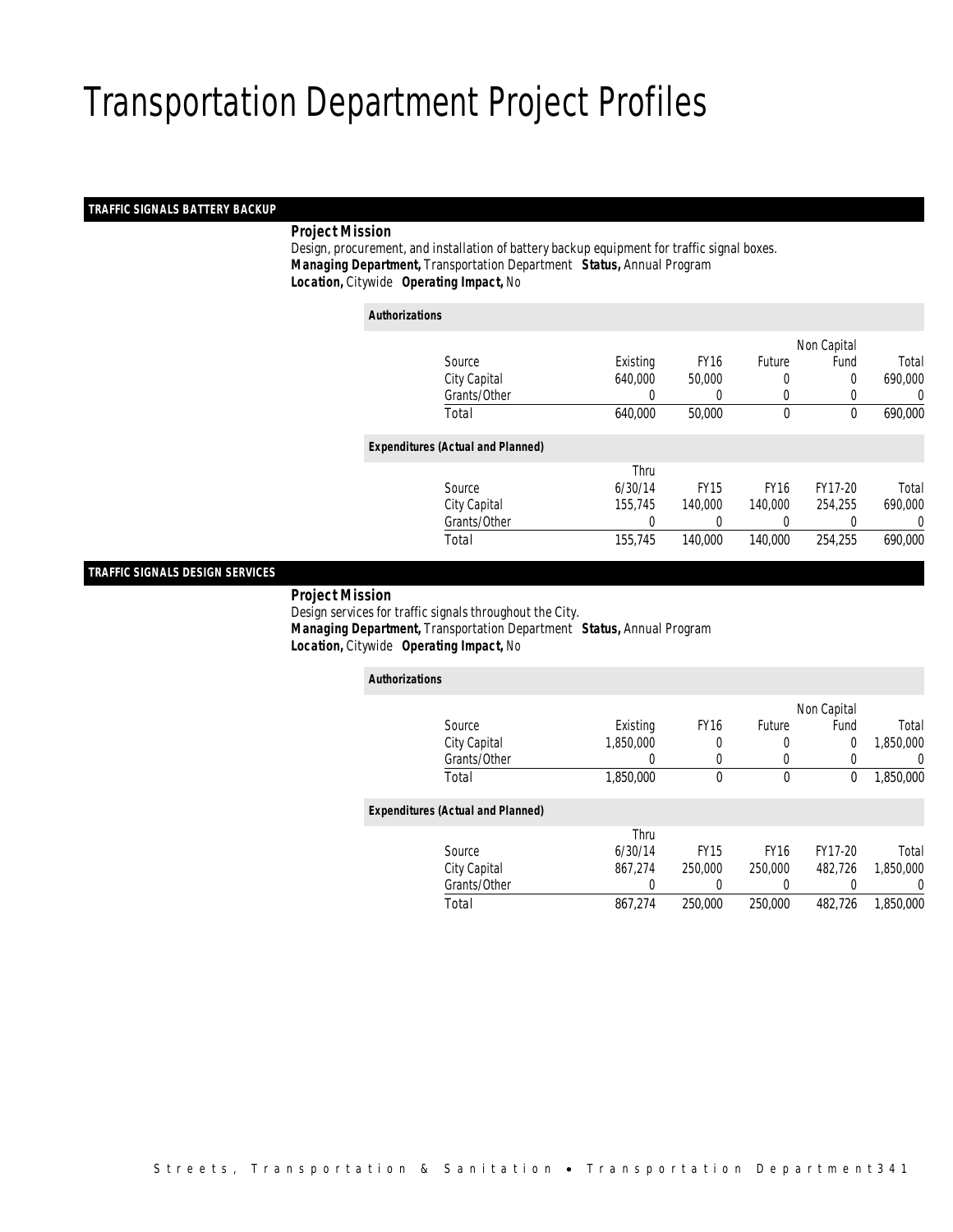# Transportation Department Project Profiles

## TRAFFIC SIGNALS BATTERY BACKUP

***Project Mission***

Design, procurement, and installation of battery backup equipment for traffic signal boxes.

***Managing Department,*** Transportation Department ***Status,*** Annual Program

***Location,*** Citywide ***Operating Impact,*** No

***Authorizations***

| Source | Existing | FY16 | Future | Non Capital Fund | Total |
|---|---|---|---|---|---|
| City Capital | 640,000 | 50,000 | 0 | 0 | 690,000 |
| Grants/Other | 0 | 0 | 0 | 0 | 0 |
| Total | 640,000 | 50,000 | 0 | 0 | 690,000 |

***Expenditures (Actual and Planned)***

| Source | Thru 6/30/14 | FY15 | FY16 | FY17-20 | Total |
|---|---|---|---|---|---|
| City Capital | 155,745 | 140,000 | 140,000 | 254,255 | 690,000 |
| Grants/Other | 0 | 0 | 0 | 0 | 0 |
| Total | 155,745 | 140,000 | 140,000 | 254,255 | 690,000 |

## TRAFFIC SIGNALS DESIGN SERVICES

***Project Mission***

Design services for traffic signals throughout the City.

***Managing Department,*** Transportation Department ***Status,*** Annual Program

***Location,*** Citywide ***Operating Impact,*** No

***Authorizations***

| Source | Existing | FY16 | Future | Non Capital Fund | Total |
|---|---|---|---|---|---|
| City Capital | 1,850,000 | 0 | 0 | 0 | 1,850,000 |
| Grants/Other | 0 | 0 | 0 | 0 | 0 |
| Total | 1,850,000 | 0 | 0 | 0 | 1,850,000 |

***Expenditures (Actual and Planned)***

| Source | Thru 6/30/14 | FY15 | FY16 | FY17-20 | Total |
|---|---|---|---|---|---|
| City Capital | 867,274 | 250,000 | 250,000 | 482,726 | 1,850,000 |
| Grants/Other | 0 | 0 | 0 | 0 | 0 |
| Total | 867,274 | 250,000 | 250,000 | 482,726 | 1,850,000 |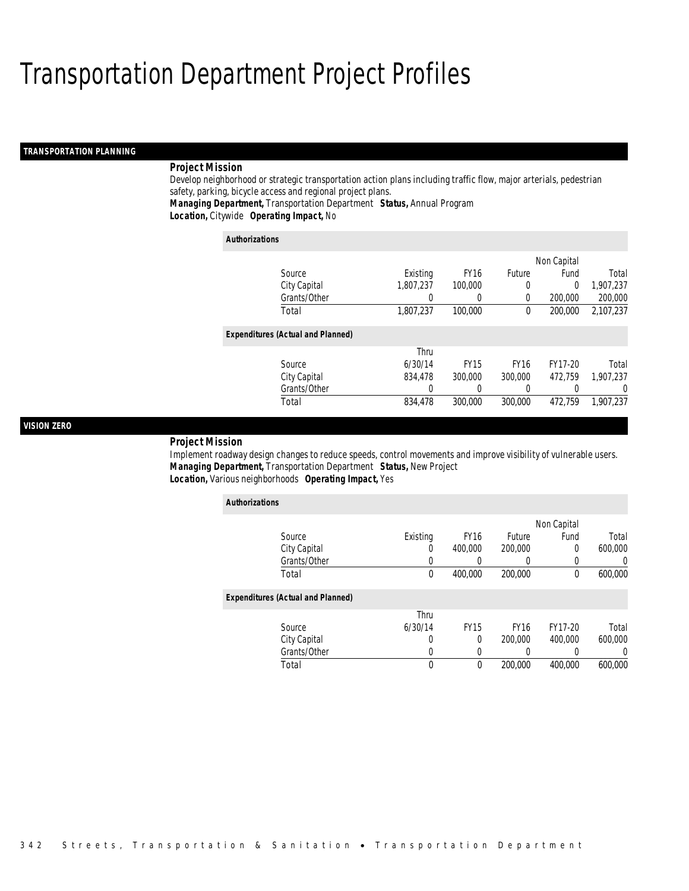# Transportation Department Project Profiles

## TRANSPORTATION PLANNING

**Project Mission**

Develop neighborhood or strategic transportation action plans including traffic flow, major arterials, pedestrian safety, parking, bicycle access and regional project plans.

***Managing Department,*** Transportation Department ***Status,*** Annual Program
***Location,*** Citywide ***Operating Impact,*** No

**Authorizations**

| Source | Existing | FY16 | Future | Non Capital Fund | Total |
|---|---|---|---|---|---|
| City Capital | 1,807,237 | 100,000 | 0 | 0 | 1,907,237 |
| Grants/Other | 0 | 0 | 0 | 200,000 | 200,000 |
| Total | 1,807,237 | 100,000 | 0 | 200,000 | 2,107,237 |

**Expenditures (Actual and Planned)**

| Source | Thru 6/30/14 | FY15 | FY16 | FY17-20 | Total |
|---|---|---|---|---|---|
| City Capital | 834,478 | 300,000 | 300,000 | 472,759 | 1,907,237 |
| Grants/Other | 0 | 0 | 0 | 0 | 0 |
| Total | 834,478 | 300,000 | 300,000 | 472,759 | 1,907,237 |

## VISION ZERO

**Project Mission**

Implement roadway design changes to reduce speeds, control movements and improve visibility of vulnerable users.

***Managing Department,*** Transportation Department ***Status,*** New Project
***Location,*** Various neighborhoods ***Operating Impact,*** Yes

**Authorizations**

| Source | Existing | FY16 | Future | Non Capital Fund | Total |
|---|---|---|---|---|---|
| City Capital | 0 | 400,000 | 200,000 | 0 | 600,000 |
| Grants/Other | 0 | 0 | 0 | 0 | 0 |
| Total | 0 | 400,000 | 200,000 | 0 | 600,000 |

**Expenditures (Actual and Planned)**

| Source | Thru 6/30/14 | FY15 | FY16 | FY17-20 | Total |
|---|---|---|---|---|---|
| City Capital | 0 | 0 | 200,000 | 400,000 | 600,000 |
| Grants/Other | 0 | 0 | 0 | 0 | 0 |
| Total | 0 | 0 | 200,000 | 400,000 | 600,000 |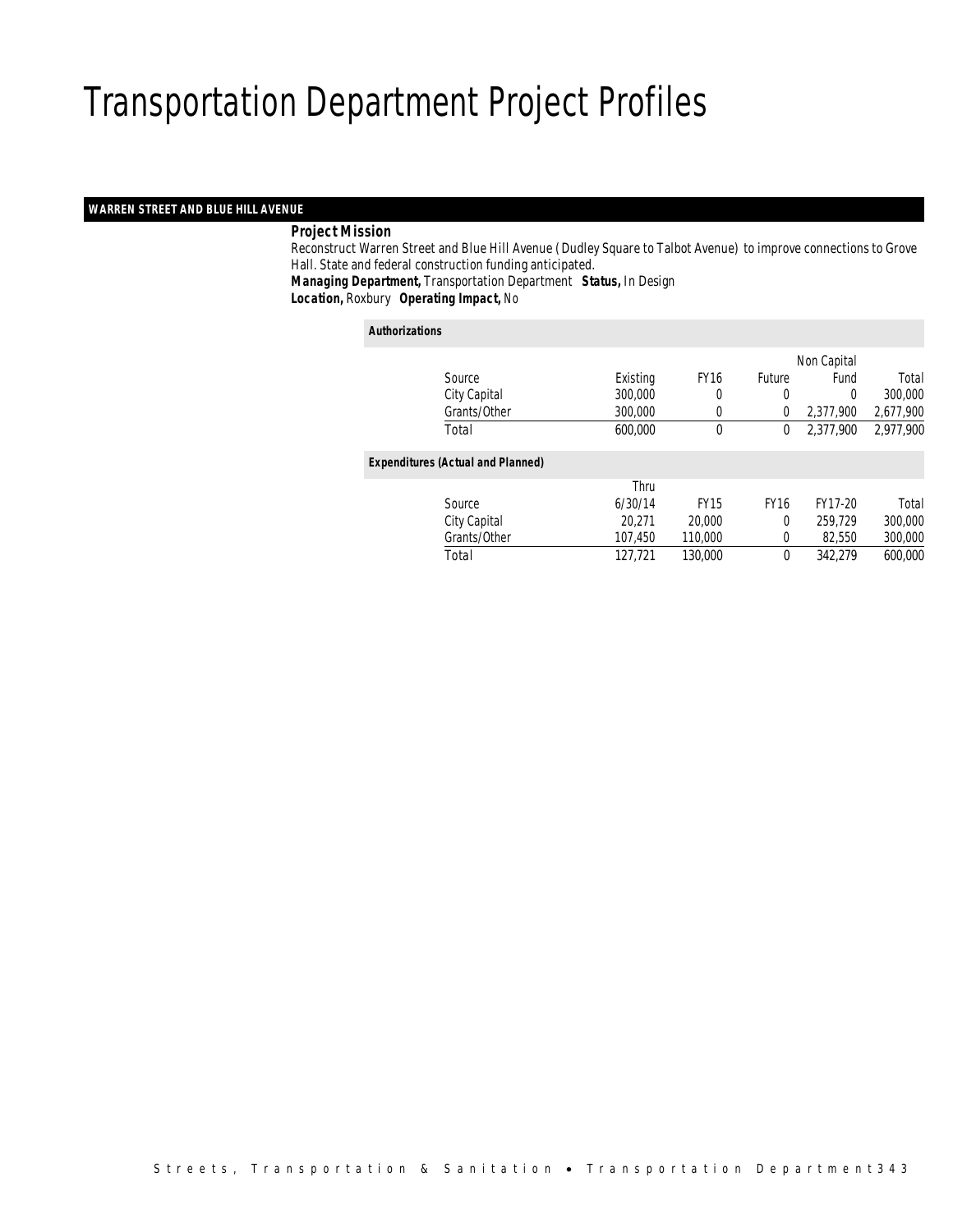# Transportation Department Project Profiles

## WARREN STREET AND BLUE HILL AVENUE

**Project Mission**

Reconstruct Warren Street and Blue Hill Avenue (Dudley Square to Talbot Avenue) to improve connections to Grove Hall. State and federal construction funding anticipated.

**Managing Department,** Transportation Department **Status,** In Design

**Location,** Roxbury **Operating Impact,** No

**Authorizations**

| Source | Existing | FY16 | Future | Non Capital Fund | Total |
|---|---|---|---|---|---|
| City Capital | 300,000 | 0 | 0 | 0 | 300,000 |
| Grants/Other | 300,000 | 0 | 0 | 2,377,900 | 2,677,900 |
| Total | 600,000 | 0 | 0 | 2,377,900 | 2,977,900 |

**Expenditures (Actual and Planned)**

| Source | Thru 6/30/14 | FY15 | FY16 | FY17-20 | Total |
|---|---|---|---|---|---|
| City Capital | 20,271 | 20,000 | 0 | 259,729 | 300,000 |
| Grants/Other | 107,450 | 110,000 | 0 | 82,550 | 300,000 |
| Total | 127,721 | 130,000 | 0 | 342,279 | 600,000 |